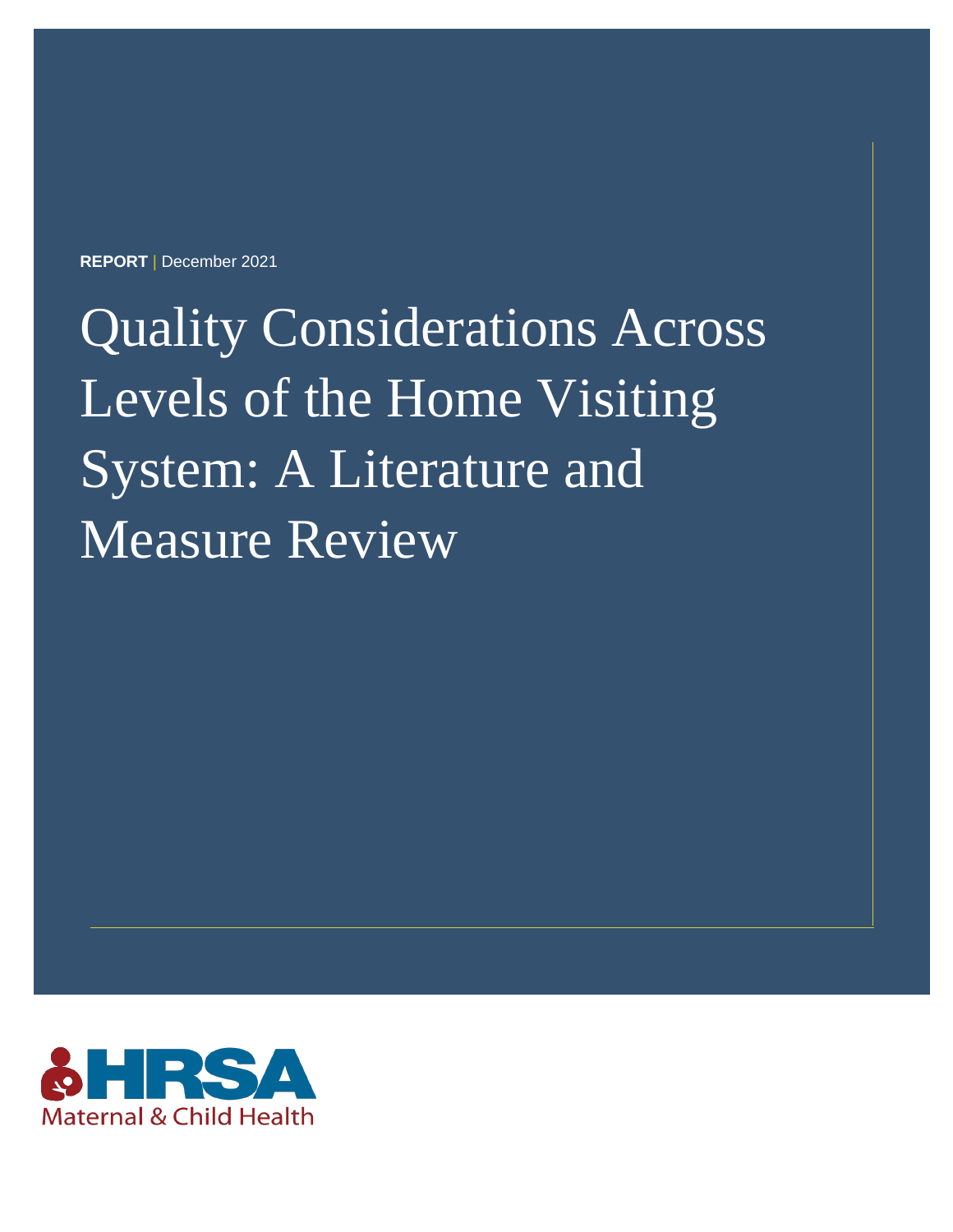**REPORT** | December 2021

# Quality Considerations Across Levels of the Home Visiting System: A Literature and Measure Review

HRSA

Maternal & Child Health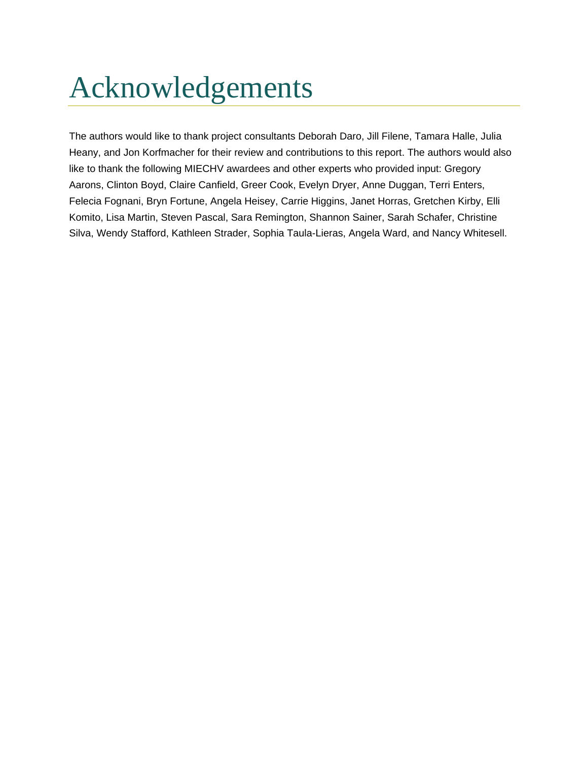# Acknowledgements

The authors would like to thank project consultants Deborah Daro, Jill Filene, Tamara Halle, Julia Heany, and Jon Korfmacher for their review and contributions to this report. The authors would also like to thank the following MIECHV awardees and other experts who provided input: Gregory Aarons, Clinton Boyd, Claire Canfield, Greer Cook, Evelyn Dryer, Anne Duggan, Terri Enters, Felecia Fognani, Bryn Fortune, Angela Heisey, Carrie Higgins, Janet Horras, Gretchen Kirby, Elli Komito, Lisa Martin, Steven Pascal, Sara Remington, Shannon Sainer, Sarah Schafer, Christine Silva, Wendy Stafford, Kathleen Strader, Sophia Taula-Lieras, Angela Ward, and Nancy Whitesell.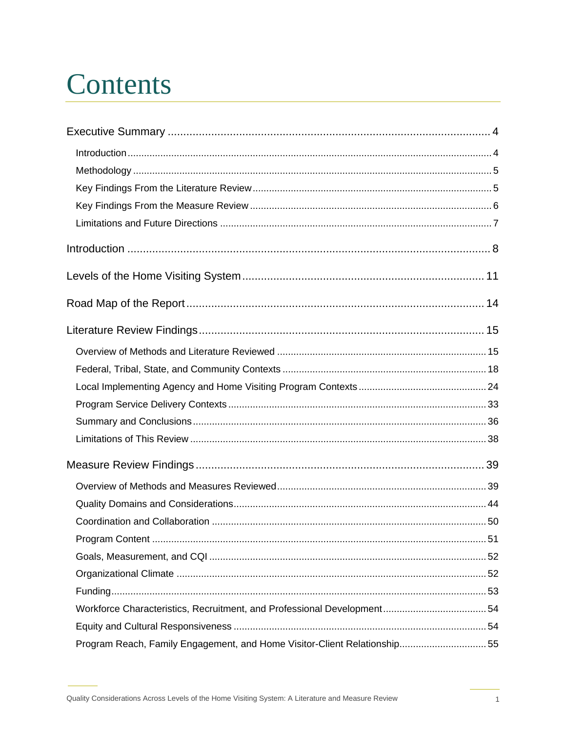# Contents

Executive Summary ........ 4

- Introduction ........ 4
- Methodology ........ 5
- Key Findings From the Literature Review ........ 5
- Key Findings From the Measure Review ........ 6
- Limitations and Future Directions ........ 7

Introduction ........ 8

Levels of the Home Visiting System ........ 11

Road Map of the Report ........ 14

Literature Review Findings ........ 15

- Overview of Methods and Literature Reviewed ........ 15
- Federal, Tribal, State, and Community Contexts ........ 18
- Local Implementing Agency and Home Visiting Program Contexts ........ 24
- Program Service Delivery Contexts ........ 33
- Summary and Conclusions ........ 36
- Limitations of This Review ........ 38

Measure Review Findings ........ 39

- Overview of Methods and Measures Reviewed ........ 39
- Quality Domains and Considerations ........ 44
- Coordination and Collaboration ........ 50
- Program Content ........ 51
- Goals, Measurement, and CQI ........ 52
- Organizational Climate ........ 52
- Funding ........ 53
- Workforce Characteristics, Recruitment, and Professional Development ........ 54
- Equity and Cultural Responsiveness ........ 54
- Program Reach, Family Engagement, and Home Visitor-Client Relationship ........ 55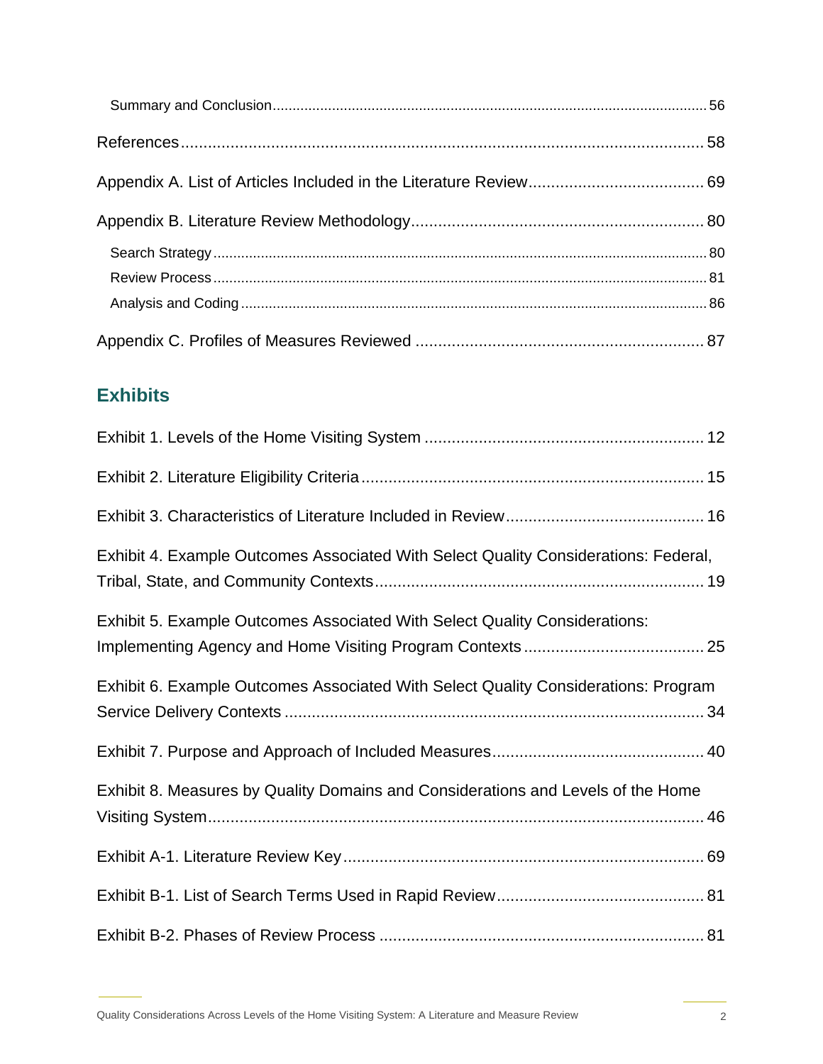Summary and Conclusion ..... 56

References ..... 58

Appendix A. List of Articles Included in the Literature Review ..... 69

Appendix B. Literature Review Methodology ..... 80

Search Strategy ..... 80

Review Process ..... 81

Analysis and Coding ..... 86

Appendix C. Profiles of Measures Reviewed ..... 87

## Exhibits

Exhibit 1. Levels of the Home Visiting System ..... 12

Exhibit 2. Literature Eligibility Criteria ..... 15

Exhibit 3. Characteristics of Literature Included in Review ..... 16

Exhibit 4. Example Outcomes Associated With Select Quality Considerations: Federal, Tribal, State, and Community Contexts ..... 19

Exhibit 5. Example Outcomes Associated With Select Quality Considerations: Implementing Agency and Home Visiting Program Contexts ..... 25

Exhibit 6. Example Outcomes Associated With Select Quality Considerations: Program Service Delivery Contexts ..... 34

Exhibit 7. Purpose and Approach of Included Measures ..... 40

Exhibit 8. Measures by Quality Domains and Considerations and Levels of the Home Visiting System ..... 46

Exhibit A-1. Literature Review Key ..... 69

Exhibit B-1. List of Search Terms Used in Rapid Review ..... 81

Exhibit B-2. Phases of Review Process ..... 81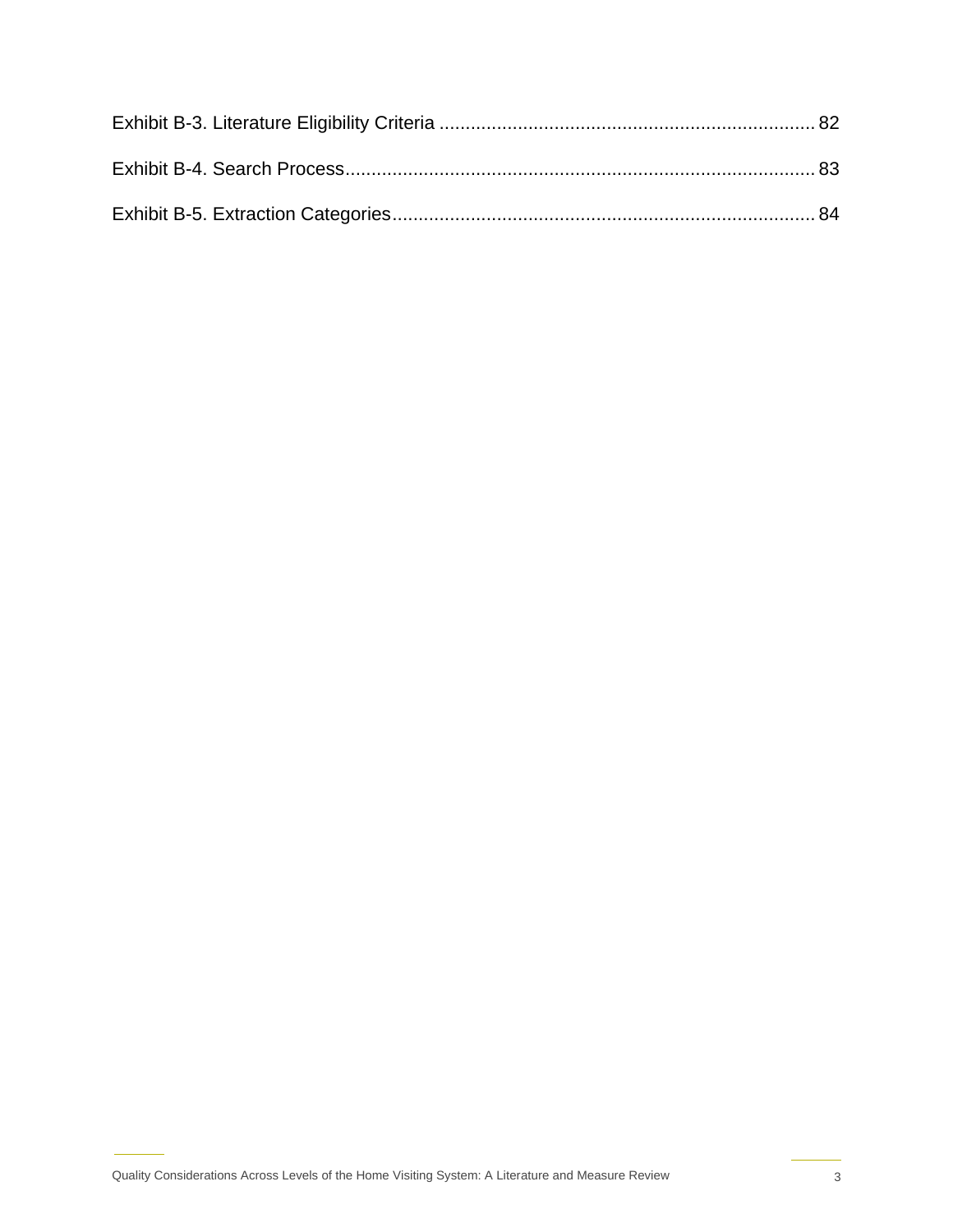Exhibit B-3. Literature Eligibility Criteria ........................................................................ 82

Exhibit B-4. Search Process........................................................................................ 83

Exhibit B-5. Extraction Categories................................................................................ 84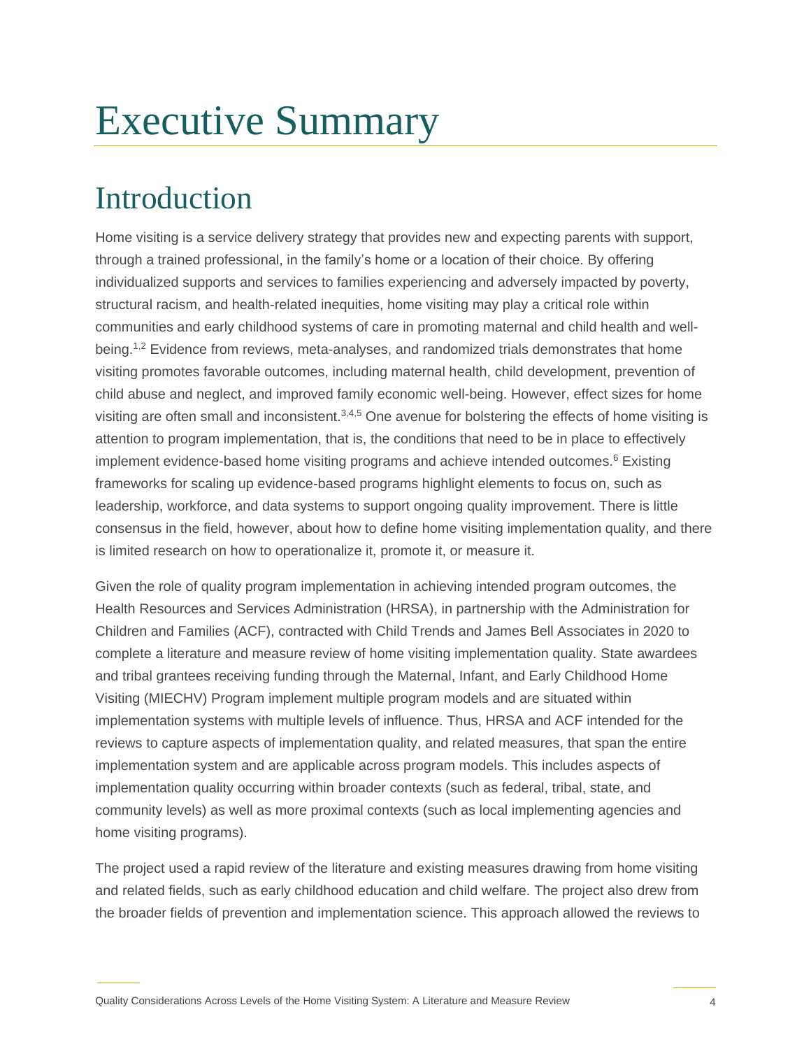# Executive Summary

## Introduction

Home visiting is a service delivery strategy that provides new and expecting parents with support, through a trained professional, in the family's home or a location of their choice. By offering individualized supports and services to families experiencing and adversely impacted by poverty, structural racism, and health-related inequities, home visiting may play a critical role within communities and early childhood systems of care in promoting maternal and child health and well-being.[1,2] Evidence from reviews, meta-analyses, and randomized trials demonstrates that home visiting promotes favorable outcomes, including maternal health, child development, prevention of child abuse and neglect, and improved family economic well-being. However, effect sizes for home visiting are often small and inconsistent.[3,4,5] One avenue for bolstering the effects of home visiting is attention to program implementation, that is, the conditions that need to be in place to effectively implement evidence-based home visiting programs and achieve intended outcomes.[6] Existing frameworks for scaling up evidence-based programs highlight elements to focus on, such as leadership, workforce, and data systems to support ongoing quality improvement. There is little consensus in the field, however, about how to define home visiting implementation quality, and there is limited research on how to operationalize it, promote it, or measure it.

Given the role of quality program implementation in achieving intended program outcomes, the Health Resources and Services Administration (HRSA), in partnership with the Administration for Children and Families (ACF), contracted with Child Trends and James Bell Associates in 2020 to complete a literature and measure review of home visiting implementation quality. State awardees and tribal grantees receiving funding through the Maternal, Infant, and Early Childhood Home Visiting (MIECHV) Program implement multiple program models and are situated within implementation systems with multiple levels of influence. Thus, HRSA and ACF intended for the reviews to capture aspects of implementation quality, and related measures, that span the entire implementation system and are applicable across program models. This includes aspects of implementation quality occurring within broader contexts (such as federal, tribal, state, and community levels) as well as more proximal contexts (such as local implementing agencies and home visiting programs).

The project used a rapid review of the literature and existing measures drawing from home visiting and related fields, such as early childhood education and child welfare. The project also drew from the broader fields of prevention and implementation science. This approach allowed the reviews to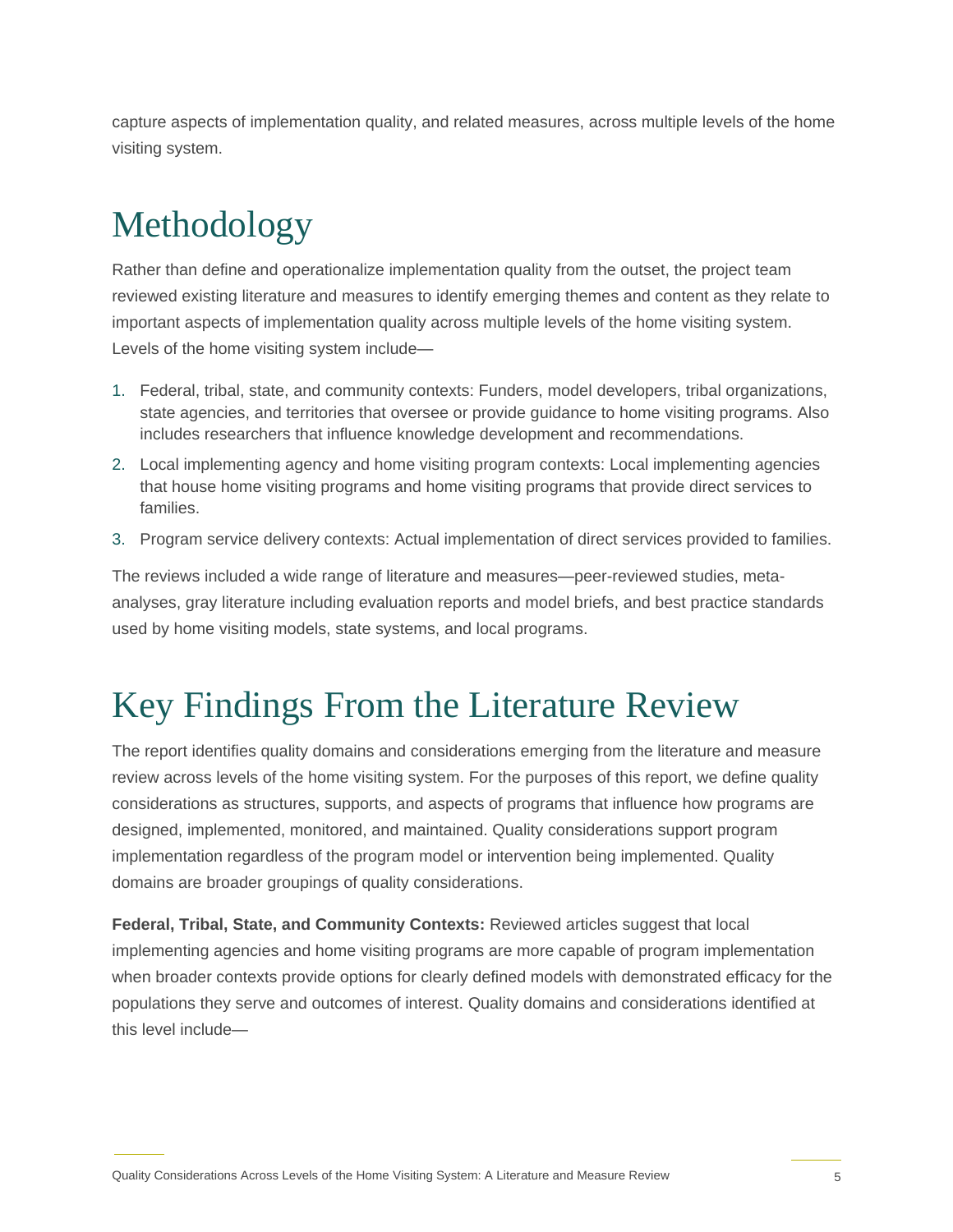capture aspects of implementation quality, and related measures, across multiple levels of the home visiting system.

# Methodology

Rather than define and operationalize implementation quality from the outset, the project team reviewed existing literature and measures to identify emerging themes and content as they relate to important aspects of implementation quality across multiple levels of the home visiting system. Levels of the home visiting system include—

1. Federal, tribal, state, and community contexts: Funders, model developers, tribal organizations, state agencies, and territories that oversee or provide guidance to home visiting programs. Also includes researchers that influence knowledge development and recommendations.
2. Local implementing agency and home visiting program contexts: Local implementing agencies that house home visiting programs and home visiting programs that provide direct services to families.
3. Program service delivery contexts: Actual implementation of direct services provided to families.

The reviews included a wide range of literature and measures—peer-reviewed studies, meta-analyses, gray literature including evaluation reports and model briefs, and best practice standards used by home visiting models, state systems, and local programs.

# Key Findings From the Literature Review

The report identifies quality domains and considerations emerging from the literature and measure review across levels of the home visiting system. For the purposes of this report, we define quality considerations as structures, supports, and aspects of programs that influence how programs are designed, implemented, monitored, and maintained. Quality considerations support program implementation regardless of the program model or intervention being implemented. Quality domains are broader groupings of quality considerations.

**Federal, Tribal, State, and Community Contexts:** Reviewed articles suggest that local implementing agencies and home visiting programs are more capable of program implementation when broader contexts provide options for clearly defined models with demonstrated efficacy for the populations they serve and outcomes of interest. Quality domains and considerations identified at this level include—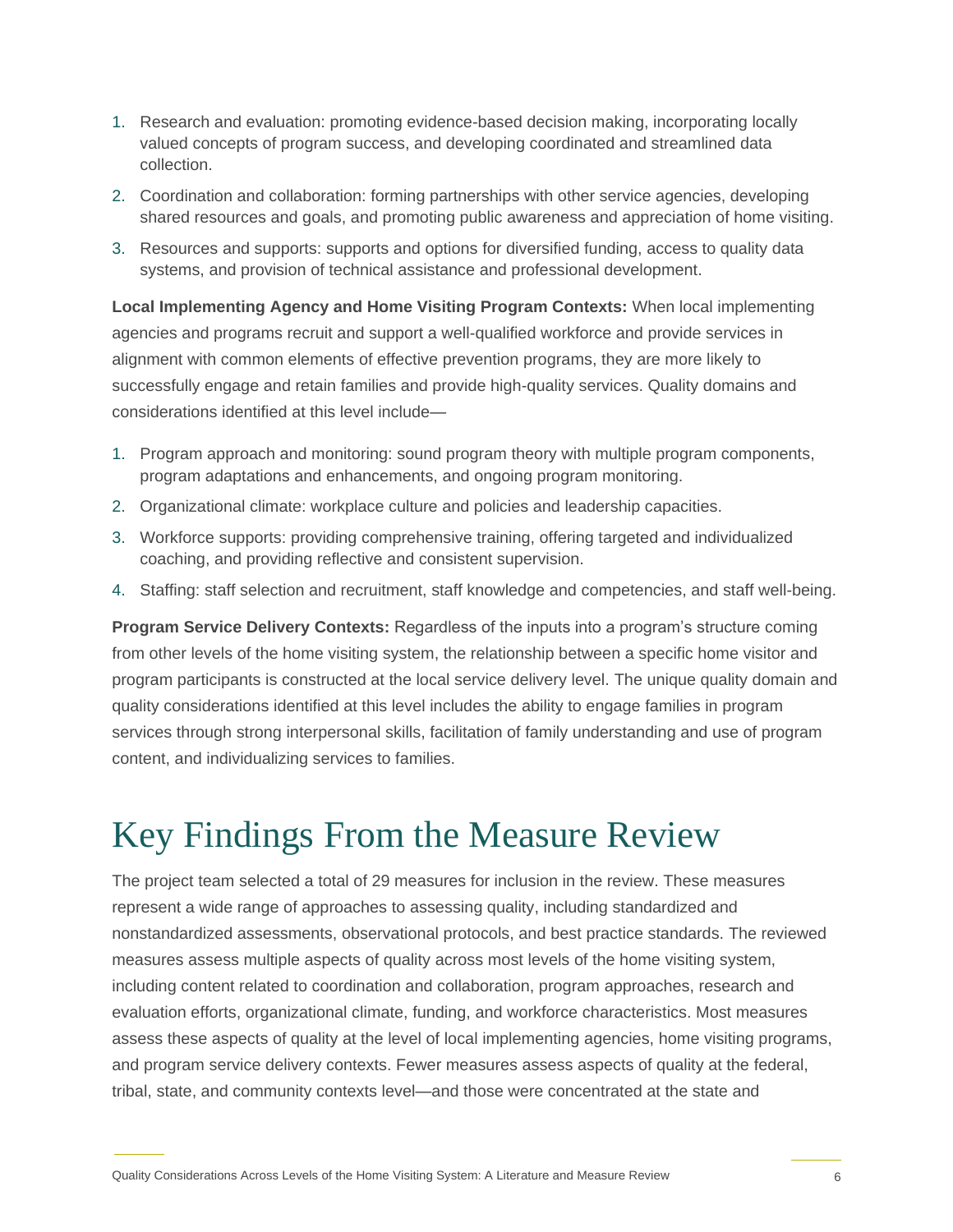1. Research and evaluation: promoting evidence-based decision making, incorporating locally valued concepts of program success, and developing coordinated and streamlined data collection.
2. Coordination and collaboration: forming partnerships with other service agencies, developing shared resources and goals, and promoting public awareness and appreciation of home visiting.
3. Resources and supports: supports and options for diversified funding, access to quality data systems, and provision of technical assistance and professional development.

**Local Implementing Agency and Home Visiting Program Contexts:** When local implementing agencies and programs recruit and support a well-qualified workforce and provide services in alignment with common elements of effective prevention programs, they are more likely to successfully engage and retain families and provide high-quality services. Quality domains and considerations identified at this level include—

1. Program approach and monitoring: sound program theory with multiple program components, program adaptations and enhancements, and ongoing program monitoring.
2. Organizational climate: workplace culture and policies and leadership capacities.
3. Workforce supports: providing comprehensive training, offering targeted and individualized coaching, and providing reflective and consistent supervision.
4. Staffing: staff selection and recruitment, staff knowledge and competencies, and staff well-being.

**Program Service Delivery Contexts:** Regardless of the inputs into a program's structure coming from other levels of the home visiting system, the relationship between a specific home visitor and program participants is constructed at the local service delivery level. The unique quality domain and quality considerations identified at this level includes the ability to engage families in program services through strong interpersonal skills, facilitation of family understanding and use of program content, and individualizing services to families.

# Key Findings From the Measure Review

The project team selected a total of 29 measures for inclusion in the review. These measures represent a wide range of approaches to assessing quality, including standardized and nonstandardized assessments, observational protocols, and best practice standards. The reviewed measures assess multiple aspects of quality across most levels of the home visiting system, including content related to coordination and collaboration, program approaches, research and evaluation efforts, organizational climate, funding, and workforce characteristics. Most measures assess these aspects of quality at the level of local implementing agencies, home visiting programs, and program service delivery contexts. Fewer measures assess aspects of quality at the federal, tribal, state, and community contexts level—and those were concentrated at the state and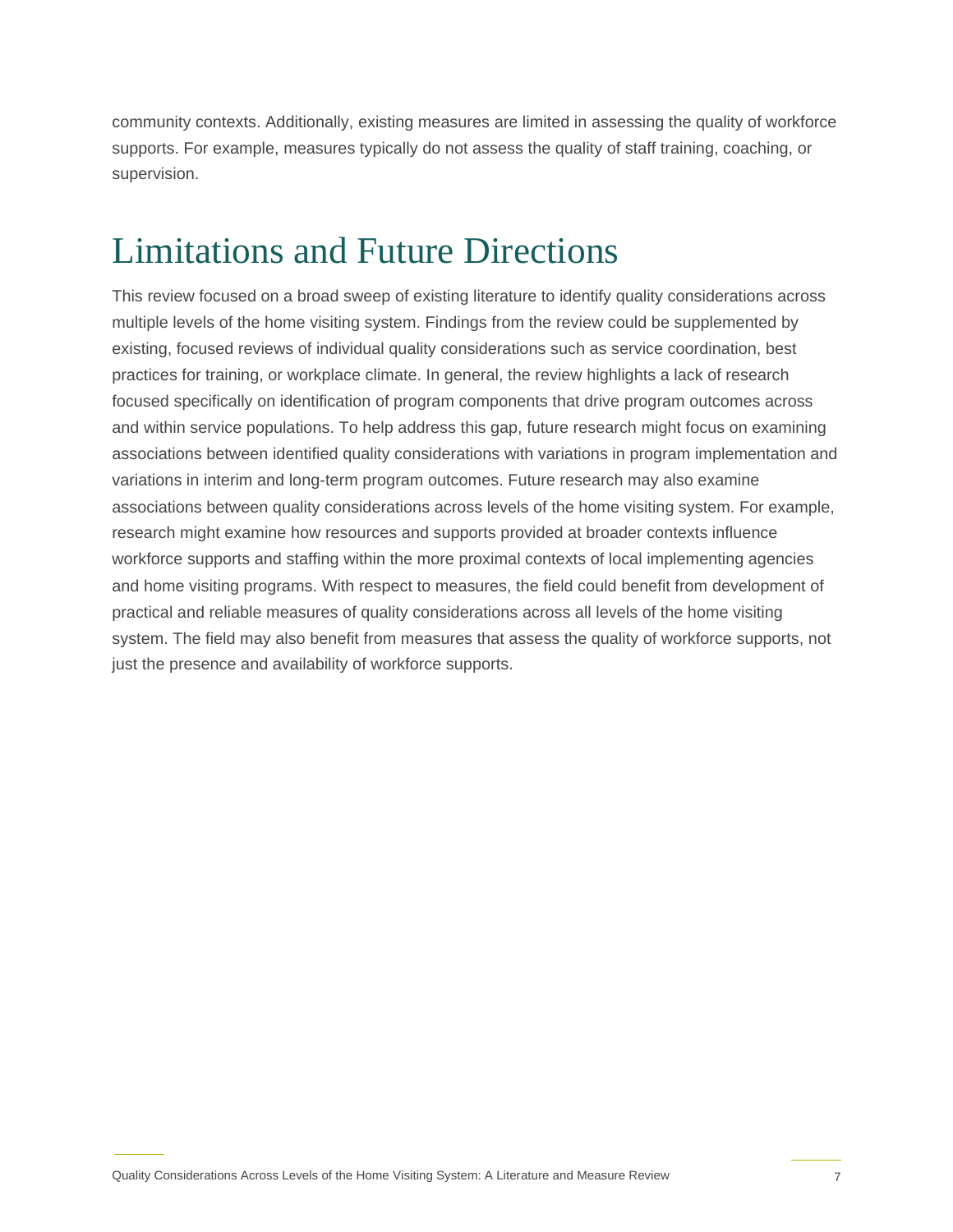community contexts. Additionally, existing measures are limited in assessing the quality of workforce supports. For example, measures typically do not assess the quality of staff training, coaching, or supervision.

# Limitations and Future Directions

This review focused on a broad sweep of existing literature to identify quality considerations across multiple levels of the home visiting system. Findings from the review could be supplemented by existing, focused reviews of individual quality considerations such as service coordination, best practices for training, or workplace climate. In general, the review highlights a lack of research focused specifically on identification of program components that drive program outcomes across and within service populations. To help address this gap, future research might focus on examining associations between identified quality considerations with variations in program implementation and variations in interim and long-term program outcomes. Future research may also examine associations between quality considerations across levels of the home visiting system. For example, research might examine how resources and supports provided at broader contexts influence workforce supports and staffing within the more proximal contexts of local implementing agencies and home visiting programs. With respect to measures, the field could benefit from development of practical and reliable measures of quality considerations across all levels of the home visiting system. The field may also benefit from measures that assess the quality of workforce supports, not just the presence and availability of workforce supports.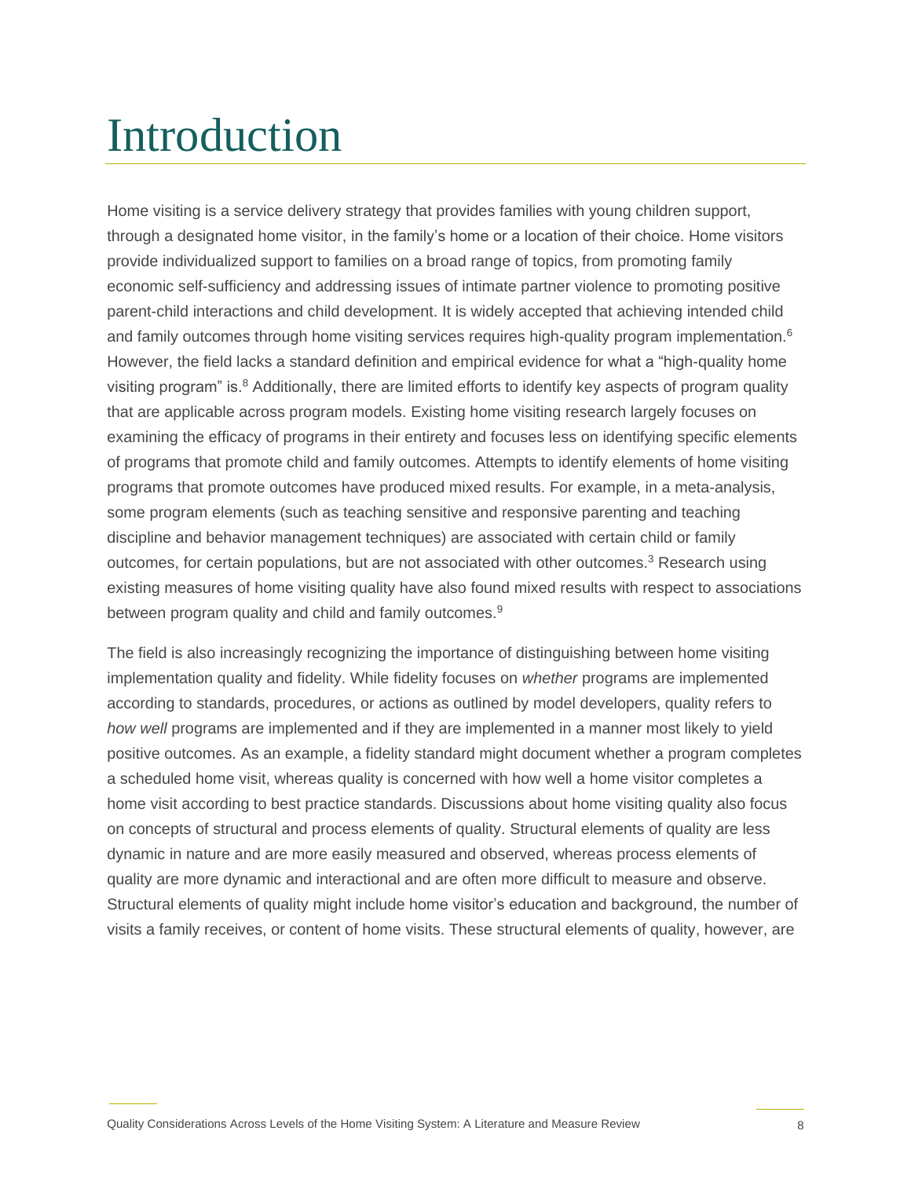# Introduction

Home visiting is a service delivery strategy that provides families with young children support, through a designated home visitor, in the family's home or a location of their choice. Home visitors provide individualized support to families on a broad range of topics, from promoting family economic self-sufficiency and addressing issues of intimate partner violence to promoting positive parent-child interactions and child development. It is widely accepted that achieving intended child and family outcomes through home visiting services requires high-quality program implementation.[6] However, the field lacks a standard definition and empirical evidence for what a "high-quality home visiting program" is.[8] Additionally, there are limited efforts to identify key aspects of program quality that are applicable across program models. Existing home visiting research largely focuses on examining the efficacy of programs in their entirety and focuses less on identifying specific elements of programs that promote child and family outcomes. Attempts to identify elements of home visiting programs that promote outcomes have produced mixed results. For example, in a meta-analysis, some program elements (such as teaching sensitive and responsive parenting and teaching discipline and behavior management techniques) are associated with certain child or family outcomes, for certain populations, but are not associated with other outcomes.[3] Research using existing measures of home visiting quality have also found mixed results with respect to associations between program quality and child and family outcomes.[9]

The field is also increasingly recognizing the importance of distinguishing between home visiting implementation quality and fidelity. While fidelity focuses on *whether* programs are implemented according to standards, procedures, or actions as outlined by model developers, quality refers to *how well* programs are implemented and if they are implemented in a manner most likely to yield positive outcomes. As an example, a fidelity standard might document whether a program completes a scheduled home visit, whereas quality is concerned with how well a home visitor completes a home visit according to best practice standards. Discussions about home visiting quality also focus on concepts of structural and process elements of quality. Structural elements of quality are less dynamic in nature and are more easily measured and observed, whereas process elements of quality are more dynamic and interactional and are often more difficult to measure and observe. Structural elements of quality might include home visitor's education and background, the number of visits a family receives, or content of home visits. These structural elements of quality, however, are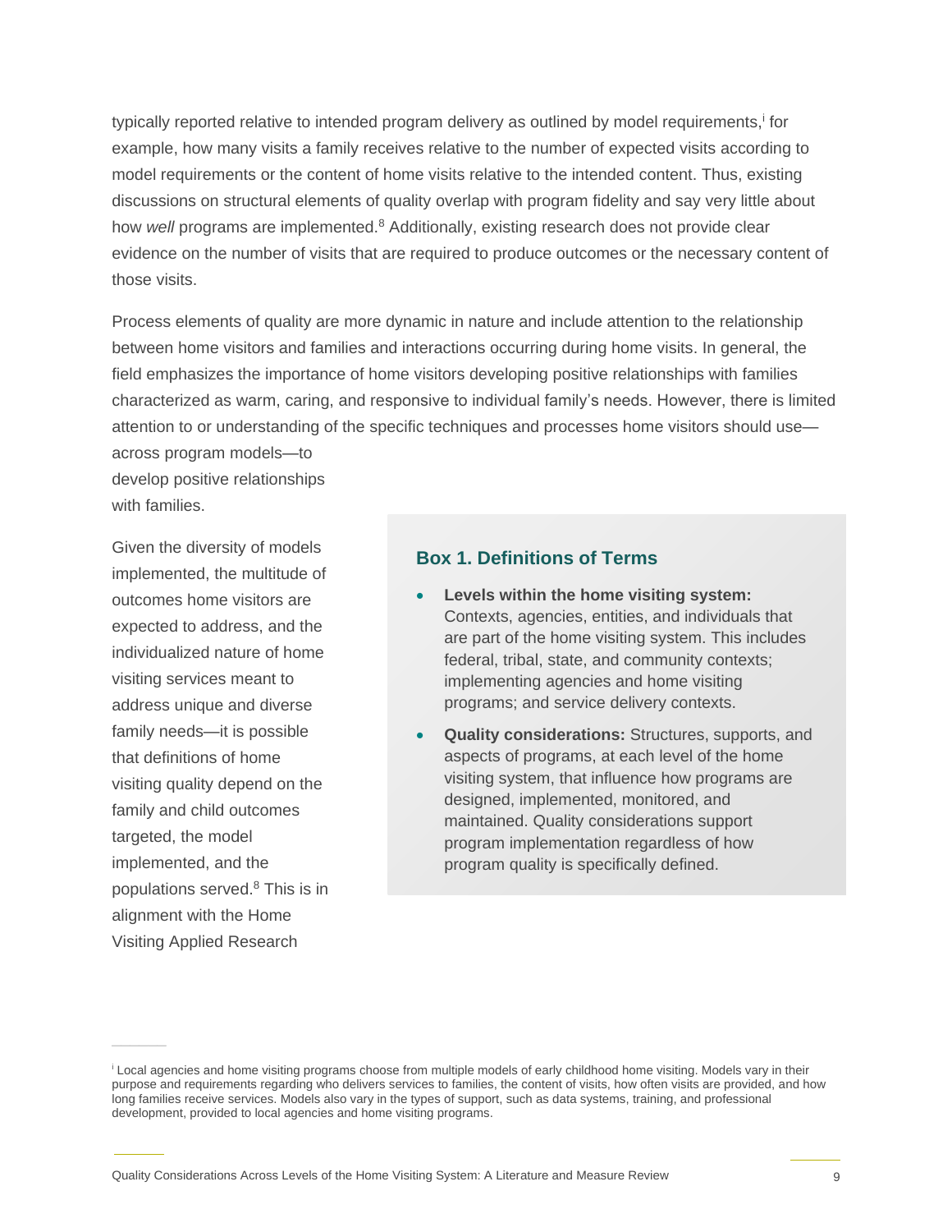typically reported relative to intended program delivery as outlined by model requirements,[i] for example, how many visits a family receives relative to the number of expected visits according to model requirements or the content of home visits relative to the intended content. Thus, existing discussions on structural elements of quality overlap with program fidelity and say very little about how *well* programs are implemented.[8] Additionally, existing research does not provide clear evidence on the number of visits that are required to produce outcomes or the necessary content of those visits.

Process elements of quality are more dynamic in nature and include attention to the relationship between home visitors and families and interactions occurring during home visits. In general, the field emphasizes the importance of home visitors developing positive relationships with families characterized as warm, caring, and responsive to individual family's needs. However, there is limited attention to or understanding of the specific techniques and processes home visitors should use—across program models—to develop positive relationships with families.

Given the diversity of models implemented, the multitude of outcomes home visitors are expected to address, and the individualized nature of home visiting services meant to address unique and diverse family needs—it is possible that definitions of home visiting quality depend on the family and child outcomes targeted, the model implemented, and the populations served.[8] This is in alignment with the Home Visiting Applied Research

### Box 1. Definitions of Terms

- **Levels within the home visiting system:** Contexts, agencies, entities, and individuals that are part of the home visiting system. This includes federal, tribal, state, and community contexts; implementing agencies and home visiting programs; and service delivery contexts.
- **Quality considerations:** Structures, supports, and aspects of programs, at each level of the home visiting system, that influence how programs are designed, implemented, monitored, and maintained. Quality considerations support program implementation regardless of how program quality is specifically defined.

[i] Local agencies and home visiting programs choose from multiple models of early childhood home visiting. Models vary in their purpose and requirements regarding who delivers services to families, the content of visits, how often visits are provided, and how long families receive services. Models also vary in the types of support, such as data systems, training, and professional development, provided to local agencies and home visiting programs.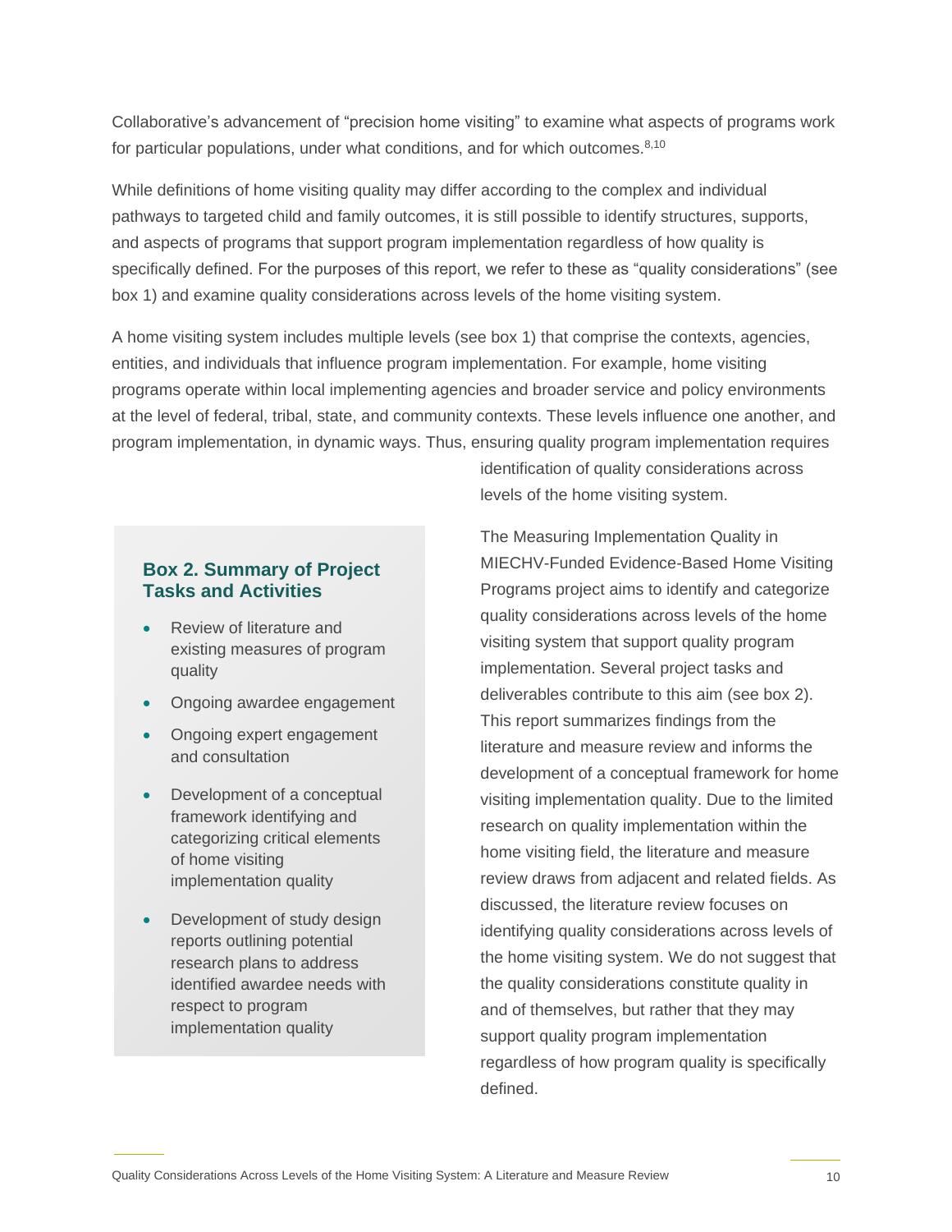Collaborative's advancement of "precision home visiting" to examine what aspects of programs work for particular populations, under what conditions, and for which outcomes.[8,10]

While definitions of home visiting quality may differ according to the complex and individual pathways to targeted child and family outcomes, it is still possible to identify structures, supports, and aspects of programs that support program implementation regardless of how quality is specifically defined. For the purposes of this report, we refer to these as "quality considerations" (see box 1) and examine quality considerations across levels of the home visiting system.

A home visiting system includes multiple levels (see box 1) that comprise the contexts, agencies, entities, and individuals that influence program implementation. For example, home visiting programs operate within local implementing agencies and broader service and policy environments at the level of federal, tribal, state, and community contexts. These levels influence one another, and program implementation, in dynamic ways. Thus, ensuring quality program implementation requires identification of quality considerations across levels of the home visiting system.

### Box 2. Summary of Project Tasks and Activities

- Review of literature and existing measures of program quality
- Ongoing awardee engagement
- Ongoing expert engagement and consultation
- Development of a conceptual framework identifying and categorizing critical elements of home visiting implementation quality
- Development of study design reports outlining potential research plans to address identified awardee needs with respect to program implementation quality

The Measuring Implementation Quality in MIECHV-Funded Evidence-Based Home Visiting Programs project aims to identify and categorize quality considerations across levels of the home visiting system that support quality program implementation. Several project tasks and deliverables contribute to this aim (see box 2). This report summarizes findings from the literature and measure review and informs the development of a conceptual framework for home visiting implementation quality. Due to the limited research on quality implementation within the home visiting field, the literature and measure review draws from adjacent and related fields. As discussed, the literature review focuses on identifying quality considerations across levels of the home visiting system. We do not suggest that the quality considerations constitute quality in and of themselves, but rather that they may support quality program implementation regardless of how program quality is specifically defined.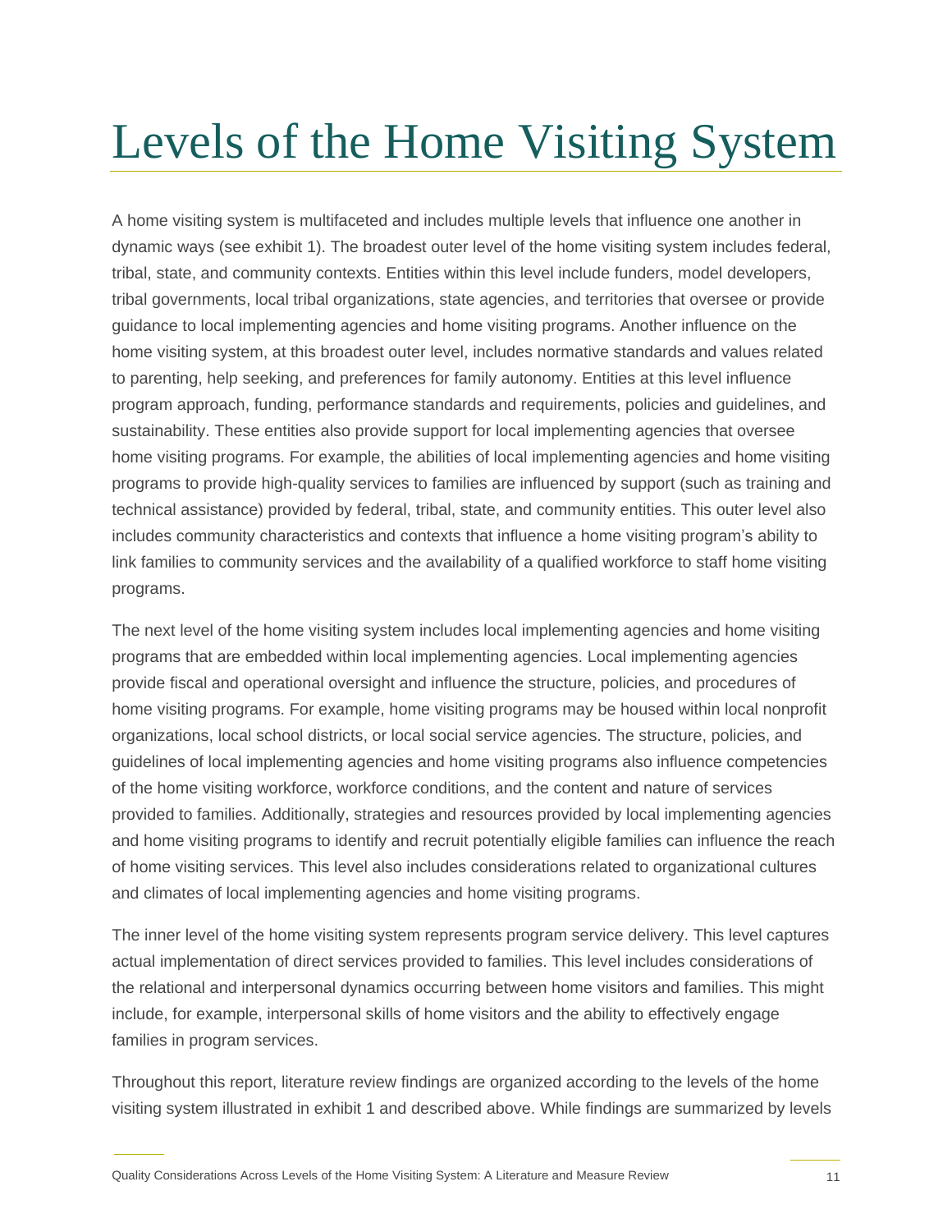# Levels of the Home Visiting System

A home visiting system is multifaceted and includes multiple levels that influence one another in dynamic ways (see exhibit 1). The broadest outer level of the home visiting system includes federal, tribal, state, and community contexts. Entities within this level include funders, model developers, tribal governments, local tribal organizations, state agencies, and territories that oversee or provide guidance to local implementing agencies and home visiting programs. Another influence on the home visiting system, at this broadest outer level, includes normative standards and values related to parenting, help seeking, and preferences for family autonomy. Entities at this level influence program approach, funding, performance standards and requirements, policies and guidelines, and sustainability. These entities also provide support for local implementing agencies that oversee home visiting programs. For example, the abilities of local implementing agencies and home visiting programs to provide high-quality services to families are influenced by support (such as training and technical assistance) provided by federal, tribal, state, and community entities. This outer level also includes community characteristics and contexts that influence a home visiting program's ability to link families to community services and the availability of a qualified workforce to staff home visiting programs.

The next level of the home visiting system includes local implementing agencies and home visiting programs that are embedded within local implementing agencies. Local implementing agencies provide fiscal and operational oversight and influence the structure, policies, and procedures of home visiting programs. For example, home visiting programs may be housed within local nonprofit organizations, local school districts, or local social service agencies. The structure, policies, and guidelines of local implementing agencies and home visiting programs also influence competencies of the home visiting workforce, workforce conditions, and the content and nature of services provided to families. Additionally, strategies and resources provided by local implementing agencies and home visiting programs to identify and recruit potentially eligible families can influence the reach of home visiting services. This level also includes considerations related to organizational cultures and climates of local implementing agencies and home visiting programs.

The inner level of the home visiting system represents program service delivery. This level captures actual implementation of direct services provided to families. This level includes considerations of the relational and interpersonal dynamics occurring between home visitors and families. This might include, for example, interpersonal skills of home visitors and the ability to effectively engage families in program services.

Throughout this report, literature review findings are organized according to the levels of the home visiting system illustrated in exhibit 1 and described above. While findings are summarized by levels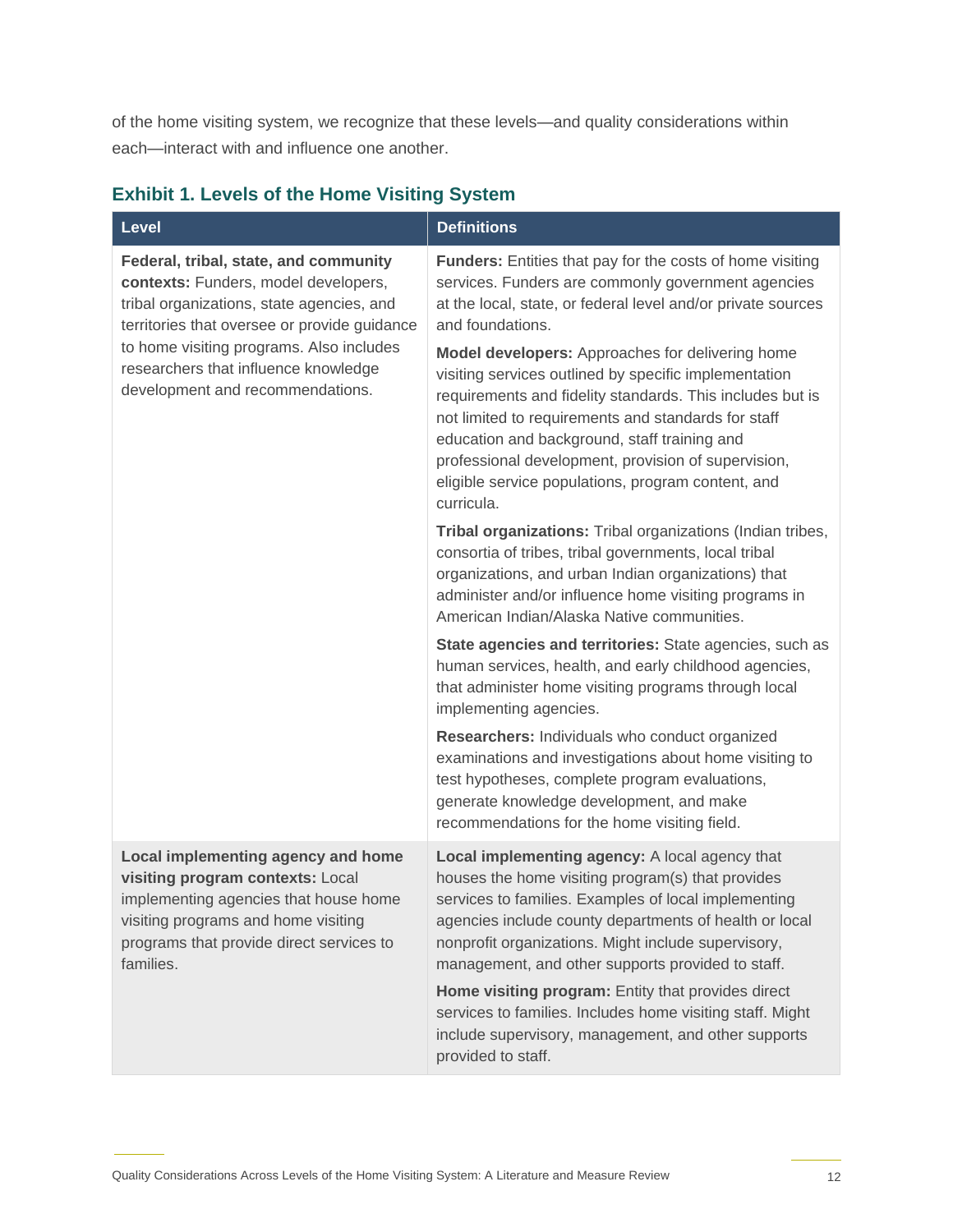of the home visiting system, we recognize that these levels—and quality considerations within each—interact with and influence one another.

### Exhibit 1. Levels of the Home Visiting System

| Level | Definitions |
| --- | --- |
| **Federal, tribal, state, and community contexts:** Funders, model developers, tribal organizations, state agencies, and territories that oversee or provide guidance to home visiting programs. Also includes researchers that influence knowledge development and recommendations. | **Funders:** Entities that pay for the costs of home visiting services. Funders are commonly government agencies at the local, state, or federal level and/or private sources and foundations.<br><br>**Model developers:** Approaches for delivering home visiting services outlined by specific implementation requirements and fidelity standards. This includes but is not limited to requirements and standards for staff education and background, staff training and professional development, provision of supervision, eligible service populations, program content, and curricula.<br><br>**Tribal organizations:** Tribal organizations (Indian tribes, consortia of tribes, tribal governments, local tribal organizations, and urban Indian organizations) that administer and/or influence home visiting programs in American Indian/Alaska Native communities.<br><br>**State agencies and territories:** State agencies, such as human services, health, and early childhood agencies, that administer home visiting programs through local implementing agencies.<br><br>**Researchers:** Individuals who conduct organized examinations and investigations about home visiting to test hypotheses, complete program evaluations, generate knowledge development, and make recommendations for the home visiting field. |
| **Local implementing agency and home visiting program contexts:** Local implementing agencies that house home visiting programs and home visiting programs that provide direct services to families. | **Local implementing agency:** A local agency that houses the home visiting program(s) that provides services to families. Examples of local implementing agencies include county departments of health or local nonprofit organizations. Might include supervisory, management, and other supports provided to staff.<br><br>**Home visiting program:** Entity that provides direct services to families. Includes home visiting staff. Might include supervisory, management, and other supports provided to staff. |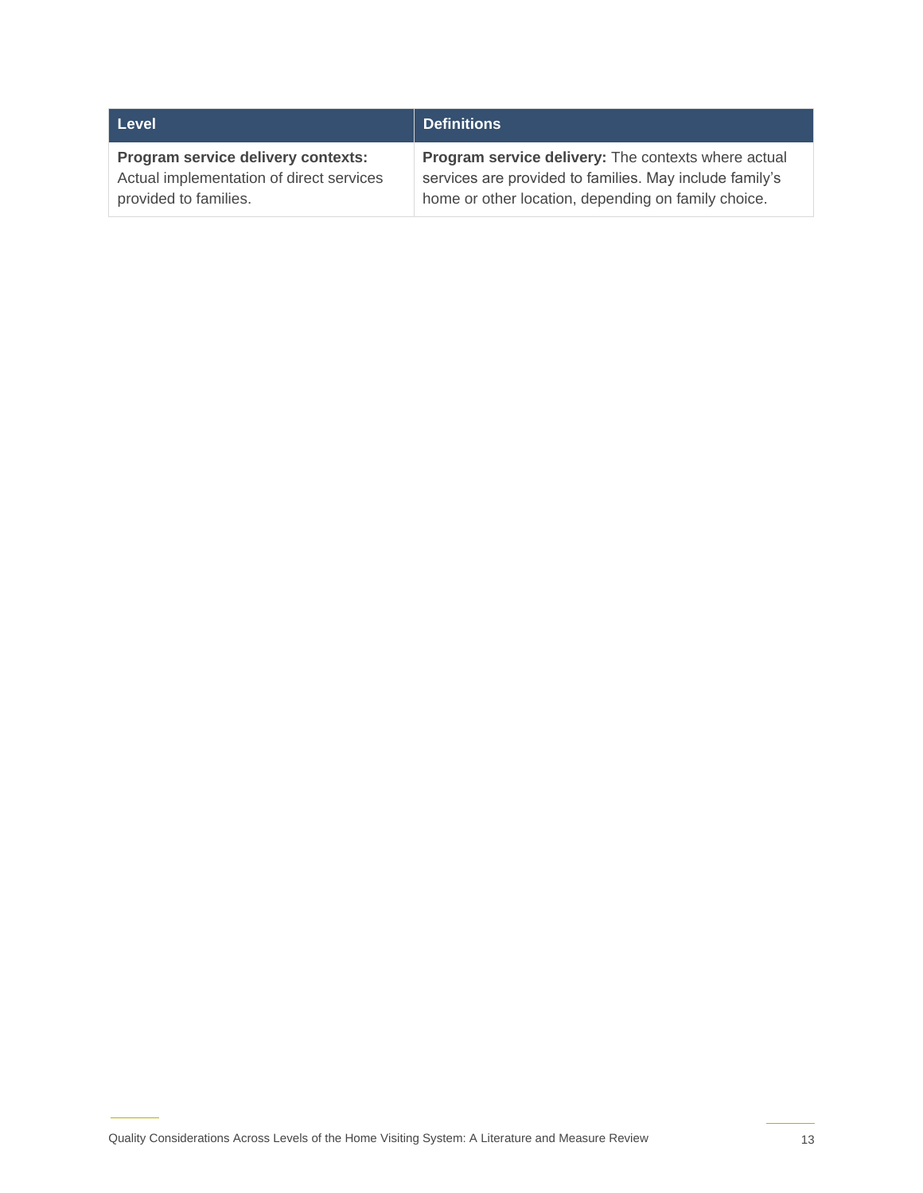| Level | Definitions |
| --- | --- |
| **Program service delivery contexts:** Actual implementation of direct services provided to families. | **Program service delivery:** The contexts where actual services are provided to families. May include family's home or other location, depending on family choice. |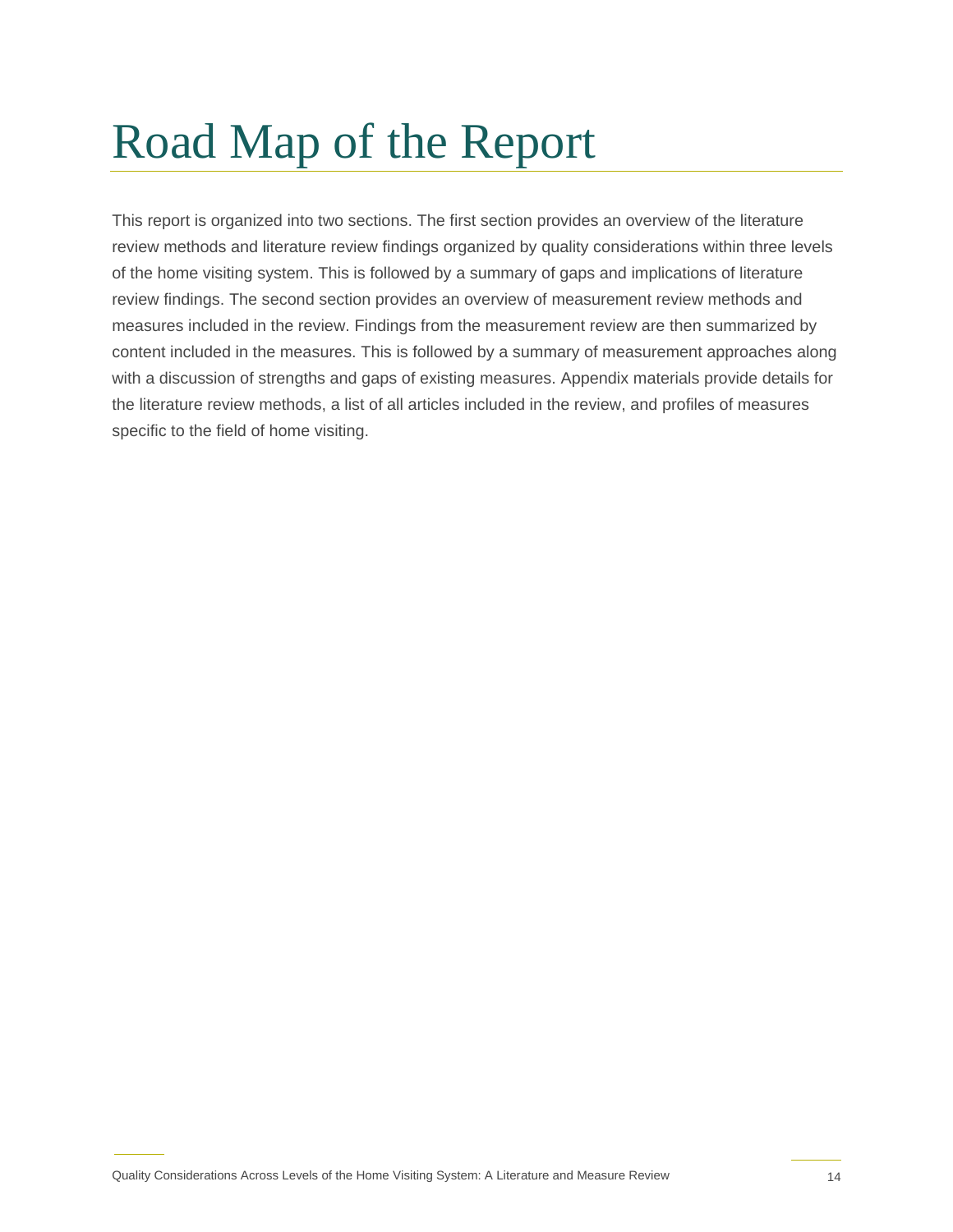# Road Map of the Report

This report is organized into two sections. The first section provides an overview of the literature review methods and literature review findings organized by quality considerations within three levels of the home visiting system. This is followed by a summary of gaps and implications of literature review findings. The second section provides an overview of measurement review methods and measures included in the review. Findings from the measurement review are then summarized by content included in the measures. This is followed by a summary of measurement approaches along with a discussion of strengths and gaps of existing measures. Appendix materials provide details for the literature review methods, a list of all articles included in the review, and profiles of measures specific to the field of home visiting.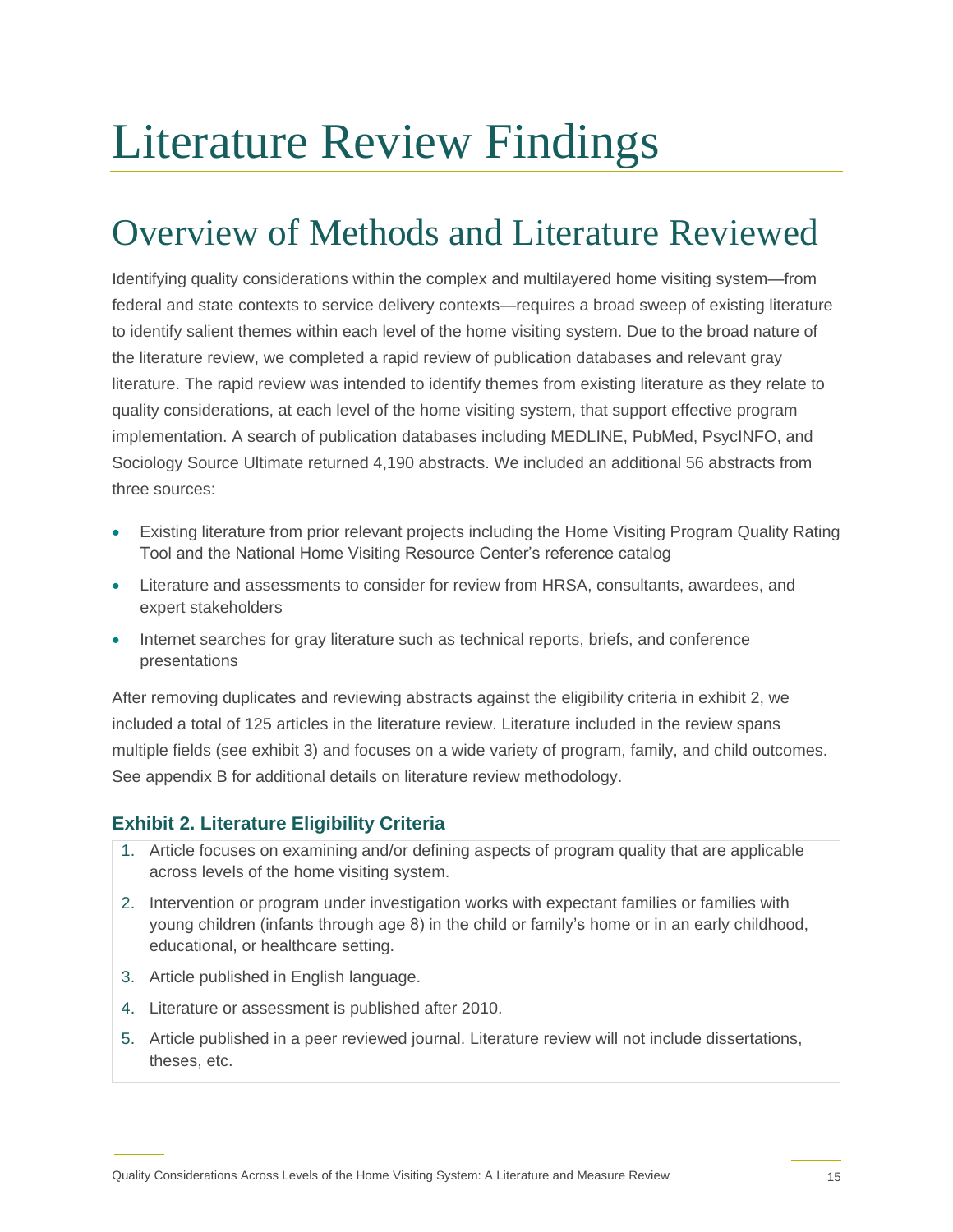# Literature Review Findings

## Overview of Methods and Literature Reviewed

Identifying quality considerations within the complex and multilayered home visiting system—from federal and state contexts to service delivery contexts—requires a broad sweep of existing literature to identify salient themes within each level of the home visiting system. Due to the broad nature of the literature review, we completed a rapid review of publication databases and relevant gray literature. The rapid review was intended to identify themes from existing literature as they relate to quality considerations, at each level of the home visiting system, that support effective program implementation. A search of publication databases including MEDLINE, PubMed, PsycINFO, and Sociology Source Ultimate returned 4,190 abstracts. We included an additional 56 abstracts from three sources:

- Existing literature from prior relevant projects including the Home Visiting Program Quality Rating Tool and the National Home Visiting Resource Center's reference catalog
- Literature and assessments to consider for review from HRSA, consultants, awardees, and expert stakeholders
- Internet searches for gray literature such as technical reports, briefs, and conference presentations

After removing duplicates and reviewing abstracts against the eligibility criteria in exhibit 2, we included a total of 125 articles in the literature review. Literature included in the review spans multiple fields (see exhibit 3) and focuses on a wide variety of program, family, and child outcomes. See appendix B for additional details on literature review methodology.

### Exhibit 2. Literature Eligibility Criteria

1. Article focuses on examining and/or defining aspects of program quality that are applicable across levels of the home visiting system.
2. Intervention or program under investigation works with expectant families or families with young children (infants through age 8) in the child or family's home or in an early childhood, educational, or healthcare setting.
3. Article published in English language.
4. Literature or assessment is published after 2010.
5. Article published in a peer reviewed journal. Literature review will not include dissertations, theses, etc.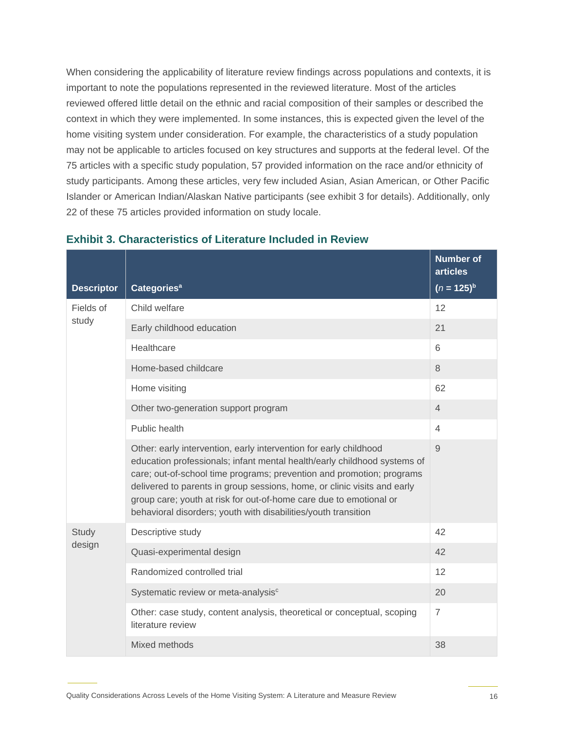When considering the applicability of literature review findings across populations and contexts, it is important to note the populations represented in the reviewed literature. Most of the articles reviewed offered little detail on the ethnic and racial composition of their samples or described the context in which they were implemented. In some instances, this is expected given the level of the home visiting system under consideration. For example, the characteristics of a study population may not be applicable to articles focused on key structures and supports at the federal level. Of the 75 articles with a specific study population, 57 provided information on the race and/or ethnicity of study participants. Among these articles, very few included Asian, Asian American, or Other Pacific Islander or American Indian/Alaskan Native participants (see exhibit 3 for details). Additionally, only 22 of these 75 articles provided information on study locale.

### Exhibit 3. Characteristics of Literature Included in Review

| Descriptor | Categories[a] | Number of articles (*n* = 125)[b] |
|---|---|---|
| Fields of study | Child welfare | 12 |
| | Early childhood education | 21 |
| | Healthcare | 6 |
| | Home-based childcare | 8 |
| | Home visiting | 62 |
| | Other two-generation support program | 4 |
| | Public health | 4 |
| | Other: early intervention, early intervention for early childhood education professionals; infant mental health/early childhood systems of care; out-of-school time programs; prevention and promotion; programs delivered to parents in group sessions, home, or clinic visits and early group care; youth at risk for out-of-home care due to emotional or behavioral disorders; youth with disabilities/youth transition | 9 |
| Study design | Descriptive study | 42 |
| | Quasi-experimental design | 42 |
| | Randomized controlled trial | 12 |
| | Systematic review or meta-analysis[c] | 20 |
| | Other: case study, content analysis, theoretical or conceptual, scoping literature review | 7 |
| | Mixed methods | 38 |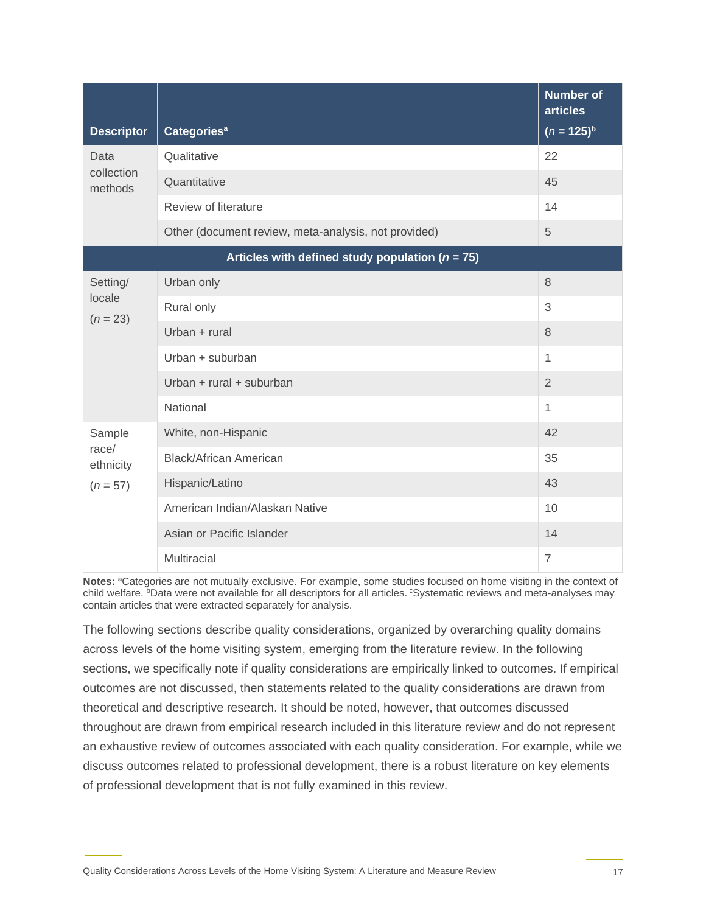| Descriptor | Categories[a] | Number of articles (*n* = 125)[b] |
|---|---|---|
| Data collection methods | Qualitative | 22 |
| | Quantitative | 45 |
| | Review of literature | 14 |
| | Other (document review, meta-analysis, not provided) | 5 |
| **Articles with defined study population (*n* = 75)** | | |
| Setting/ locale (*n* = 23) | Urban only | 8 |
| | Rural only | 3 |
| | Urban + rural | 8 |
| | Urban + suburban | 1 |
| | Urban + rural + suburban | 2 |
| | National | 1 |
| Sample race/ ethnicity (*n* = 57) | White, non-Hispanic | 42 |
| | Black/African American | 35 |
| | Hispanic/Latino | 43 |
| | American Indian/Alaskan Native | 10 |
| | Asian or Pacific Islander | 14 |
| | Multiracial | 7 |

**Notes:** [a]Categories are not mutually exclusive. For example, some studies focused on home visiting in the context of child welfare. [b]Data were not available for all descriptors for all articles. [c]Systematic reviews and meta-analyses may contain articles that were extracted separately for analysis.

The following sections describe quality considerations, organized by overarching quality domains across levels of the home visiting system, emerging from the literature review. In the following sections, we specifically note if quality considerations are empirically linked to outcomes. If empirical outcomes are not discussed, then statements related to the quality considerations are drawn from theoretical and descriptive research. It should be noted, however, that outcomes discussed throughout are drawn from empirical research included in this literature review and do not represent an exhaustive review of outcomes associated with each quality consideration. For example, while we discuss outcomes related to professional development, there is a robust literature on key elements of professional development that is not fully examined in this review.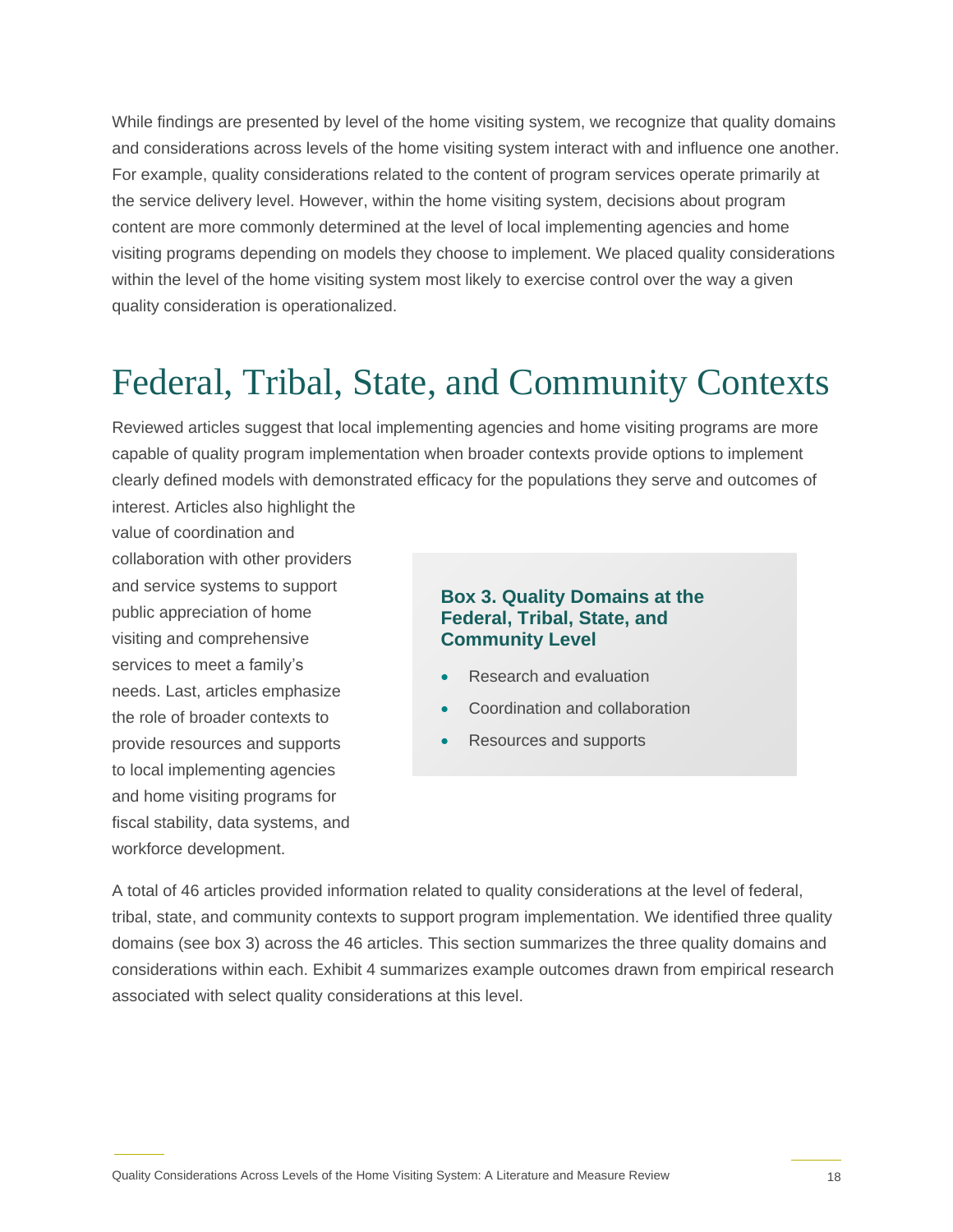While findings are presented by level of the home visiting system, we recognize that quality domains and considerations across levels of the home visiting system interact with and influence one another. For example, quality considerations related to the content of program services operate primarily at the service delivery level. However, within the home visiting system, decisions about program content are more commonly determined at the level of local implementing agencies and home visiting programs depending on models they choose to implement. We placed quality considerations within the level of the home visiting system most likely to exercise control over the way a given quality consideration is operationalized.

# Federal, Tribal, State, and Community Contexts

Reviewed articles suggest that local implementing agencies and home visiting programs are more capable of quality program implementation when broader contexts provide options to implement clearly defined models with demonstrated efficacy for the populations they serve and outcomes of interest. Articles also highlight the value of coordination and collaboration with other providers and service systems to support public appreciation of home visiting and comprehensive services to meet a family's needs. Last, articles emphasize the role of broader contexts to provide resources and supports to local implementing agencies and home visiting programs for fiscal stability, data systems, and workforce development.

**Box 3. Quality Domains at the Federal, Tribal, State, and Community Level**

- Research and evaluation
- Coordination and collaboration
- Resources and supports

A total of 46 articles provided information related to quality considerations at the level of federal, tribal, state, and community contexts to support program implementation. We identified three quality domains (see box 3) across the 46 articles. This section summarizes the three quality domains and considerations within each. Exhibit 4 summarizes example outcomes drawn from empirical research associated with select quality considerations at this level.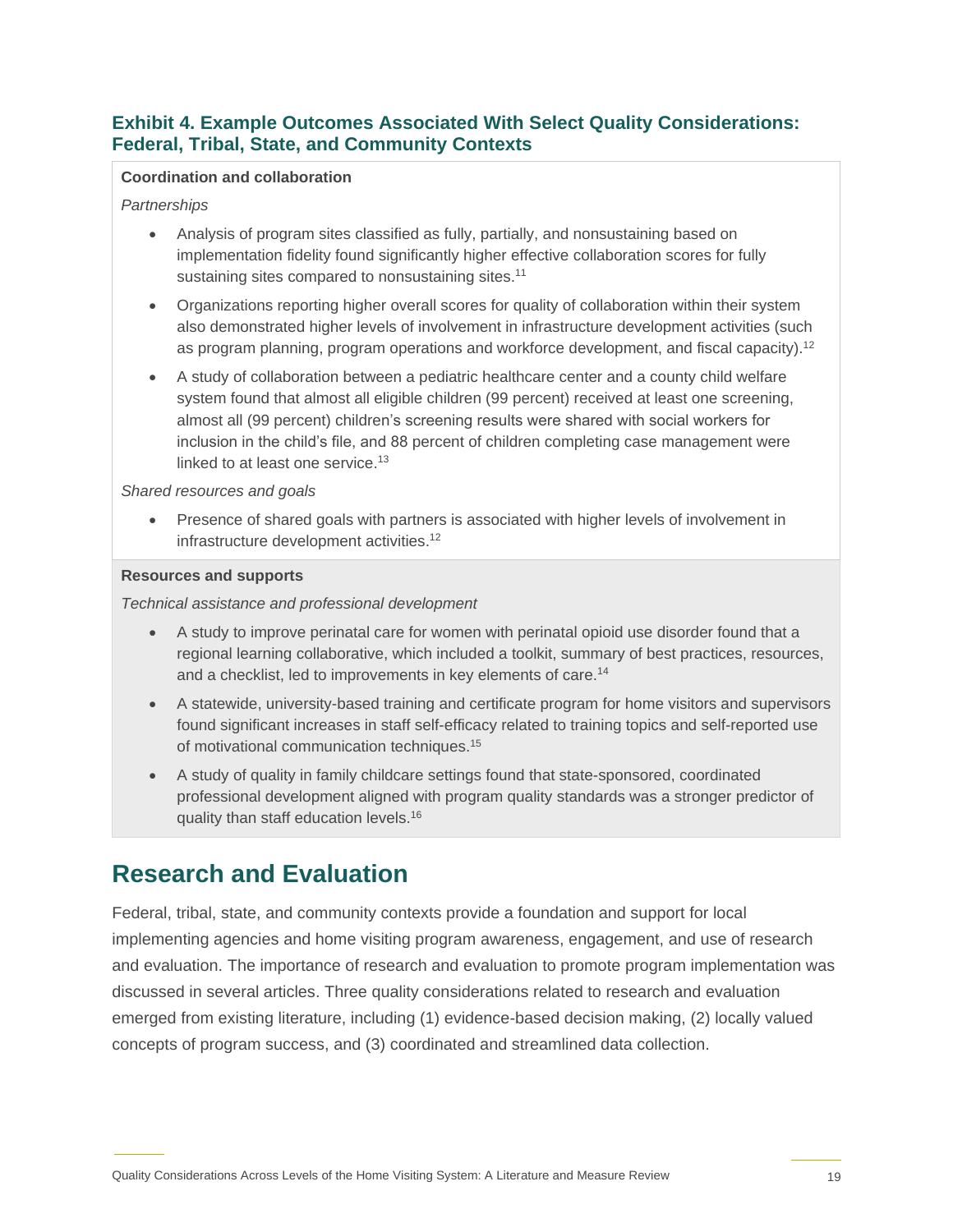### Exhibit 4. Example Outcomes Associated With Select Quality Considerations: Federal, Tribal, State, and Community Contexts

**Coordination and collaboration**

*Partnerships*

- Analysis of program sites classified as fully, partially, and nonsustaining based on implementation fidelity found significantly higher effective collaboration scores for fully sustaining sites compared to nonsustaining sites.[11]
- Organizations reporting higher overall scores for quality of collaboration within their system also demonstrated higher levels of involvement in infrastructure development activities (such as program planning, program operations and workforce development, and fiscal capacity).[12]
- A study of collaboration between a pediatric healthcare center and a county child welfare system found that almost all eligible children (99 percent) received at least one screening, almost all (99 percent) children's screening results were shared with social workers for inclusion in the child's file, and 88 percent of children completing case management were linked to at least one service.[13]

*Shared resources and goals*

- Presence of shared goals with partners is associated with higher levels of involvement in infrastructure development activities.[12]

**Resources and supports**

*Technical assistance and professional development*

- A study to improve perinatal care for women with perinatal opioid use disorder found that a regional learning collaborative, which included a toolkit, summary of best practices, resources, and a checklist, led to improvements in key elements of care.[14]
- A statewide, university-based training and certificate program for home visitors and supervisors found significant increases in staff self-efficacy related to training topics and self-reported use of motivational communication techniques.[15]
- A study of quality in family childcare settings found that state-sponsored, coordinated professional development aligned with program quality standards was a stronger predictor of quality than staff education levels.[16]

## Research and Evaluation

Federal, tribal, state, and community contexts provide a foundation and support for local implementing agencies and home visiting program awareness, engagement, and use of research and evaluation. The importance of research and evaluation to promote program implementation was discussed in several articles. Three quality considerations related to research and evaluation emerged from existing literature, including (1) evidence-based decision making, (2) locally valued concepts of program success, and (3) coordinated and streamlined data collection.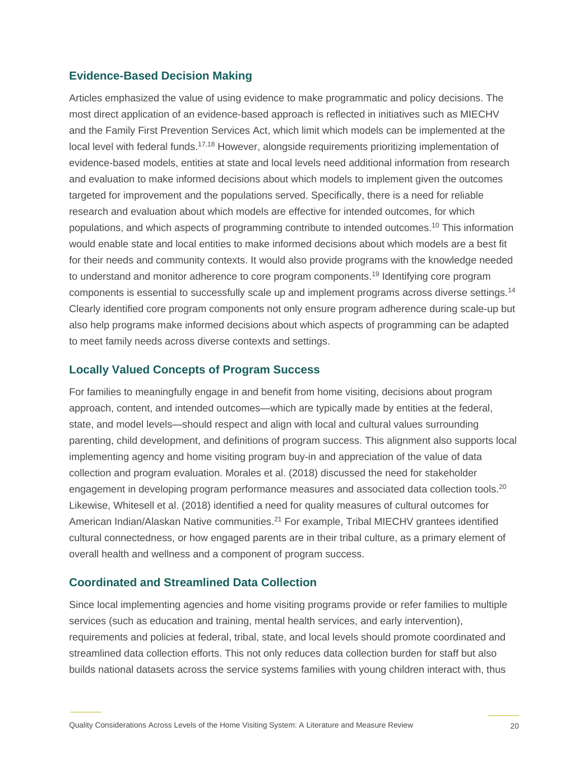### Evidence-Based Decision Making

Articles emphasized the value of using evidence to make programmatic and policy decisions. The most direct application of an evidence-based approach is reflected in initiatives such as MIECHV and the Family First Prevention Services Act, which limit which models can be implemented at the local level with federal funds.[17,18] However, alongside requirements prioritizing implementation of evidence-based models, entities at state and local levels need additional information from research and evaluation to make informed decisions about which models to implement given the outcomes targeted for improvement and the populations served. Specifically, there is a need for reliable research and evaluation about which models are effective for intended outcomes, for which populations, and which aspects of programming contribute to intended outcomes.[10] This information would enable state and local entities to make informed decisions about which models are a best fit for their needs and community contexts. It would also provide programs with the knowledge needed to understand and monitor adherence to core program components.[19] Identifying core program components is essential to successfully scale up and implement programs across diverse settings.[14] Clearly identified core program components not only ensure program adherence during scale-up but also help programs make informed decisions about which aspects of programming can be adapted to meet family needs across diverse contexts and settings.

### Locally Valued Concepts of Program Success

For families to meaningfully engage in and benefit from home visiting, decisions about program approach, content, and intended outcomes—which are typically made by entities at the federal, state, and model levels—should respect and align with local and cultural values surrounding parenting, child development, and definitions of program success. This alignment also supports local implementing agency and home visiting program buy-in and appreciation of the value of data collection and program evaluation. Morales et al. (2018) discussed the need for stakeholder engagement in developing program performance measures and associated data collection tools.[20] Likewise, Whitesell et al. (2018) identified a need for quality measures of cultural outcomes for American Indian/Alaskan Native communities.[21] For example, Tribal MIECHV grantees identified cultural connectedness, or how engaged parents are in their tribal culture, as a primary element of overall health and wellness and a component of program success.

### Coordinated and Streamlined Data Collection

Since local implementing agencies and home visiting programs provide or refer families to multiple services (such as education and training, mental health services, and early intervention), requirements and policies at federal, tribal, state, and local levels should promote coordinated and streamlined data collection efforts. This not only reduces data collection burden for staff but also builds national datasets across the service systems families with young children interact with, thus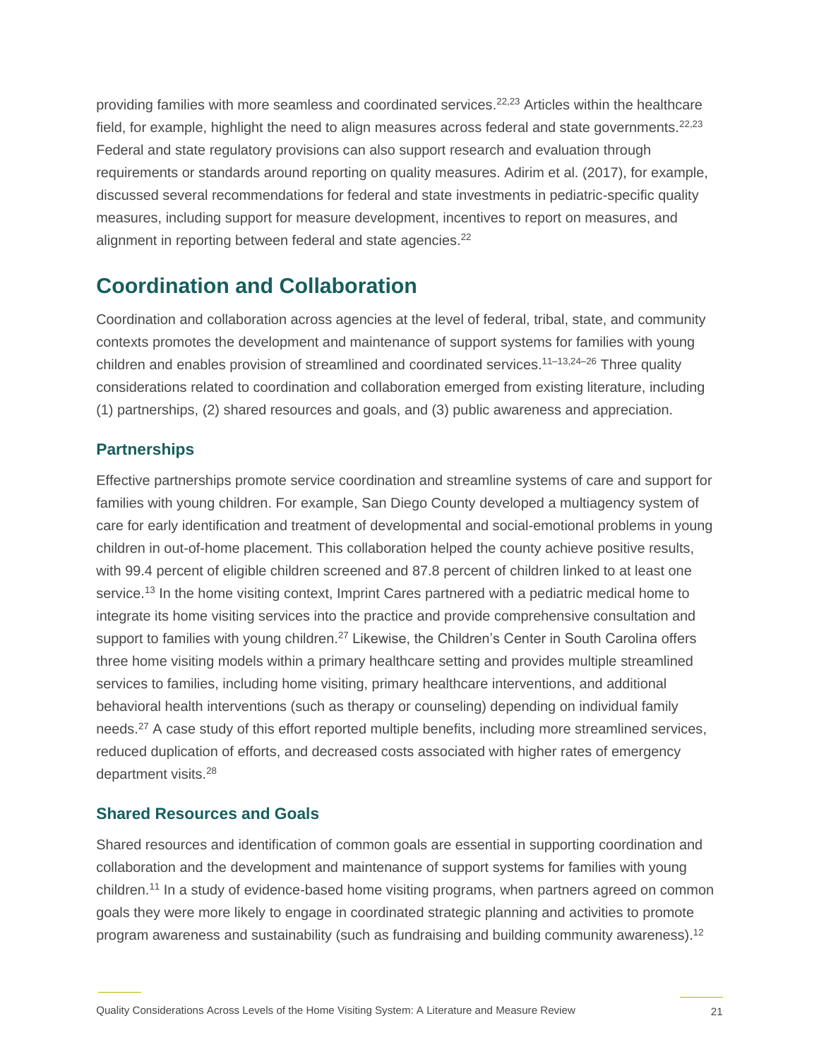providing families with more seamless and coordinated services.[22,23] Articles within the healthcare field, for example, highlight the need to align measures across federal and state governments.[22,23] Federal and state regulatory provisions can also support research and evaluation through requirements or standards around reporting on quality measures. Adirim et al. (2017), for example, discussed several recommendations for federal and state investments in pediatric-specific quality measures, including support for measure development, incentives to report on measures, and alignment in reporting between federal and state agencies.[22]

## Coordination and Collaboration

Coordination and collaboration across agencies at the level of federal, tribal, state, and community contexts promotes the development and maintenance of support systems for families with young children and enables provision of streamlined and coordinated services.[11–13,24–26] Three quality considerations related to coordination and collaboration emerged from existing literature, including (1) partnerships, (2) shared resources and goals, and (3) public awareness and appreciation.

### Partnerships

Effective partnerships promote service coordination and streamline systems of care and support for families with young children. For example, San Diego County developed a multiagency system of care for early identification and treatment of developmental and social-emotional problems in young children in out-of-home placement. This collaboration helped the county achieve positive results, with 99.4 percent of eligible children screened and 87.8 percent of children linked to at least one service.[13] In the home visiting context, Imprint Cares partnered with a pediatric medical home to integrate its home visiting services into the practice and provide comprehensive consultation and support to families with young children.[27] Likewise, the Children's Center in South Carolina offers three home visiting models within a primary healthcare setting and provides multiple streamlined services to families, including home visiting, primary healthcare interventions, and additional behavioral health interventions (such as therapy or counseling) depending on individual family needs.[27] A case study of this effort reported multiple benefits, including more streamlined services, reduced duplication of efforts, and decreased costs associated with higher rates of emergency department visits.[28]

### Shared Resources and Goals

Shared resources and identification of common goals are essential in supporting coordination and collaboration and the development and maintenance of support systems for families with young children.[11] In a study of evidence-based home visiting programs, when partners agreed on common goals they were more likely to engage in coordinated strategic planning and activities to promote program awareness and sustainability (such as fundraising and building community awareness).[12]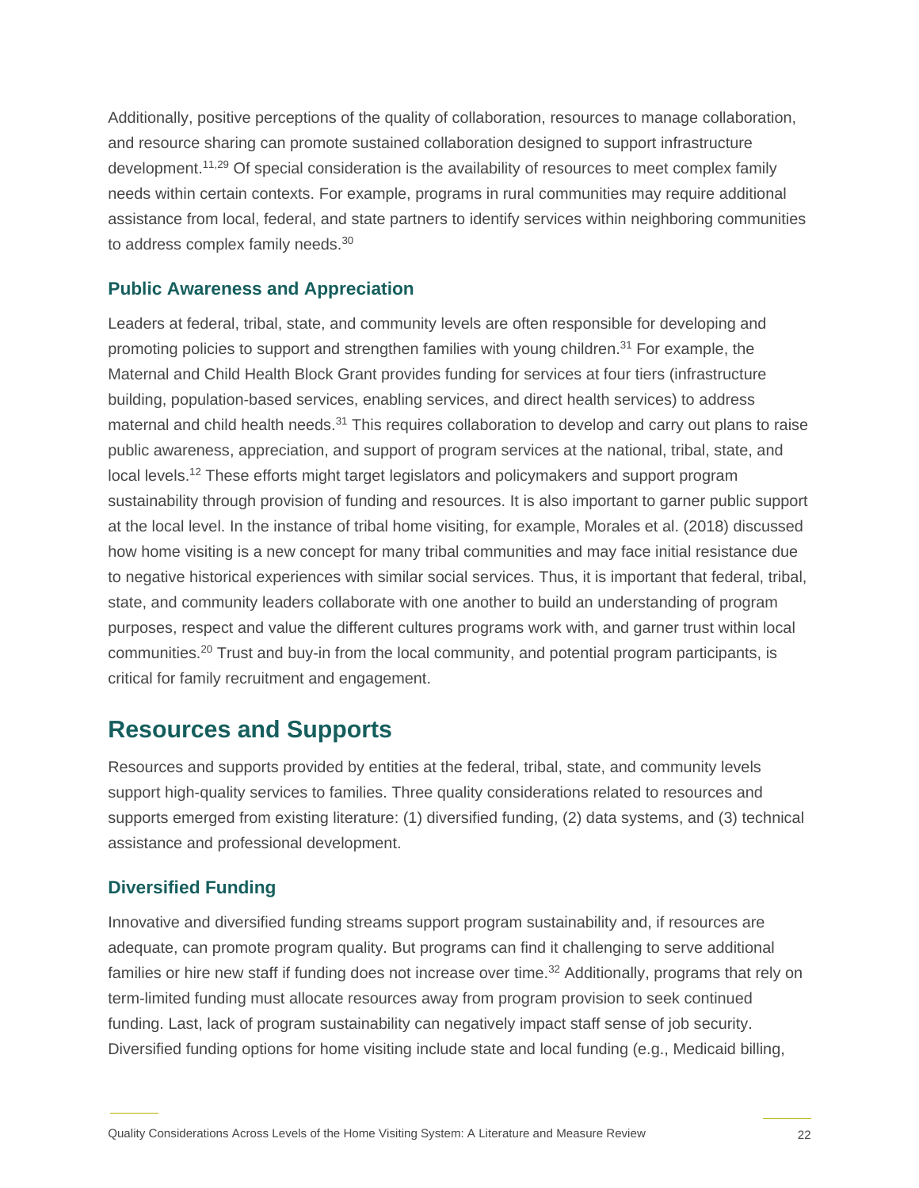Additionally, positive perceptions of the quality of collaboration, resources to manage collaboration, and resource sharing can promote sustained collaboration designed to support infrastructure development.[11,29] Of special consideration is the availability of resources to meet complex family needs within certain contexts. For example, programs in rural communities may require additional assistance from local, federal, and state partners to identify services within neighboring communities to address complex family needs.[30]

### Public Awareness and Appreciation

Leaders at federal, tribal, state, and community levels are often responsible for developing and promoting policies to support and strengthen families with young children.[31] For example, the Maternal and Child Health Block Grant provides funding for services at four tiers (infrastructure building, population-based services, enabling services, and direct health services) to address maternal and child health needs.[31] This requires collaboration to develop and carry out plans to raise public awareness, appreciation, and support of program services at the national, tribal, state, and local levels.[12] These efforts might target legislators and policymakers and support program sustainability through provision of funding and resources. It is also important to garner public support at the local level. In the instance of tribal home visiting, for example, Morales et al. (2018) discussed how home visiting is a new concept for many tribal communities and may face initial resistance due to negative historical experiences with similar social services. Thus, it is important that federal, tribal, state, and community leaders collaborate with one another to build an understanding of program purposes, respect and value the different cultures programs work with, and garner trust within local communities.[20] Trust and buy-in from the local community, and potential program participants, is critical for family recruitment and engagement.

## Resources and Supports

Resources and supports provided by entities at the federal, tribal, state, and community levels support high-quality services to families. Three quality considerations related to resources and supports emerged from existing literature: (1) diversified funding, (2) data systems, and (3) technical assistance and professional development.

### Diversified Funding

Innovative and diversified funding streams support program sustainability and, if resources are adequate, can promote program quality. But programs can find it challenging to serve additional families or hire new staff if funding does not increase over time.[32] Additionally, programs that rely on term-limited funding must allocate resources away from program provision to seek continued funding. Last, lack of program sustainability can negatively impact staff sense of job security. Diversified funding options for home visiting include state and local funding (e.g., Medicaid billing,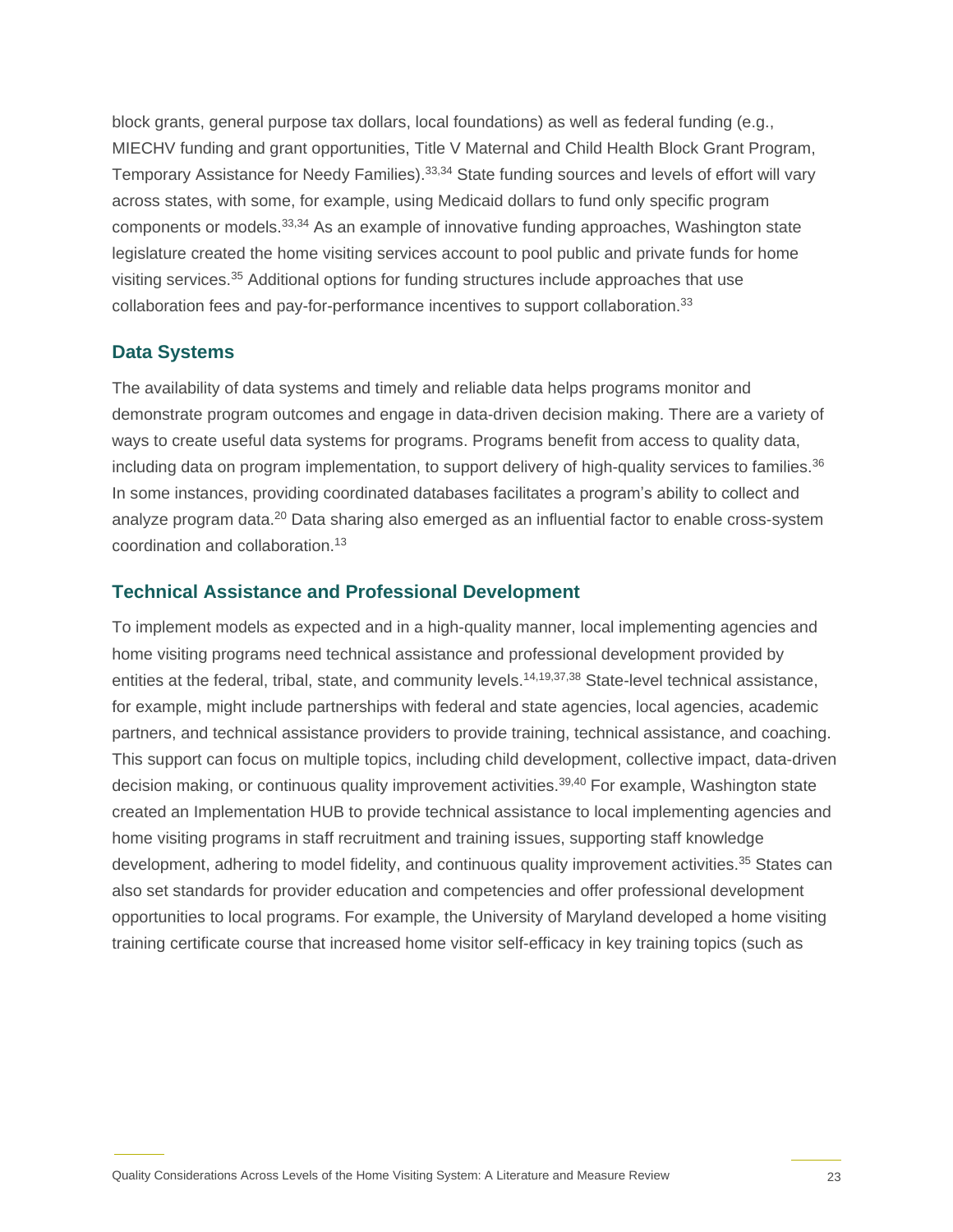block grants, general purpose tax dollars, local foundations) as well as federal funding (e.g., MIECHV funding and grant opportunities, Title V Maternal and Child Health Block Grant Program, Temporary Assistance for Needy Families).[33,34] State funding sources and levels of effort will vary across states, with some, for example, using Medicaid dollars to fund only specific program components or models.[33,34] As an example of innovative funding approaches, Washington state legislature created the home visiting services account to pool public and private funds for home visiting services.[35] Additional options for funding structures include approaches that use collaboration fees and pay-for-performance incentives to support collaboration.[33]

### Data Systems

The availability of data systems and timely and reliable data helps programs monitor and demonstrate program outcomes and engage in data-driven decision making. There are a variety of ways to create useful data systems for programs. Programs benefit from access to quality data, including data on program implementation, to support delivery of high-quality services to families.[36] In some instances, providing coordinated databases facilitates a program's ability to collect and analyze program data.[20] Data sharing also emerged as an influential factor to enable cross-system coordination and collaboration.[13]

### Technical Assistance and Professional Development

To implement models as expected and in a high-quality manner, local implementing agencies and home visiting programs need technical assistance and professional development provided by entities at the federal, tribal, state, and community levels.[14,19,37,38] State-level technical assistance, for example, might include partnerships with federal and state agencies, local agencies, academic partners, and technical assistance providers to provide training, technical assistance, and coaching. This support can focus on multiple topics, including child development, collective impact, data-driven decision making, or continuous quality improvement activities.[39,40] For example, Washington state created an Implementation HUB to provide technical assistance to local implementing agencies and home visiting programs in staff recruitment and training issues, supporting staff knowledge development, adhering to model fidelity, and continuous quality improvement activities.[35] States can also set standards for provider education and competencies and offer professional development opportunities to local programs. For example, the University of Maryland developed a home visiting training certificate course that increased home visitor self-efficacy in key training topics (such as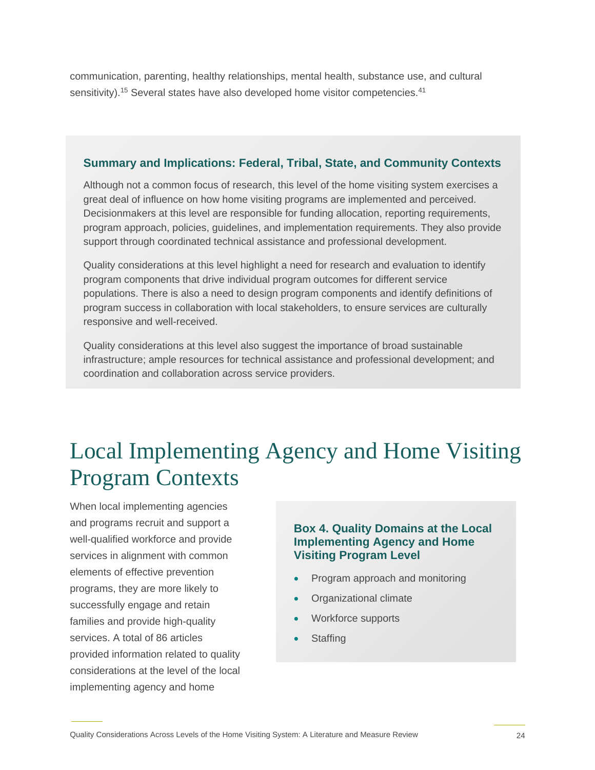communication, parenting, healthy relationships, mental health, substance use, and cultural sensitivity).[15] Several states have also developed home visitor competencies.[41]

### Summary and Implications: Federal, Tribal, State, and Community Contexts

Although not a common focus of research, this level of the home visiting system exercises a great deal of influence on how home visiting programs are implemented and perceived. Decisionmakers at this level are responsible for funding allocation, reporting requirements, program approach, policies, guidelines, and implementation requirements. They also provide support through coordinated technical assistance and professional development.

Quality considerations at this level highlight a need for research and evaluation to identify program components that drive individual program outcomes for different service populations. There is also a need to design program components and identify definitions of program success in collaboration with local stakeholders, to ensure services are culturally responsive and well-received.

Quality considerations at this level also suggest the importance of broad sustainable infrastructure; ample resources for technical assistance and professional development; and coordination and collaboration across service providers.

# Local Implementing Agency and Home Visiting Program Contexts

When local implementing agencies and programs recruit and support a well-qualified workforce and provide services in alignment with common elements of effective prevention programs, they are more likely to successfully engage and retain families and provide high-quality services. A total of 86 articles provided information related to quality considerations at the level of the local implementing agency and home

### Box 4. Quality Domains at the Local Implementing Agency and Home Visiting Program Level

- Program approach and monitoring
- Organizational climate
- Workforce supports
- Staffing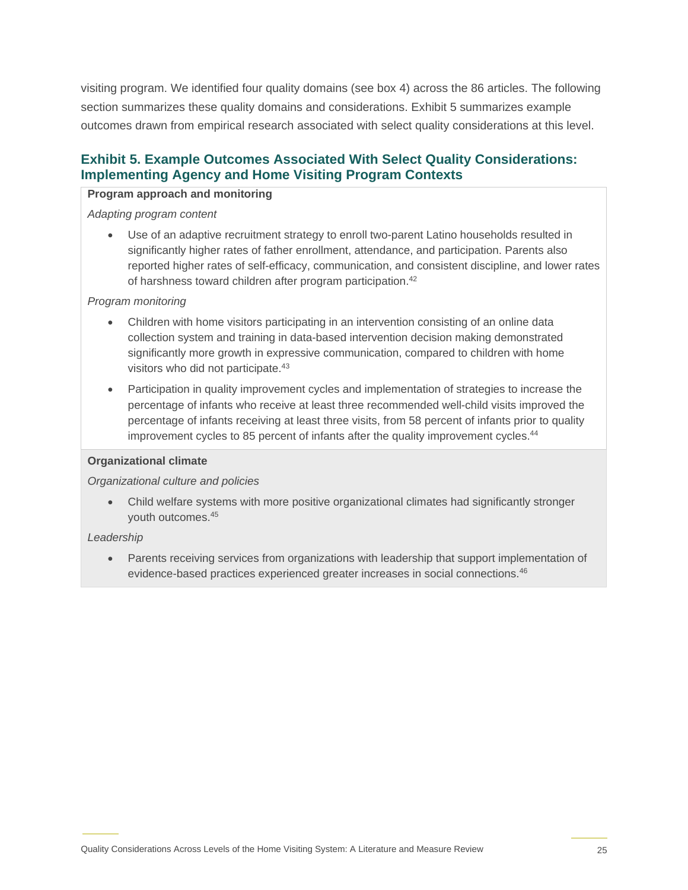visiting program. We identified four quality domains (see box 4) across the 86 articles. The following section summarizes these quality domains and considerations. Exhibit 5 summarizes example outcomes drawn from empirical research associated with select quality considerations at this level.

### Exhibit 5. Example Outcomes Associated With Select Quality Considerations: Implementing Agency and Home Visiting Program Contexts

**Program approach and monitoring**

*Adapting program content*

- Use of an adaptive recruitment strategy to enroll two-parent Latino households resulted in significantly higher rates of father enrollment, attendance, and participation. Parents also reported higher rates of self-efficacy, communication, and consistent discipline, and lower rates of harshness toward children after program participation.[42]

*Program monitoring*

- Children with home visitors participating in an intervention consisting of an online data collection system and training in data-based intervention decision making demonstrated significantly more growth in expressive communication, compared to children with home visitors who did not participate.[43]
- Participation in quality improvement cycles and implementation of strategies to increase the percentage of infants who receive at least three recommended well-child visits improved the percentage of infants receiving at least three visits, from 58 percent of infants prior to quality improvement cycles to 85 percent of infants after the quality improvement cycles.[44]

**Organizational climate**

*Organizational culture and policies*

- Child welfare systems with more positive organizational climates had significantly stronger youth outcomes.[45]

*Leadership*

- Parents receiving services from organizations with leadership that support implementation of evidence-based practices experienced greater increases in social connections.[46]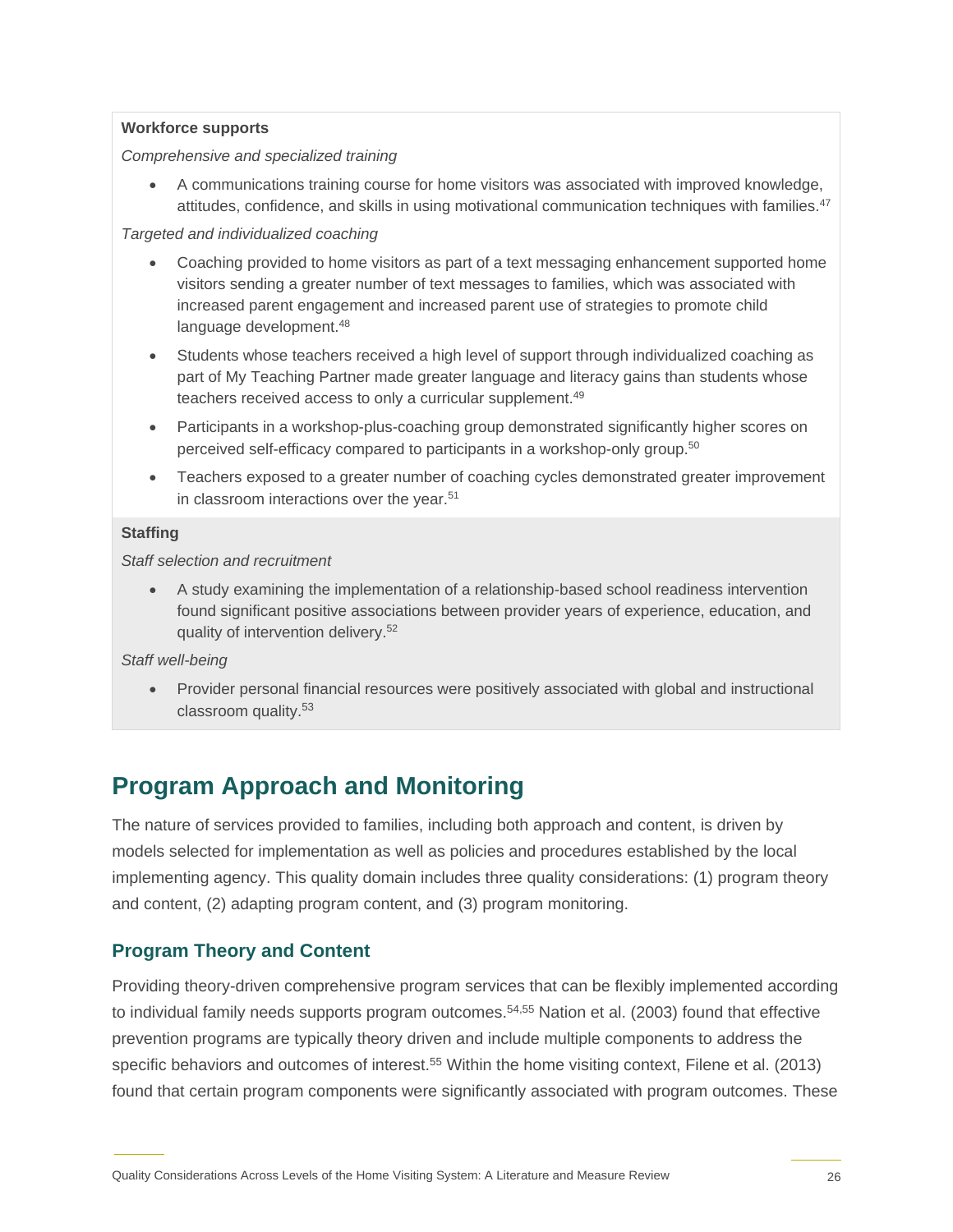**Workforce supports**

*Comprehensive and specialized training*

- A communications training course for home visitors was associated with improved knowledge, attitudes, confidence, and skills in using motivational communication techniques with families.[47]

*Targeted and individualized coaching*

- Coaching provided to home visitors as part of a text messaging enhancement supported home visitors sending a greater number of text messages to families, which was associated with increased parent engagement and increased parent use of strategies to promote child language development.[48]
- Students whose teachers received a high level of support through individualized coaching as part of My Teaching Partner made greater language and literacy gains than students whose teachers received access to only a curricular supplement.[49]
- Participants in a workshop-plus-coaching group demonstrated significantly higher scores on perceived self-efficacy compared to participants in a workshop-only group.[50]
- Teachers exposed to a greater number of coaching cycles demonstrated greater improvement in classroom interactions over the year.[51]

**Staffing**

*Staff selection and recruitment*

- A study examining the implementation of a relationship-based school readiness intervention found significant positive associations between provider years of experience, education, and quality of intervention delivery.[52]

*Staff well-being*

- Provider personal financial resources were positively associated with global and instructional classroom quality.[53]

## Program Approach and Monitoring

The nature of services provided to families, including both approach and content, is driven by models selected for implementation as well as policies and procedures established by the local implementing agency. This quality domain includes three quality considerations: (1) program theory and content, (2) adapting program content, and (3) program monitoring.

### Program Theory and Content

Providing theory-driven comprehensive program services that can be flexibly implemented according to individual family needs supports program outcomes.[54,55] Nation et al. (2003) found that effective prevention programs are typically theory driven and include multiple components to address the specific behaviors and outcomes of interest.[55] Within the home visiting context, Filene et al. (2013) found that certain program components were significantly associated with program outcomes. These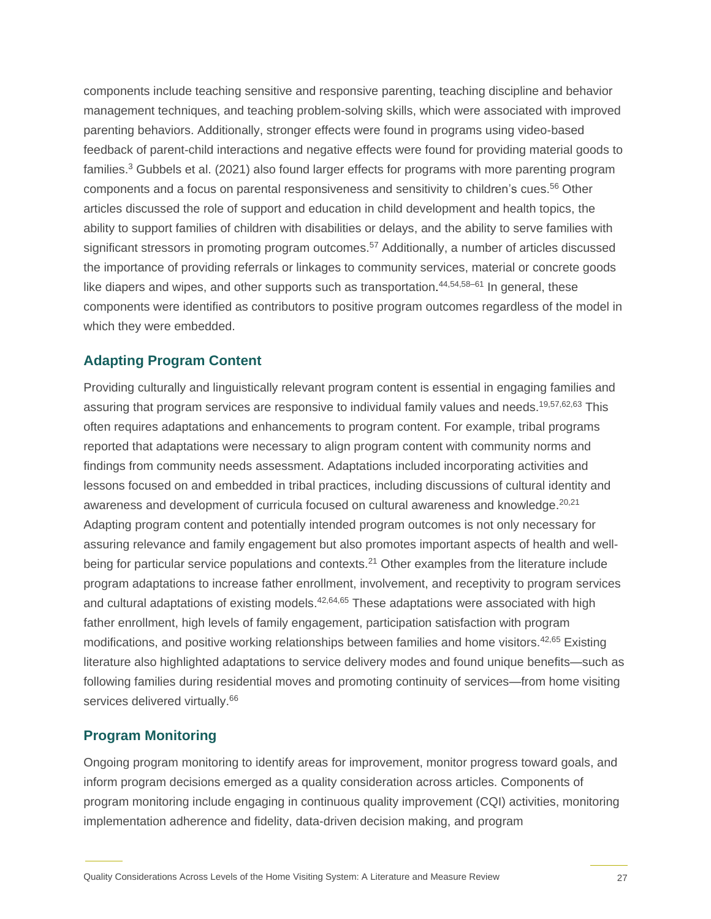components include teaching sensitive and responsive parenting, teaching discipline and behavior management techniques, and teaching problem-solving skills, which were associated with improved parenting behaviors. Additionally, stronger effects were found in programs using video-based feedback of parent-child interactions and negative effects were found for providing material goods to families.[3] Gubbels et al. (2021) also found larger effects for programs with more parenting program components and a focus on parental responsiveness and sensitivity to children's cues.[56] Other articles discussed the role of support and education in child development and health topics, the ability to support families of children with disabilities or delays, and the ability to serve families with significant stressors in promoting program outcomes.[57] Additionally, a number of articles discussed the importance of providing referrals or linkages to community services, material or concrete goods like diapers and wipes, and other supports such as transportation.[44,54,58–61] In general, these components were identified as contributors to positive program outcomes regardless of the model in which they were embedded.

## Adapting Program Content

Providing culturally and linguistically relevant program content is essential in engaging families and assuring that program services are responsive to individual family values and needs.[19,57,62,63] This often requires adaptations and enhancements to program content. For example, tribal programs reported that adaptations were necessary to align program content with community norms and findings from community needs assessment. Adaptations included incorporating activities and lessons focused on and embedded in tribal practices, including discussions of cultural identity and awareness and development of curricula focused on cultural awareness and knowledge.[20,21] Adapting program content and potentially intended program outcomes is not only necessary for assuring relevance and family engagement but also promotes important aspects of health and well-being for particular service populations and contexts.[21] Other examples from the literature include program adaptations to increase father enrollment, involvement, and receptivity to program services and cultural adaptations of existing models.[42,64,65] These adaptations were associated with high father enrollment, high levels of family engagement, participation satisfaction with program modifications, and positive working relationships between families and home visitors.[42,65] Existing literature also highlighted adaptations to service delivery modes and found unique benefits—such as following families during residential moves and promoting continuity of services—from home visiting services delivered virtually.[66]

## Program Monitoring

Ongoing program monitoring to identify areas for improvement, monitor progress toward goals, and inform program decisions emerged as a quality consideration across articles. Components of program monitoring include engaging in continuous quality improvement (CQI) activities, monitoring implementation adherence and fidelity, data-driven decision making, and program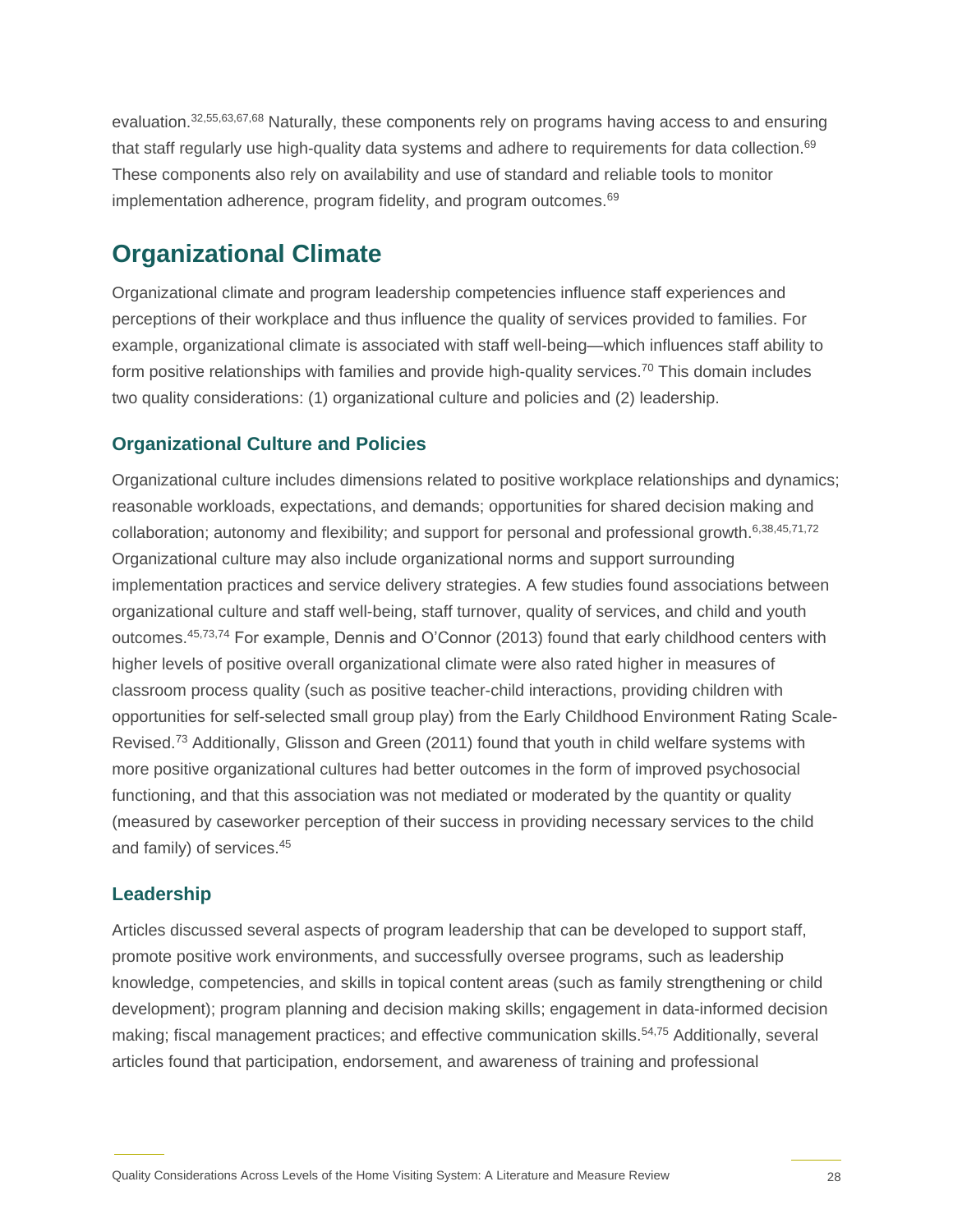evaluation.[32,55,63,67,68] Naturally, these components rely on programs having access to and ensuring that staff regularly use high-quality data systems and adhere to requirements for data collection.[69] These components also rely on availability and use of standard and reliable tools to monitor implementation adherence, program fidelity, and program outcomes.[69]

## Organizational Climate

Organizational climate and program leadership competencies influence staff experiences and perceptions of their workplace and thus influence the quality of services provided to families. For example, organizational climate is associated with staff well-being—which influences staff ability to form positive relationships with families and provide high-quality services.[70] This domain includes two quality considerations: (1) organizational culture and policies and (2) leadership.

### Organizational Culture and Policies

Organizational culture includes dimensions related to positive workplace relationships and dynamics; reasonable workloads, expectations, and demands; opportunities for shared decision making and collaboration; autonomy and flexibility; and support for personal and professional growth.[6,38,45,71,72] Organizational culture may also include organizational norms and support surrounding implementation practices and service delivery strategies. A few studies found associations between organizational culture and staff well-being, staff turnover, quality of services, and child and youth outcomes.[45,73,74] For example, Dennis and O'Connor (2013) found that early childhood centers with higher levels of positive overall organizational climate were also rated higher in measures of classroom process quality (such as positive teacher-child interactions, providing children with opportunities for self-selected small group play) from the Early Childhood Environment Rating Scale-Revised.[73] Additionally, Glisson and Green (2011) found that youth in child welfare systems with more positive organizational cultures had better outcomes in the form of improved psychosocial functioning, and that this association was not mediated or moderated by the quantity or quality (measured by caseworker perception of their success in providing necessary services to the child and family) of services.[45]

### Leadership

Articles discussed several aspects of program leadership that can be developed to support staff, promote positive work environments, and successfully oversee programs, such as leadership knowledge, competencies, and skills in topical content areas (such as family strengthening or child development); program planning and decision making skills; engagement in data-informed decision making; fiscal management practices; and effective communication skills.[54,75] Additionally, several articles found that participation, endorsement, and awareness of training and professional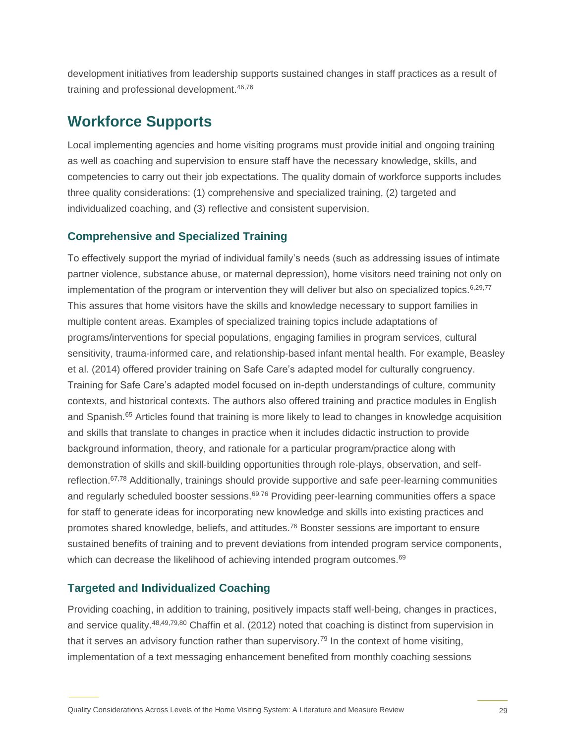development initiatives from leadership supports sustained changes in staff practices as a result of training and professional development.[46,76]

## Workforce Supports

Local implementing agencies and home visiting programs must provide initial and ongoing training as well as coaching and supervision to ensure staff have the necessary knowledge, skills, and competencies to carry out their job expectations. The quality domain of workforce supports includes three quality considerations: (1) comprehensive and specialized training, (2) targeted and individualized coaching, and (3) reflective and consistent supervision.

### Comprehensive and Specialized Training

To effectively support the myriad of individual family's needs (such as addressing issues of intimate partner violence, substance abuse, or maternal depression), home visitors need training not only on implementation of the program or intervention they will deliver but also on specialized topics.[6,29,77] This assures that home visitors have the skills and knowledge necessary to support families in multiple content areas. Examples of specialized training topics include adaptations of programs/interventions for special populations, engaging families in program services, cultural sensitivity, trauma-informed care, and relationship-based infant mental health. For example, Beasley et al. (2014) offered provider training on Safe Care's adapted model for culturally congruency. Training for Safe Care's adapted model focused on in-depth understandings of culture, community contexts, and historical contexts. The authors also offered training and practice modules in English and Spanish.[65] Articles found that training is more likely to lead to changes in knowledge acquisition and skills that translate to changes in practice when it includes didactic instruction to provide background information, theory, and rationale for a particular program/practice along with demonstration of skills and skill-building opportunities through role-plays, observation, and self-reflection.[67,78] Additionally, trainings should provide supportive and safe peer-learning communities and regularly scheduled booster sessions.[69,76] Providing peer-learning communities offers a space for staff to generate ideas for incorporating new knowledge and skills into existing practices and promotes shared knowledge, beliefs, and attitudes.[76] Booster sessions are important to ensure sustained benefits of training and to prevent deviations from intended program service components, which can decrease the likelihood of achieving intended program outcomes.[69]

### Targeted and Individualized Coaching

Providing coaching, in addition to training, positively impacts staff well-being, changes in practices, and service quality.[48,49,79,80] Chaffin et al. (2012) noted that coaching is distinct from supervision in that it serves an advisory function rather than supervisory.[79] In the context of home visiting, implementation of a text messaging enhancement benefited from monthly coaching sessions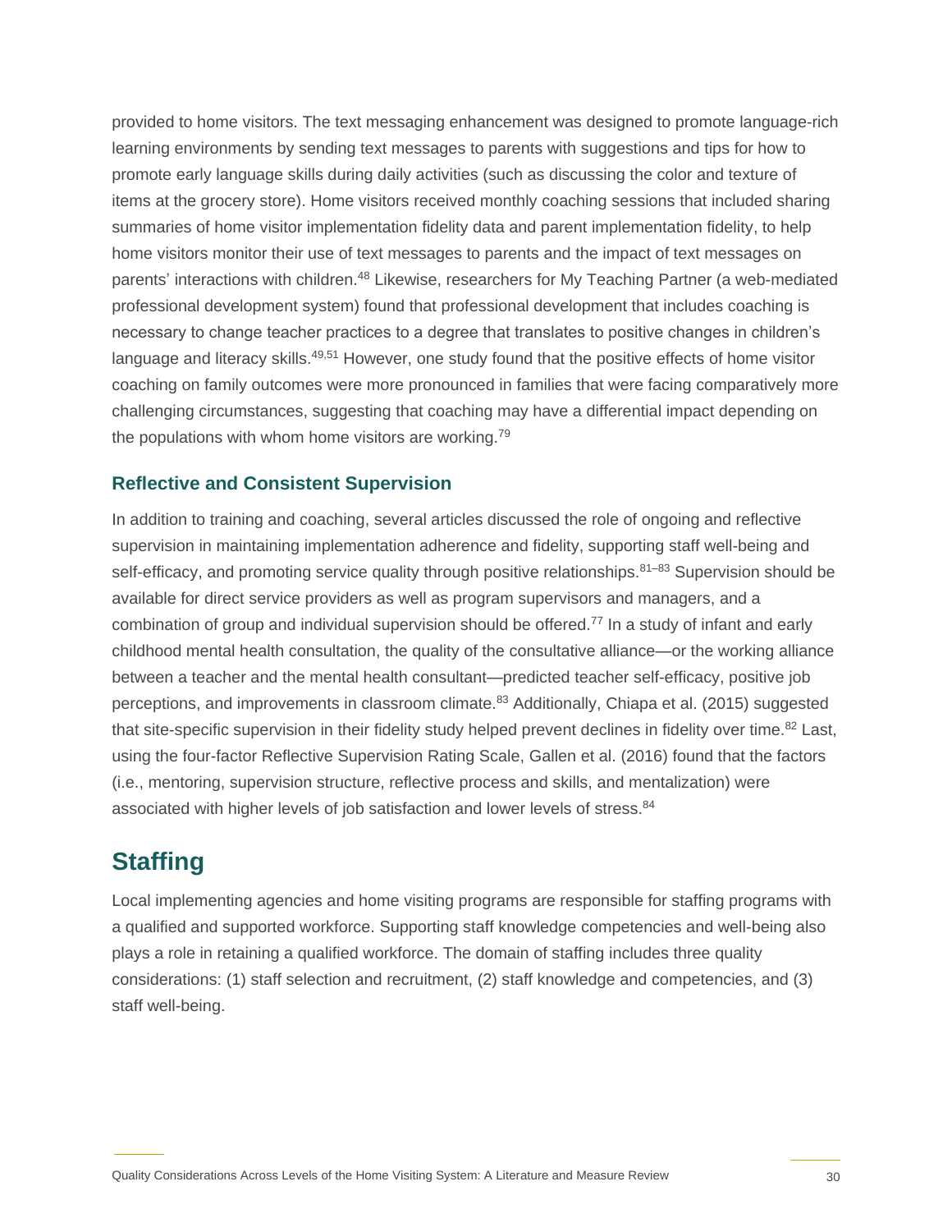provided to home visitors. The text messaging enhancement was designed to promote language-rich learning environments by sending text messages to parents with suggestions and tips for how to promote early language skills during daily activities (such as discussing the color and texture of items at the grocery store). Home visitors received monthly coaching sessions that included sharing summaries of home visitor implementation fidelity data and parent implementation fidelity, to help home visitors monitor their use of text messages to parents and the impact of text messages on parents' interactions with children.[48] Likewise, researchers for My Teaching Partner (a web-mediated professional development system) found that professional development that includes coaching is necessary to change teacher practices to a degree that translates to positive changes in children's language and literacy skills.[49,51] However, one study found that the positive effects of home visitor coaching on family outcomes were more pronounced in families that were facing comparatively more challenging circumstances, suggesting that coaching may have a differential impact depending on the populations with whom home visitors are working.[79]

### Reflective and Consistent Supervision

In addition to training and coaching, several articles discussed the role of ongoing and reflective supervision in maintaining implementation adherence and fidelity, supporting staff well-being and self-efficacy, and promoting service quality through positive relationships.[81–83] Supervision should be available for direct service providers as well as program supervisors and managers, and a combination of group and individual supervision should be offered.[77] In a study of infant and early childhood mental health consultation, the quality of the consultative alliance—or the working alliance between a teacher and the mental health consultant—predicted teacher self-efficacy, positive job perceptions, and improvements in classroom climate.[83] Additionally, Chiapa et al. (2015) suggested that site-specific supervision in their fidelity study helped prevent declines in fidelity over time.[82] Last, using the four-factor Reflective Supervision Rating Scale, Gallen et al. (2016) found that the factors (i.e., mentoring, supervision structure, reflective process and skills, and mentalization) were associated with higher levels of job satisfaction and lower levels of stress.[84]

## Staffing

Local implementing agencies and home visiting programs are responsible for staffing programs with a qualified and supported workforce. Supporting staff knowledge competencies and well-being also plays a role in retaining a qualified workforce. The domain of staffing includes three quality considerations: (1) staff selection and recruitment, (2) staff knowledge and competencies, and (3) staff well-being.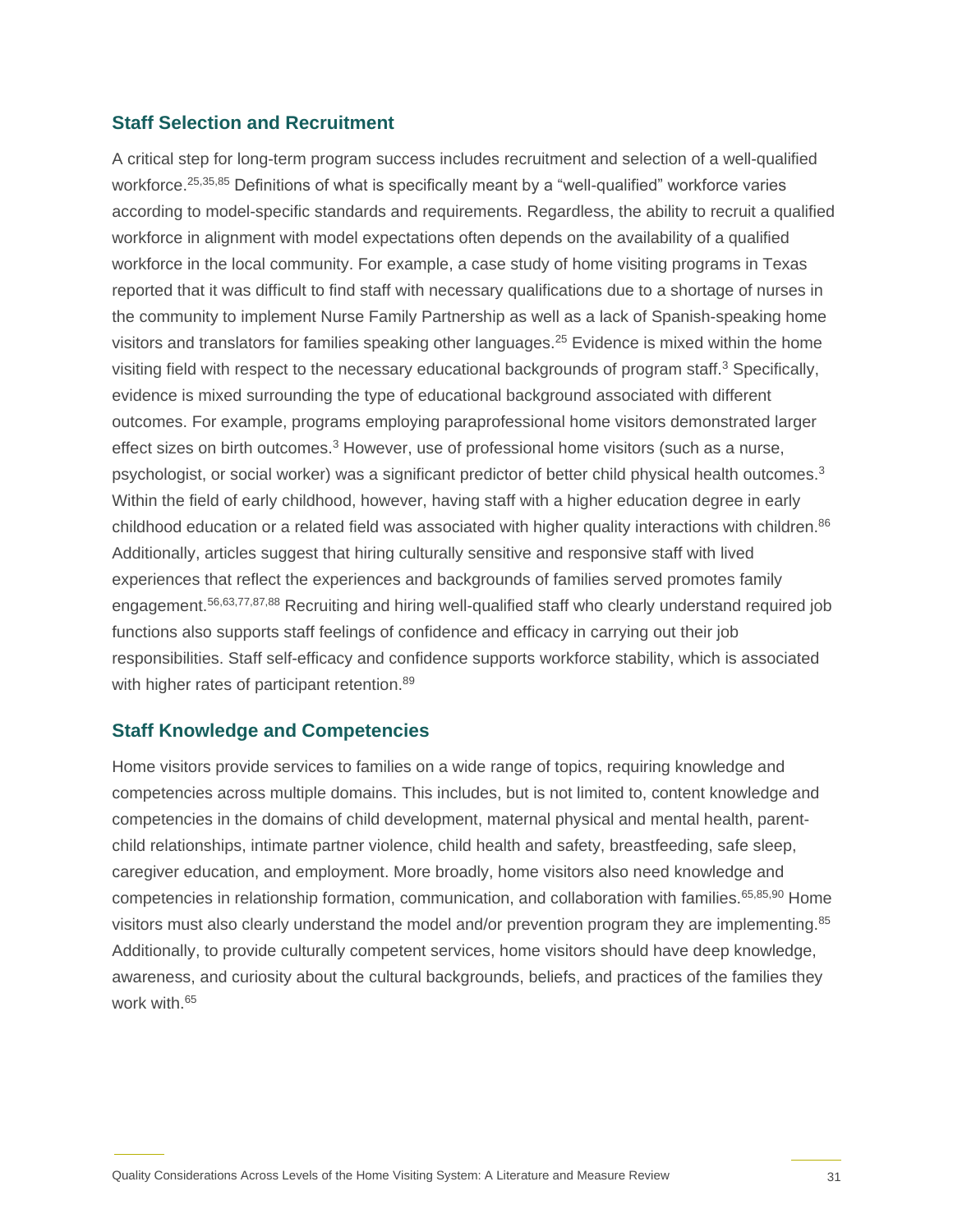## Staff Selection and Recruitment

A critical step for long-term program success includes recruitment and selection of a well-qualified workforce.[25,35,85] Definitions of what is specifically meant by a "well-qualified" workforce varies according to model-specific standards and requirements. Regardless, the ability to recruit a qualified workforce in alignment with model expectations often depends on the availability of a qualified workforce in the local community. For example, a case study of home visiting programs in Texas reported that it was difficult to find staff with necessary qualifications due to a shortage of nurses in the community to implement Nurse Family Partnership as well as a lack of Spanish-speaking home visitors and translators for families speaking other languages.[25] Evidence is mixed within the home visiting field with respect to the necessary educational backgrounds of program staff.[3] Specifically, evidence is mixed surrounding the type of educational background associated with different outcomes. For example, programs employing paraprofessional home visitors demonstrated larger effect sizes on birth outcomes.[3] However, use of professional home visitors (such as a nurse, psychologist, or social worker) was a significant predictor of better child physical health outcomes.[3] Within the field of early childhood, however, having staff with a higher education degree in early childhood education or a related field was associated with higher quality interactions with children.[86] Additionally, articles suggest that hiring culturally sensitive and responsive staff with lived experiences that reflect the experiences and backgrounds of families served promotes family engagement.[56,63,77,87,88] Recruiting and hiring well-qualified staff who clearly understand required job functions also supports staff feelings of confidence and efficacy in carrying out their job responsibilities. Staff self-efficacy and confidence supports workforce stability, which is associated with higher rates of participant retention.[89]

## Staff Knowledge and Competencies

Home visitors provide services to families on a wide range of topics, requiring knowledge and competencies across multiple domains. This includes, but is not limited to, content knowledge and competencies in the domains of child development, maternal physical and mental health, parent-child relationships, intimate partner violence, child health and safety, breastfeeding, safe sleep, caregiver education, and employment. More broadly, home visitors also need knowledge and competencies in relationship formation, communication, and collaboration with families.[65,85,90] Home visitors must also clearly understand the model and/or prevention program they are implementing.[85] Additionally, to provide culturally competent services, home visitors should have deep knowledge, awareness, and curiosity about the cultural backgrounds, beliefs, and practices of the families they work with.[65]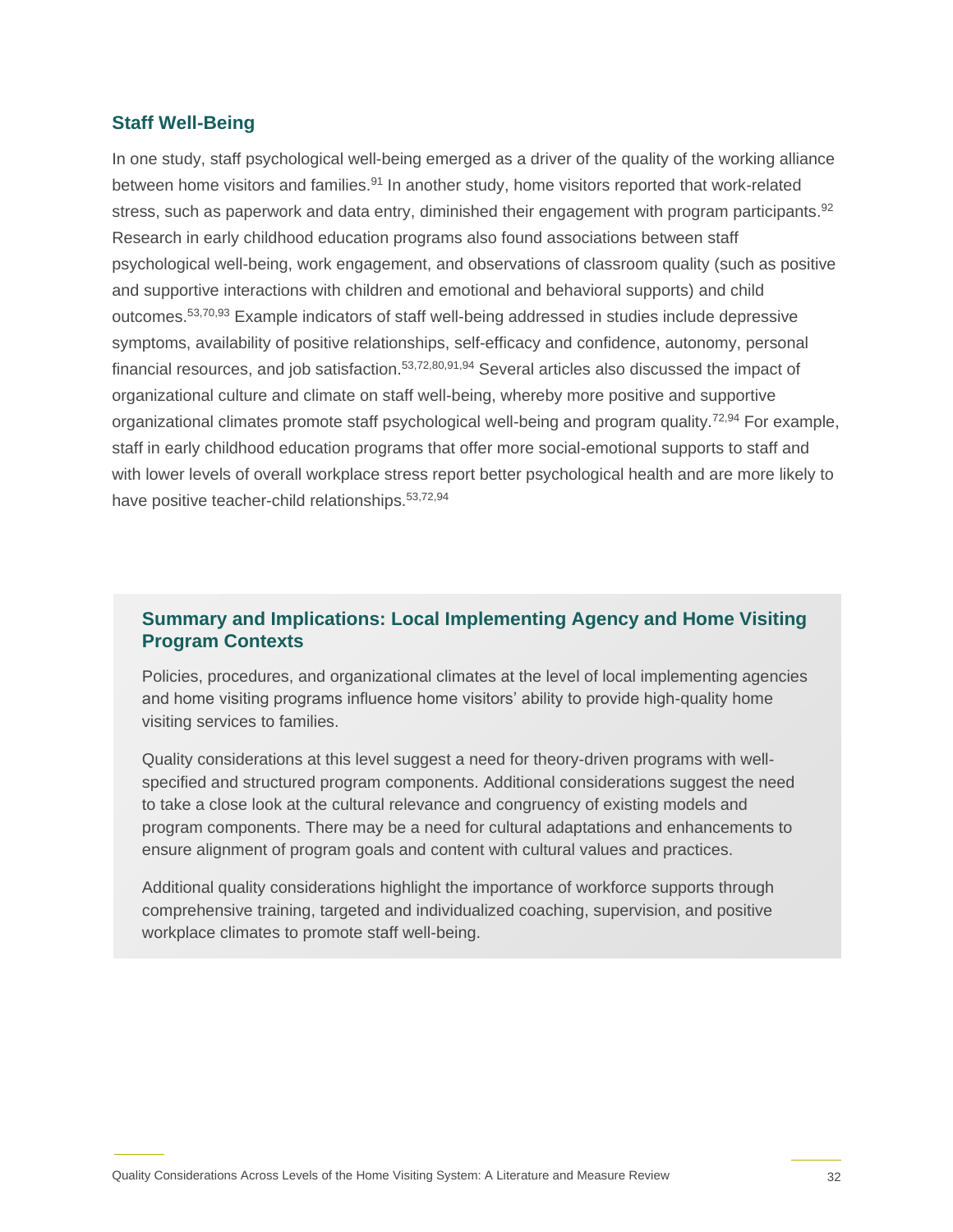### Staff Well-Being

In one study, staff psychological well-being emerged as a driver of the quality of the working alliance between home visitors and families.[91] In another study, home visitors reported that work-related stress, such as paperwork and data entry, diminished their engagement with program participants.[92] Research in early childhood education programs also found associations between staff psychological well-being, work engagement, and observations of classroom quality (such as positive and supportive interactions with children and emotional and behavioral supports) and child outcomes.[53,70,93] Example indicators of staff well-being addressed in studies include depressive symptoms, availability of positive relationships, self-efficacy and confidence, autonomy, personal financial resources, and job satisfaction.[53,72,80,91,94] Several articles also discussed the impact of organizational culture and climate on staff well-being, whereby more positive and supportive organizational climates promote staff psychological well-being and program quality.[72,94] For example, staff in early childhood education programs that offer more social-emotional supports to staff and with lower levels of overall workplace stress report better psychological health and are more likely to have positive teacher-child relationships.[53,72,94]

### Summary and Implications: Local Implementing Agency and Home Visiting Program Contexts

Policies, procedures, and organizational climates at the level of local implementing agencies and home visiting programs influence home visitors' ability to provide high-quality home visiting services to families.

Quality considerations at this level suggest a need for theory-driven programs with well-specified and structured program components. Additional considerations suggest the need to take a close look at the cultural relevance and congruency of existing models and program components. There may be a need for cultural adaptations and enhancements to ensure alignment of program goals and content with cultural values and practices.

Additional quality considerations highlight the importance of workforce supports through comprehensive training, targeted and individualized coaching, supervision, and positive workplace climates to promote staff well-being.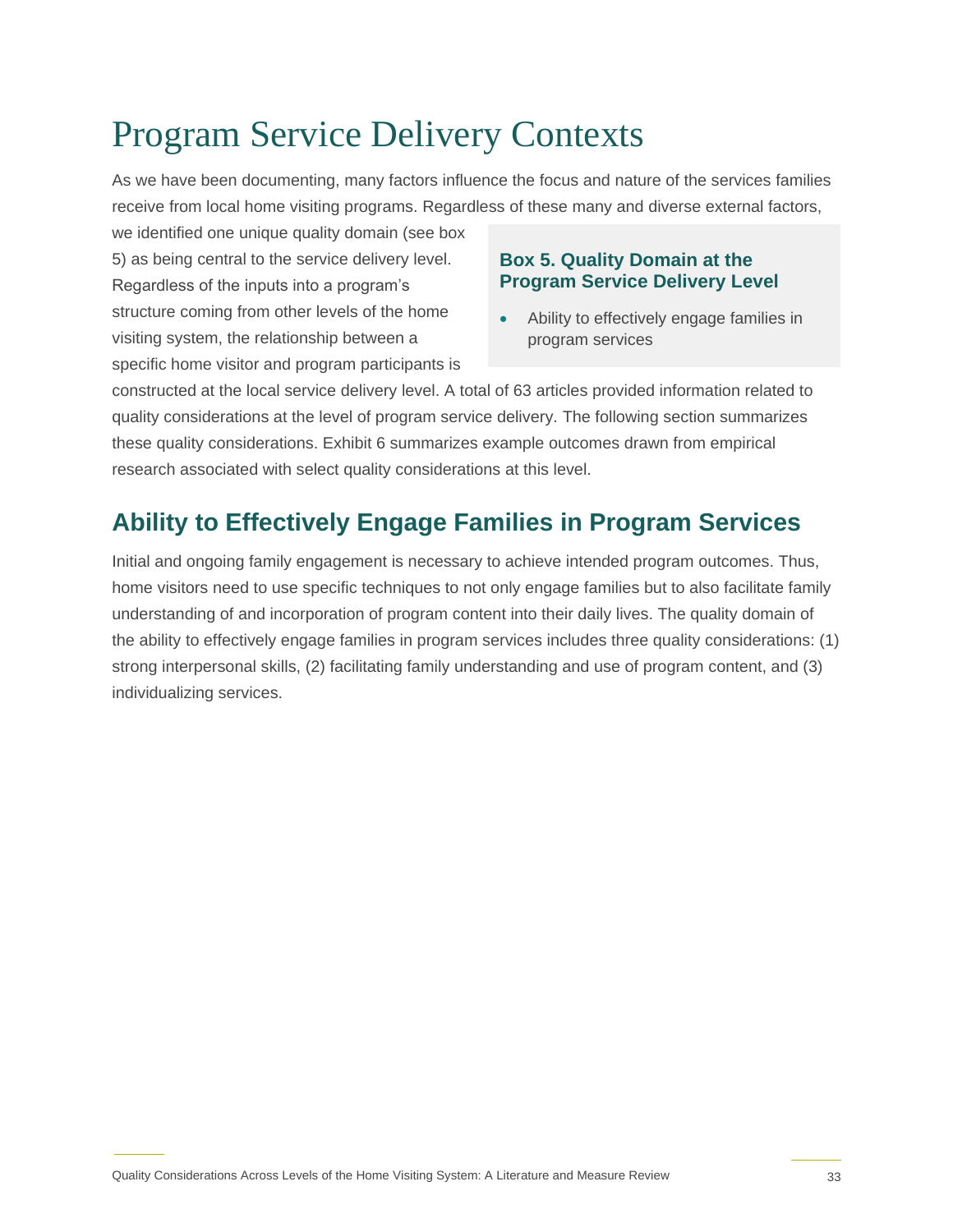# Program Service Delivery Contexts

As we have been documenting, many factors influence the focus and nature of the services families receive from local home visiting programs. Regardless of these many and diverse external factors, we identified one unique quality domain (see box 5) as being central to the service delivery level. Regardless of the inputs into a program's structure coming from other levels of the home visiting system, the relationship between a specific home visitor and program participants is constructed at the local service delivery level. A total of 63 articles provided information related to quality considerations at the level of program service delivery. The following section summarizes these quality considerations. Exhibit 6 summarizes example outcomes drawn from empirical research associated with select quality considerations at this level.

> **Box 5. Quality Domain at the Program Service Delivery Level**
>
> - Ability to effectively engage families in program services

## Ability to Effectively Engage Families in Program Services

Initial and ongoing family engagement is necessary to achieve intended program outcomes. Thus, home visitors need to use specific techniques to not only engage families but to also facilitate family understanding of and incorporation of program content into their daily lives. The quality domain of the ability to effectively engage families in program services includes three quality considerations: (1) strong interpersonal skills, (2) facilitating family understanding and use of program content, and (3) individualizing services.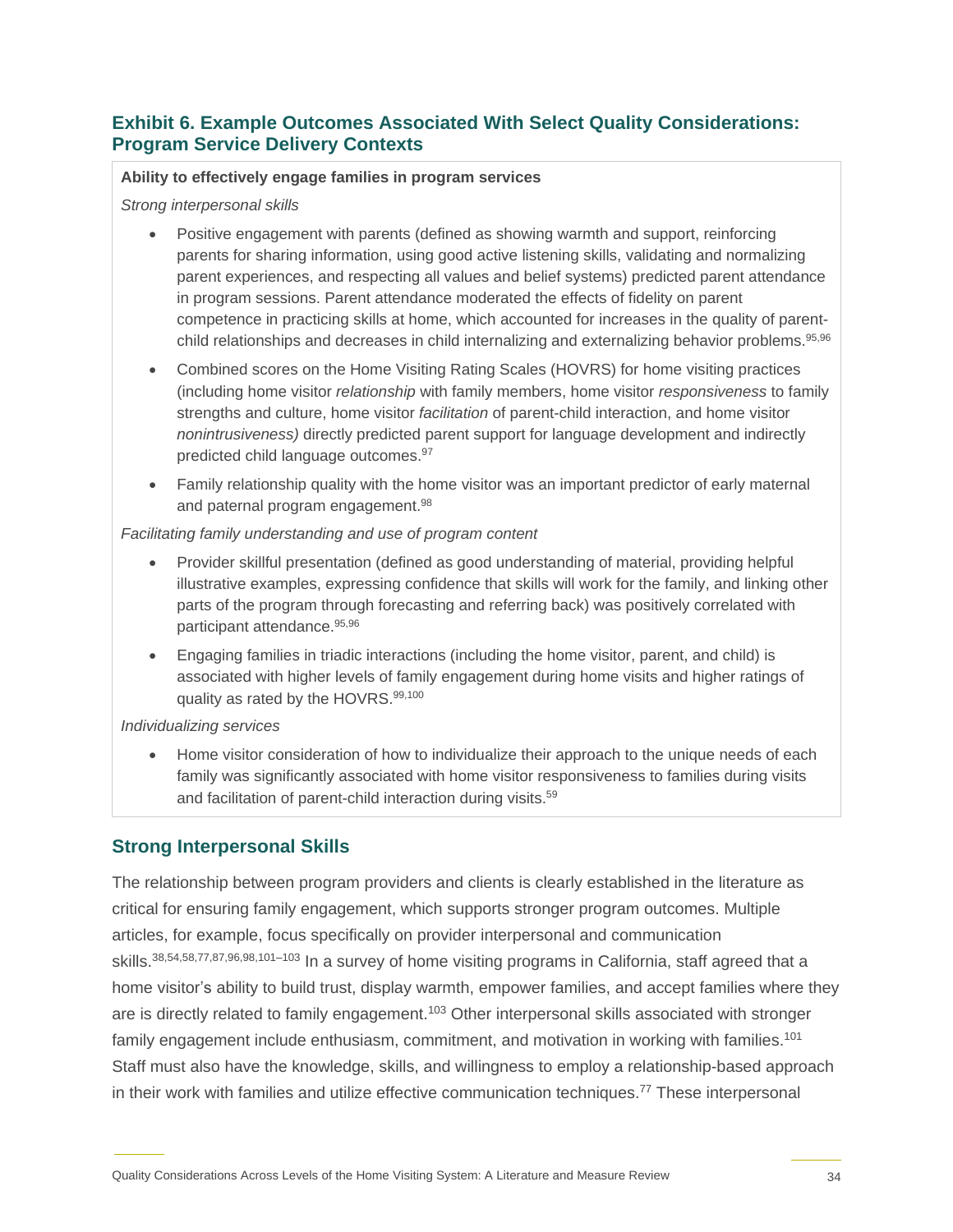## Exhibit 6. Example Outcomes Associated With Select Quality Considerations: Program Service Delivery Contexts

**Ability to effectively engage families in program services**

*Strong interpersonal skills*

- Positive engagement with parents (defined as showing warmth and support, reinforcing parents for sharing information, using good active listening skills, validating and normalizing parent experiences, and respecting all values and belief systems) predicted parent attendance in program sessions. Parent attendance moderated the effects of fidelity on parent competence in practicing skills at home, which accounted for increases in the quality of parent-child relationships and decreases in child internalizing and externalizing behavior problems.[95,96]
- Combined scores on the Home Visiting Rating Scales (HOVRS) for home visiting practices (including home visitor *relationship* with family members, home visitor *responsiveness* to family strengths and culture, home visitor *facilitation* of parent-child interaction, and home visitor *nonintrusiveness)* directly predicted parent support for language development and indirectly predicted child language outcomes.[97]
- Family relationship quality with the home visitor was an important predictor of early maternal and paternal program engagement.[98]

*Facilitating family understanding and use of program content*

- Provider skillful presentation (defined as good understanding of material, providing helpful illustrative examples, expressing confidence that skills will work for the family, and linking other parts of the program through forecasting and referring back) was positively correlated with participant attendance.[95,96]
- Engaging families in triadic interactions (including the home visitor, parent, and child) is associated with higher levels of family engagement during home visits and higher ratings of quality as rated by the HOVRS.[99,100]

*Individualizing services*

- Home visitor consideration of how to individualize their approach to the unique needs of each family was significantly associated with home visitor responsiveness to families during visits and facilitation of parent-child interaction during visits.[59]

## Strong Interpersonal Skills

The relationship between program providers and clients is clearly established in the literature as critical for ensuring family engagement, which supports stronger program outcomes. Multiple articles, for example, focus specifically on provider interpersonal and communication skills.[38,54,58,77,87,96,98,101–103] In a survey of home visiting programs in California, staff agreed that a home visitor's ability to build trust, display warmth, empower families, and accept families where they are is directly related to family engagement.[103] Other interpersonal skills associated with stronger family engagement include enthusiasm, commitment, and motivation in working with families.[101] Staff must also have the knowledge, skills, and willingness to employ a relationship-based approach in their work with families and utilize effective communication techniques.[77] These interpersonal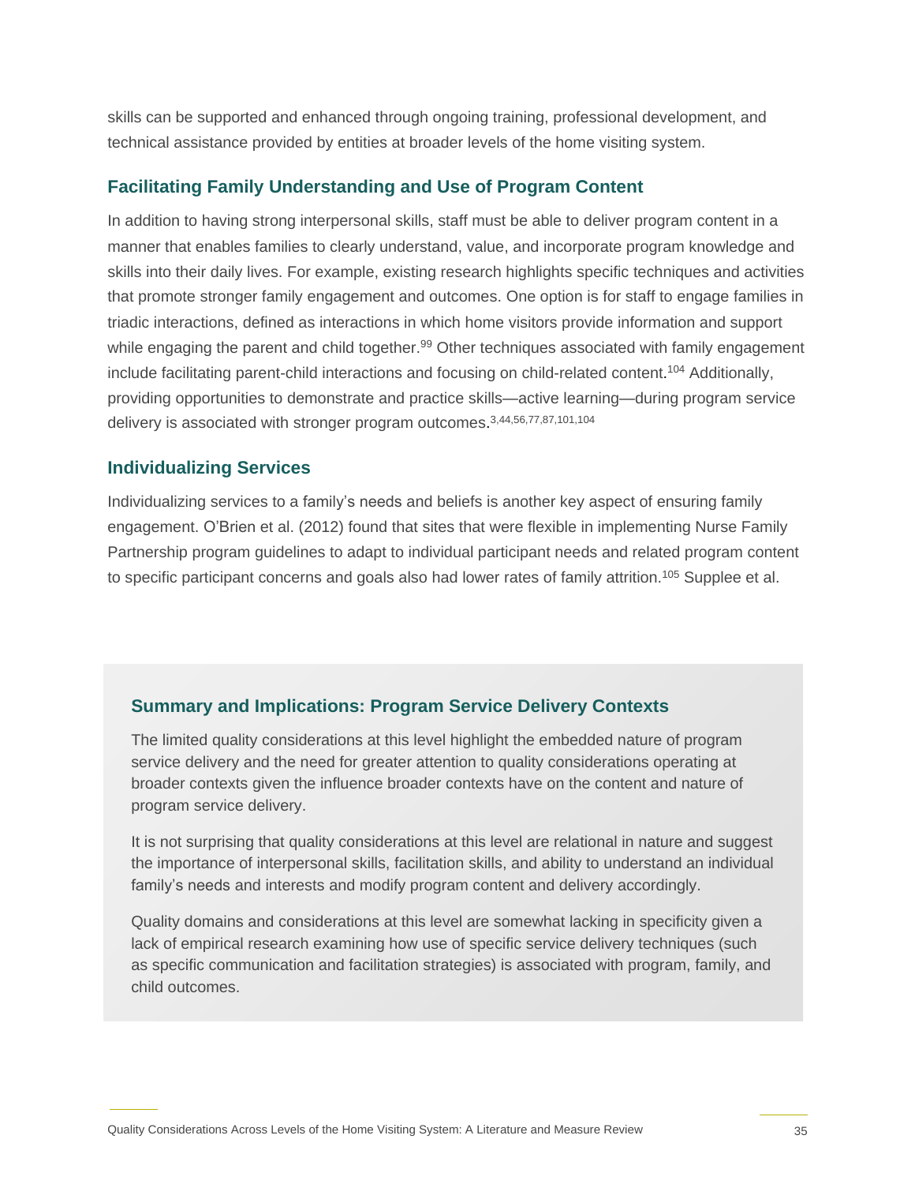skills can be supported and enhanced through ongoing training, professional development, and technical assistance provided by entities at broader levels of the home visiting system.

### Facilitating Family Understanding and Use of Program Content

In addition to having strong interpersonal skills, staff must be able to deliver program content in a manner that enables families to clearly understand, value, and incorporate program knowledge and skills into their daily lives. For example, existing research highlights specific techniques and activities that promote stronger family engagement and outcomes. One option is for staff to engage families in triadic interactions, defined as interactions in which home visitors provide information and support while engaging the parent and child together.[99] Other techniques associated with family engagement include facilitating parent-child interactions and focusing on child-related content.[104] Additionally, providing opportunities to demonstrate and practice skills—active learning—during program service delivery is associated with stronger program outcomes.[3,44,56,77,87,101,104]

### Individualizing Services

Individualizing services to a family's needs and beliefs is another key aspect of ensuring family engagement. O'Brien et al. (2012) found that sites that were flexible in implementing Nurse Family Partnership program guidelines to adapt to individual participant needs and related program content to specific participant concerns and goals also had lower rates of family attrition.[105] Supplee et al.

### Summary and Implications: Program Service Delivery Contexts

The limited quality considerations at this level highlight the embedded nature of program service delivery and the need for greater attention to quality considerations operating at broader contexts given the influence broader contexts have on the content and nature of program service delivery.

It is not surprising that quality considerations at this level are relational in nature and suggest the importance of interpersonal skills, facilitation skills, and ability to understand an individual family's needs and interests and modify program content and delivery accordingly.

Quality domains and considerations at this level are somewhat lacking in specificity given a lack of empirical research examining how use of specific service delivery techniques (such as specific communication and facilitation strategies) is associated with program, family, and child outcomes.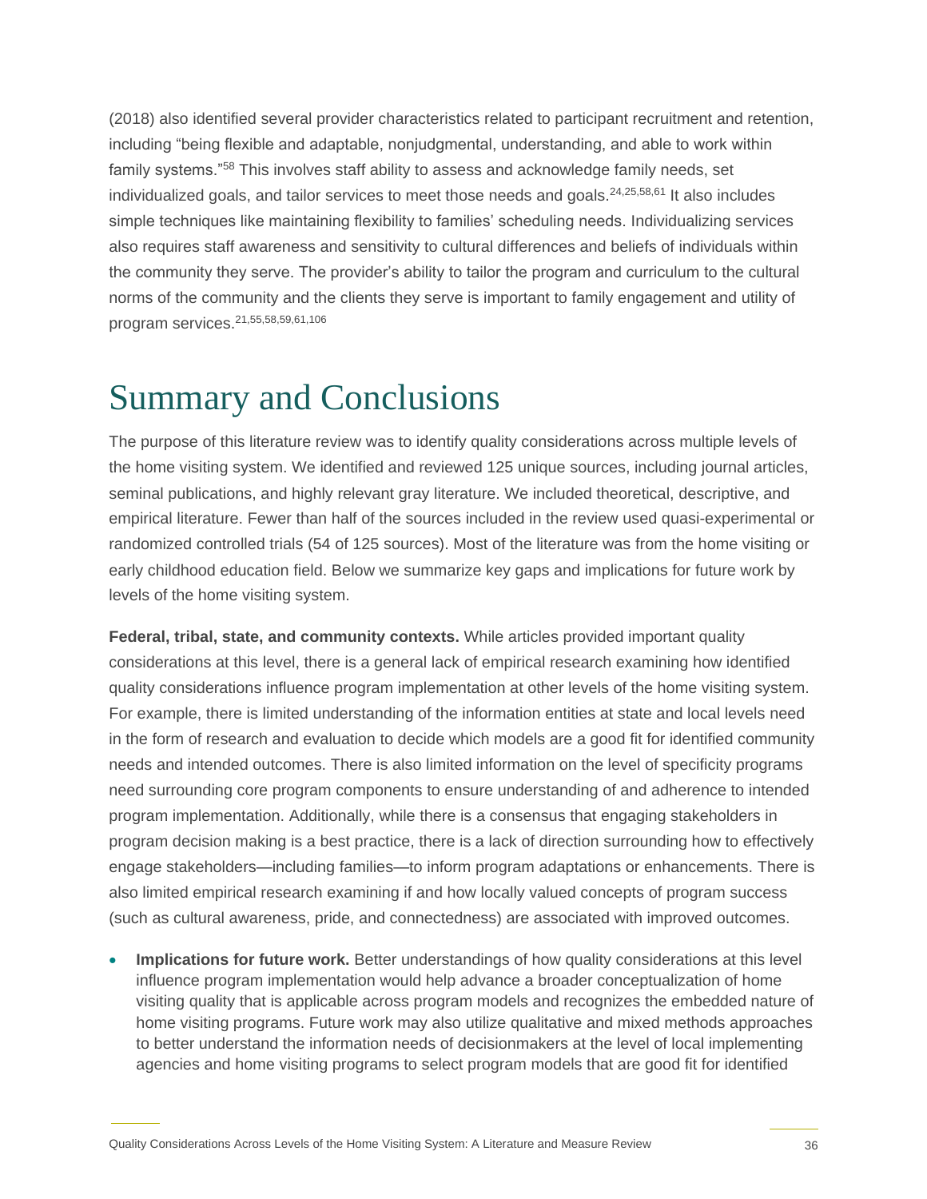(2018) also identified several provider characteristics related to participant recruitment and retention, including "being flexible and adaptable, nonjudgmental, understanding, and able to work within family systems."[58] This involves staff ability to assess and acknowledge family needs, set individualized goals, and tailor services to meet those needs and goals.[24,25,58,61] It also includes simple techniques like maintaining flexibility to families' scheduling needs. Individualizing services also requires staff awareness and sensitivity to cultural differences and beliefs of individuals within the community they serve. The provider's ability to tailor the program and curriculum to the cultural norms of the community and the clients they serve is important to family engagement and utility of program services.[21,55,58,59,61,106]

# Summary and Conclusions

The purpose of this literature review was to identify quality considerations across multiple levels of the home visiting system. We identified and reviewed 125 unique sources, including journal articles, seminal publications, and highly relevant gray literature. We included theoretical, descriptive, and empirical literature. Fewer than half of the sources included in the review used quasi-experimental or randomized controlled trials (54 of 125 sources). Most of the literature was from the home visiting or early childhood education field. Below we summarize key gaps and implications for future work by levels of the home visiting system.

**Federal, tribal, state, and community contexts.** While articles provided important quality considerations at this level, there is a general lack of empirical research examining how identified quality considerations influence program implementation at other levels of the home visiting system. For example, there is limited understanding of the information entities at state and local levels need in the form of research and evaluation to decide which models are a good fit for identified community needs and intended outcomes. There is also limited information on the level of specificity programs need surrounding core program components to ensure understanding of and adherence to intended program implementation. Additionally, while there is a consensus that engaging stakeholders in program decision making is a best practice, there is a lack of direction surrounding how to effectively engage stakeholders—including families—to inform program adaptations or enhancements. There is also limited empirical research examining if and how locally valued concepts of program success (such as cultural awareness, pride, and connectedness) are associated with improved outcomes.

- **Implications for future work.** Better understandings of how quality considerations at this level influence program implementation would help advance a broader conceptualization of home visiting quality that is applicable across program models and recognizes the embedded nature of home visiting programs. Future work may also utilize qualitative and mixed methods approaches to better understand the information needs of decisionmakers at the level of local implementing agencies and home visiting programs to select program models that are good fit for identified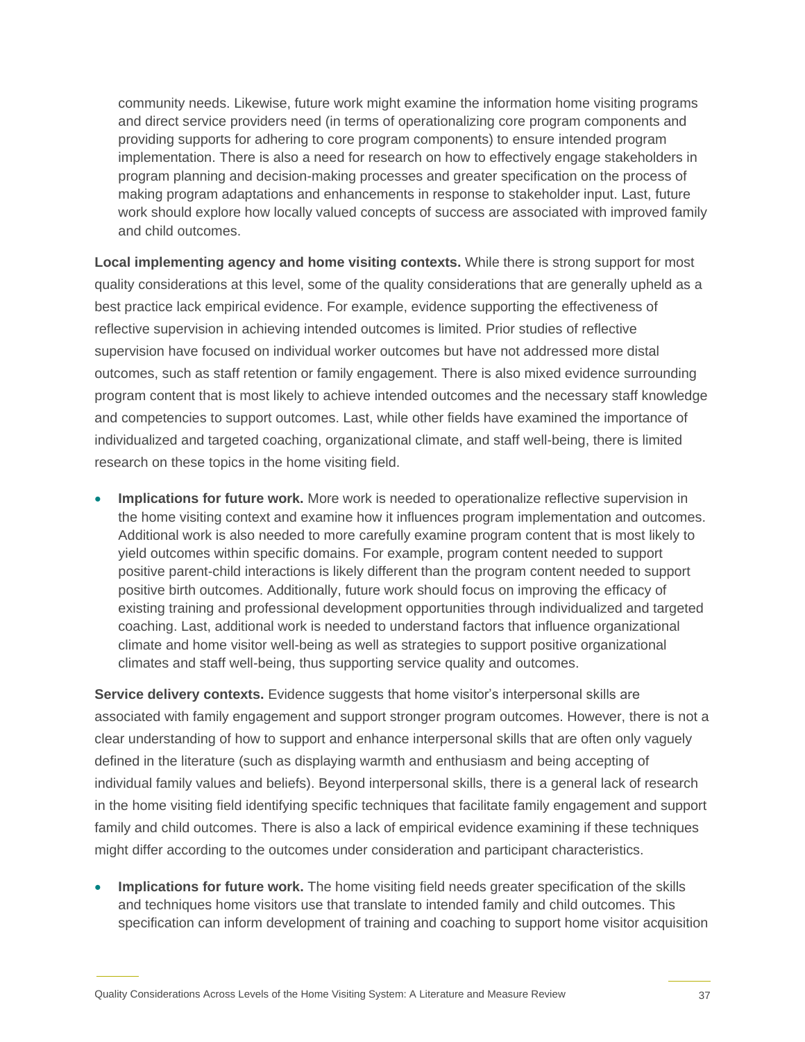community needs. Likewise, future work might examine the information home visiting programs and direct service providers need (in terms of operationalizing core program components and providing supports for adhering to core program components) to ensure intended program implementation. There is also a need for research on how to effectively engage stakeholders in program planning and decision-making processes and greater specification on the process of making program adaptations and enhancements in response to stakeholder input. Last, future work should explore how locally valued concepts of success are associated with improved family and child outcomes.

**Local implementing agency and home visiting contexts.** While there is strong support for most quality considerations at this level, some of the quality considerations that are generally upheld as a best practice lack empirical evidence. For example, evidence supporting the effectiveness of reflective supervision in achieving intended outcomes is limited. Prior studies of reflective supervision have focused on individual worker outcomes but have not addressed more distal outcomes, such as staff retention or family engagement. There is also mixed evidence surrounding program content that is most likely to achieve intended outcomes and the necessary staff knowledge and competencies to support outcomes. Last, while other fields have examined the importance of individualized and targeted coaching, organizational climate, and staff well-being, there is limited research on these topics in the home visiting field.

- **Implications for future work.** More work is needed to operationalize reflective supervision in the home visiting context and examine how it influences program implementation and outcomes. Additional work is also needed to more carefully examine program content that is most likely to yield outcomes within specific domains. For example, program content needed to support positive parent-child interactions is likely different than the program content needed to support positive birth outcomes. Additionally, future work should focus on improving the efficacy of existing training and professional development opportunities through individualized and targeted coaching. Last, additional work is needed to understand factors that influence organizational climate and home visitor well-being as well as strategies to support positive organizational climates and staff well-being, thus supporting service quality and outcomes.

**Service delivery contexts.** Evidence suggests that home visitor's interpersonal skills are associated with family engagement and support stronger program outcomes. However, there is not a clear understanding of how to support and enhance interpersonal skills that are often only vaguely defined in the literature (such as displaying warmth and enthusiasm and being accepting of individual family values and beliefs). Beyond interpersonal skills, there is a general lack of research in the home visiting field identifying specific techniques that facilitate family engagement and support family and child outcomes. There is also a lack of empirical evidence examining if these techniques might differ according to the outcomes under consideration and participant characteristics.

- **Implications for future work.** The home visiting field needs greater specification of the skills and techniques home visitors use that translate to intended family and child outcomes. This specification can inform development of training and coaching to support home visitor acquisition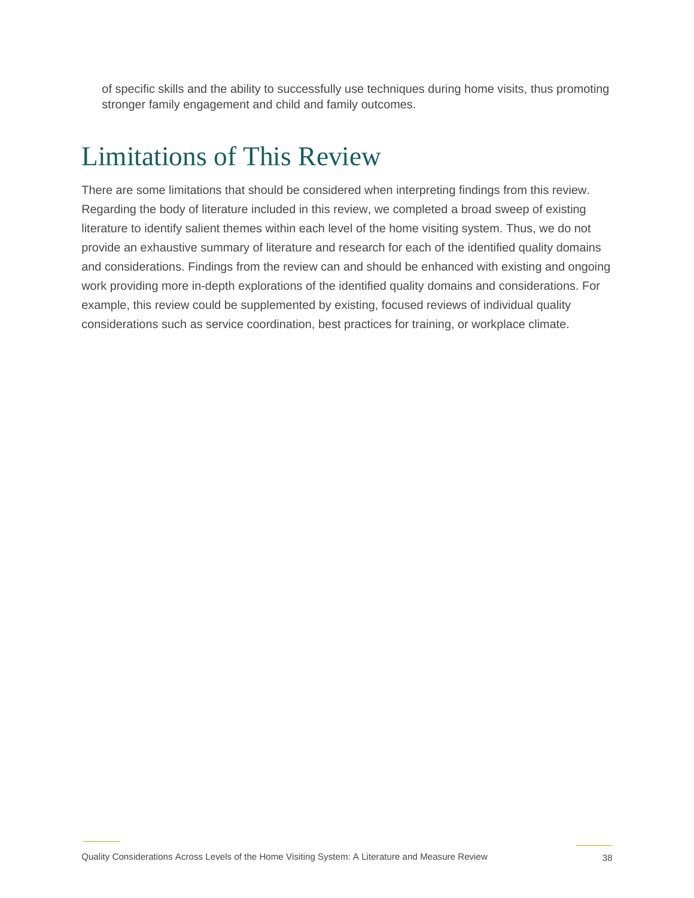of specific skills and the ability to successfully use techniques during home visits, thus promoting stronger family engagement and child and family outcomes.

# Limitations of This Review

There are some limitations that should be considered when interpreting findings from this review. Regarding the body of literature included in this review, we completed a broad sweep of existing literature to identify salient themes within each level of the home visiting system. Thus, we do not provide an exhaustive summary of literature and research for each of the identified quality domains and considerations. Findings from the review can and should be enhanced with existing and ongoing work providing more in-depth explorations of the identified quality domains and considerations. For example, this review could be supplemented by existing, focused reviews of individual quality considerations such as service coordination, best practices for training, or workplace climate.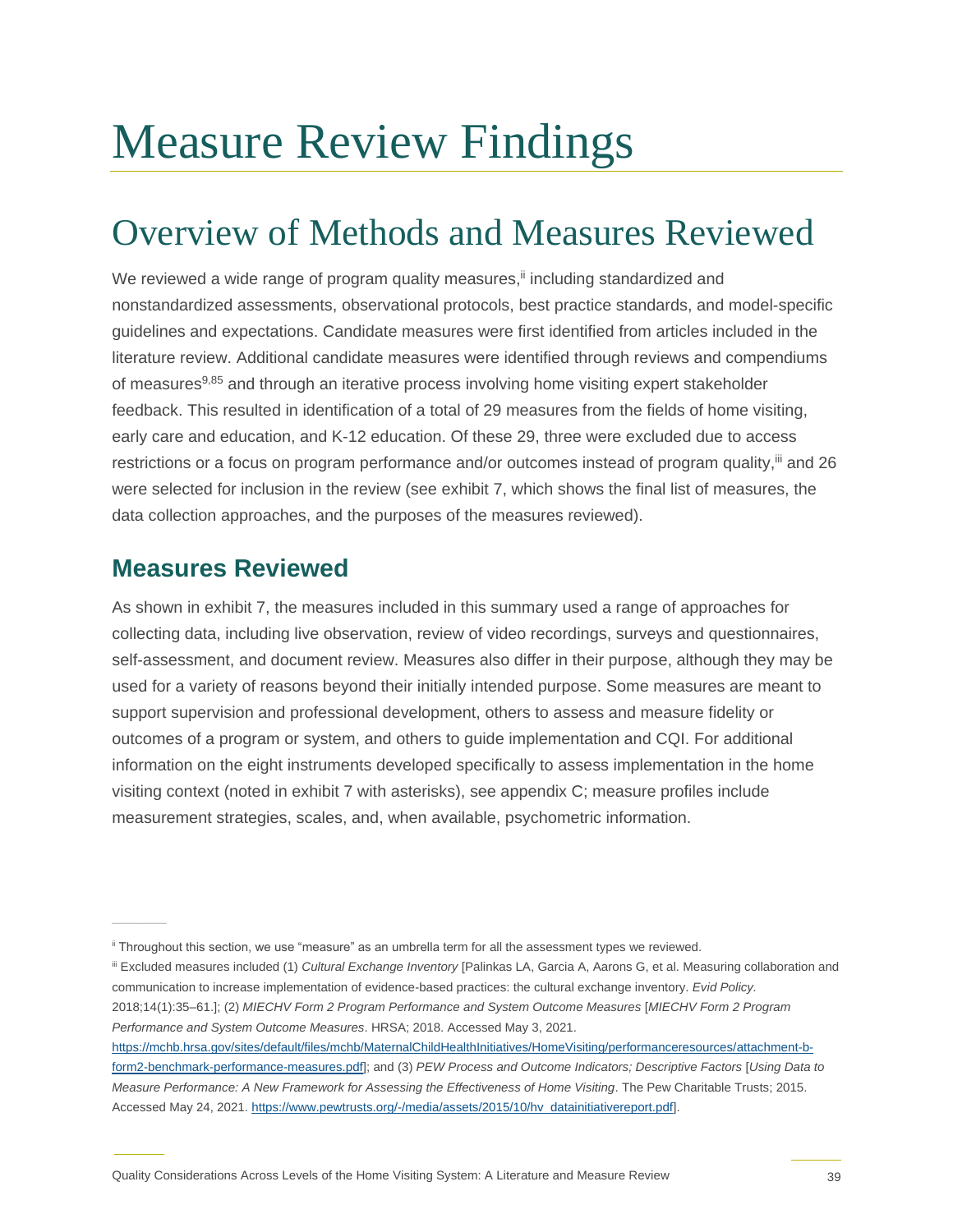# Measure Review Findings

## Overview of Methods and Measures Reviewed

We reviewed a wide range of program quality measures,[ii] including standardized and nonstandardized assessments, observational protocols, best practice standards, and model-specific guidelines and expectations. Candidate measures were first identified from articles included in the literature review. Additional candidate measures were identified through reviews and compendiums of measures[9,85] and through an iterative process involving home visiting expert stakeholder feedback. This resulted in identification of a total of 29 measures from the fields of home visiting, early care and education, and K-12 education. Of these 29, three were excluded due to access restrictions or a focus on program performance and/or outcomes instead of program quality,[iii] and 26 were selected for inclusion in the review (see exhibit 7, which shows the final list of measures, the data collection approaches, and the purposes of the measures reviewed).

### Measures Reviewed

As shown in exhibit 7, the measures included in this summary used a range of approaches for collecting data, including live observation, review of video recordings, surveys and questionnaires, self-assessment, and document review. Measures also differ in their purpose, although they may be used for a variety of reasons beyond their initially intended purpose. Some measures are meant to support supervision and professional development, others to assess and measure fidelity or outcomes of a program or system, and others to guide implementation and CQI. For additional information on the eight instruments developed specifically to assess implementation in the home visiting context (noted in exhibit 7 with asterisks), see appendix C; measure profiles include measurement strategies, scales, and, when available, psychometric information.

---

[ii] Throughout this section, we use "measure" as an umbrella term for all the assessment types we reviewed.

[iii] Excluded measures included (1) *Cultural Exchange Inventory* [Palinkas LA, Garcia A, Aarons G, et al. Measuring collaboration and communication to increase implementation of evidence-based practices: the cultural exchange inventory. *Evid Policy*. 2018;14(1):35–61.]; (2) *MIECHV Form 2 Program Performance and System Outcome Measures* [*MIECHV Form 2 Program Performance and System Outcome Measures*. HRSA; 2018. Accessed May 3, 2021. https://mchb.hrsa.gov/sites/default/files/mchb/MaternalChildHealthInitiatives/HomeVisiting/performanceresources/attachment-b-form2-benchmark-performance-measures.pdf]; and (3) *PEW Process and Outcome Indicators; Descriptive Factors* [*Using Data to Measure Performance: A New Framework for Assessing the Effectiveness of Home Visiting*. The Pew Charitable Trusts; 2015. Accessed May 24, 2021. https://www.pewtrusts.org/-/media/assets/2015/10/hv_datainitiativereport.pdf].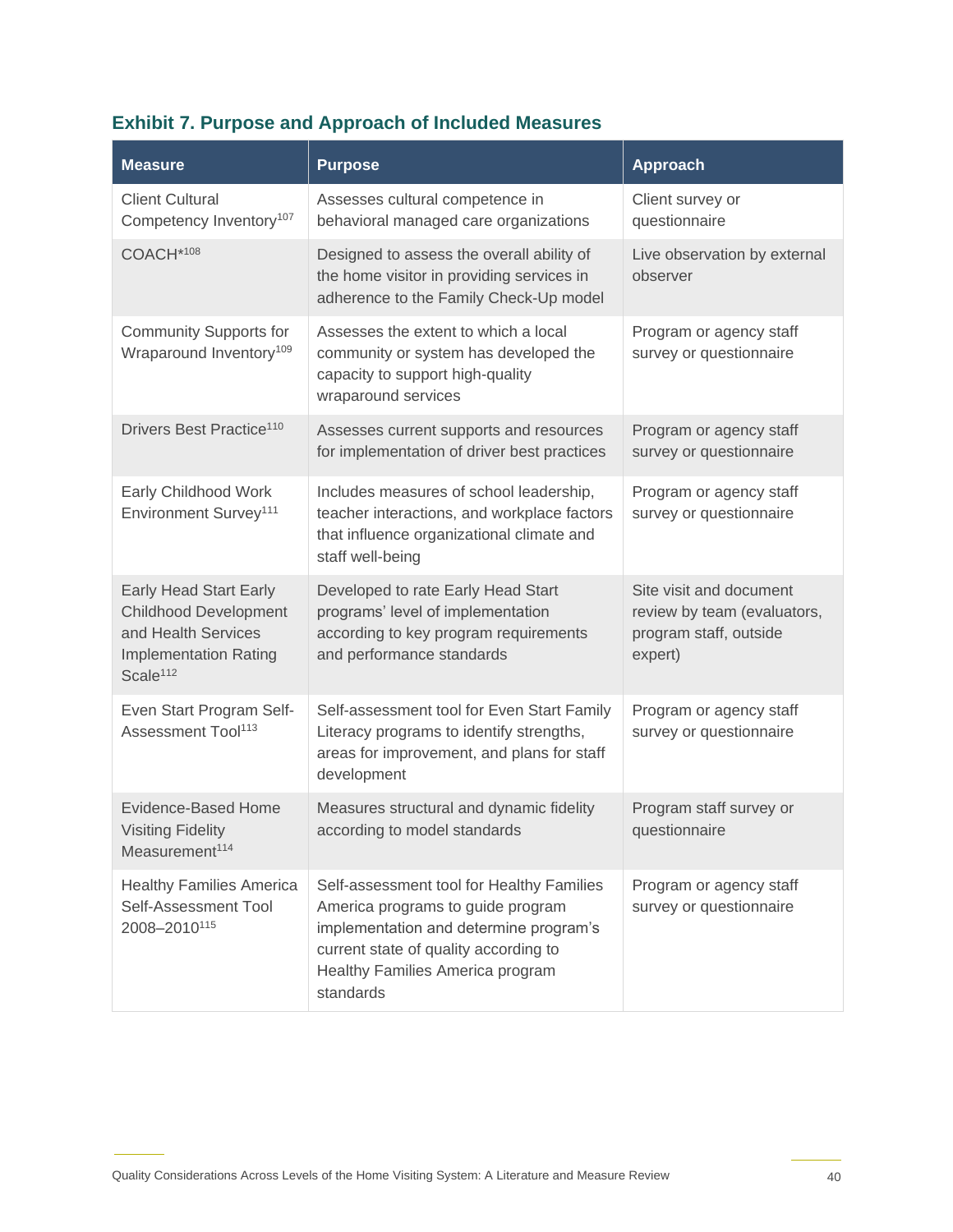### Exhibit 7. Purpose and Approach of Included Measures

| Measure | Purpose | Approach |
|---|---|---|
| Client Cultural Competency Inventory[107] | Assesses cultural competence in behavioral managed care organizations | Client survey or questionnaire |
| COACH*[108] | Designed to assess the overall ability of the home visitor in providing services in adherence to the Family Check-Up model | Live observation by external observer |
| Community Supports for Wraparound Inventory[109] | Assesses the extent to which a local community or system has developed the capacity to support high-quality wraparound services | Program or agency staff survey or questionnaire |
| Drivers Best Practice[110] | Assesses current supports and resources for implementation of driver best practices | Program or agency staff survey or questionnaire |
| Early Childhood Work Environment Survey[111] | Includes measures of school leadership, teacher interactions, and workplace factors that influence organizational climate and staff well-being | Program or agency staff survey or questionnaire |
| Early Head Start Early Childhood Development and Health Services Implementation Rating Scale[112] | Developed to rate Early Head Start programs' level of implementation according to key program requirements and performance standards | Site visit and document review by team (evaluators, program staff, outside expert) |
| Even Start Program Self-Assessment Tool[113] | Self-assessment tool for Even Start Family Literacy programs to identify strengths, areas for improvement, and plans for staff development | Program or agency staff survey or questionnaire |
| Evidence-Based Home Visiting Fidelity Measurement[114] | Measures structural and dynamic fidelity according to model standards | Program staff survey or questionnaire |
| Healthy Families America Self-Assessment Tool 2008–2010[115] | Self-assessment tool for Healthy Families America programs to guide program implementation and determine program's current state of quality according to Healthy Families America program standards | Program or agency staff survey or questionnaire |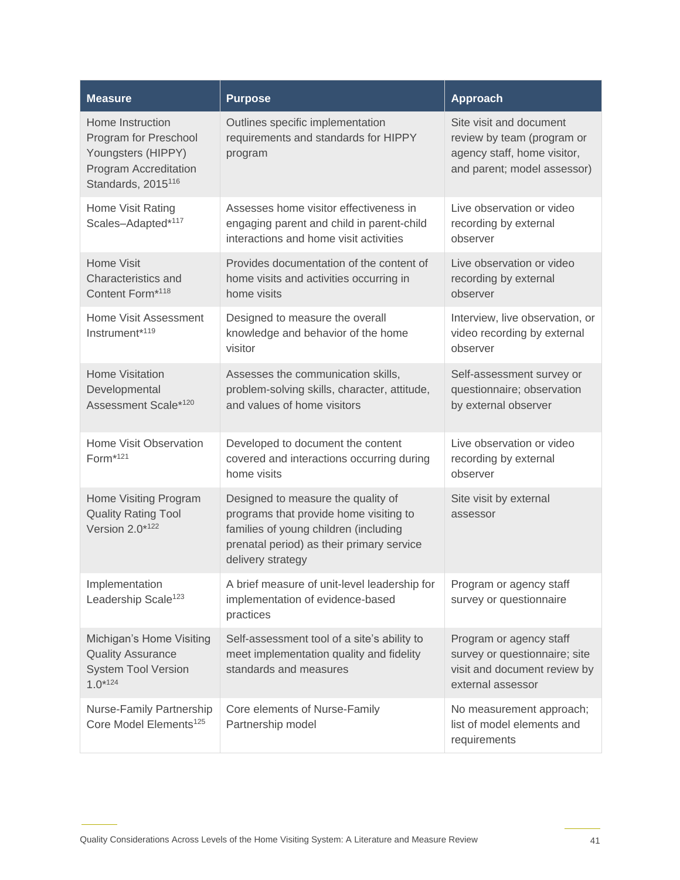| Measure | Purpose | Approach |
|---|---|---|
| Home Instruction Program for Preschool Youngsters (HIPPY) Program Accreditation Standards, 2015[116] | Outlines specific implementation requirements and standards for HIPPY program | Site visit and document review by team (program or agency staff, home visitor, and parent; model assessor) |
| Home Visit Rating Scales–Adapted*[117] | Assesses home visitor effectiveness in engaging parent and child in parent-child interactions and home visit activities | Live observation or video recording by external observer |
| Home Visit Characteristics and Content Form*[118] | Provides documentation of the content of home visits and activities occurring in home visits | Live observation or video recording by external observer |
| Home Visit Assessment Instrument*[119] | Designed to measure the overall knowledge and behavior of the home visitor | Interview, live observation, or video recording by external observer |
| Home Visitation Developmental Assessment Scale*[120] | Assesses the communication skills, problem-solving skills, character, attitude, and values of home visitors | Self-assessment survey or questionnaire; observation by external observer |
| Home Visit Observation Form*[121] | Developed to document the content covered and interactions occurring during home visits | Live observation or video recording by external observer |
| Home Visiting Program Quality Rating Tool Version 2.0*[122] | Designed to measure the quality of programs that provide home visiting to families of young children (including prenatal period) as their primary service delivery strategy | Site visit by external assessor |
| Implementation Leadership Scale[123] | A brief measure of unit-level leadership for implementation of evidence-based practices | Program or agency staff survey or questionnaire |
| Michigan's Home Visiting Quality Assurance System Tool Version 1.0*[124] | Self-assessment tool of a site's ability to meet implementation quality and fidelity standards and measures | Program or agency staff survey or questionnaire; site visit and document review by external assessor |
| Nurse-Family Partnership Core Model Elements[125] | Core elements of Nurse-Family Partnership model | No measurement approach; list of model elements and requirements |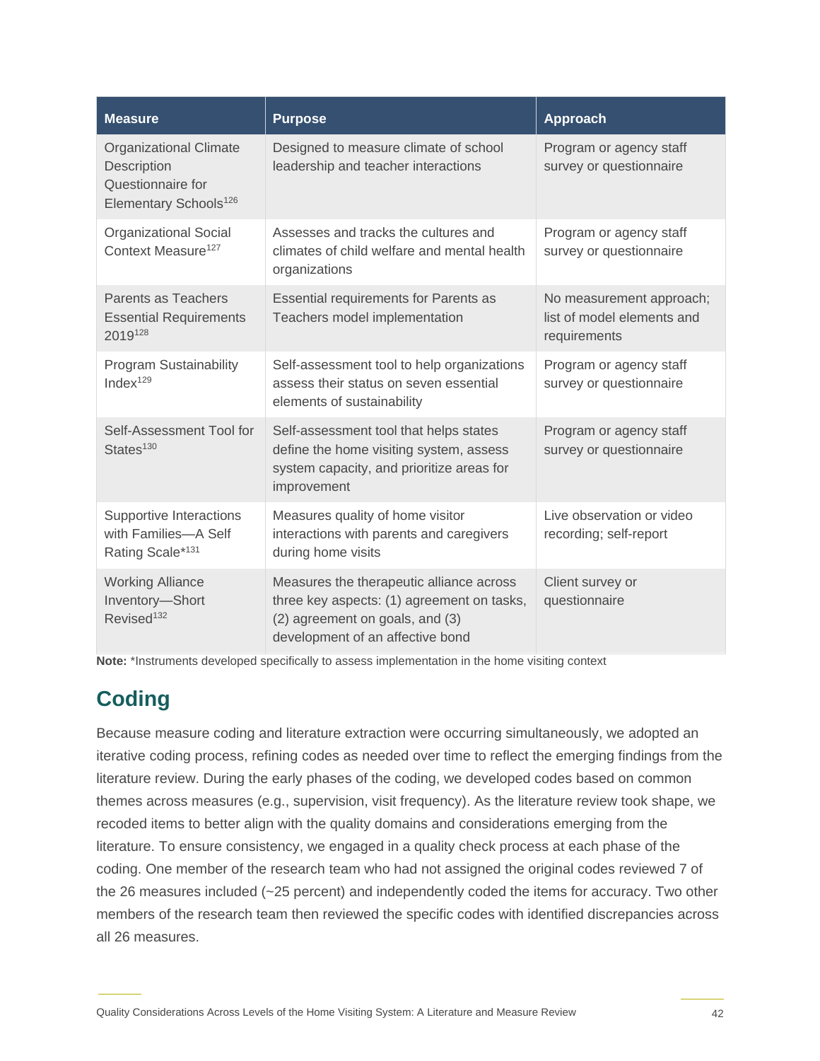| Measure | Purpose | Approach |
|---|---|---|
| Organizational Climate Description Questionnaire for Elementary Schools[126] | Designed to measure climate of school leadership and teacher interactions | Program or agency staff survey or questionnaire |
| Organizational Social Context Measure[127] | Assesses and tracks the cultures and climates of child welfare and mental health organizations | Program or agency staff survey or questionnaire |
| Parents as Teachers Essential Requirements 2019[128] | Essential requirements for Parents as Teachers model implementation | No measurement approach; list of model elements and requirements |
| Program Sustainability Index[129] | Self-assessment tool to help organizations assess their status on seven essential elements of sustainability | Program or agency staff survey or questionnaire |
| Self-Assessment Tool for States[130] | Self-assessment tool that helps states define the home visiting system, assess system capacity, and prioritize areas for improvement | Program or agency staff survey or questionnaire |
| Supportive Interactions with Families—A Self Rating Scale*[131] | Measures quality of home visitor interactions with parents and caregivers during home visits | Live observation or video recording; self-report |
| Working Alliance Inventory—Short Revised[132] | Measures the therapeutic alliance across three key aspects: (1) agreement on tasks, (2) agreement on goals, and (3) development of an affective bond | Client survey or questionnaire |

**Note:** *Instruments developed specifically to assess implementation in the home visiting context

## Coding

Because measure coding and literature extraction were occurring simultaneously, we adopted an iterative coding process, refining codes as needed over time to reflect the emerging findings from the literature review. During the early phases of the coding, we developed codes based on common themes across measures (e.g., supervision, visit frequency). As the literature review took shape, we recoded items to better align with the quality domains and considerations emerging from the literature. To ensure consistency, we engaged in a quality check process at each phase of the coding. One member of the research team who had not assigned the original codes reviewed 7 of the 26 measures included (~25 percent) and independently coded the items for accuracy. Two other members of the research team then reviewed the specific codes with identified discrepancies across all 26 measures.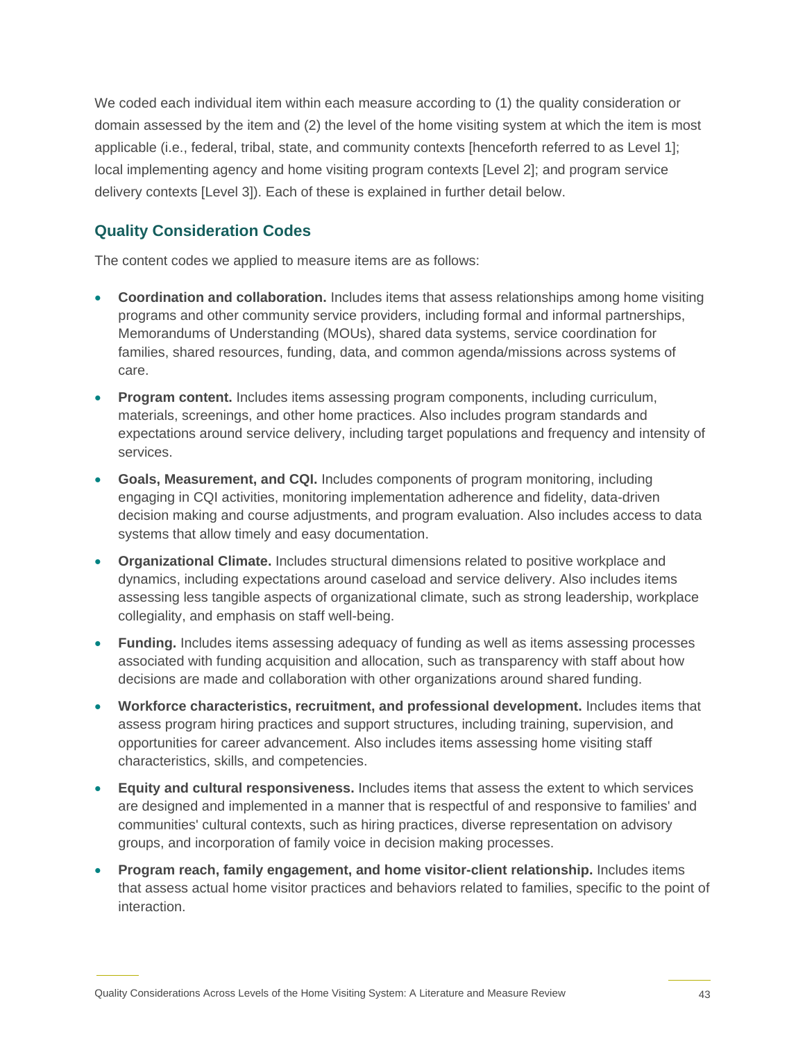We coded each individual item within each measure according to (1) the quality consideration or domain assessed by the item and (2) the level of the home visiting system at which the item is most applicable (i.e., federal, tribal, state, and community contexts [henceforth referred to as Level 1]; local implementing agency and home visiting program contexts [Level 2]; and program service delivery contexts [Level 3]). Each of these is explained in further detail below.

## Quality Consideration Codes

The content codes we applied to measure items are as follows:

- **Coordination and collaboration.** Includes items that assess relationships among home visiting programs and other community service providers, including formal and informal partnerships, Memorandums of Understanding (MOUs), shared data systems, service coordination for families, shared resources, funding, data, and common agenda/missions across systems of care.
- **Program content.** Includes items assessing program components, including curriculum, materials, screenings, and other home practices. Also includes program standards and expectations around service delivery, including target populations and frequency and intensity of services.
- **Goals, Measurement, and CQI.** Includes components of program monitoring, including engaging in CQI activities, monitoring implementation adherence and fidelity, data-driven decision making and course adjustments, and program evaluation. Also includes access to data systems that allow timely and easy documentation.
- **Organizational Climate.** Includes structural dimensions related to positive workplace and dynamics, including expectations around caseload and service delivery. Also includes items assessing less tangible aspects of organizational climate, such as strong leadership, workplace collegiality, and emphasis on staff well-being.
- **Funding.** Includes items assessing adequacy of funding as well as items assessing processes associated with funding acquisition and allocation, such as transparency with staff about how decisions are made and collaboration with other organizations around shared funding.
- **Workforce characteristics, recruitment, and professional development.** Includes items that assess program hiring practices and support structures, including training, supervision, and opportunities for career advancement. Also includes items assessing home visiting staff characteristics, skills, and competencies.
- **Equity and cultural responsiveness.** Includes items that assess the extent to which services are designed and implemented in a manner that is respectful of and responsive to families' and communities' cultural contexts, such as hiring practices, diverse representation on advisory groups, and incorporation of family voice in decision making processes.
- **Program reach, family engagement, and home visitor-client relationship.** Includes items that assess actual home visitor practices and behaviors related to families, specific to the point of interaction.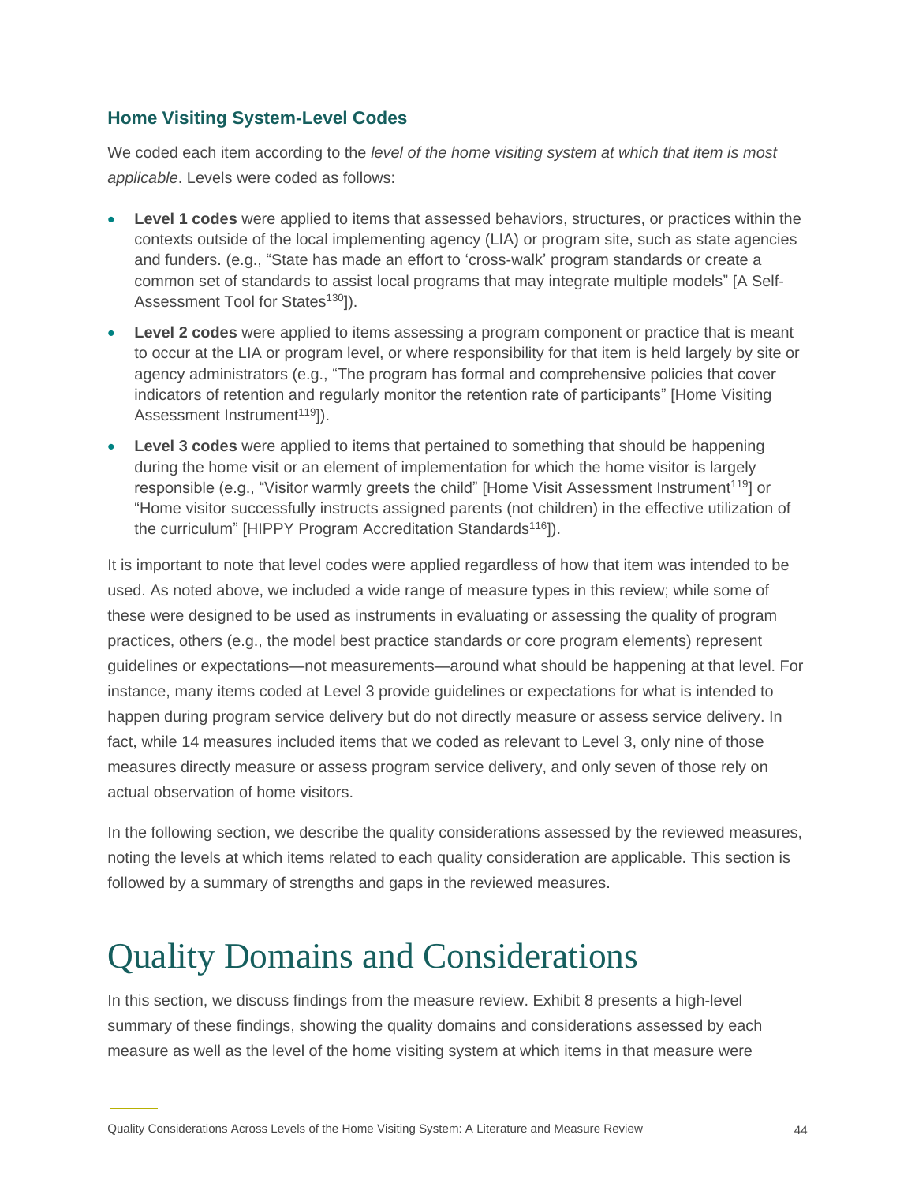### Home Visiting System-Level Codes

We coded each item according to the *level of the home visiting system at which that item is most applicable*. Levels were coded as follows:

- **Level 1 codes** were applied to items that assessed behaviors, structures, or practices within the contexts outside of the local implementing agency (LIA) or program site, such as state agencies and funders. (e.g., "State has made an effort to 'cross-walk' program standards or create a common set of standards to assist local programs that may integrate multiple models" [A Self-Assessment Tool for States[130]]).
- **Level 2 codes** were applied to items assessing a program component or practice that is meant to occur at the LIA or program level, or where responsibility for that item is held largely by site or agency administrators (e.g., "The program has formal and comprehensive policies that cover indicators of retention and regularly monitor the retention rate of participants" [Home Visiting Assessment Instrument[119]]).
- **Level 3 codes** were applied to items that pertained to something that should be happening during the home visit or an element of implementation for which the home visitor is largely responsible (e.g., "Visitor warmly greets the child" [Home Visit Assessment Instrument[119]] or "Home visitor successfully instructs assigned parents (not children) in the effective utilization of the curriculum" [HIPPY Program Accreditation Standards[116]]).

It is important to note that level codes were applied regardless of how that item was intended to be used. As noted above, we included a wide range of measure types in this review; while some of these were designed to be used as instruments in evaluating or assessing the quality of program practices, others (e.g., the model best practice standards or core program elements) represent guidelines or expectations—not measurements—around what should be happening at that level. For instance, many items coded at Level 3 provide guidelines or expectations for what is intended to happen during program service delivery but do not directly measure or assess service delivery. In fact, while 14 measures included items that we coded as relevant to Level 3, only nine of those measures directly measure or assess program service delivery, and only seven of those rely on actual observation of home visitors.

In the following section, we describe the quality considerations assessed by the reviewed measures, noting the levels at which items related to each quality consideration are applicable. This section is followed by a summary of strengths and gaps in the reviewed measures.

# Quality Domains and Considerations

In this section, we discuss findings from the measure review. Exhibit 8 presents a high-level summary of these findings, showing the quality domains and considerations assessed by each measure as well as the level of the home visiting system at which items in that measure were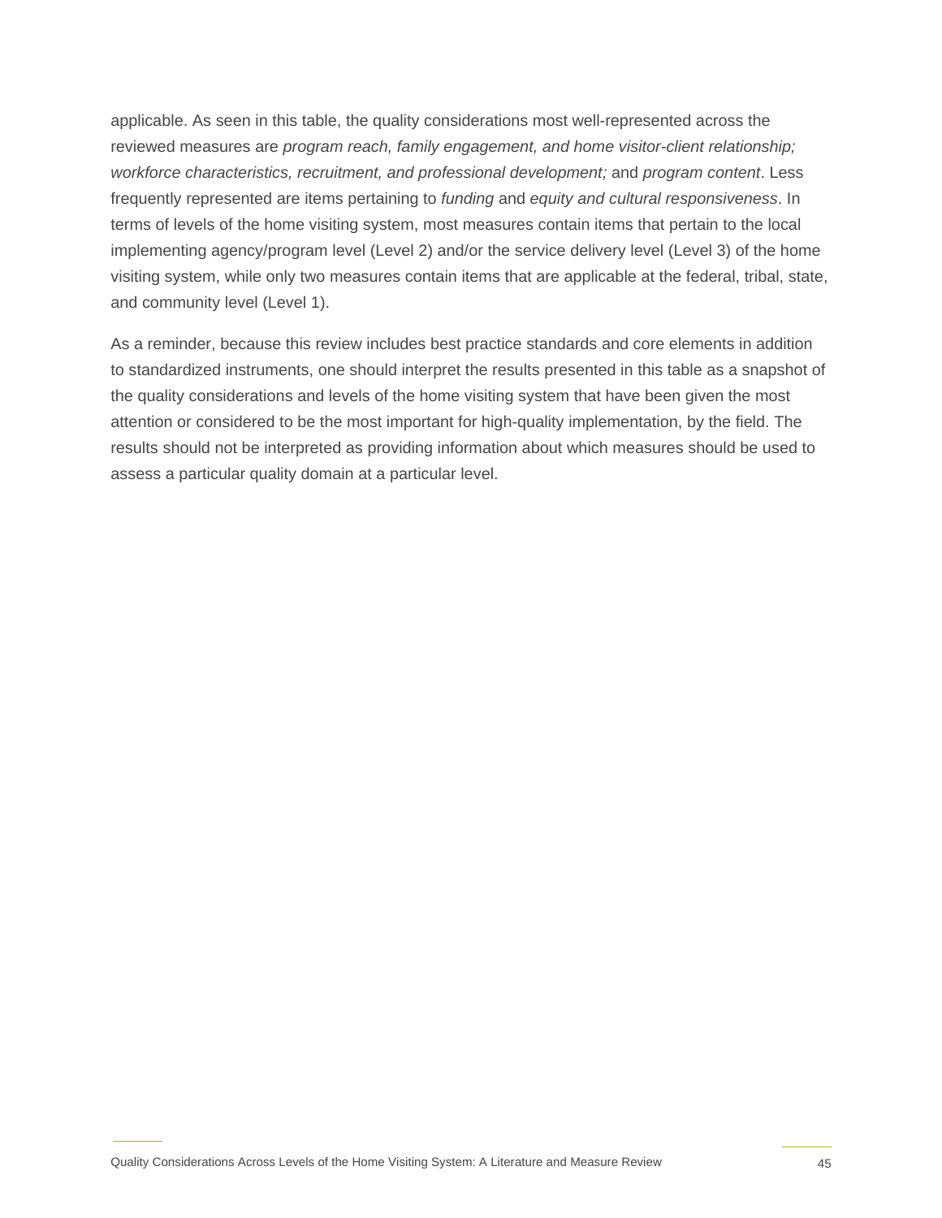applicable. As seen in this table, the quality considerations most well-represented across the reviewed measures are *program reach, family engagement, and home visitor-client relationship; workforce characteristics, recruitment, and professional development;* and *program content*. Less frequently represented are items pertaining to *funding* and *equity and cultural responsiveness*. In terms of levels of the home visiting system, most measures contain items that pertain to the local implementing agency/program level (Level 2) and/or the service delivery level (Level 3) of the home visiting system, while only two measures contain items that are applicable at the federal, tribal, state, and community level (Level 1).

As a reminder, because this review includes best practice standards and core elements in addition to standardized instruments, one should interpret the results presented in this table as a snapshot of the quality considerations and levels of the home visiting system that have been given the most attention or considered to be the most important for high-quality implementation, by the field. The results should not be interpreted as providing information about which measures should be used to assess a particular quality domain at a particular level.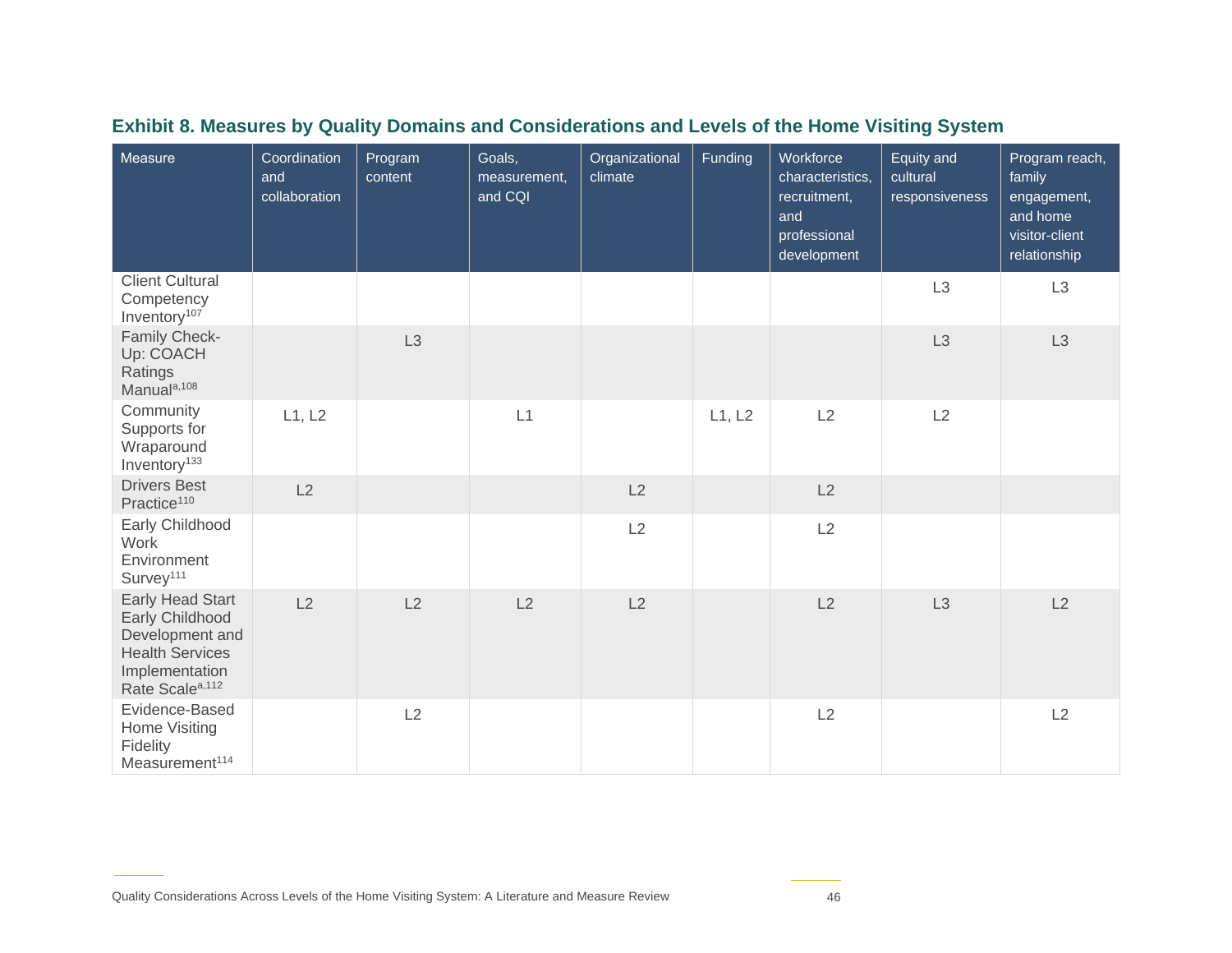## Exhibit 8. Measures by Quality Domains and Considerations and Levels of the Home Visiting System

| Measure | Coordination and collaboration | Program content | Goals, measurement, and CQI | Organizational climate | Funding | Workforce characteristics, recruitment, and professional development | Equity and cultural responsiveness | Program reach, family engagement, and home visitor-client relationship |
|---|---|---|---|---|---|---|---|---|
| Client Cultural Competency Inventory[107] | | | | | | | L3 | L3 |
| Family Check-Up: COACH Ratings Manual[a,108] | | L3 | | | | | L3 | L3 |
| Community Supports for Wraparound Inventory[133] | L1, L2 | | L1 | | L1, L2 | L2 | L2 | |
| Drivers Best Practice[110] | L2 | | | L2 | | L2 | | |
| Early Childhood Work Environment Survey[111] | | | | L2 | | L2 | | |
| Early Head Start Early Childhood Development and Health Services Implementation Rate Scale[a,112] | L2 | L2 | L2 | L2 | | L2 | L3 | L2 |
| Evidence-Based Home Visiting Fidelity Measurement[114] | | L2 | | | | L2 | | L2 |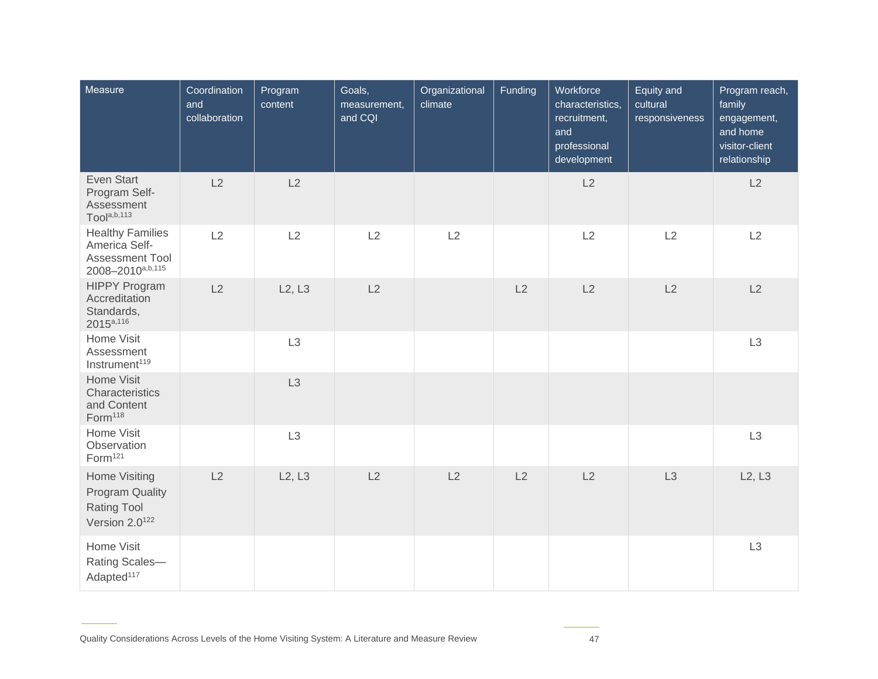| Measure | Coordination and collaboration | Program content | Goals, measurement, and CQI | Organizational climate | Funding | Workforce characteristics, recruitment, and professional development | Equity and cultural responsiveness | Program reach, family engagement, and home visitor-client relationship |
|---|---|---|---|---|---|---|---|---|
| Even Start Program Self-Assessment Tool[a,b,113] | L2 | L2 | | | | L2 | | L2 |
| Healthy Families America Self-Assessment Tool 2008–2010[a,b,115] | L2 | L2 | L2 | L2 | | L2 | L2 | L2 |
| HIPPY Program Accreditation Standards, 2015[a,116] | L2 | L2, L3 | L2 | | L2 | L2 | L2 | L2 |
| Home Visit Assessment Instrument[119] | | L3 | | | | | | L3 |
| Home Visit Characteristics and Content Form[118] | | L3 | | | | | | |
| Home Visit Observation Form[121] | | L3 | | | | | | L3 |
| Home Visiting Program Quality Rating Tool Version 2.0[122] | L2 | L2, L3 | L2 | L2 | L2 | L2 | L3 | L2, L3 |
| Home Visit Rating Scales—Adapted[117] | | | | | | | | L3 |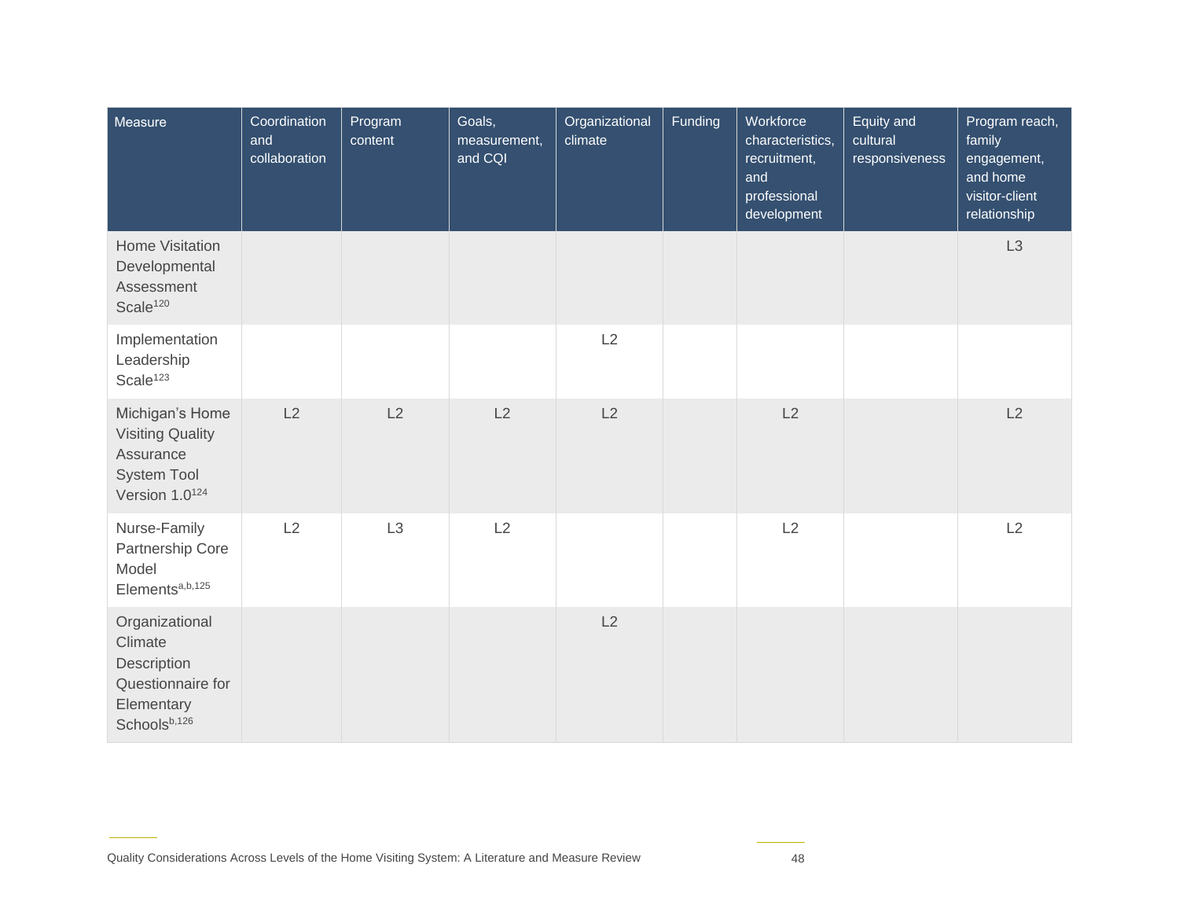| Measure | Coordination and collaboration | Program content | Goals, measurement, and CQI | Organizational climate | Funding | Workforce characteristics, recruitment, and professional development | Equity and cultural responsiveness | Program reach, family engagement, and home visitor-client relationship |
|---|---|---|---|---|---|---|---|---|
| Home Visitation Developmental Assessment Scale[120] | | | | | | | | L3 |
| Implementation Leadership Scale[123] | | | | L2 | | | | |
| Michigan's Home Visiting Quality Assurance System Tool Version 1.0[124] | L2 | L2 | L2 | L2 | | L2 | | L2 |
| Nurse-Family Partnership Core Model Elements[a,b,125] | L2 | L3 | L2 | | | L2 | | L2 |
| Organizational Climate Description Questionnaire for Elementary Schools[b,126] | | | | L2 | | | | |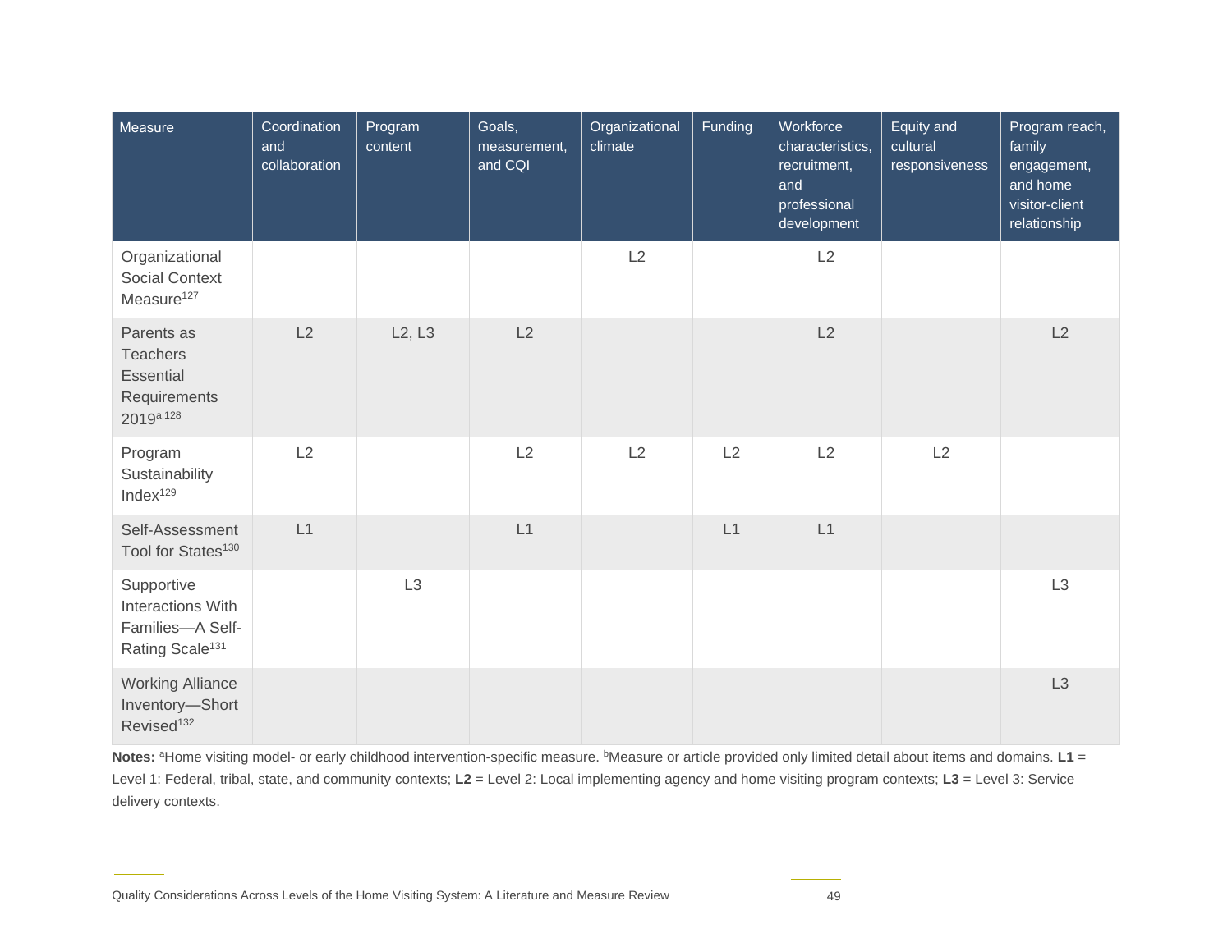| Measure | Coordination and collaboration | Program content | Goals, measurement, and CQI | Organizational climate | Funding | Workforce characteristics, recruitment, and professional development | Equity and cultural responsiveness | Program reach, family engagement, and home visitor-client relationship |
|---|---|---|---|---|---|---|---|---|
| Organizational Social Context Measure[127] | | | | L2 | | L2 | | |
| Parents as Teachers Essential Requirements 2019[a,128] | L2 | L2, L3 | L2 | | | L2 | | L2 |
| Program Sustainability Index[129] | L2 | | L2 | L2 | L2 | L2 | L2 | |
| Self-Assessment Tool for States[130] | L1 | | L1 | | L1 | L1 | | |
| Supportive Interactions With Families—A Self-Rating Scale[131] | | L3 | | | | | | L3 |
| Working Alliance Inventory—Short Revised[132] | | | | | | | | L3 |

**Notes:** [a]Home visiting model- or early childhood intervention-specific measure. [b]Measure or article provided only limited detail about items and domains. **L1** = Level 1: Federal, tribal, state, and community contexts; **L2** = Level 2: Local implementing agency and home visiting program contexts; **L3** = Level 3: Service delivery contexts.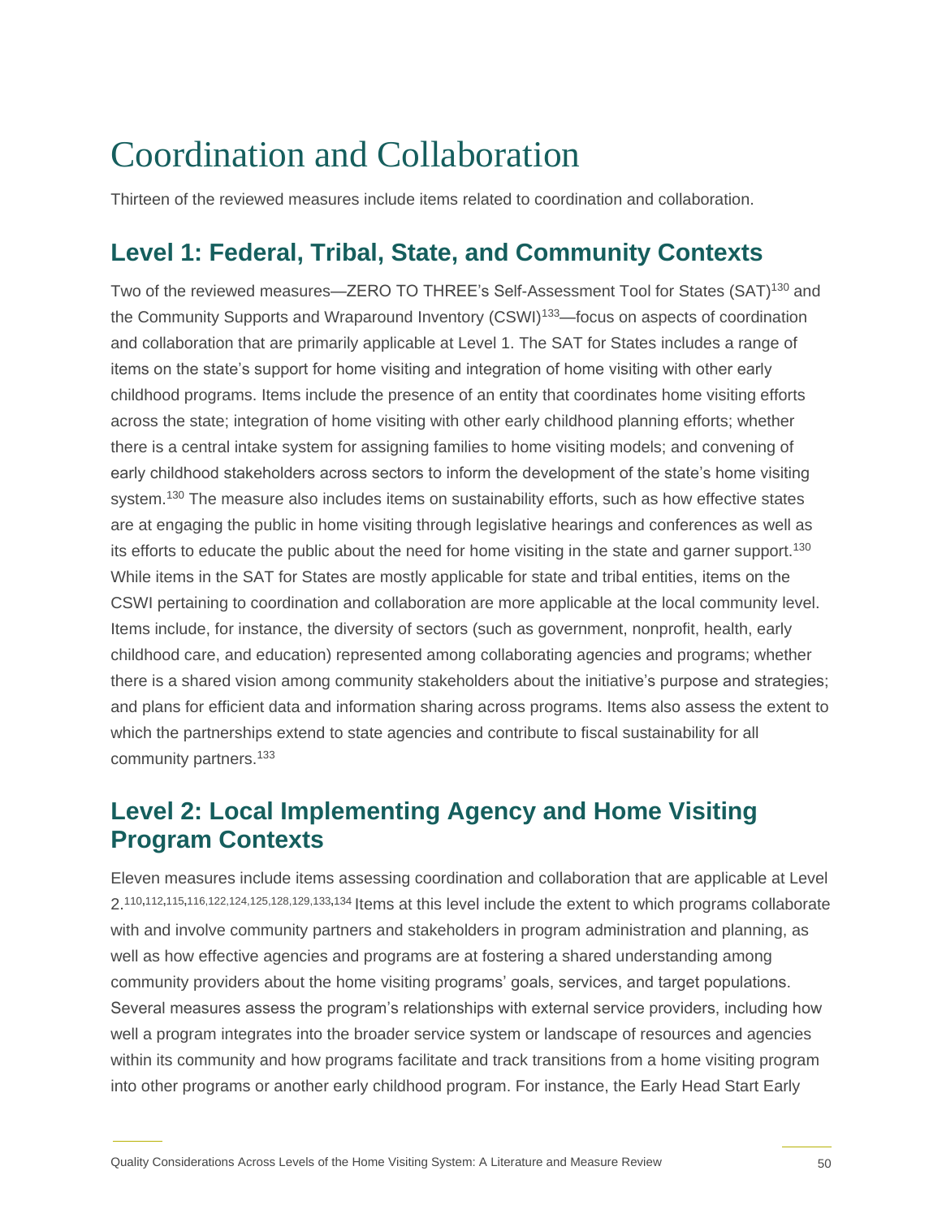# Coordination and Collaboration

Thirteen of the reviewed measures include items related to coordination and collaboration.

## Level 1: Federal, Tribal, State, and Community Contexts

Two of the reviewed measures—ZERO TO THREE's Self-Assessment Tool for States (SAT)[130] and the Community Supports and Wraparound Inventory (CSWI)[133]—focus on aspects of coordination and collaboration that are primarily applicable at Level 1. The SAT for States includes a range of items on the state's support for home visiting and integration of home visiting with other early childhood programs. Items include the presence of an entity that coordinates home visiting efforts across the state; integration of home visiting with other early childhood planning efforts; whether there is a central intake system for assigning families to home visiting models; and convening of early childhood stakeholders across sectors to inform the development of the state's home visiting system.[130] The measure also includes items on sustainability efforts, such as how effective states are at engaging the public in home visiting through legislative hearings and conferences as well as its efforts to educate the public about the need for home visiting in the state and garner support.[130] While items in the SAT for States are mostly applicable for state and tribal entities, items on the CSWI pertaining to coordination and collaboration are more applicable at the local community level. Items include, for instance, the diversity of sectors (such as government, nonprofit, health, early childhood care, and education) represented among collaborating agencies and programs; whether there is a shared vision among community stakeholders about the initiative's purpose and strategies; and plans for efficient data and information sharing across programs. Items also assess the extent to which the partnerships extend to state agencies and contribute to fiscal sustainability for all community partners.[133]

## Level 2: Local Implementing Agency and Home Visiting Program Contexts

Eleven measures include items assessing coordination and collaboration that are applicable at Level 2.[110,112,115,116,122,124,125,128,129,133,134] Items at this level include the extent to which programs collaborate with and involve community partners and stakeholders in program administration and planning, as well as how effective agencies and programs are at fostering a shared understanding among community providers about the home visiting programs' goals, services, and target populations. Several measures assess the program's relationships with external service providers, including how well a program integrates into the broader service system or landscape of resources and agencies within its community and how programs facilitate and track transitions from a home visiting program into other programs or another early childhood program. For instance, the Early Head Start Early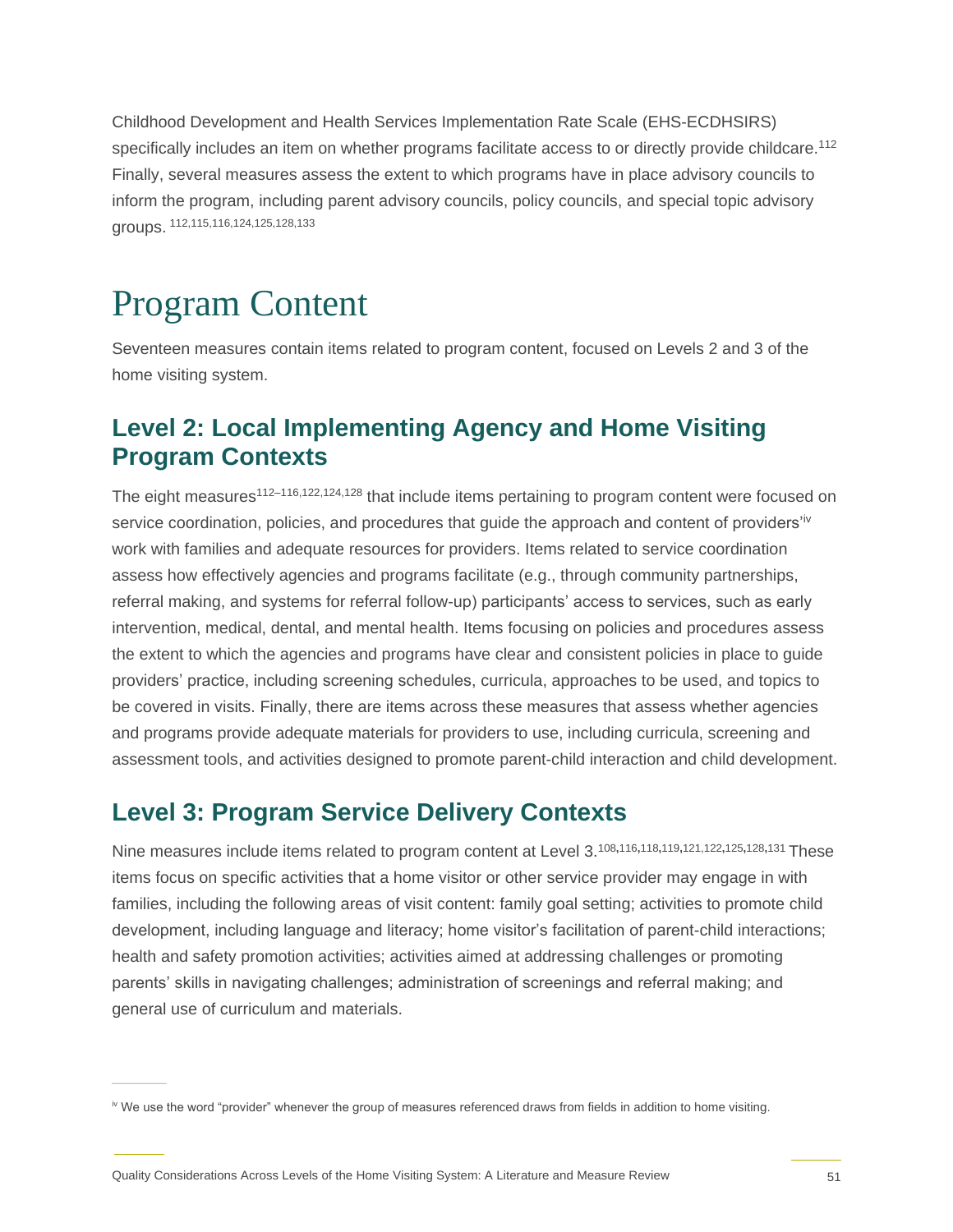Childhood Development and Health Services Implementation Rate Scale (EHS-ECDHSIRS) specifically includes an item on whether programs facilitate access to or directly provide childcare.[112] Finally, several measures assess the extent to which programs have in place advisory councils to inform the program, including parent advisory councils, policy councils, and special topic advisory groups. [112,115,116,124,125,128,133]

# Program Content

Seventeen measures contain items related to program content, focused on Levels 2 and 3 of the home visiting system.

## Level 2: Local Implementing Agency and Home Visiting Program Contexts

The eight measures[112–116,122,124,128] that include items pertaining to program content were focused on service coordination, policies, and procedures that guide the approach and content of providers'[iv] work with families and adequate resources for providers. Items related to service coordination assess how effectively agencies and programs facilitate (e.g., through community partnerships, referral making, and systems for referral follow-up) participants' access to services, such as early intervention, medical, dental, and mental health. Items focusing on policies and procedures assess the extent to which the agencies and programs have clear and consistent policies in place to guide providers' practice, including screening schedules, curricula, approaches to be used, and topics to be covered in visits. Finally, there are items across these measures that assess whether agencies and programs provide adequate materials for providers to use, including curricula, screening and assessment tools, and activities designed to promote parent-child interaction and child development.

## Level 3: Program Service Delivery Contexts

Nine measures include items related to program content at Level 3.[108,116,118,119,121,122,125,128,131] These items focus on specific activities that a home visitor or other service provider may engage in with families, including the following areas of visit content: family goal setting; activities to promote child development, including language and literacy; home visitor's facilitation of parent-child interactions; health and safety promotion activities; activities aimed at addressing challenges or promoting parents' skills in navigating challenges; administration of screenings and referral making; and general use of curriculum and materials.

[iv] We use the word "provider" whenever the group of measures referenced draws from fields in addition to home visiting.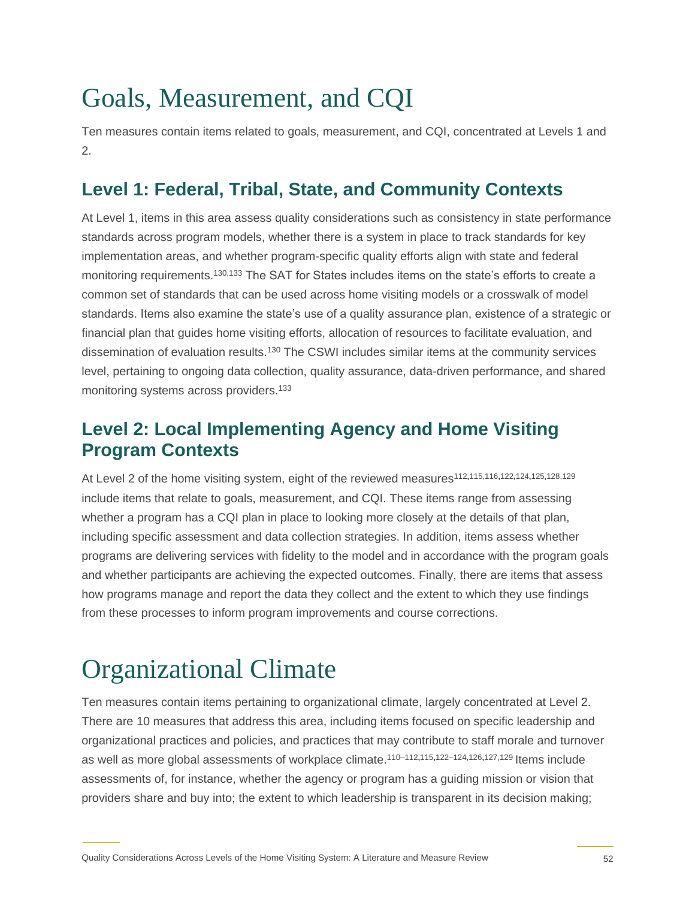# Goals, Measurement, and CQI

Ten measures contain items related to goals, measurement, and CQI, concentrated at Levels 1 and 2.

## Level 1: Federal, Tribal, State, and Community Contexts

At Level 1, items in this area assess quality considerations such as consistency in state performance standards across program models, whether there is a system in place to track standards for key implementation areas, and whether program-specific quality efforts align with state and federal monitoring requirements.[130,133] The SAT for States includes items on the state's efforts to create a common set of standards that can be used across home visiting models or a crosswalk of model standards. Items also examine the state's use of a quality assurance plan, existence of a strategic or financial plan that guides home visiting efforts, allocation of resources to facilitate evaluation, and dissemination of evaluation results.[130] The CSWI includes similar items at the community services level, pertaining to ongoing data collection, quality assurance, data-driven performance, and shared monitoring systems across providers.[133]

## Level 2: Local Implementing Agency and Home Visiting Program Contexts

At Level 2 of the home visiting system, eight of the reviewed measures[112,115,116,122,124,125,128,129] include items that relate to goals, measurement, and CQI. These items range from assessing whether a program has a CQI plan in place to looking more closely at the details of that plan, including specific assessment and data collection strategies. In addition, items assess whether programs are delivering services with fidelity to the model and in accordance with the program goals and whether participants are achieving the expected outcomes. Finally, there are items that assess how programs manage and report the data they collect and the extent to which they use findings from these processes to inform program improvements and course corrections.

# Organizational Climate

Ten measures contain items pertaining to organizational climate, largely concentrated at Level 2. There are 10 measures that address this area, including items focused on specific leadership and organizational practices and policies, and practices that may contribute to staff morale and turnover as well as more global assessments of workplace climate.[110–112,115,122–124,126,127,129] Items include assessments of, for instance, whether the agency or program has a guiding mission or vision that providers share and buy into; the extent to which leadership is transparent in its decision making;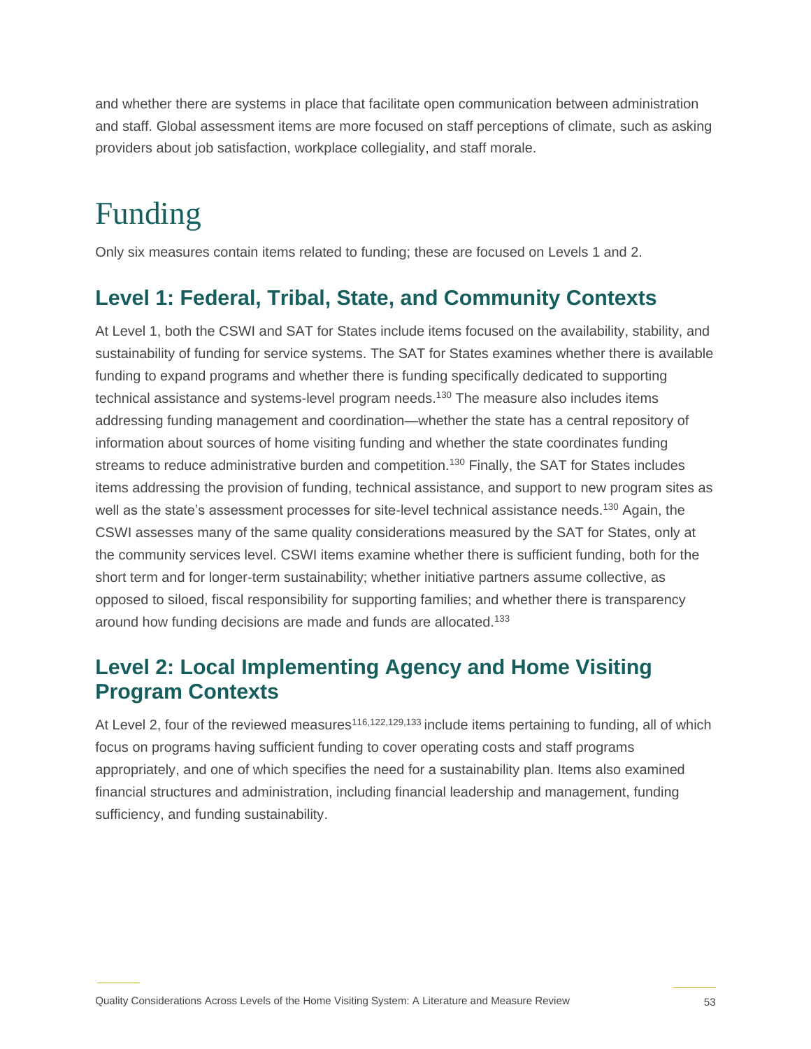and whether there are systems in place that facilitate open communication between administration and staff. Global assessment items are more focused on staff perceptions of climate, such as asking providers about job satisfaction, workplace collegiality, and staff morale.

# Funding

Only six measures contain items related to funding; these are focused on Levels 1 and 2.

## Level 1: Federal, Tribal, State, and Community Contexts

At Level 1, both the CSWI and SAT for States include items focused on the availability, stability, and sustainability of funding for service systems. The SAT for States examines whether there is available funding to expand programs and whether there is funding specifically dedicated to supporting technical assistance and systems-level program needs.[130] The measure also includes items addressing funding management and coordination—whether the state has a central repository of information about sources of home visiting funding and whether the state coordinates funding streams to reduce administrative burden and competition.[130] Finally, the SAT for States includes items addressing the provision of funding, technical assistance, and support to new program sites as well as the state's assessment processes for site-level technical assistance needs.[130] Again, the CSWI assesses many of the same quality considerations measured by the SAT for States, only at the community services level. CSWI items examine whether there is sufficient funding, both for the short term and for longer-term sustainability; whether initiative partners assume collective, as opposed to siloed, fiscal responsibility for supporting families; and whether there is transparency around how funding decisions are made and funds are allocated.[133]

## Level 2: Local Implementing Agency and Home Visiting Program Contexts

At Level 2, four of the reviewed measures[116,122,129,133] include items pertaining to funding, all of which focus on programs having sufficient funding to cover operating costs and staff programs appropriately, and one of which specifies the need for a sustainability plan. Items also examined financial structures and administration, including financial leadership and management, funding sufficiency, and funding sustainability.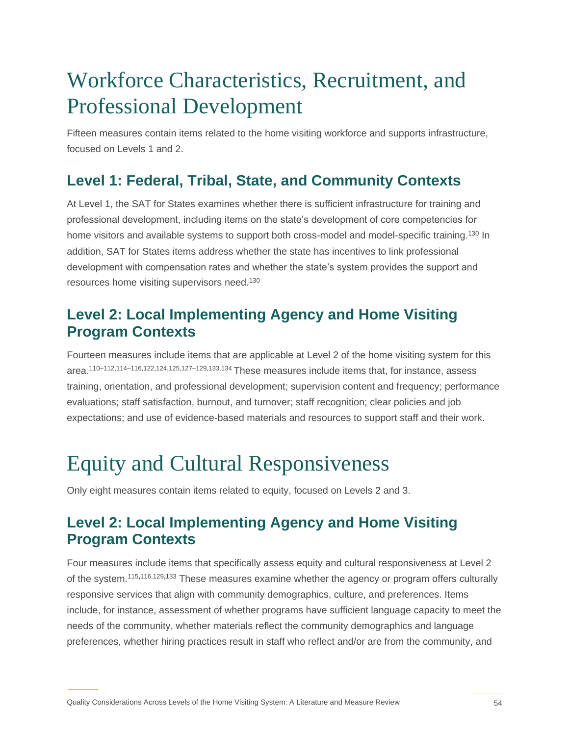# Workforce Characteristics, Recruitment, and Professional Development

Fifteen measures contain items related to the home visiting workforce and supports infrastructure, focused on Levels 1 and 2.

## Level 1: Federal, Tribal, State, and Community Contexts

At Level 1, the SAT for States examines whether there is sufficient infrastructure for training and professional development, including items on the state's development of core competencies for home visitors and available systems to support both cross-model and model-specific training.[130] In addition, SAT for States items address whether the state has incentives to link professional development with compensation rates and whether the state's system provides the support and resources home visiting supervisors need.[130]

## Level 2: Local Implementing Agency and Home Visiting Program Contexts

Fourteen measures include items that are applicable at Level 2 of the home visiting system for this area.[110–112,114–116,122,124,125,127–129,133,134] These measures include items that, for instance, assess training, orientation, and professional development; supervision content and frequency; performance evaluations; staff satisfaction, burnout, and turnover; staff recognition; clear policies and job expectations; and use of evidence-based materials and resources to support staff and their work.

# Equity and Cultural Responsiveness

Only eight measures contain items related to equity, focused on Levels 2 and 3.

## Level 2: Local Implementing Agency and Home Visiting Program Contexts

Four measures include items that specifically assess equity and cultural responsiveness at Level 2 of the system.[115,116,129,133] These measures examine whether the agency or program offers culturally responsive services that align with community demographics, culture, and preferences. Items include, for instance, assessment of whether programs have sufficient language capacity to meet the needs of the community, whether materials reflect the community demographics and language preferences, whether hiring practices result in staff who reflect and/or are from the community, and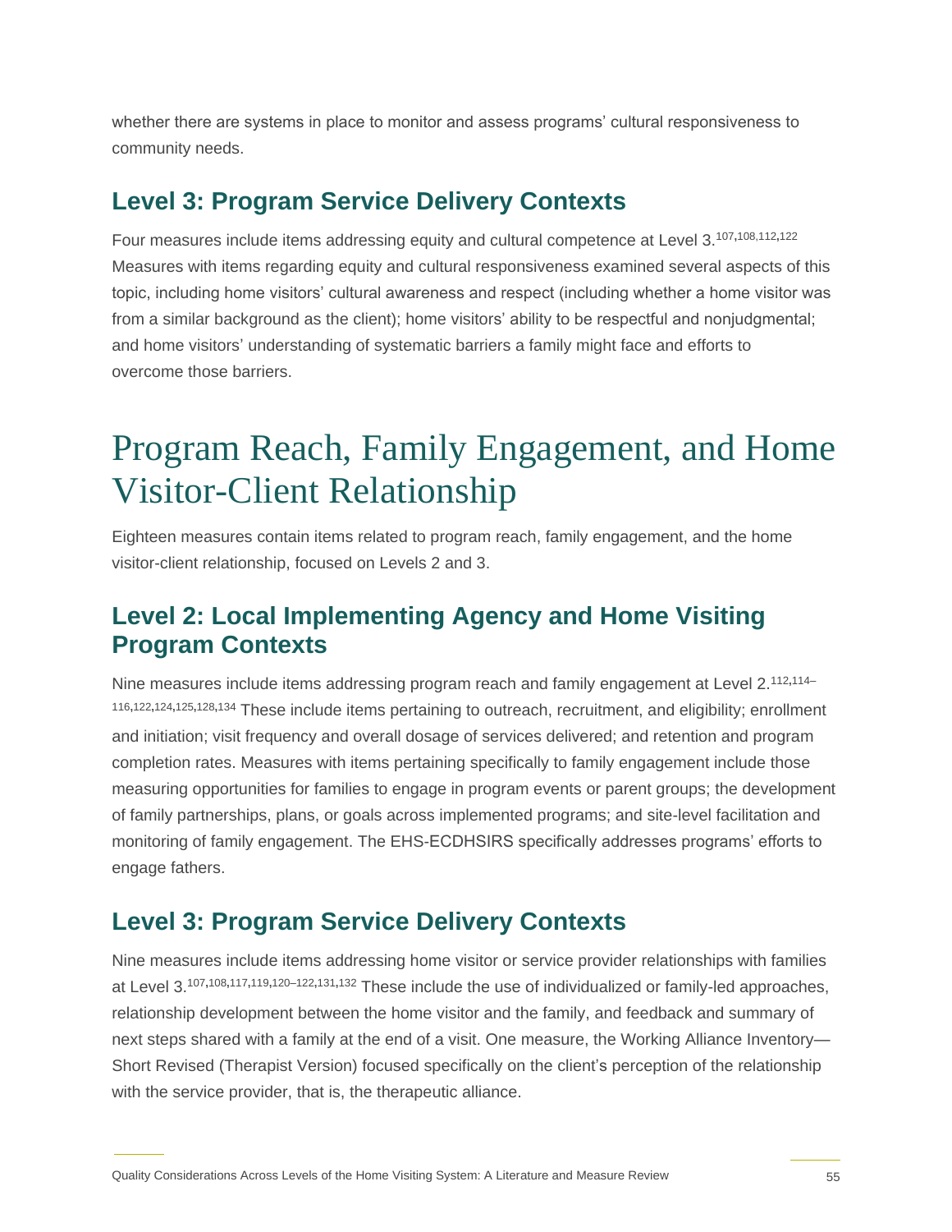whether there are systems in place to monitor and assess programs' cultural responsiveness to community needs.

## Level 3: Program Service Delivery Contexts

Four measures include items addressing equity and cultural competence at Level 3.[107,108,112,122] Measures with items regarding equity and cultural responsiveness examined several aspects of this topic, including home visitors' cultural awareness and respect (including whether a home visitor was from a similar background as the client); home visitors' ability to be respectful and nonjudgmental; and home visitors' understanding of systematic barriers a family might face and efforts to overcome those barriers.

# Program Reach, Family Engagement, and Home Visitor-Client Relationship

Eighteen measures contain items related to program reach, family engagement, and the home visitor-client relationship, focused on Levels 2 and 3.

## Level 2: Local Implementing Agency and Home Visiting Program Contexts

Nine measures include items addressing program reach and family engagement at Level 2.[112,114–116,122,124,125,128,134] These include items pertaining to outreach, recruitment, and eligibility; enrollment and initiation; visit frequency and overall dosage of services delivered; and retention and program completion rates. Measures with items pertaining specifically to family engagement include those measuring opportunities for families to engage in program events or parent groups; the development of family partnerships, plans, or goals across implemented programs; and site-level facilitation and monitoring of family engagement. The EHS-ECDHSIRS specifically addresses programs' efforts to engage fathers.

## Level 3: Program Service Delivery Contexts

Nine measures include items addressing home visitor or service provider relationships with families at Level 3.[107,108,117,119,120–122,131,132] These include the use of individualized or family-led approaches, relationship development between the home visitor and the family, and feedback and summary of next steps shared with a family at the end of a visit. One measure, the Working Alliance Inventory—Short Revised (Therapist Version) focused specifically on the client's perception of the relationship with the service provider, that is, the therapeutic alliance.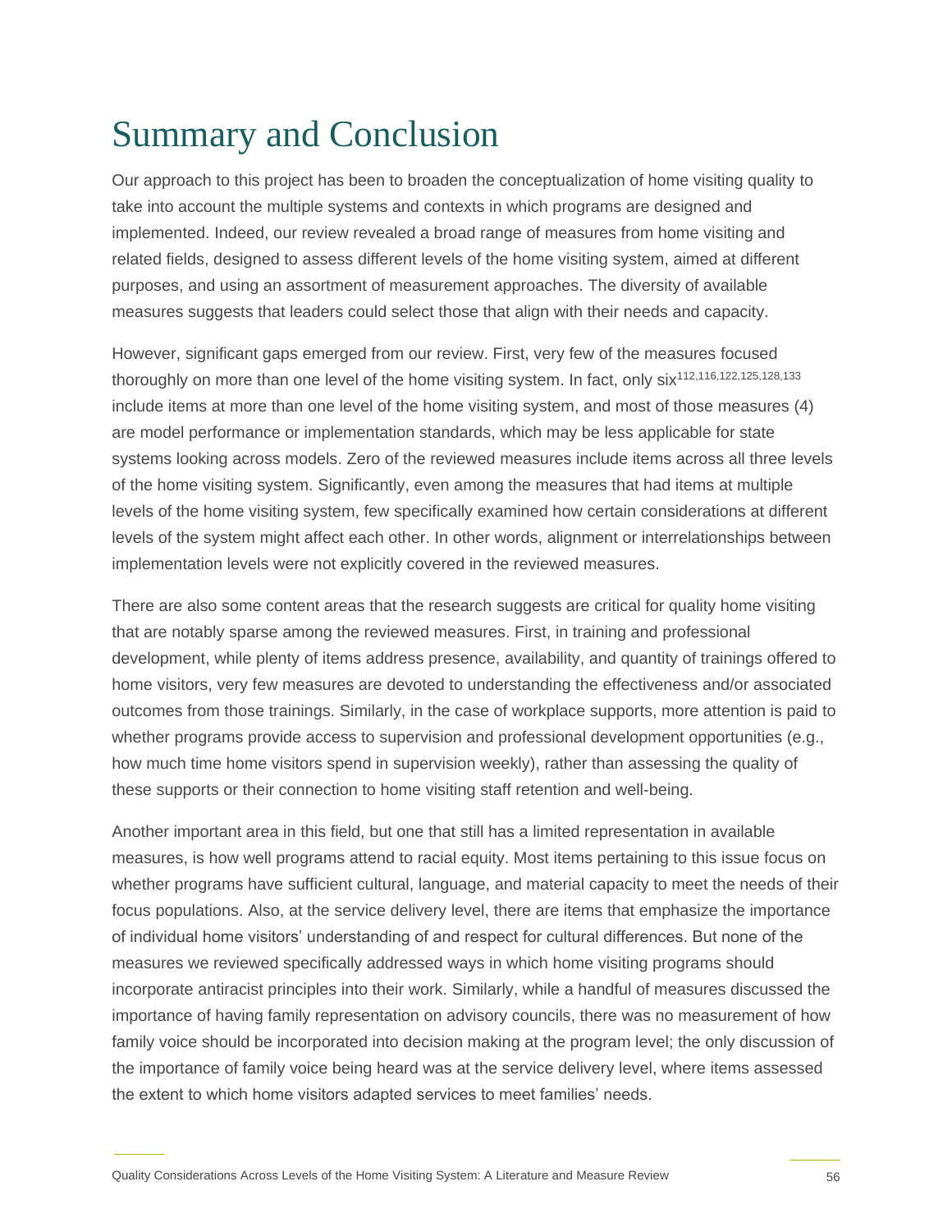# Summary and Conclusion

Our approach to this project has been to broaden the conceptualization of home visiting quality to take into account the multiple systems and contexts in which programs are designed and implemented. Indeed, our review revealed a broad range of measures from home visiting and related fields, designed to assess different levels of the home visiting system, aimed at different purposes, and using an assortment of measurement approaches. The diversity of available measures suggests that leaders could select those that align with their needs and capacity.

However, significant gaps emerged from our review. First, very few of the measures focused thoroughly on more than one level of the home visiting system. In fact, only six[112,116,122,125,128,133] include items at more than one level of the home visiting system, and most of those measures (4) are model performance or implementation standards, which may be less applicable for state systems looking across models. Zero of the reviewed measures include items across all three levels of the home visiting system. Significantly, even among the measures that had items at multiple levels of the home visiting system, few specifically examined how certain considerations at different levels of the system might affect each other. In other words, alignment or interrelationships between implementation levels were not explicitly covered in the reviewed measures.

There are also some content areas that the research suggests are critical for quality home visiting that are notably sparse among the reviewed measures. First, in training and professional development, while plenty of items address presence, availability, and quantity of trainings offered to home visitors, very few measures are devoted to understanding the effectiveness and/or associated outcomes from those trainings. Similarly, in the case of workplace supports, more attention is paid to whether programs provide access to supervision and professional development opportunities (e.g., how much time home visitors spend in supervision weekly), rather than assessing the quality of these supports or their connection to home visiting staff retention and well-being.

Another important area in this field, but one that still has a limited representation in available measures, is how well programs attend to racial equity. Most items pertaining to this issue focus on whether programs have sufficient cultural, language, and material capacity to meet the needs of their focus populations. Also, at the service delivery level, there are items that emphasize the importance of individual home visitors' understanding of and respect for cultural differences. But none of the measures we reviewed specifically addressed ways in which home visiting programs should incorporate antiracist principles into their work. Similarly, while a handful of measures discussed the importance of having family representation on advisory councils, there was no measurement of how family voice should be incorporated into decision making at the program level; the only discussion of the importance of family voice being heard was at the service delivery level, where items assessed the extent to which home visitors adapted services to meet families' needs.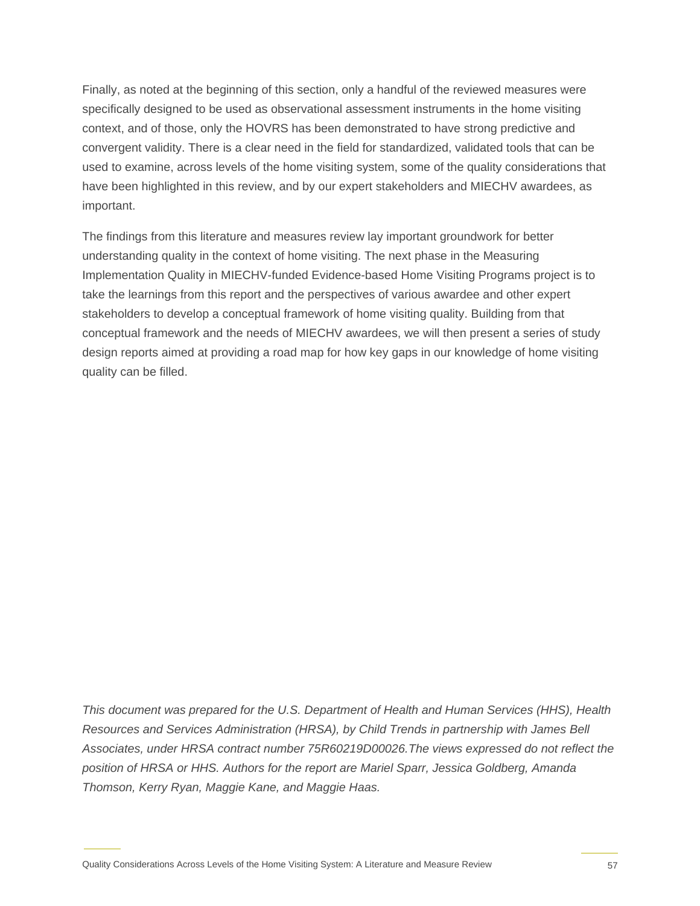Finally, as noted at the beginning of this section, only a handful of the reviewed measures were specifically designed to be used as observational assessment instruments in the home visiting context, and of those, only the HOVRS has been demonstrated to have strong predictive and convergent validity. There is a clear need in the field for standardized, validated tools that can be used to examine, across levels of the home visiting system, some of the quality considerations that have been highlighted in this review, and by our expert stakeholders and MIECHV awardees, as important.

The findings from this literature and measures review lay important groundwork for better understanding quality in the context of home visiting. The next phase in the Measuring Implementation Quality in MIECHV-funded Evidence-based Home Visiting Programs project is to take the learnings from this report and the perspectives of various awardee and other expert stakeholders to develop a conceptual framework of home visiting quality. Building from that conceptual framework and the needs of MIECHV awardees, we will then present a series of study design reports aimed at providing a road map for how key gaps in our knowledge of home visiting quality can be filled.

*This document was prepared for the U.S. Department of Health and Human Services (HHS), Health Resources and Services Administration (HRSA), by Child Trends in partnership with James Bell Associates, under HRSA contract number 75R60219D00026.The views expressed do not reflect the position of HRSA or HHS. Authors for the report are Mariel Sparr, Jessica Goldberg, Amanda Thomson, Kerry Ryan, Maggie Kane, and Maggie Haas.*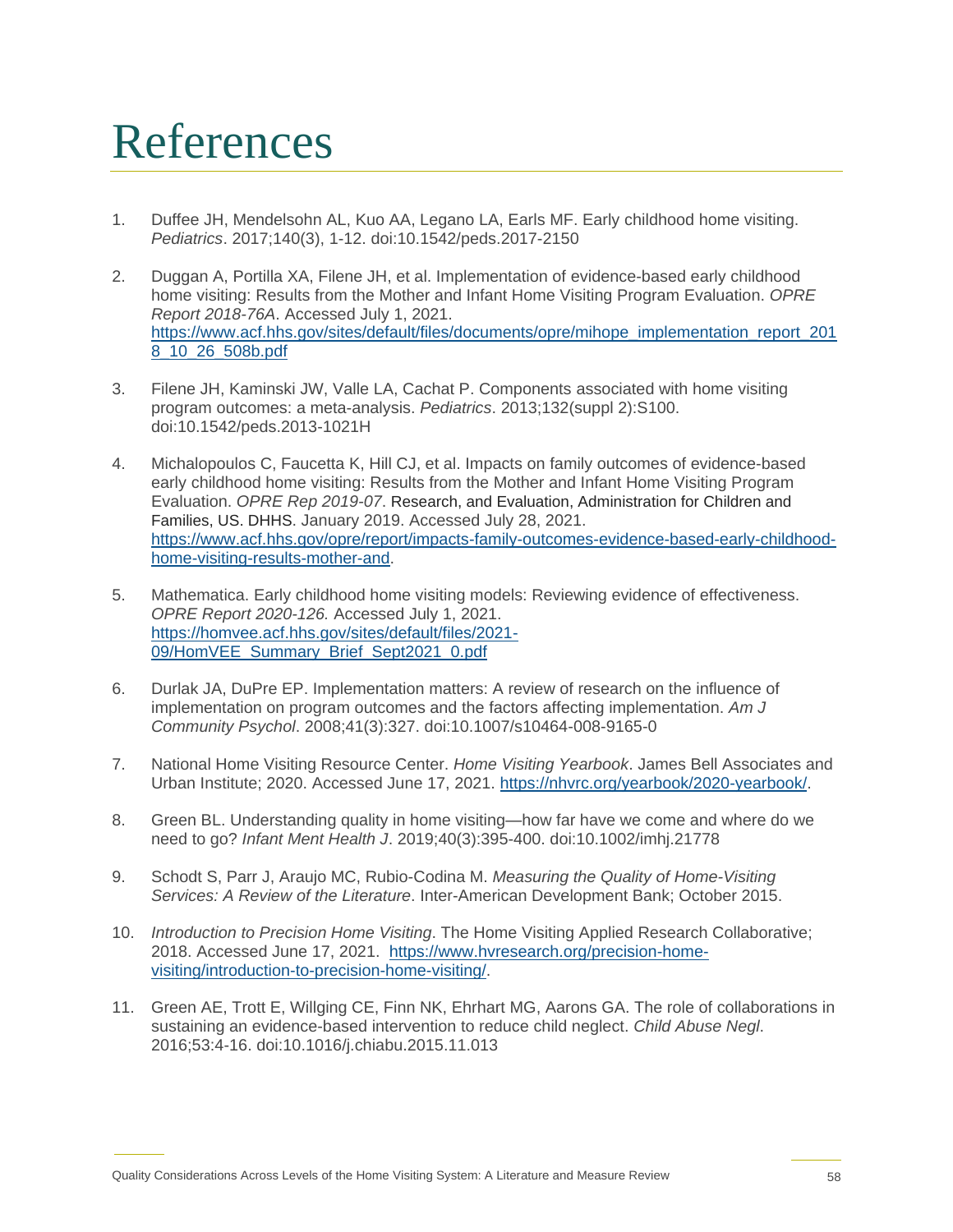# References

1. Duffee JH, Mendelsohn AL, Kuo AA, Legano LA, Earls MF. Early childhood home visiting. *Pediatrics*. 2017;140(3), 1-12. doi:10.1542/peds.2017-2150

2. Duggan A, Portilla XA, Filene JH, et al. Implementation of evidence-based early childhood home visiting: Results from the Mother and Infant Home Visiting Program Evaluation. *OPRE Report 2018-76A*. Accessed July 1, 2021. https://www.acf.hhs.gov/sites/default/files/documents/opre/mihope_implementation_report_2018_10_26_508b.pdf

3. Filene JH, Kaminski JW, Valle LA, Cachat P. Components associated with home visiting program outcomes: a meta-analysis. *Pediatrics*. 2013;132(suppl 2):S100. doi:10.1542/peds.2013-1021H

4. Michalopoulos C, Faucetta K, Hill CJ, et al. Impacts on family outcomes of evidence-based early childhood home visiting: Results from the Mother and Infant Home Visiting Program Evaluation. *OPRE Rep 2019-07*. Research, and Evaluation, Administration for Children and Families, US. DHHS. January 2019. Accessed July 28, 2021. https://www.acf.hhs.gov/opre/report/impacts-family-outcomes-evidence-based-early-childhood-home-visiting-results-mother-and.

5. Mathematica. Early childhood home visiting models: Reviewing evidence of effectiveness. *OPRE Report 2020-126.* Accessed July 1, 2021. https://homvee.acf.hhs.gov/sites/default/files/2021-09/HomVEE_Summary_Brief_Sept2021_0.pdf

6. Durlak JA, DuPre EP. Implementation matters: A review of research on the influence of implementation on program outcomes and the factors affecting implementation. *Am J Community Psychol*. 2008;41(3):327. doi:10.1007/s10464-008-9165-0

7. National Home Visiting Resource Center. *Home Visiting Yearbook*. James Bell Associates and Urban Institute; 2020. Accessed June 17, 2021. https://nhvrc.org/yearbook/2020-yearbook/.

8. Green BL. Understanding quality in home visiting—how far have we come and where do we need to go? *Infant Ment Health J*. 2019;40(3):395-400. doi:10.1002/imhj.21778

9. Schodt S, Parr J, Araujo MC, Rubio-Codina M. *Measuring the Quality of Home-Visiting Services: A Review of the Literature*. Inter-American Development Bank; October 2015.

10. *Introduction to Precision Home Visiting*. The Home Visiting Applied Research Collaborative; 2018. Accessed June 17, 2021. https://www.hvresearch.org/precision-home-visiting/introduction-to-precision-home-visiting/.

11. Green AE, Trott E, Willging CE, Finn NK, Ehrhart MG, Aarons GA. The role of collaborations in sustaining an evidence-based intervention to reduce child neglect. *Child Abuse Negl*. 2016;53:4-16. doi:10.1016/j.chiabu.2015.11.013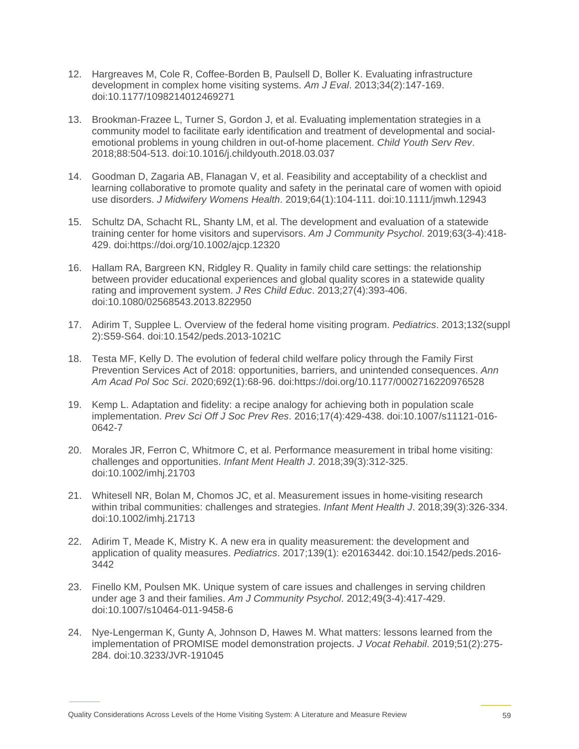12. Hargreaves M, Cole R, Coffee-Borden B, Paulsell D, Boller K. Evaluating infrastructure development in complex home visiting systems. *Am J Eval*. 2013;34(2):147-169. doi:10.1177/1098214012469271

13. Brookman-Frazee L, Turner S, Gordon J, et al. Evaluating implementation strategies in a community model to facilitate early identification and treatment of developmental and social-emotional problems in young children in out-of-home placement. *Child Youth Serv Rev*. 2018;88:504-513. doi:10.1016/j.childyouth.2018.03.037

14. Goodman D, Zagaria AB, Flanagan V, et al. Feasibility and acceptability of a checklist and learning collaborative to promote quality and safety in the perinatal care of women with opioid use disorders. *J Midwifery Womens Health*. 2019;64(1):104-111. doi:10.1111/jmwh.12943

15. Schultz DA, Schacht RL, Shanty LM, et al. The development and evaluation of a statewide training center for home visitors and supervisors. *Am J Community Psychol*. 2019;63(3-4):418-429. doi:https://doi.org/10.1002/ajcp.12320

16. Hallam RA, Bargreen KN, Ridgley R. Quality in family child care settings: the relationship between provider educational experiences and global quality scores in a statewide quality rating and improvement system. *J Res Child Educ*. 2013;27(4):393-406. doi:10.1080/02568543.2013.822950

17. Adirim T, Supplee L. Overview of the federal home visiting program. *Pediatrics*. 2013;132(suppl 2):S59-S64. doi:10.1542/peds.2013-1021C

18. Testa MF, Kelly D. The evolution of federal child welfare policy through the Family First Prevention Services Act of 2018: opportunities, barriers, and unintended consequences. *Ann Am Acad Pol Soc Sci*. 2020;692(1):68-96. doi:https://doi.org/10.1177/0002716220976528

19. Kemp L. Adaptation and fidelity: a recipe analogy for achieving both in population scale implementation. *Prev Sci Off J Soc Prev Res*. 2016;17(4):429-438. doi:10.1007/s11121-016-0642-7

20. Morales JR, Ferron C, Whitmore C, et al. Performance measurement in tribal home visiting: challenges and opportunities. *Infant Ment Health J*. 2018;39(3):312-325. doi:10.1002/imhj.21703

21. Whitesell NR, Bolan M, Chomos JC, et al. Measurement issues in home-visiting research within tribal communities: challenges and strategies. *Infant Ment Health J*. 2018;39(3):326-334. doi:10.1002/imhj.21713

22. Adirim T, Meade K, Mistry K. A new era in quality measurement: the development and application of quality measures. *Pediatrics*. 2017;139(1): e20163442. doi:10.1542/peds.2016-3442

23. Finello KM, Poulsen MK. Unique system of care issues and challenges in serving children under age 3 and their families. *Am J Community Psychol*. 2012;49(3-4):417-429. doi:10.1007/s10464-011-9458-6

24. Nye-Lengerman K, Gunty A, Johnson D, Hawes M. What matters: lessons learned from the implementation of PROMISE model demonstration projects. *J Vocat Rehabil*. 2019;51(2):275-284. doi:10.3233/JVR-191045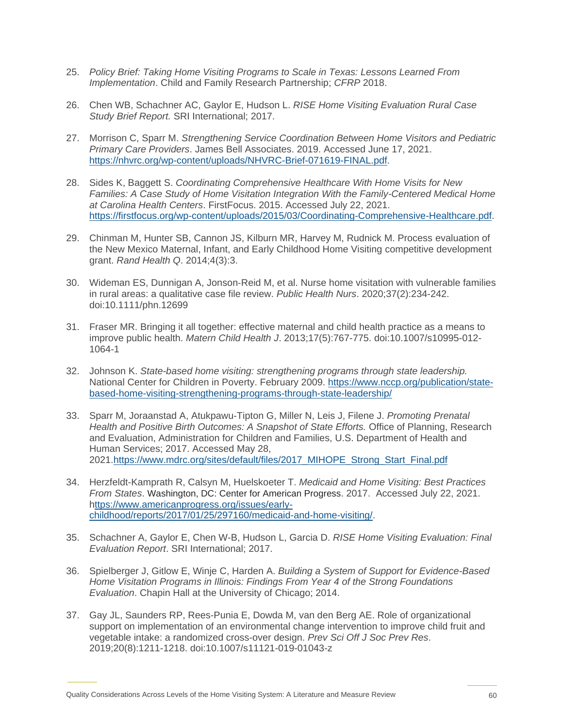25. *Policy Brief: Taking Home Visiting Programs to Scale in Texas: Lessons Learned From Implementation*. Child and Family Research Partnership; *CFRP* 2018.

26. Chen WB, Schachner AC, Gaylor E, Hudson L. *RISE Home Visiting Evaluation Rural Case Study Brief Report.* SRI International; 2017.

27. Morrison C, Sparr M. *Strengthening Service Coordination Between Home Visitors and Pediatric Primary Care Providers*. James Bell Associates. 2019. Accessed June 17, 2021. https://nhvrc.org/wp-content/uploads/NHVRC-Brief-071619-FINAL.pdf.

28. Sides K, Baggett S. *Coordinating Comprehensive Healthcare With Home Visits for New Families: A Case Study of Home Visitation Integration With the Family-Centered Medical Home at Carolina Health Centers*. FirstFocus. 2015. Accessed July 22, 2021. https://firstfocus.org/wp-content/uploads/2015/03/Coordinating-Comprehensive-Healthcare.pdf.

29. Chinman M, Hunter SB, Cannon JS, Kilburn MR, Harvey M, Rudnick M. Process evaluation of the New Mexico Maternal, Infant, and Early Childhood Home Visiting competitive development grant. *Rand Health Q*. 2014;4(3):3.

30. Wideman ES, Dunnigan A, Jonson-Reid M, et al. Nurse home visitation with vulnerable families in rural areas: a qualitative case file review. *Public Health Nurs*. 2020;37(2):234-242. doi:10.1111/phn.12699

31. Fraser MR. Bringing it all together: effective maternal and child health practice as a means to improve public health. *Matern Child Health J*. 2013;17(5):767-775. doi:10.1007/s10995-012-1064-1

32. Johnson K. *State-based home visiting: strengthening programs through state leadership.* National Center for Children in Poverty. February 2009. https://www.nccp.org/publication/state-based-home-visiting-strengthening-programs-through-state-leadership/

33. Sparr M, Joraanstad A, Atukpawu-Tipton G, Miller N, Leis J, Filene J. *Promoting Prenatal Health and Positive Birth Outcomes: A Snapshot of State Efforts.* Office of Planning, Research and Evaluation, Administration for Children and Families, U.S. Department of Health and Human Services; 2017. Accessed May 28, 2021.https://www.mdrc.org/sites/default/files/2017_MIHOPE_Strong_Start_Final.pdf

34. Herzfeldt-Kamprath R, Calsyn M, Huelskoeter T. *Medicaid and Home Visiting: Best Practices From States*. Washington, DC: Center for American Progress. 2017. Accessed July 22, 2021. https://www.americanprogress.org/issues/early-childhood/reports/2017/01/25/297160/medicaid-and-home-visiting/.

35. Schachner A, Gaylor E, Chen W-B, Hudson L, Garcia D. *RISE Home Visiting Evaluation: Final Evaluation Report*. SRI International; 2017.

36. Spielberger J, Gitlow E, Winje C, Harden A. *Building a System of Support for Evidence-Based Home Visitation Programs in Illinois: Findings From Year 4 of the Strong Foundations Evaluation*. Chapin Hall at the University of Chicago; 2014.

37. Gay JL, Saunders RP, Rees-Punia E, Dowda M, van den Berg AE. Role of organizational support on implementation of an environmental change intervention to improve child fruit and vegetable intake: a randomized cross-over design. *Prev Sci Off J Soc Prev Res*. 2019;20(8):1211-1218. doi:10.1007/s11121-019-01043-z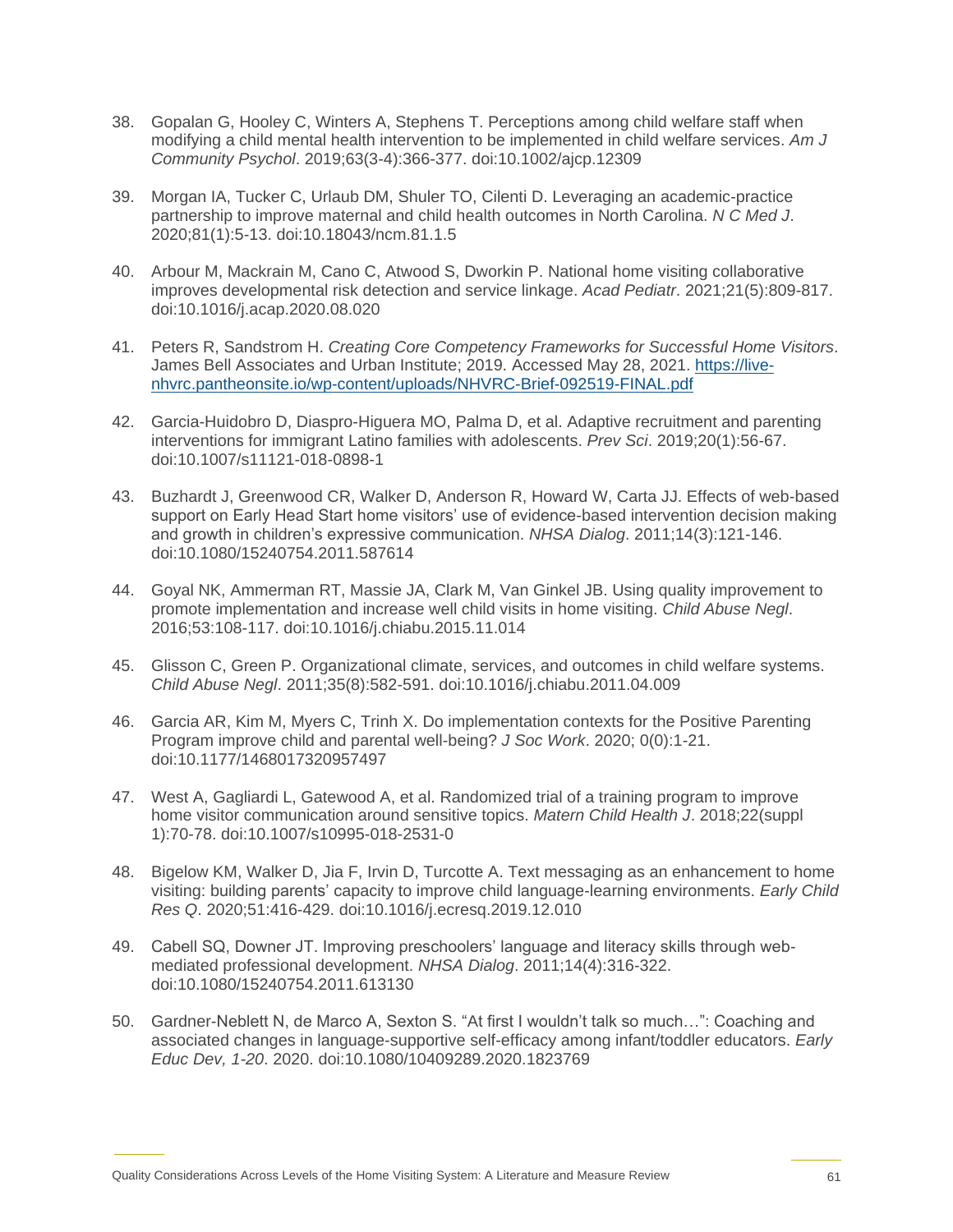38. Gopalan G, Hooley C, Winters A, Stephens T. Perceptions among child welfare staff when modifying a child mental health intervention to be implemented in child welfare services. *Am J Community Psychol*. 2019;63(3-4):366-377. doi:10.1002/ajcp.12309

39. Morgan IA, Tucker C, Urlaub DM, Shuler TO, Cilenti D. Leveraging an academic-practice partnership to improve maternal and child health outcomes in North Carolina. *N C Med J*. 2020;81(1):5-13. doi:10.18043/ncm.81.1.5

40. Arbour M, Mackrain M, Cano C, Atwood S, Dworkin P. National home visiting collaborative improves developmental risk detection and service linkage. *Acad Pediatr*. 2021;21(5):809-817. doi:10.1016/j.acap.2020.08.020

41. Peters R, Sandstrom H. *Creating Core Competency Frameworks for Successful Home Visitors*. James Bell Associates and Urban Institute; 2019. Accessed May 28, 2021. [https://live-nhvrc.pantheonsite.io/wp-content/uploads/NHVRC-Brief-092519-FINAL.pdf](https://live-nhvrc.pantheonsite.io/wp-content/uploads/NHVRC-Brief-092519-FINAL.pdf)

42. Garcia-Huidobro D, Diaspro-Higuera MO, Palma D, et al. Adaptive recruitment and parenting interventions for immigrant Latino families with adolescents. *Prev Sci*. 2019;20(1):56-67. doi:10.1007/s11121-018-0898-1

43. Buzhardt J, Greenwood CR, Walker D, Anderson R, Howard W, Carta JJ. Effects of web-based support on Early Head Start home visitors' use of evidence-based intervention decision making and growth in children's expressive communication. *NHSA Dialog*. 2011;14(3):121-146. doi:10.1080/15240754.2011.587614

44. Goyal NK, Ammerman RT, Massie JA, Clark M, Van Ginkel JB. Using quality improvement to promote implementation and increase well child visits in home visiting. *Child Abuse Negl*. 2016;53:108-117. doi:10.1016/j.chiabu.2015.11.014

45. Glisson C, Green P. Organizational climate, services, and outcomes in child welfare systems. *Child Abuse Negl*. 2011;35(8):582-591. doi:10.1016/j.chiabu.2011.04.009

46. Garcia AR, Kim M, Myers C, Trinh X. Do implementation contexts for the Positive Parenting Program improve child and parental well-being? *J Soc Work*. 2020; 0(0):1-21. doi:10.1177/1468017320957497

47. West A, Gagliardi L, Gatewood A, et al. Randomized trial of a training program to improve home visitor communication around sensitive topics. *Matern Child Health J*. 2018;22(suppl 1):70-78. doi:10.1007/s10995-018-2531-0

48. Bigelow KM, Walker D, Jia F, Irvin D, Turcotte A. Text messaging as an enhancement to home visiting: building parents' capacity to improve child language-learning environments. *Early Child Res Q*. 2020;51:416-429. doi:10.1016/j.ecresq.2019.12.010

49. Cabell SQ, Downer JT. Improving preschoolers' language and literacy skills through web-mediated professional development. *NHSA Dialog*. 2011;14(4):316-322. doi:10.1080/15240754.2011.613130

50. Gardner-Neblett N, de Marco A, Sexton S. "At first I wouldn't talk so much…": Coaching and associated changes in language-supportive self-efficacy among infant/toddler educators. *Early Educ Dev, 1-20*. 2020. doi:10.1080/10409289.2020.1823769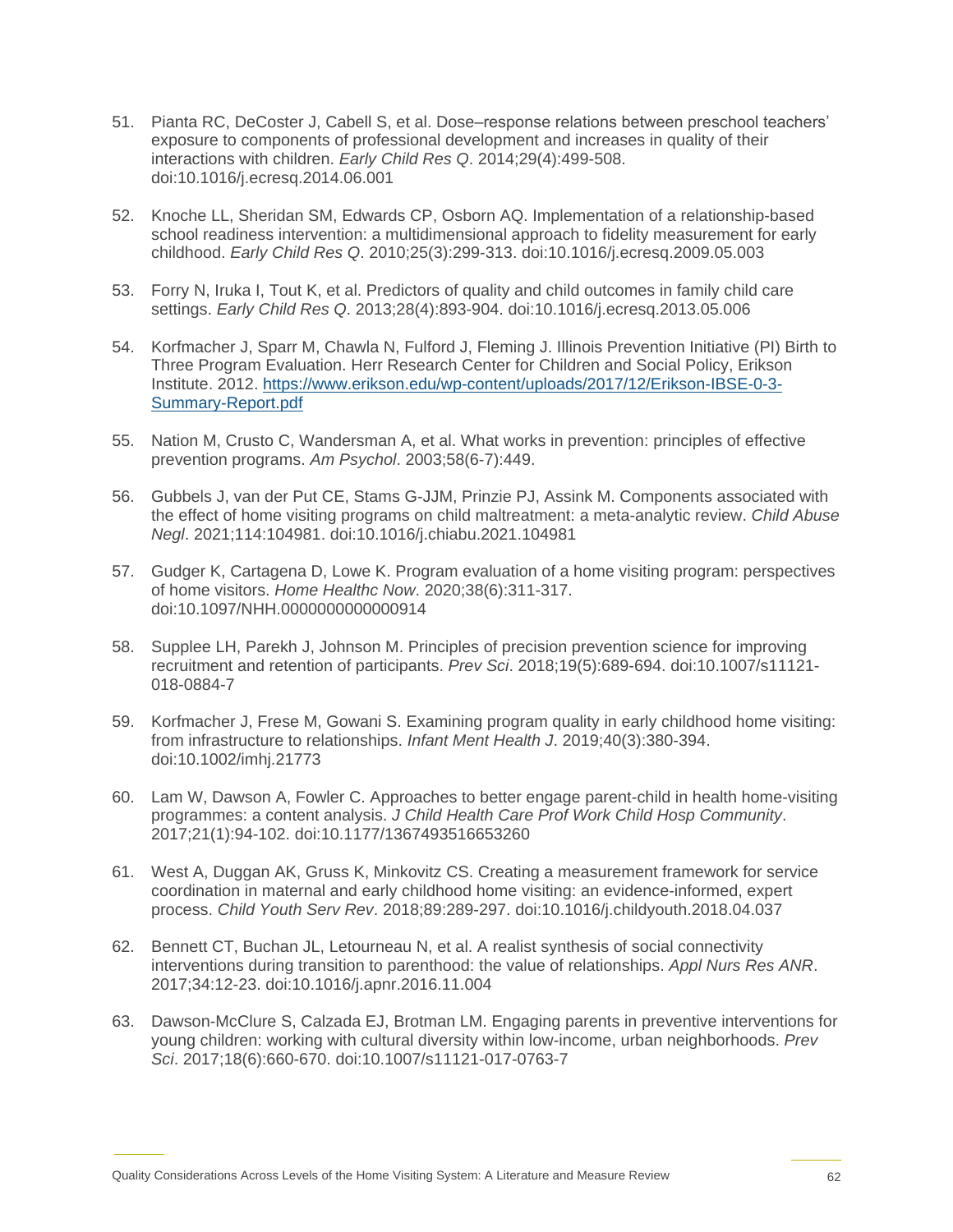51. Pianta RC, DeCoster J, Cabell S, et al. Dose–response relations between preschool teachers' exposure to components of professional development and increases in quality of their interactions with children. *Early Child Res Q*. 2014;29(4):499-508. doi:10.1016/j.ecresq.2014.06.001

52. Knoche LL, Sheridan SM, Edwards CP, Osborn AQ. Implementation of a relationship-based school readiness intervention: a multidimensional approach to fidelity measurement for early childhood. *Early Child Res Q*. 2010;25(3):299-313. doi:10.1016/j.ecresq.2009.05.003

53. Forry N, Iruka I, Tout K, et al. Predictors of quality and child outcomes in family child care settings. *Early Child Res Q*. 2013;28(4):893-904. doi:10.1016/j.ecresq.2013.05.006

54. Korfmacher J, Sparr M, Chawla N, Fulford J, Fleming J. Illinois Prevention Initiative (PI) Birth to Three Program Evaluation. Herr Research Center for Children and Social Policy, Erikson Institute. 2012. [https://www.erikson.edu/wp-content/uploads/2017/12/Erikson-IBSE-0-3-Summary-Report.pdf](https://www.erikson.edu/wp-content/uploads/2017/12/Erikson-IBSE-0-3-Summary-Report.pdf)

55. Nation M, Crusto C, Wandersman A, et al. What works in prevention: principles of effective prevention programs. *Am Psychol*. 2003;58(6-7):449.

56. Gubbels J, van der Put CE, Stams G-JJM, Prinzie PJ, Assink M. Components associated with the effect of home visiting programs on child maltreatment: a meta-analytic review. *Child Abuse Negl*. 2021;114:104981. doi:10.1016/j.chiabu.2021.104981

57. Gudger K, Cartagena D, Lowe K. Program evaluation of a home visiting program: perspectives of home visitors. *Home Healthc Now*. 2020;38(6):311-317. doi:10.1097/NHH.0000000000000914

58. Supplee LH, Parekh J, Johnson M. Principles of precision prevention science for improving recruitment and retention of participants. *Prev Sci*. 2018;19(5):689-694. doi:10.1007/s11121-018-0884-7

59. Korfmacher J, Frese M, Gowani S. Examining program quality in early childhood home visiting: from infrastructure to relationships. *Infant Ment Health J*. 2019;40(3):380-394. doi:10.1002/imhj.21773

60. Lam W, Dawson A, Fowler C. Approaches to better engage parent-child in health home-visiting programmes: a content analysis. *J Child Health Care Prof Work Child Hosp Community*. 2017;21(1):94-102. doi:10.1177/1367493516653260

61. West A, Duggan AK, Gruss K, Minkovitz CS. Creating a measurement framework for service coordination in maternal and early childhood home visiting: an evidence-informed, expert process. *Child Youth Serv Rev*. 2018;89:289-297. doi:10.1016/j.childyouth.2018.04.037

62. Bennett CT, Buchan JL, Letourneau N, et al. A realist synthesis of social connectivity interventions during transition to parenthood: the value of relationships. *Appl Nurs Res ANR*. 2017;34:12-23. doi:10.1016/j.apnr.2016.11.004

63. Dawson-McClure S, Calzada EJ, Brotman LM. Engaging parents in preventive interventions for young children: working with cultural diversity within low-income, urban neighborhoods. *Prev Sci*. 2017;18(6):660-670. doi:10.1007/s11121-017-0763-7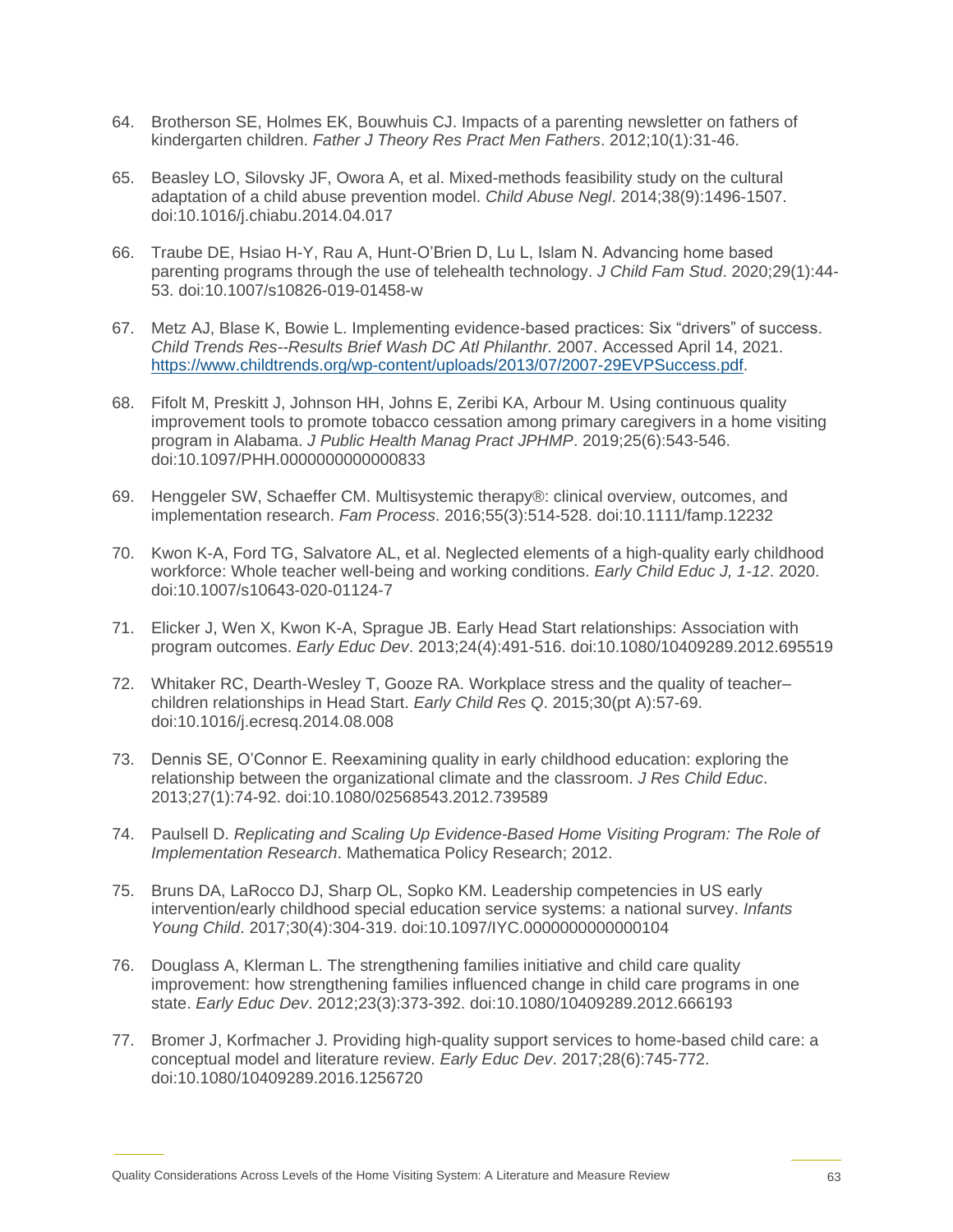64. Brotherson SE, Holmes EK, Bouwhuis CJ. Impacts of a parenting newsletter on fathers of kindergarten children. *Father J Theory Res Pract Men Fathers*. 2012;10(1):31-46.

65. Beasley LO, Silovsky JF, Owora A, et al. Mixed-methods feasibility study on the cultural adaptation of a child abuse prevention model. *Child Abuse Negl*. 2014;38(9):1496-1507. doi:10.1016/j.chiabu.2014.04.017

66. Traube DE, Hsiao H-Y, Rau A, Hunt-O'Brien D, Lu L, Islam N. Advancing home based parenting programs through the use of telehealth technology. *J Child Fam Stud*. 2020;29(1):44-53. doi:10.1007/s10826-019-01458-w

67. Metz AJ, Blase K, Bowie L. Implementing evidence-based practices: Six "drivers" of success. *Child Trends Res--Results Brief Wash DC Atl Philanthr.* 2007. Accessed April 14, 2021. https://www.childtrends.org/wp-content/uploads/2013/07/2007-29EVPSuccess.pdf.

68. Fifolt M, Preskitt J, Johnson HH, Johns E, Zeribi KA, Arbour M. Using continuous quality improvement tools to promote tobacco cessation among primary caregivers in a home visiting program in Alabama. *J Public Health Manag Pract JPHMP*. 2019;25(6):543-546. doi:10.1097/PHH.0000000000000833

69. Henggeler SW, Schaeffer CM. Multisystemic therapy®: clinical overview, outcomes, and implementation research. *Fam Process*. 2016;55(3):514-528. doi:10.1111/famp.12232

70. Kwon K-A, Ford TG, Salvatore AL, et al. Neglected elements of a high-quality early childhood workforce: Whole teacher well-being and working conditions. *Early Child Educ J, 1-12*. 2020. doi:10.1007/s10643-020-01124-7

71. Elicker J, Wen X, Kwon K-A, Sprague JB. Early Head Start relationships: Association with program outcomes. *Early Educ Dev*. 2013;24(4):491-516. doi:10.1080/10409289.2012.695519

72. Whitaker RC, Dearth-Wesley T, Gooze RA. Workplace stress and the quality of teacher–children relationships in Head Start. *Early Child Res Q*. 2015;30(pt A):57-69. doi:10.1016/j.ecresq.2014.08.008

73. Dennis SE, O'Connor E. Reexamining quality in early childhood education: exploring the relationship between the organizational climate and the classroom. *J Res Child Educ*. 2013;27(1):74-92. doi:10.1080/02568543.2012.739589

74. Paulsell D. *Replicating and Scaling Up Evidence-Based Home Visiting Program: The Role of Implementation Research*. Mathematica Policy Research; 2012.

75. Bruns DA, LaRocco DJ, Sharp OL, Sopko KM. Leadership competencies in US early intervention/early childhood special education service systems: a national survey. *Infants Young Child*. 2017;30(4):304-319. doi:10.1097/IYC.0000000000000104

76. Douglass A, Klerman L. The strengthening families initiative and child care quality improvement: how strengthening families influenced change in child care programs in one state. *Early Educ Dev*. 2012;23(3):373-392. doi:10.1080/10409289.2012.666193

77. Bromer J, Korfmacher J. Providing high-quality support services to home-based child care: a conceptual model and literature review. *Early Educ Dev*. 2017;28(6):745-772. doi:10.1080/10409289.2016.1256720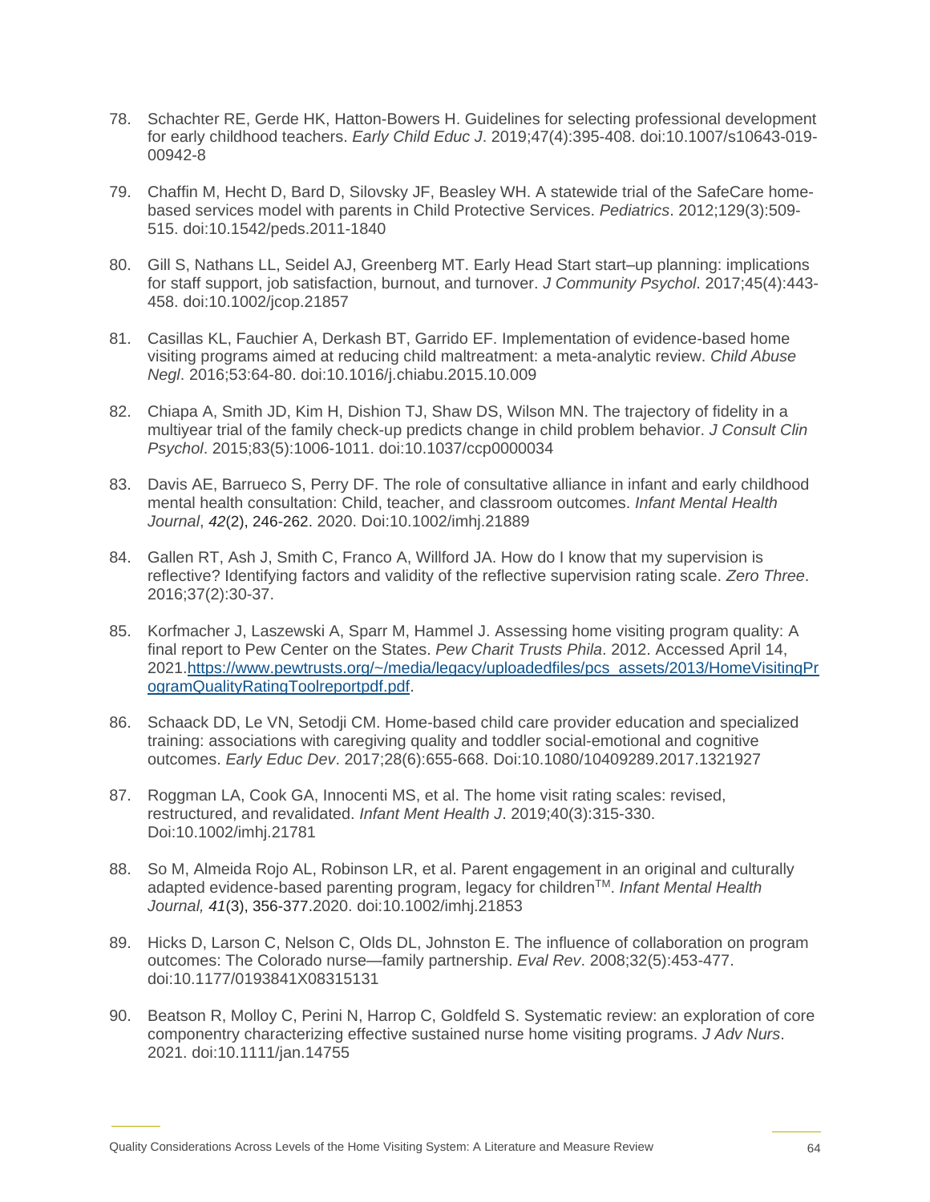78. Schachter RE, Gerde HK, Hatton-Bowers H. Guidelines for selecting professional development for early childhood teachers. *Early Child Educ J*. 2019;47(4):395-408. doi:10.1007/s10643-019-00942-8

79. Chaffin M, Hecht D, Bard D, Silovsky JF, Beasley WH. A statewide trial of the SafeCare home-based services model with parents in Child Protective Services. *Pediatrics*. 2012;129(3):509-515. doi:10.1542/peds.2011-1840

80. Gill S, Nathans LL, Seidel AJ, Greenberg MT. Early Head Start start–up planning: implications for staff support, job satisfaction, burnout, and turnover. *J Community Psychol*. 2017;45(4):443-458. doi:10.1002/jcop.21857

81. Casillas KL, Fauchier A, Derkash BT, Garrido EF. Implementation of evidence-based home visiting programs aimed at reducing child maltreatment: a meta-analytic review. *Child Abuse Negl*. 2016;53:64-80. doi:10.1016/j.chiabu.2015.10.009

82. Chiapa A, Smith JD, Kim H, Dishion TJ, Shaw DS, Wilson MN. The trajectory of fidelity in a multiyear trial of the family check-up predicts change in child problem behavior. *J Consult Clin Psychol*. 2015;83(5):1006-1011. doi:10.1037/ccp0000034

83. Davis AE, Barrueco S, Perry DF. The role of consultative alliance in infant and early childhood mental health consultation: Child, teacher, and classroom outcomes. *Infant Mental Health Journal*, *42*(2), 246-262. 2020. Doi:10.1002/imhj.21889

84. Gallen RT, Ash J, Smith C, Franco A, Willford JA. How do I know that my supervision is reflective? Identifying factors and validity of the reflective supervision rating scale. *Zero Three*. 2016;37(2):30-37.

85. Korfmacher J, Laszewski A, Sparr M, Hammel J. Assessing home visiting program quality: A final report to Pew Center on the States. *Pew Charit Trusts Phila*. 2012. Accessed April 14, 2021.[https://www.pewtrusts.org/~/media/legacy/uploadedfiles/pcs_assets/2013/HomeVisitingProgramQualityRatingToolreportpdf.pdf](https://www.pewtrusts.org/~/media/legacy/uploadedfiles/pcs_assets/2013/HomeVisitingProgramQualityRatingToolreportpdf.pdf).

86. Schaack DD, Le VN, Setodji CM. Home-based child care provider education and specialized training: associations with caregiving quality and toddler social-emotional and cognitive outcomes. *Early Educ Dev*. 2017;28(6):655-668. Doi:10.1080/10409289.2017.1321927

87. Roggman LA, Cook GA, Innocenti MS, et al. The home visit rating scales: revised, restructured, and revalidated. *Infant Ment Health J*. 2019;40(3):315-330. Doi:10.1002/imhj.21781

88. So M, Almeida Rojo AL, Robinson LR, et al. Parent engagement in an original and culturally adapted evidence-based parenting program, legacy for children™. *Infant Mental Health Journal, 41*(3), 356-377.2020. doi:10.1002/imhj.21853

89. Hicks D, Larson C, Nelson C, Olds DL, Johnston E. The influence of collaboration on program outcomes: The Colorado nurse—family partnership. *Eval Rev*. 2008;32(5):453-477. doi:10.1177/0193841X08315131

90. Beatson R, Molloy C, Perini N, Harrop C, Goldfeld S. Systematic review: an exploration of core componentry characterizing effective sustained nurse home visiting programs. *J Adv Nurs*. 2021. doi:10.1111/jan.14755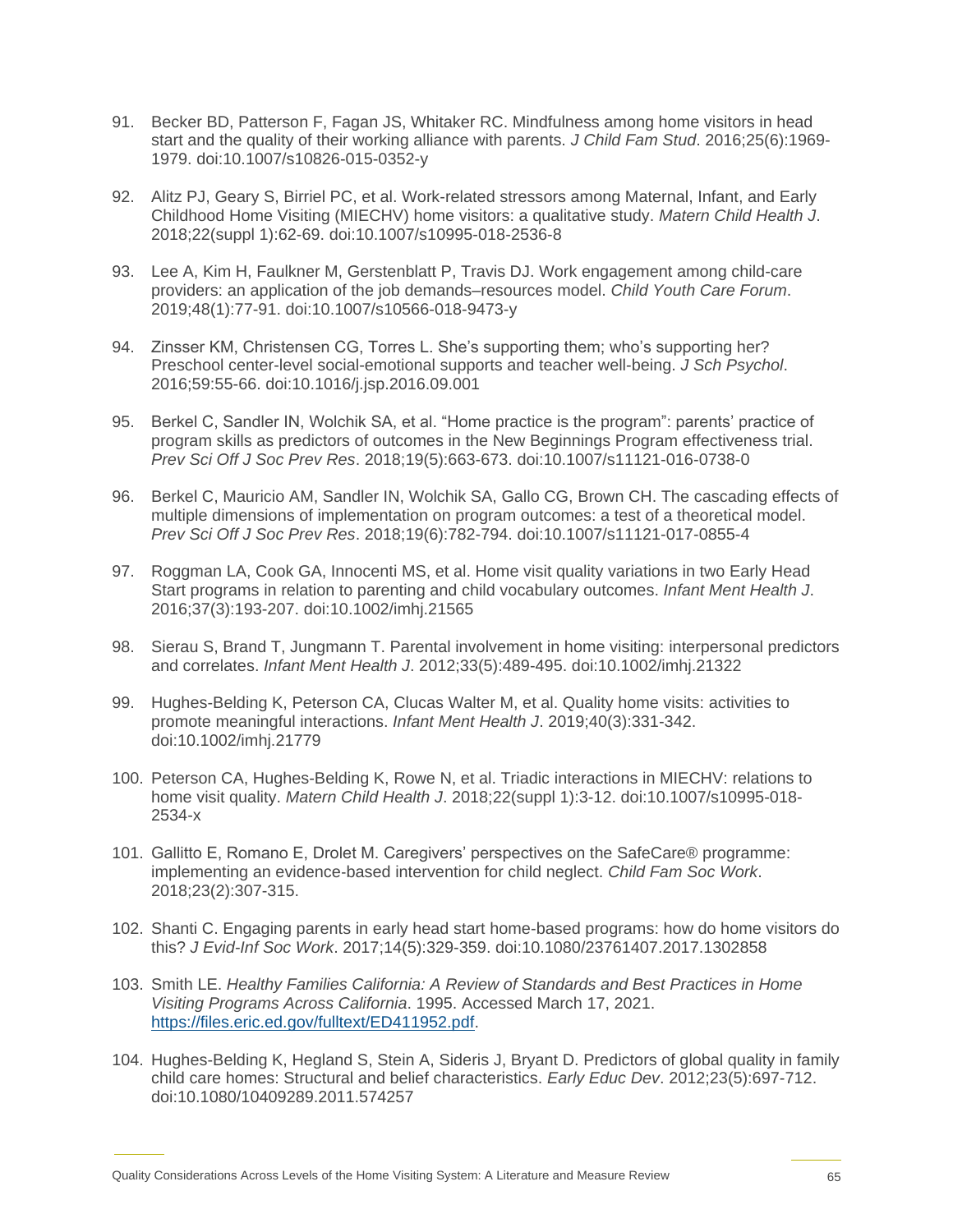91. Becker BD, Patterson F, Fagan JS, Whitaker RC. Mindfulness among home visitors in head start and the quality of their working alliance with parents. *J Child Fam Stud*. 2016;25(6):1969-1979. doi:10.1007/s10826-015-0352-y

92. Alitz PJ, Geary S, Birriel PC, et al. Work-related stressors among Maternal, Infant, and Early Childhood Home Visiting (MIECHV) home visitors: a qualitative study. *Matern Child Health J*. 2018;22(suppl 1):62-69. doi:10.1007/s10995-018-2536-8

93. Lee A, Kim H, Faulkner M, Gerstenblatt P, Travis DJ. Work engagement among child-care providers: an application of the job demands–resources model. *Child Youth Care Forum*. 2019;48(1):77-91. doi:10.1007/s10566-018-9473-y

94. Zinsser KM, Christensen CG, Torres L. She's supporting them; who's supporting her? Preschool center-level social-emotional supports and teacher well-being. *J Sch Psychol*. 2016;59:55-66. doi:10.1016/j.jsp.2016.09.001

95. Berkel C, Sandler IN, Wolchik SA, et al. "Home practice is the program": parents' practice of program skills as predictors of outcomes in the New Beginnings Program effectiveness trial. *Prev Sci Off J Soc Prev Res*. 2018;19(5):663-673. doi:10.1007/s11121-016-0738-0

96. Berkel C, Mauricio AM, Sandler IN, Wolchik SA, Gallo CG, Brown CH. The cascading effects of multiple dimensions of implementation on program outcomes: a test of a theoretical model. *Prev Sci Off J Soc Prev Res*. 2018;19(6):782-794. doi:10.1007/s11121-017-0855-4

97. Roggman LA, Cook GA, Innocenti MS, et al. Home visit quality variations in two Early Head Start programs in relation to parenting and child vocabulary outcomes. *Infant Ment Health J*. 2016;37(3):193-207. doi:10.1002/imhj.21565

98. Sierau S, Brand T, Jungmann T. Parental involvement in home visiting: interpersonal predictors and correlates. *Infant Ment Health J*. 2012;33(5):489-495. doi:10.1002/imhj.21322

99. Hughes-Belding K, Peterson CA, Clucas Walter M, et al. Quality home visits: activities to promote meaningful interactions. *Infant Ment Health J*. 2019;40(3):331-342. doi:10.1002/imhj.21779

100. Peterson CA, Hughes-Belding K, Rowe N, et al. Triadic interactions in MIECHV: relations to home visit quality. *Matern Child Health J*. 2018;22(suppl 1):3-12. doi:10.1007/s10995-018-2534-x

101. Gallitto E, Romano E, Drolet M. Caregivers' perspectives on the SafeCare® programme: implementing an evidence-based intervention for child neglect. *Child Fam Soc Work*. 2018;23(2):307-315.

102. Shanti C. Engaging parents in early head start home-based programs: how do home visitors do this? *J Evid-Inf Soc Work*. 2017;14(5):329-359. doi:10.1080/23761407.2017.1302858

103. Smith LE. *Healthy Families California: A Review of Standards and Best Practices in Home Visiting Programs Across California*. 1995. Accessed March 17, 2021. [https://files.eric.ed.gov/fulltext/ED411952.pdf](https://files.eric.ed.gov/fulltext/ED411952.pdf).

104. Hughes-Belding K, Hegland S, Stein A, Sideris J, Bryant D. Predictors of global quality in family child care homes: Structural and belief characteristics. *Early Educ Dev*. 2012;23(5):697-712. doi:10.1080/10409289.2011.574257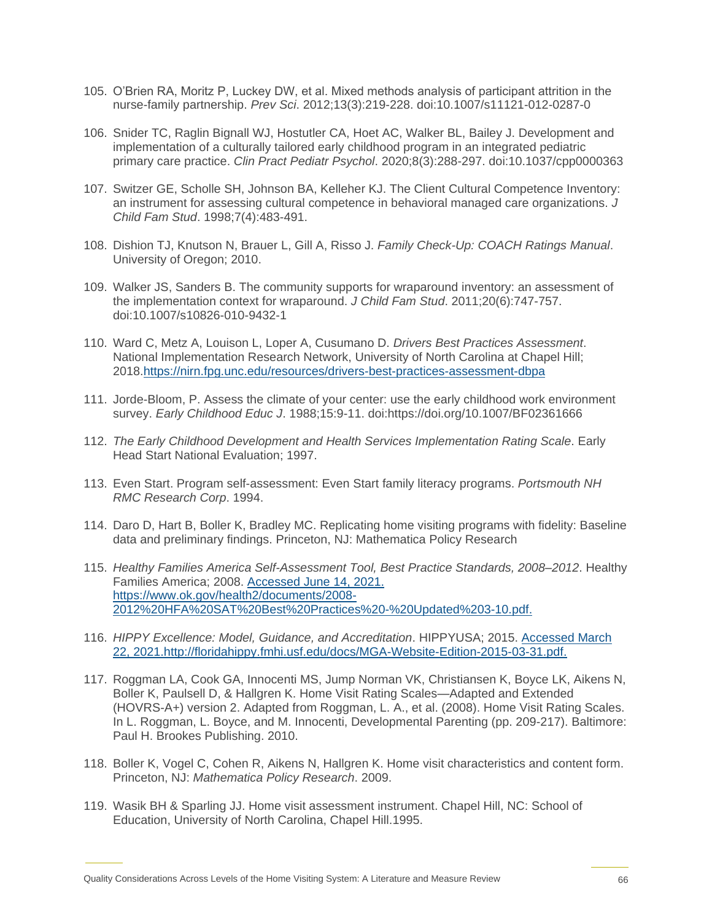105. O'Brien RA, Moritz P, Luckey DW, et al. Mixed methods analysis of participant attrition in the nurse-family partnership. *Prev Sci*. 2012;13(3):219-228. doi:10.1007/s11121-012-0287-0

106. Snider TC, Raglin Bignall WJ, Hostutler CA, Hoet AC, Walker BL, Bailey J. Development and implementation of a culturally tailored early childhood program in an integrated pediatric primary care practice. *Clin Pract Pediatr Psychol*. 2020;8(3):288-297. doi:10.1037/cpp0000363

107. Switzer GE, Scholle SH, Johnson BA, Kelleher KJ. The Client Cultural Competence Inventory: an instrument for assessing cultural competence in behavioral managed care organizations. *J Child Fam Stud*. 1998;7(4):483-491.

108. Dishion TJ, Knutson N, Brauer L, Gill A, Risso J. *Family Check-Up: COACH Ratings Manual*. University of Oregon; 2010.

109. Walker JS, Sanders B. The community supports for wraparound inventory: an assessment of the implementation context for wraparound. *J Child Fam Stud*. 2011;20(6):747-757. doi:10.1007/s10826-010-9432-1

110. Ward C, Metz A, Louison L, Loper A, Cusumano D. *Drivers Best Practices Assessment*. National Implementation Research Network, University of North Carolina at Chapel Hill; 2018.https://nirn.fpg.unc.edu/resources/drivers-best-practices-assessment-dbpa

111. Jorde-Bloom, P. Assess the climate of your center: use the early childhood work environment survey. *Early Childhood Educ J*. 1988;15:9-11. doi:https://doi.org/10.1007/BF02361666

112. *The Early Childhood Development and Health Services Implementation Rating Scale*. Early Head Start National Evaluation; 1997.

113. Even Start. Program self-assessment: Even Start family literacy programs. *Portsmouth NH RMC Research Corp*. 1994.

114. Daro D, Hart B, Boller K, Bradley MC. Replicating home visiting programs with fidelity: Baseline data and preliminary findings. Princeton, NJ: Mathematica Policy Research

115. *Healthy Families America Self-Assessment Tool, Best Practice Standards, 2008–2012*. Healthy Families America; 2008. Accessed June 14, 2021. https://www.ok.gov/health2/documents/2008-2012%20HFA%20SAT%20Best%20Practices%20-%20Updated%203-10.pdf.

116. *HIPPY Excellence: Model, Guidance, and Accreditation*. HIPPYUSA; 2015. Accessed March 22, 2021.http://floridahippy.fmhi.usf.edu/docs/MGA-Website-Edition-2015-03-31.pdf.

117. Roggman LA, Cook GA, Innocenti MS, Jump Norman VK, Christiansen K, Boyce LK, Aikens N, Boller K, Paulsell D, & Hallgren K. Home Visit Rating Scales—Adapted and Extended (HOVRS-A+) version 2. Adapted from Roggman, L. A., et al. (2008). Home Visit Rating Scales. In L. Roggman, L. Boyce, and M. Innocenti, Developmental Parenting (pp. 209-217). Baltimore: Paul H. Brookes Publishing. 2010.

118. Boller K, Vogel C, Cohen R, Aikens N, Hallgren K. Home visit characteristics and content form. Princeton, NJ: *Mathematica Policy Research*. 2009.

119. Wasik BH & Sparling JJ. Home visit assessment instrument. Chapel Hill, NC: School of Education, University of North Carolina, Chapel Hill.1995.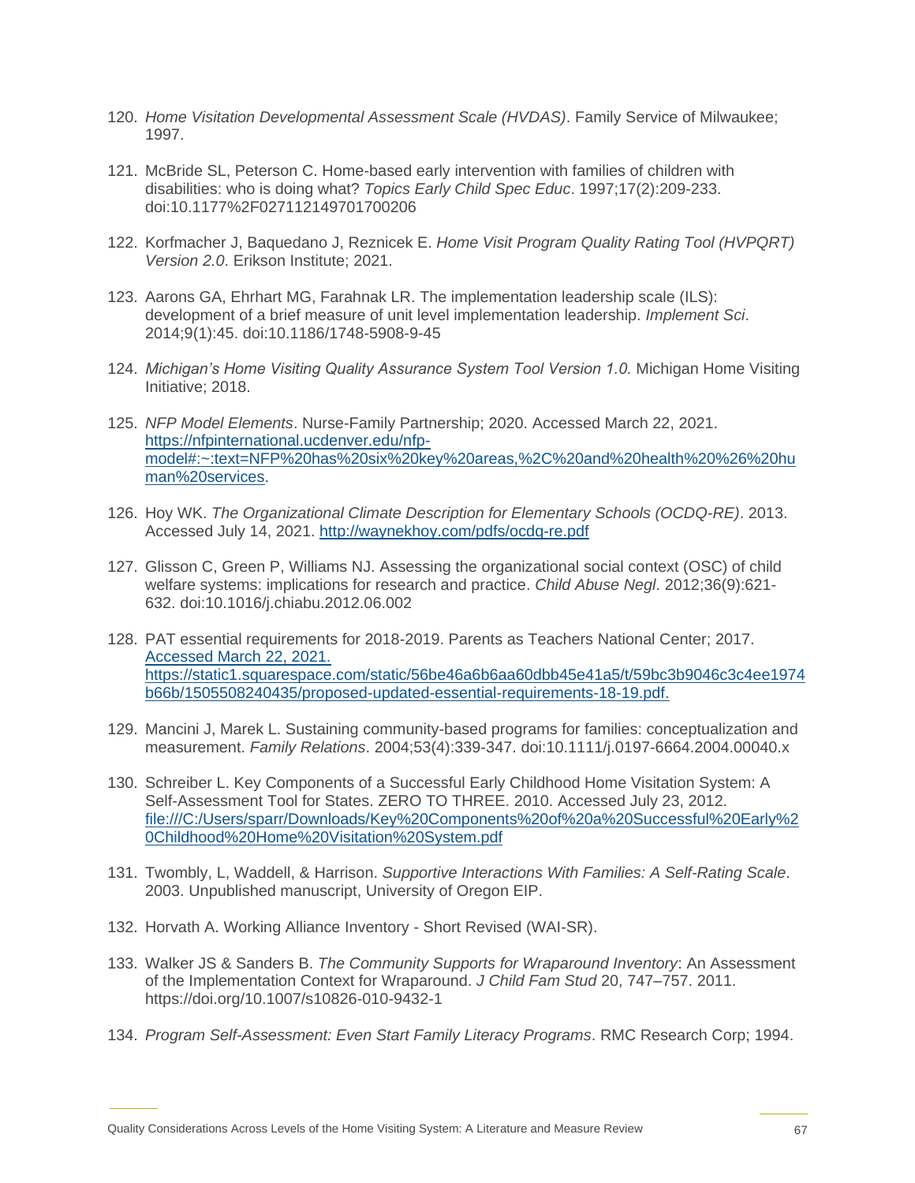120. *Home Visitation Developmental Assessment Scale (HVDAS)*. Family Service of Milwaukee; 1997.

121. McBride SL, Peterson C. Home-based early intervention with families of children with disabilities: who is doing what? *Topics Early Child Spec Educ*. 1997;17(2):209-233. doi:10.1177%2F027112149701700206

122. Korfmacher J, Baquedano J, Reznicek E. *Home Visit Program Quality Rating Tool (HVPQRT) Version 2.0*. Erikson Institute; 2021.

123. Aarons GA, Ehrhart MG, Farahnak LR. The implementation leadership scale (ILS): development of a brief measure of unit level implementation leadership. *Implement Sci*. 2014;9(1):45. doi:10.1186/1748-5908-9-45

124. *Michigan's Home Visiting Quality Assurance System Tool Version 1.0.* Michigan Home Visiting Initiative; 2018.

125. *NFP Model Elements*. Nurse-Family Partnership; 2020. Accessed March 22, 2021. [https://nfpinternational.ucdenver.edu/nfp-model#:~:text=NFP%20has%20six%20key%20areas,%2C%20and%20health%20%26%20human%20services](https://nfpinternational.ucdenver.edu/nfp-model#:~:text=NFP%20has%20six%20key%20areas,%2C%20and%20health%20%26%20human%20services).

126. Hoy WK. *The Organizational Climate Description for Elementary Schools (OCDQ-RE)*. 2013. Accessed July 14, 2021. http://waynekhoy.com/pdfs/ocdq-re.pdf

127. Glisson C, Green P, Williams NJ. Assessing the organizational social context (OSC) of child welfare systems: implications for research and practice. *Child Abuse Negl*. 2012;36(9):621-632. doi:10.1016/j.chiabu.2012.06.002

128. PAT essential requirements for 2018-2019. Parents as Teachers National Center; 2017. Accessed March 22, 2021. https://static1.squarespace.com/static/56be46a6b6aa60dbb45e41a5/t/59bc3b9046c3c4ee1974b66b/1505508240435/proposed-updated-essential-requirements-18-19.pdf.

129. Mancini J, Marek L. Sustaining community-based programs for families: conceptualization and measurement. *Family Relations*. 2004;53(4):339-347. doi:10.1111/j.0197-6664.2004.00040.x

130. Schreiber L. Key Components of a Successful Early Childhood Home Visitation System: A Self-Assessment Tool for States. ZERO TO THREE. 2010. Accessed July 23, 2012. file:///C:/Users/sparr/Downloads/Key%20Components%20of%20a%20Successful%20Early%20Childhood%20Home%20Visitation%20System.pdf

131. Twombly, L, Waddell, & Harrison. *Supportive Interactions With Families: A Self-Rating Scale*. 2003. Unpublished manuscript, University of Oregon EIP.

132. Horvath A. Working Alliance Inventory - Short Revised (WAI-SR).

133. Walker JS & Sanders B. *The Community Supports for Wraparound Inventory*: An Assessment of the Implementation Context for Wraparound. *J Child Fam Stud* 20, 747–757. 2011. https://doi.org/10.1007/s10826-010-9432-1

134. *Program Self-Assessment: Even Start Family Literacy Programs*. RMC Research Corp; 1994.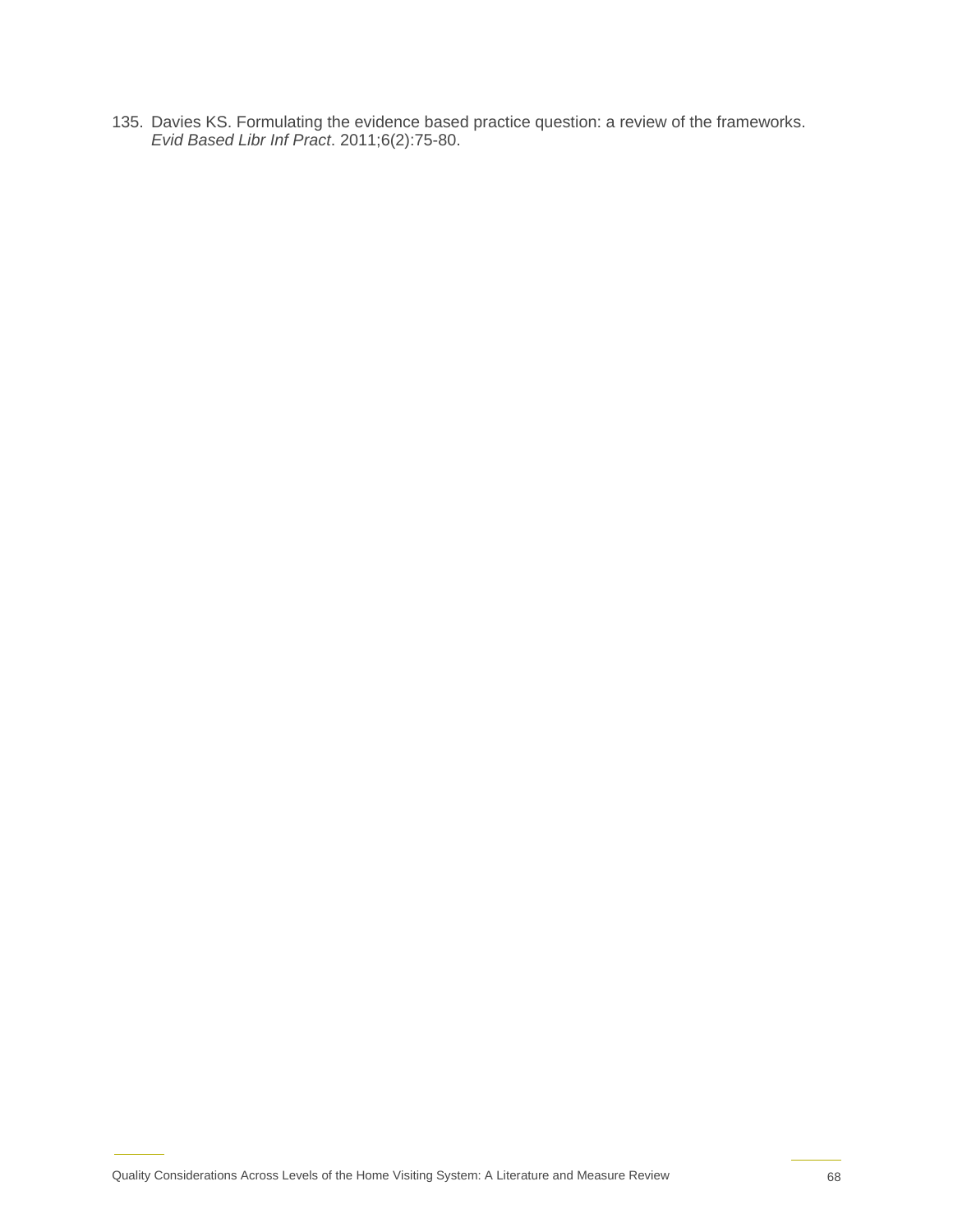135. Davies KS. Formulating the evidence based practice question: a review of the frameworks. *Evid Based Libr Inf Pract*. 2011;6(2):75-80.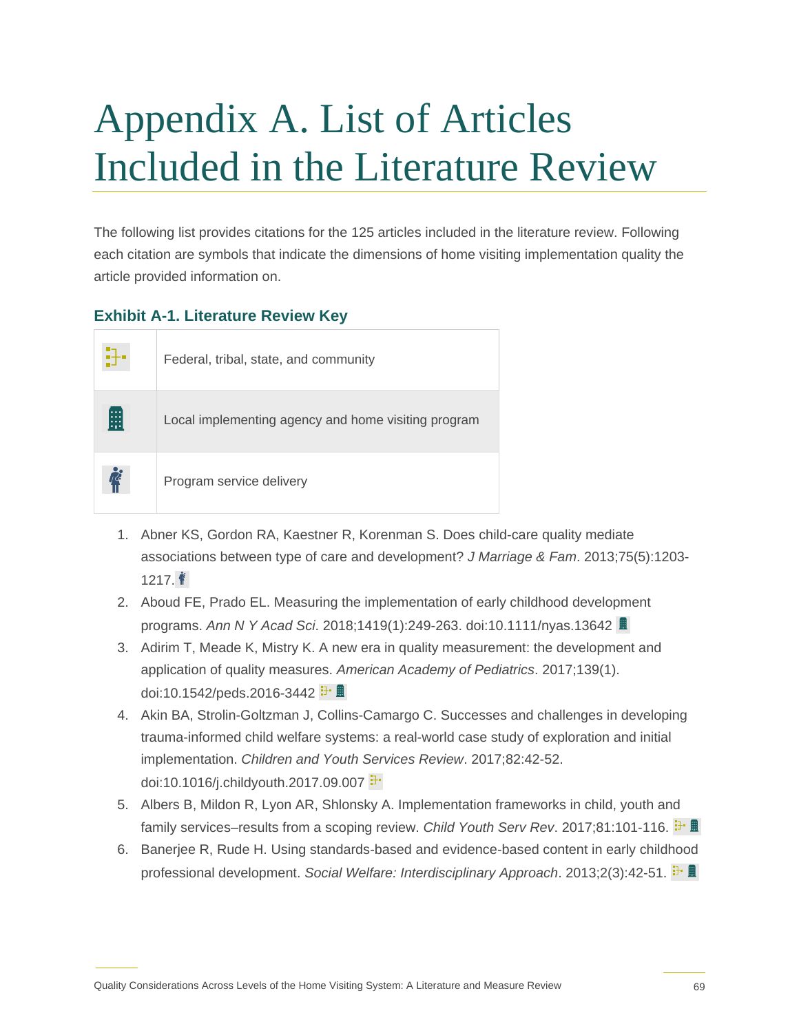# Appendix A. List of Articles Included in the Literature Review

The following list provides citations for the 125 articles included in the literature review. Following each citation are symbols that indicate the dimensions of home visiting implementation quality the article provided information on.

### Exhibit A-1. Literature Review Key

| | |
|---|---|
| [Federal icon] | Federal, tribal, state, and community |
| [Agency icon] | Local implementing agency and home visiting program |
| [Service icon] | Program service delivery |

1. Abner KS, Gordon RA, Kaestner R, Korenman S. Does child-care quality mediate associations between type of care and development? *J Marriage & Fam*. 2013;75(5):1203-1217. [Service icon]
2. Aboud FE, Prado EL. Measuring the implementation of early childhood development programs. *Ann N Y Acad Sci*. 2018;1419(1):249-263. doi:10.1111/nyas.13642 [Agency icon]
3. Adirim T, Meade K, Mistry K. A new era in quality measurement: the development and application of quality measures. *American Academy of Pediatrics*. 2017;139(1). doi:10.1542/peds.2016-3442 [Federal icon] [Agency icon]
4. Akin BA, Strolin-Goltzman J, Collins-Camargo C. Successes and challenges in developing trauma-informed child welfare systems: a real-world case study of exploration and initial implementation. *Children and Youth Services Review*. 2017;82:42-52. doi:10.1016/j.childyouth.2017.09.007 [Federal icon]
5. Albers B, Mildon R, Lyon AR, Shlonsky A. Implementation frameworks in child, youth and family services–results from a scoping review. *Child Youth Serv Rev*. 2017;81:101-116. [Federal icon] [Agency icon]
6. Banerjee R, Rude H. Using standards-based and evidence-based content in early childhood professional development. *Social Welfare: Interdisciplinary Approach*. 2013;2(3):42-51. [Federal icon] [Agency icon]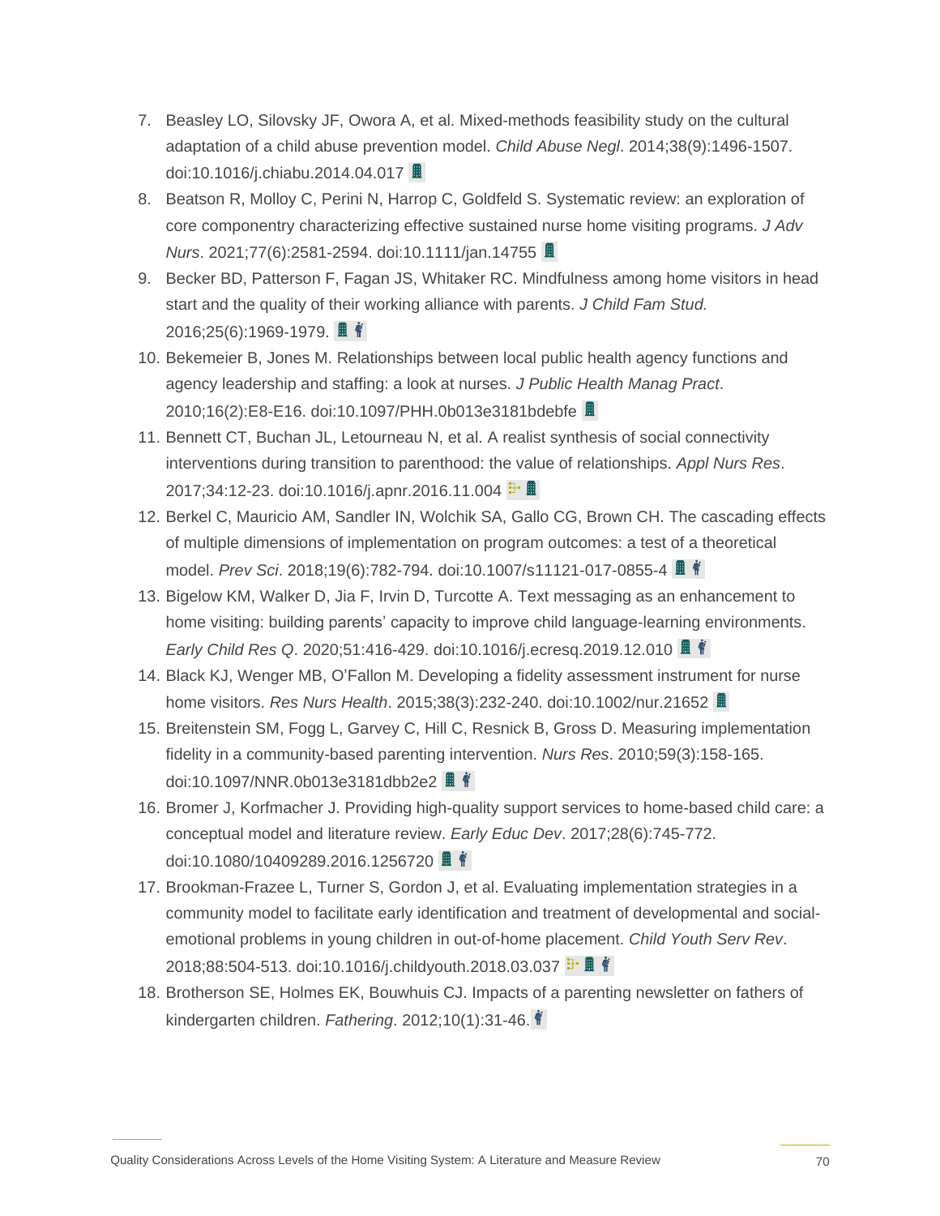7. Beasley LO, Silovsky JF, Owora A, et al. Mixed-methods feasibility study on the cultural adaptation of a child abuse prevention model. *Child Abuse Negl*. 2014;38(9):1496-1507. doi:10.1016/j.chiabu.2014.04.017
8. Beatson R, Molloy C, Perini N, Harrop C, Goldfeld S. Systematic review: an exploration of core componentry characterizing effective sustained nurse home visiting programs. *J Adv Nurs*. 2021;77(6):2581-2594. doi:10.1111/jan.14755
9. Becker BD, Patterson F, Fagan JS, Whitaker RC. Mindfulness among home visitors in head start and the quality of their working alliance with parents. *J Child Fam Stud.* 2016;25(6):1969-1979.
10. Bekemeier B, Jones M. Relationships between local public health agency functions and agency leadership and staffing: a look at nurses. *J Public Health Manag Pract*. 2010;16(2):E8-E16. doi:10.1097/PHH.0b013e3181bdebfe
11. Bennett CT, Buchan JL, Letourneau N, et al. A realist synthesis of social connectivity interventions during transition to parenthood: the value of relationships. *Appl Nurs Res*. 2017;34:12-23. doi:10.1016/j.apnr.2016.11.004
12. Berkel C, Mauricio AM, Sandler IN, Wolchik SA, Gallo CG, Brown CH. The cascading effects of multiple dimensions of implementation on program outcomes: a test of a theoretical model. *Prev Sci*. 2018;19(6):782-794. doi:10.1007/s11121-017-0855-4
13. Bigelow KM, Walker D, Jia F, Irvin D, Turcotte A. Text messaging as an enhancement to home visiting: building parents' capacity to improve child language-learning environments. *Early Child Res Q*. 2020;51:416-429. doi:10.1016/j.ecresq.2019.12.010
14. Black KJ, Wenger MB, O'Fallon M. Developing a fidelity assessment instrument for nurse home visitors. *Res Nurs Health*. 2015;38(3):232-240. doi:10.1002/nur.21652
15. Breitenstein SM, Fogg L, Garvey C, Hill C, Resnick B, Gross D. Measuring implementation fidelity in a community-based parenting intervention. *Nurs Res*. 2010;59(3):158-165. doi:10.1097/NNR.0b013e3181dbb2e2
16. Bromer J, Korfmacher J. Providing high-quality support services to home-based child care: a conceptual model and literature review. *Early Educ Dev*. 2017;28(6):745-772. doi:10.1080/10409289.2016.1256720
17. Brookman-Frazee L, Turner S, Gordon J, et al. Evaluating implementation strategies in a community model to facilitate early identification and treatment of developmental and social-emotional problems in young children in out-of-home placement. *Child Youth Serv Rev*. 2018;88:504-513. doi:10.1016/j.childyouth.2018.03.037
18. Brotherson SE, Holmes EK, Bouwhuis CJ. Impacts of a parenting newsletter on fathers of kindergarten children. *Fathering*. 2012;10(1):31-46.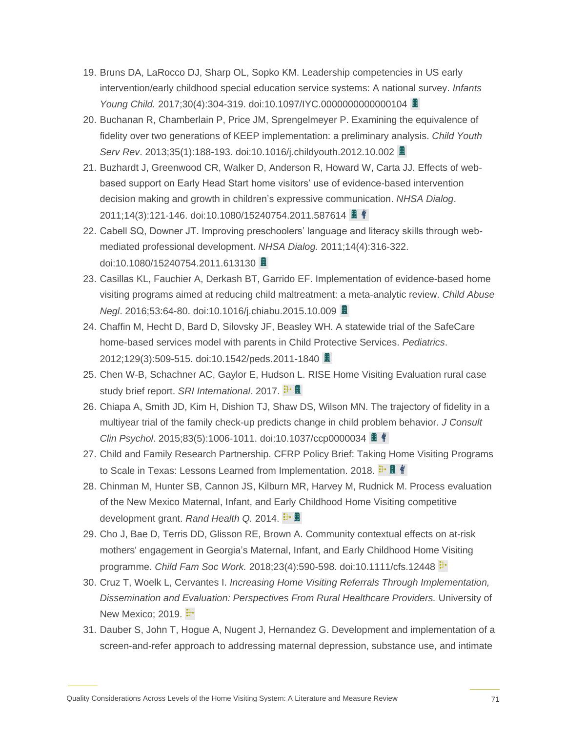19. Bruns DA, LaRocco DJ, Sharp OL, Sopko KM. Leadership competencies in US early intervention/early childhood special education service systems: A national survey. *Infants Young Child.* 2017;30(4):304-319. doi:10.1097/IYC.0000000000000104
20. Buchanan R, Chamberlain P, Price JM, Sprengelmeyer P. Examining the equivalence of fidelity over two generations of KEEP implementation: a preliminary analysis. *Child Youth Serv Rev*. 2013;35(1):188-193. doi:10.1016/j.childyouth.2012.10.002
21. Buzhardt J, Greenwood CR, Walker D, Anderson R, Howard W, Carta JJ. Effects of web-based support on Early Head Start home visitors' use of evidence-based intervention decision making and growth in children's expressive communication. *NHSA Dialog*. 2011;14(3):121-146. doi:10.1080/15240754.2011.587614
22. Cabell SQ, Downer JT. Improving preschoolers' language and literacy skills through web-mediated professional development. *NHSA Dialog.* 2011;14(4):316-322. doi:10.1080/15240754.2011.613130
23. Casillas KL, Fauchier A, Derkash BT, Garrido EF. Implementation of evidence-based home visiting programs aimed at reducing child maltreatment: a meta-analytic review. *Child Abuse Negl*. 2016;53:64-80. doi:10.1016/j.chiabu.2015.10.009
24. Chaffin M, Hecht D, Bard D, Silovsky JF, Beasley WH. A statewide trial of the SafeCare home-based services model with parents in Child Protective Services. *Pediatrics*. 2012;129(3):509-515. doi:10.1542/peds.2011-1840
25. Chen W-B, Schachner AC, Gaylor E, Hudson L. RISE Home Visiting Evaluation rural case study brief report. *SRI International*. 2017.
26. Chiapa A, Smith JD, Kim H, Dishion TJ, Shaw DS, Wilson MN. The trajectory of fidelity in a multiyear trial of the family check-up predicts change in child problem behavior. *J Consult Clin Psychol*. 2015;83(5):1006-1011. doi:10.1037/ccp0000034
27. Child and Family Research Partnership. CFRP Policy Brief: Taking Home Visiting Programs to Scale in Texas: Lessons Learned from Implementation. 2018.
28. Chinman M, Hunter SB, Cannon JS, Kilburn MR, Harvey M, Rudnick M. Process evaluation of the New Mexico Maternal, Infant, and Early Childhood Home Visiting competitive development grant. *Rand Health Q.* 2014.
29. Cho J, Bae D, Terris DD, Glisson RE, Brown A. Community contextual effects on at-risk mothers' engagement in Georgia's Maternal, Infant, and Early Childhood Home Visiting programme. *Child Fam Soc Work.* 2018;23(4):590-598. doi:10.1111/cfs.12448
30. Cruz T, Woelk L, Cervantes I. *Increasing Home Visiting Referrals Through Implementation, Dissemination and Evaluation: Perspectives From Rural Healthcare Providers.* University of New Mexico; 2019.
31. Dauber S, John T, Hogue A, Nugent J, Hernandez G. Development and implementation of a screen-and-refer approach to addressing maternal depression, substance use, and intimate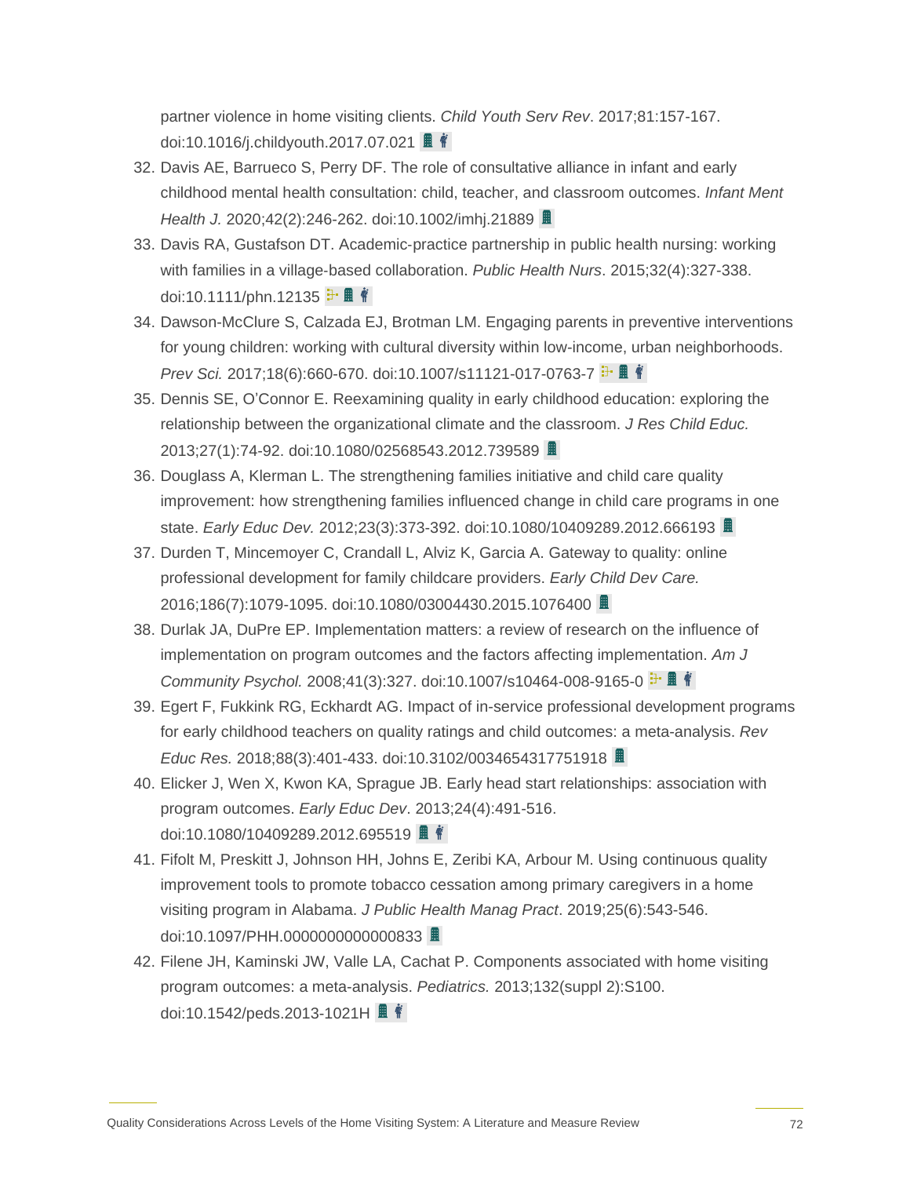partner violence in home visiting clients. *Child Youth Serv Rev*. 2017;81:157-167. doi:10.1016/j.childyouth.2017.07.021

32. Davis AE, Barrueco S, Perry DF. The role of consultative alliance in infant and early childhood mental health consultation: child, teacher, and classroom outcomes. *Infant Ment Health J.* 2020;42(2):246-262. doi:10.1002/imhj.21889
33. Davis RA, Gustafson DT. Academic-practice partnership in public health nursing: working with families in a village-based collaboration. *Public Health Nurs*. 2015;32(4):327-338. doi:10.1111/phn.12135
34. Dawson-McClure S, Calzada EJ, Brotman LM. Engaging parents in preventive interventions for young children: working with cultural diversity within low-income, urban neighborhoods. *Prev Sci.* 2017;18(6):660-670. doi:10.1007/s11121-017-0763-7
35. Dennis SE, O'Connor E. Reexamining quality in early childhood education: exploring the relationship between the organizational climate and the classroom. *J Res Child Educ.* 2013;27(1):74-92. doi:10.1080/02568543.2012.739589
36. Douglass A, Klerman L. The strengthening families initiative and child care quality improvement: how strengthening families influenced change in child care programs in one state. *Early Educ Dev.* 2012;23(3):373-392. doi:10.1080/10409289.2012.666193
37. Durden T, Mincemoyer C, Crandall L, Alviz K, Garcia A. Gateway to quality: online professional development for family childcare providers. *Early Child Dev Care.* 2016;186(7):1079-1095. doi:10.1080/03004430.2015.1076400
38. Durlak JA, DuPre EP. Implementation matters: a review of research on the influence of implementation on program outcomes and the factors affecting implementation. *Am J Community Psychol.* 2008;41(3):327. doi:10.1007/s10464-008-9165-0
39. Egert F, Fukkink RG, Eckhardt AG. Impact of in-service professional development programs for early childhood teachers on quality ratings and child outcomes: a meta-analysis. *Rev Educ Res.* 2018;88(3):401-433. doi:10.3102/0034654317751918
40. Elicker J, Wen X, Kwon KA, Sprague JB. Early head start relationships: association with program outcomes. *Early Educ Dev*. 2013;24(4):491-516. doi:10.1080/10409289.2012.695519
41. Fifolt M, Preskitt J, Johnson HH, Johns E, Zeribi KA, Arbour M. Using continuous quality improvement tools to promote tobacco cessation among primary caregivers in a home visiting program in Alabama. *J Public Health Manag Pract*. 2019;25(6):543-546. doi:10.1097/PHH.0000000000000833
42. Filene JH, Kaminski JW, Valle LA, Cachat P. Components associated with home visiting program outcomes: a meta-analysis. *Pediatrics.* 2013;132(suppl 2):S100. doi:10.1542/peds.2013-1021H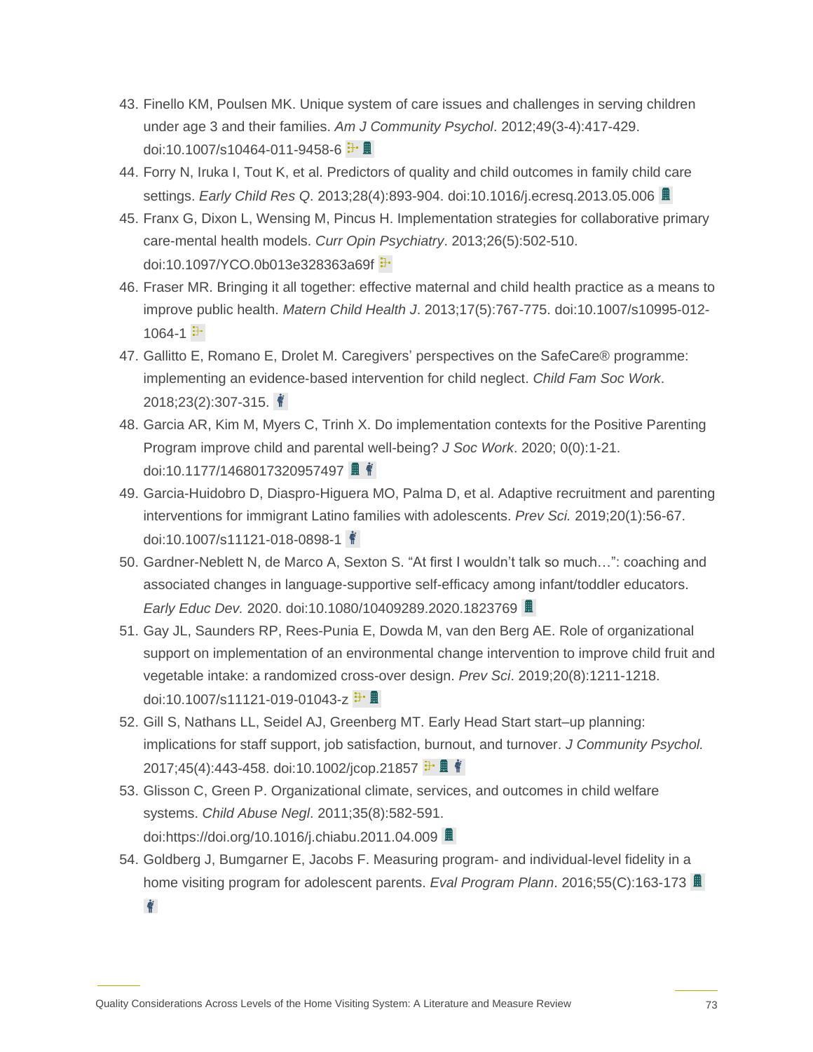43. Finello KM, Poulsen MK. Unique system of care issues and challenges in serving children under age 3 and their families. *Am J Community Psychol*. 2012;49(3-4):417-429. doi:10.1007/s10464-011-9458-6
44. Forry N, Iruka I, Tout K, et al. Predictors of quality and child outcomes in family child care settings. *Early Child Res Q*. 2013;28(4):893-904. doi:10.1016/j.ecresq.2013.05.006
45. Franx G, Dixon L, Wensing M, Pincus H. Implementation strategies for collaborative primary care-mental health models. *Curr Opin Psychiatry*. 2013;26(5):502-510. doi:10.1097/YCO.0b013e328363a69f
46. Fraser MR. Bringing it all together: effective maternal and child health practice as a means to improve public health. *Matern Child Health J*. 2013;17(5):767-775. doi:10.1007/s10995-012-1064-1
47. Gallitto E, Romano E, Drolet M. Caregivers' perspectives on the SafeCare® programme: implementing an evidence-based intervention for child neglect. *Child Fam Soc Work*. 2018;23(2):307-315.
48. Garcia AR, Kim M, Myers C, Trinh X. Do implementation contexts for the Positive Parenting Program improve child and parental well-being? *J Soc Work*. 2020; 0(0):1-21. doi:10.1177/1468017320957497
49. Garcia-Huidobro D, Diaspro-Higuera MO, Palma D, et al. Adaptive recruitment and parenting interventions for immigrant Latino families with adolescents. *Prev Sci.* 2019;20(1):56-67. doi:10.1007/s11121-018-0898-1
50. Gardner-Neblett N, de Marco A, Sexton S. "At first I wouldn't talk so much…": coaching and associated changes in language-supportive self-efficacy among infant/toddler educators. *Early Educ Dev.* 2020. doi:10.1080/10409289.2020.1823769
51. Gay JL, Saunders RP, Rees-Punia E, Dowda M, van den Berg AE. Role of organizational support on implementation of an environmental change intervention to improve child fruit and vegetable intake: a randomized cross-over design. *Prev Sci*. 2019;20(8):1211-1218. doi:10.1007/s11121-019-01043-z
52. Gill S, Nathans LL, Seidel AJ, Greenberg MT. Early Head Start start–up planning: implications for staff support, job satisfaction, burnout, and turnover. *J Community Psychol.* 2017;45(4):443-458. doi:10.1002/jcop.21857
53. Glisson C, Green P. Organizational climate, services, and outcomes in child welfare systems. *Child Abuse Negl*. 2011;35(8):582-591. doi:https://doi.org/10.1016/j.chiabu.2011.04.009
54. Goldberg J, Bumgarner E, Jacobs F. Measuring program- and individual-level fidelity in a home visiting program for adolescent parents. *Eval Program Plann*. 2016;55(C):163-173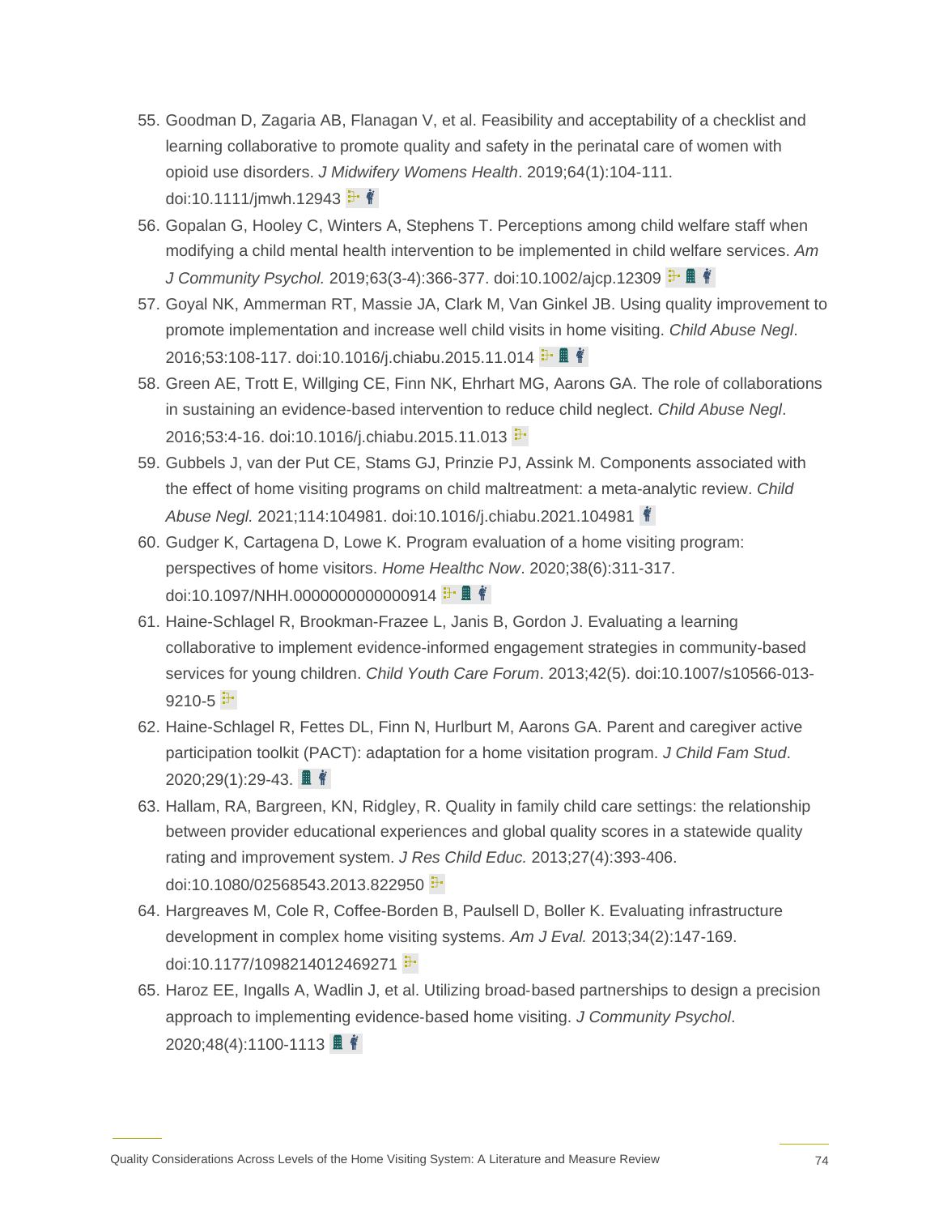55. Goodman D, Zagaria AB, Flanagan V, et al. Feasibility and acceptability of a checklist and learning collaborative to promote quality and safety in the perinatal care of women with opioid use disorders. *J Midwifery Womens Health*. 2019;64(1):104-111. doi:10.1111/jmwh.12943
56. Gopalan G, Hooley C, Winters A, Stephens T. Perceptions among child welfare staff when modifying a child mental health intervention to be implemented in child welfare services. *Am J Community Psychol.* 2019;63(3-4):366-377. doi:10.1002/ajcp.12309
57. Goyal NK, Ammerman RT, Massie JA, Clark M, Van Ginkel JB. Using quality improvement to promote implementation and increase well child visits in home visiting. *Child Abuse Negl*. 2016;53:108-117. doi:10.1016/j.chiabu.2015.11.014
58. Green AE, Trott E, Willging CE, Finn NK, Ehrhart MG, Aarons GA. The role of collaborations in sustaining an evidence-based intervention to reduce child neglect. *Child Abuse Negl*. 2016;53:4-16. doi:10.1016/j.chiabu.2015.11.013
59. Gubbels J, van der Put CE, Stams GJ, Prinzie PJ, Assink M. Components associated with the effect of home visiting programs on child maltreatment: a meta-analytic review. *Child Abuse Negl.* 2021;114:104981. doi:10.1016/j.chiabu.2021.104981
60. Gudger K, Cartagena D, Lowe K. Program evaluation of a home visiting program: perspectives of home visitors. *Home Healthc Now*. 2020;38(6):311-317. doi:10.1097/NHH.0000000000000914
61. Haine-Schlagel R, Brookman-Frazee L, Janis B, Gordon J. Evaluating a learning collaborative to implement evidence-informed engagement strategies in community-based services for young children. *Child Youth Care Forum*. 2013;42(5). doi:10.1007/s10566-013-9210-5
62. Haine-Schlagel R, Fettes DL, Finn N, Hurlburt M, Aarons GA. Parent and caregiver active participation toolkit (PACT): adaptation for a home visitation program. *J Child Fam Stud*. 2020;29(1):29-43.
63. Hallam, RA, Bargreen, KN, Ridgley, R. Quality in family child care settings: the relationship between provider educational experiences and global quality scores in a statewide quality rating and improvement system. *J Res Child Educ.* 2013;27(4):393-406. doi:10.1080/02568543.2013.822950
64. Hargreaves M, Cole R, Coffee-Borden B, Paulsell D, Boller K. Evaluating infrastructure development in complex home visiting systems. *Am J Eval.* 2013;34(2):147-169. doi:10.1177/1098214012469271
65. Haroz EE, Ingalls A, Wadlin J, et al. Utilizing broad-based partnerships to design a precision approach to implementing evidence-based home visiting. *J Community Psychol*. 2020;48(4):1100-1113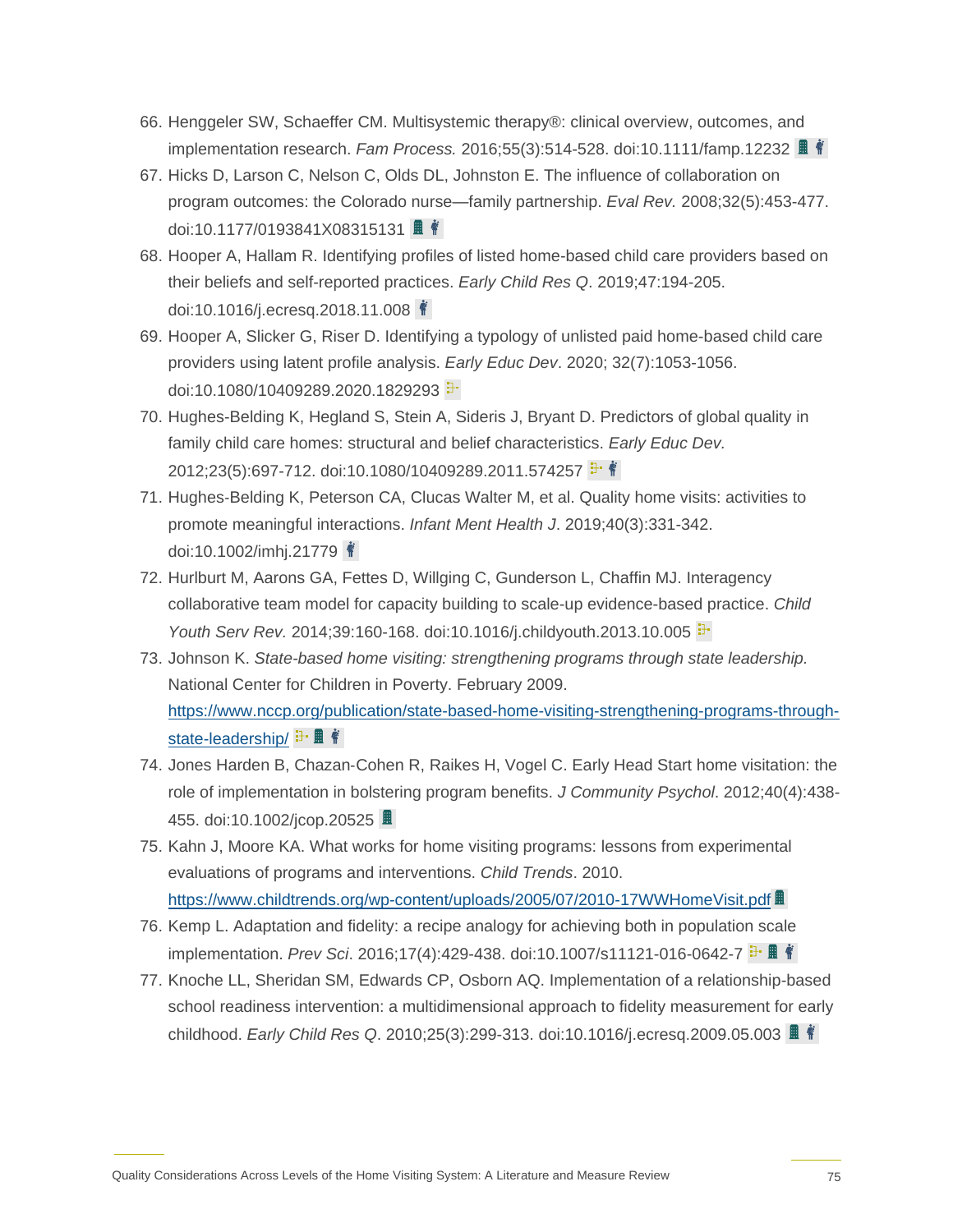66. Henggeler SW, Schaeffer CM. Multisystemic therapy®: clinical overview, outcomes, and implementation research. *Fam Process.* 2016;55(3):514-528. doi:10.1111/famp.12232

67. Hicks D, Larson C, Nelson C, Olds DL, Johnston E. The influence of collaboration on program outcomes: the Colorado nurse—family partnership. *Eval Rev.* 2008;32(5):453-477. doi:10.1177/0193841X08315131

68. Hooper A, Hallam R. Identifying profiles of listed home-based child care providers based on their beliefs and self-reported practices. *Early Child Res Q*. 2019;47:194-205. doi:10.1016/j.ecresq.2018.11.008

69. Hooper A, Slicker G, Riser D. Identifying a typology of unlisted paid home-based child care providers using latent profile analysis. *Early Educ Dev*. 2020; 32(7):1053-1056. doi:10.1080/10409289.2020.1829293

70. Hughes-Belding K, Hegland S, Stein A, Sideris J, Bryant D. Predictors of global quality in family child care homes: structural and belief characteristics. *Early Educ Dev.* 2012;23(5):697-712. doi:10.1080/10409289.2011.574257

71. Hughes-Belding K, Peterson CA, Clucas Walter M, et al. Quality home visits: activities to promote meaningful interactions. *Infant Ment Health J*. 2019;40(3):331-342. doi:10.1002/imhj.21779

72. Hurlburt M, Aarons GA, Fettes D, Willging C, Gunderson L, Chaffin MJ. Interagency collaborative team model for capacity building to scale-up evidence-based practice. *Child Youth Serv Rev.* 2014;39:160-168. doi:10.1016/j.childyouth.2013.10.005

73. Johnson K. *State-based home visiting: strengthening programs through state leadership.* National Center for Children in Poverty. February 2009. https://www.nccp.org/publication/state-based-home-visiting-strengthening-programs-through-state-leadership/

74. Jones Harden B, Chazan-Cohen R, Raikes H, Vogel C. Early Head Start home visitation: the role of implementation in bolstering program benefits. *J Community Psychol.* 2012;40(4):438-455. doi:10.1002/jcop.20525

75. Kahn J, Moore KA. What works for home visiting programs: lessons from experimental evaluations of programs and interventions. *Child Trends*. 2010. https://www.childtrends.org/wp-content/uploads/2005/07/2010-17WWHomeVisit.pdf

76. Kemp L. Adaptation and fidelity: a recipe analogy for achieving both in population scale implementation. *Prev Sci*. 2016;17(4):429-438. doi:10.1007/s11121-016-0642-7

77. Knoche LL, Sheridan SM, Edwards CP, Osborn AQ. Implementation of a relationship-based school readiness intervention: a multidimensional approach to fidelity measurement for early childhood. *Early Child Res Q*. 2010;25(3):299-313. doi:10.1016/j.ecresq.2009.05.003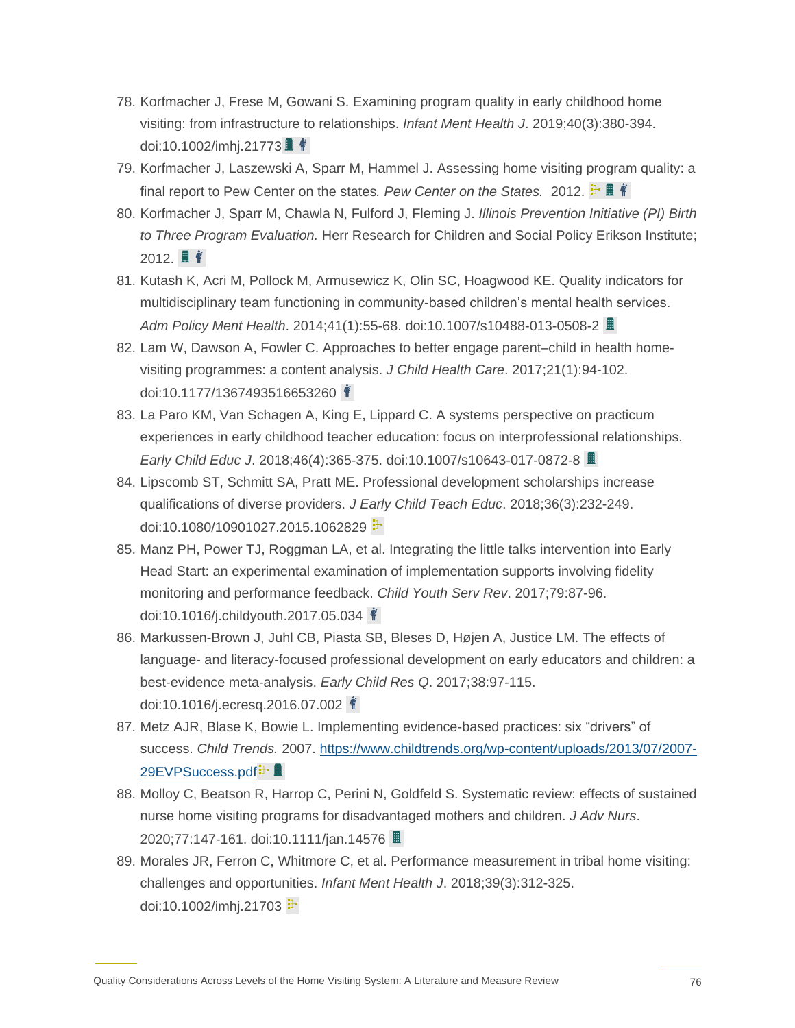78. Korfmacher J, Frese M, Gowani S. Examining program quality in early childhood home visiting: from infrastructure to relationships. *Infant Ment Health J*. 2019;40(3):380-394. doi:10.1002/imhj.21773
79. Korfmacher J, Laszewski A, Sparr M, Hammel J. Assessing home visiting program quality: a final report to Pew Center on the states*. Pew Center on the States.* 2012.
80. Korfmacher J, Sparr M, Chawla N, Fulford J, Fleming J. *Illinois Prevention Initiative (PI) Birth to Three Program Evaluation.* Herr Research for Children and Social Policy Erikson Institute; 2012.
81. Kutash K, Acri M, Pollock M, Armusewicz K, Olin SC, Hoagwood KE. Quality indicators for multidisciplinary team functioning in community-based children's mental health services. *Adm Policy Ment Health*. 2014;41(1):55-68. doi:10.1007/s10488-013-0508-2
82. Lam W, Dawson A, Fowler C. Approaches to better engage parent–child in health home-visiting programmes: a content analysis. *J Child Health Care*. 2017;21(1):94-102. doi:10.1177/1367493516653260
83. La Paro KM, Van Schagen A, King E, Lippard C. A systems perspective on practicum experiences in early childhood teacher education: focus on interprofessional relationships. *Early Child Educ J*. 2018;46(4):365-375. doi:10.1007/s10643-017-0872-8
84. Lipscomb ST, Schmitt SA, Pratt ME. Professional development scholarships increase qualifications of diverse providers. *J Early Child Teach Educ*. 2018;36(3):232-249. doi:10.1080/10901027.2015.1062829
85. Manz PH, Power TJ, Roggman LA, et al. Integrating the little talks intervention into Early Head Start: an experimental examination of implementation supports involving fidelity monitoring and performance feedback. *Child Youth Serv Rev*. 2017;79:87-96. doi:10.1016/j.childyouth.2017.05.034
86. Markussen-Brown J, Juhl CB, Piasta SB, Bleses D, Højen A, Justice LM. The effects of language- and literacy-focused professional development on early educators and children: a best-evidence meta-analysis. *Early Child Res Q*. 2017;38:97-115. doi:10.1016/j.ecresq.2016.07.002
87. Metz AJR, Blase K, Bowie L. Implementing evidence-based practices: six "drivers" of success. *Child Trends.* 2007. https://www.childtrends.org/wp-content/uploads/2013/07/2007-29EVPSuccess.pdf
88. Molloy C, Beatson R, Harrop C, Perini N, Goldfeld S. Systematic review: effects of sustained nurse home visiting programs for disadvantaged mothers and children. *J Adv Nurs*. 2020;77:147-161. doi:10.1111/jan.14576
89. Morales JR, Ferron C, Whitmore C, et al. Performance measurement in tribal home visiting: challenges and opportunities. *Infant Ment Health J*. 2018;39(3):312-325. doi:10.1002/imhj.21703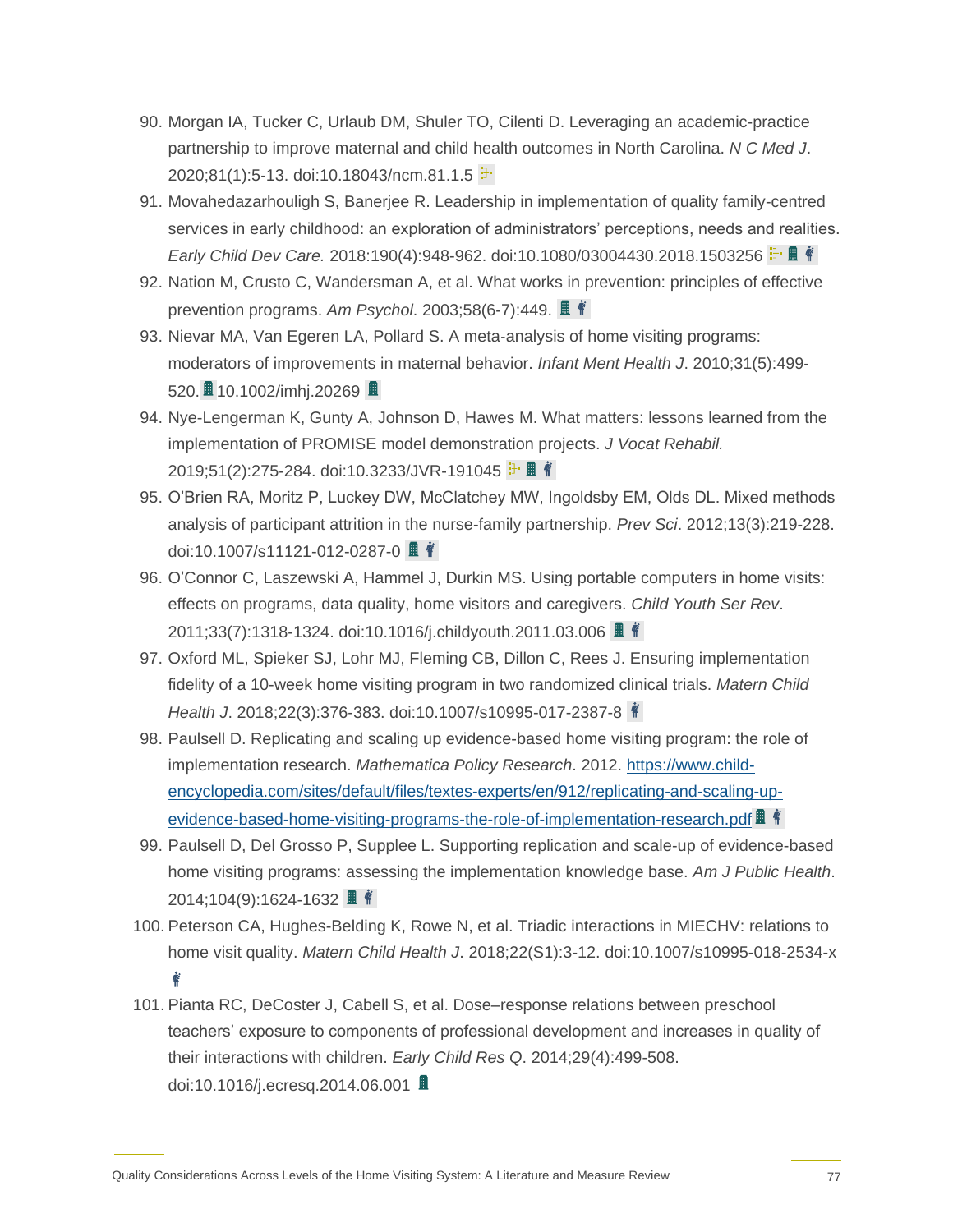90. Morgan IA, Tucker C, Urlaub DM, Shuler TO, Cilenti D. Leveraging an academic-practice partnership to improve maternal and child health outcomes in North Carolina. *N C Med J*. 2020;81(1):5-13. doi:10.18043/ncm.81.1.5
91. Movahedazarhouligh S, Banerjee R. Leadership in implementation of quality family-centred services in early childhood: an exploration of administrators' perceptions, needs and realities. *Early Child Dev Care.* 2018:190(4):948-962. doi:10.1080/03004430.2018.1503256
92. Nation M, Crusto C, Wandersman A, et al. What works in prevention: principles of effective prevention programs. *Am Psychol*. 2003;58(6-7):449.
93. Nievar MA, Van Egeren LA, Pollard S. A meta-analysis of home visiting programs: moderators of improvements in maternal behavior. *Infant Ment Health J*. 2010;31(5):499-520. 10.1002/imhj.20269
94. Nye-Lengerman K, Gunty A, Johnson D, Hawes M. What matters: lessons learned from the implementation of PROMISE model demonstration projects. *J Vocat Rehabil.* 2019;51(2):275-284. doi:10.3233/JVR-191045
95. O'Brien RA, Moritz P, Luckey DW, McClatchey MW, Ingoldsby EM, Olds DL. Mixed methods analysis of participant attrition in the nurse-family partnership. *Prev Sci*. 2012;13(3):219-228. doi:10.1007/s11121-012-0287-0
96. O'Connor C, Laszewski A, Hammel J, Durkin MS. Using portable computers in home visits: effects on programs, data quality, home visitors and caregivers. *Child Youth Ser Rev*. 2011;33(7):1318-1324. doi:10.1016/j.childyouth.2011.03.006
97. Oxford ML, Spieker SJ, Lohr MJ, Fleming CB, Dillon C, Rees J. Ensuring implementation fidelity of a 10-week home visiting program in two randomized clinical trials. *Matern Child Health J*. 2018;22(3):376-383. doi:10.1007/s10995-017-2387-8
98. Paulsell D. Replicating and scaling up evidence-based home visiting program: the role of implementation research. *Mathematica Policy Research*. 2012. [https://www.child-encyclopedia.com/sites/default/files/textes-experts/en/912/replicating-and-scaling-up-evidence-based-home-visiting-programs-the-role-of-implementation-research.pdf](https://www.child-encyclopedia.com/sites/default/files/textes-experts/en/912/replicating-and-scaling-up-evidence-based-home-visiting-programs-the-role-of-implementation-research.pdf)
99. Paulsell D, Del Grosso P, Supplee L. Supporting replication and scale-up of evidence-based home visiting programs: assessing the implementation knowledge base. *Am J Public Health*. 2014;104(9):1624-1632
100. Peterson CA, Hughes-Belding K, Rowe N, et al. Triadic interactions in MIECHV: relations to home visit quality. *Matern Child Health J*. 2018;22(S1):3-12. doi:10.1007/s10995-018-2534-x
101. Pianta RC, DeCoster J, Cabell S, et al. Dose–response relations between preschool teachers' exposure to components of professional development and increases in quality of their interactions with children. *Early Child Res Q*. 2014;29(4):499-508. doi:10.1016/j.ecresq.2014.06.001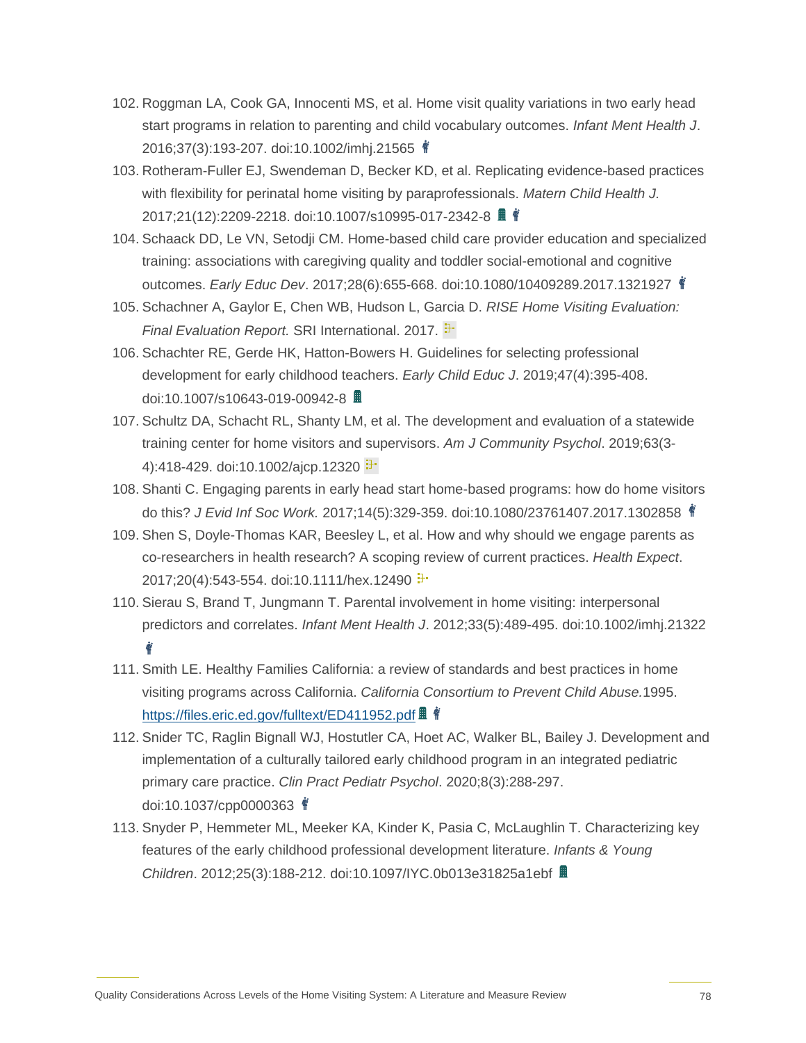102. Roggman LA, Cook GA, Innocenti MS, et al. Home visit quality variations in two early head start programs in relation to parenting and child vocabulary outcomes. *Infant Ment Health J*. 2016;37(3):193-207. doi:10.1002/imhj.21565
103. Rotheram-Fuller EJ, Swendeman D, Becker KD, et al. Replicating evidence-based practices with flexibility for perinatal home visiting by paraprofessionals. *Matern Child Health J.* 2017;21(12):2209-2218. doi:10.1007/s10995-017-2342-8
104. Schaack DD, Le VN, Setodji CM. Home-based child care provider education and specialized training: associations with caregiving quality and toddler social-emotional and cognitive outcomes. *Early Educ Dev*. 2017;28(6):655-668. doi:10.1080/10409289.2017.1321927
105. Schachner A, Gaylor E, Chen WB, Hudson L, Garcia D. *RISE Home Visiting Evaluation: Final Evaluation Report.* SRI International. 2017.
106. Schachter RE, Gerde HK, Hatton-Bowers H. Guidelines for selecting professional development for early childhood teachers. *Early Child Educ J*. 2019;47(4):395-408. doi:10.1007/s10643-019-00942-8
107. Schultz DA, Schacht RL, Shanty LM, et al. The development and evaluation of a statewide training center for home visitors and supervisors. *Am J Community Psychol*. 2019;63(3-4):418-429. doi:10.1002/ajcp.12320
108. Shanti C. Engaging parents in early head start home-based programs: how do home visitors do this? *J Evid Inf Soc Work.* 2017;14(5):329-359. doi:10.1080/23761407.2017.1302858
109. Shen S, Doyle-Thomas KAR, Beesley L, et al. How and why should we engage parents as co-researchers in health research? A scoping review of current practices. *Health Expect*. 2017;20(4):543-554. doi:10.1111/hex.12490
110. Sierau S, Brand T, Jungmann T. Parental involvement in home visiting: interpersonal predictors and correlates. *Infant Ment Health J*. 2012;33(5):489-495. doi:10.1002/imhj.21322
111. Smith LE. Healthy Families California: a review of standards and best practices in home visiting programs across California. *California Consortium to Prevent Child Abuse.*1995. https://files.eric.ed.gov/fulltext/ED411952.pdf
112. Snider TC, Raglin Bignall WJ, Hostutler CA, Hoet AC, Walker BL, Bailey J. Development and implementation of a culturally tailored early childhood program in an integrated pediatric primary care practice. *Clin Pract Pediatr Psychol*. 2020;8(3):288-297. doi:10.1037/cpp0000363
113. Snyder P, Hemmeter ML, Meeker KA, Kinder K, Pasia C, McLaughlin T. Characterizing key features of the early childhood professional development literature. *Infants & Young Children*. 2012;25(3):188-212. doi:10.1097/IYC.0b013e31825a1ebf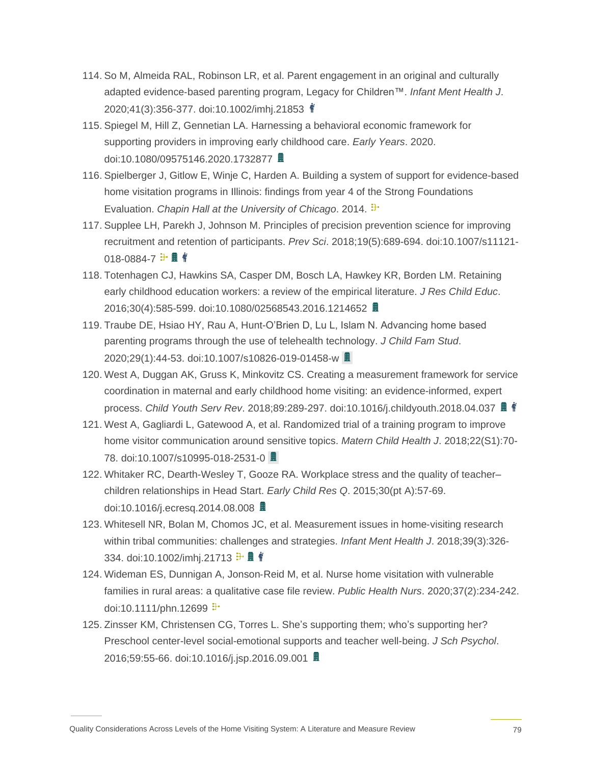114. So M, Almeida RAL, Robinson LR, et al. Parent engagement in an original and culturally adapted evidence-based parenting program, Legacy for Children™. *Infant Ment Health J*. 2020;41(3):356-377. doi:10.1002/imhj.21853
115. Spiegel M, Hill Z, Gennetian LA. Harnessing a behavioral economic framework for supporting providers in improving early childhood care. *Early Years*. 2020. doi:10.1080/09575146.2020.1732877
116. Spielberger J, Gitlow E, Winje C, Harden A. Building a system of support for evidence-based home visitation programs in Illinois: findings from year 4 of the Strong Foundations Evaluation. *Chapin Hall at the University of Chicago*. 2014.
117. Supplee LH, Parekh J, Johnson M. Principles of precision prevention science for improving recruitment and retention of participants. *Prev Sci*. 2018;19(5):689-694. doi:10.1007/s11121-018-0884-7
118. Totenhagen CJ, Hawkins SA, Casper DM, Bosch LA, Hawkey KR, Borden LM. Retaining early childhood education workers: a review of the empirical literature. *J Res Child Educ*. 2016;30(4):585-599. doi:10.1080/02568543.2016.1214652
119. Traube DE, Hsiao HY, Rau A, Hunt-O'Brien D, Lu L, Islam N. Advancing home based parenting programs through the use of telehealth technology. *J Child Fam Stud*. 2020;29(1):44-53. doi:10.1007/s10826-019-01458-w
120. West A, Duggan AK, Gruss K, Minkovitz CS. Creating a measurement framework for service coordination in maternal and early childhood home visiting: an evidence-informed, expert process. *Child Youth Serv Rev*. 2018;89:289-297. doi:10.1016/j.childyouth.2018.04.037
121. West A, Gagliardi L, Gatewood A, et al. Randomized trial of a training program to improve home visitor communication around sensitive topics. *Matern Child Health J*. 2018;22(S1):70-78. doi:10.1007/s10995-018-2531-0
122. Whitaker RC, Dearth-Wesley T, Gooze RA. Workplace stress and the quality of teacher–children relationships in Head Start. *Early Child Res Q*. 2015;30(pt A):57-69. doi:10.1016/j.ecresq.2014.08.008
123. Whitesell NR, Bolan M, Chomos JC, et al. Measurement issues in home-visiting research within tribal communities: challenges and strategies. *Infant Ment Health J*. 2018;39(3):326-334. doi:10.1002/imhj.21713
124. Wideman ES, Dunnigan A, Jonson-Reid M, et al. Nurse home visitation with vulnerable families in rural areas: a qualitative case file review. *Public Health Nurs*. 2020;37(2):234-242. doi:10.1111/phn.12699
125. Zinsser KM, Christensen CG, Torres L. She's supporting them; who's supporting her? Preschool center-level social-emotional supports and teacher well-being. *J Sch Psychol*. 2016;59:55-66. doi:10.1016/j.jsp.2016.09.001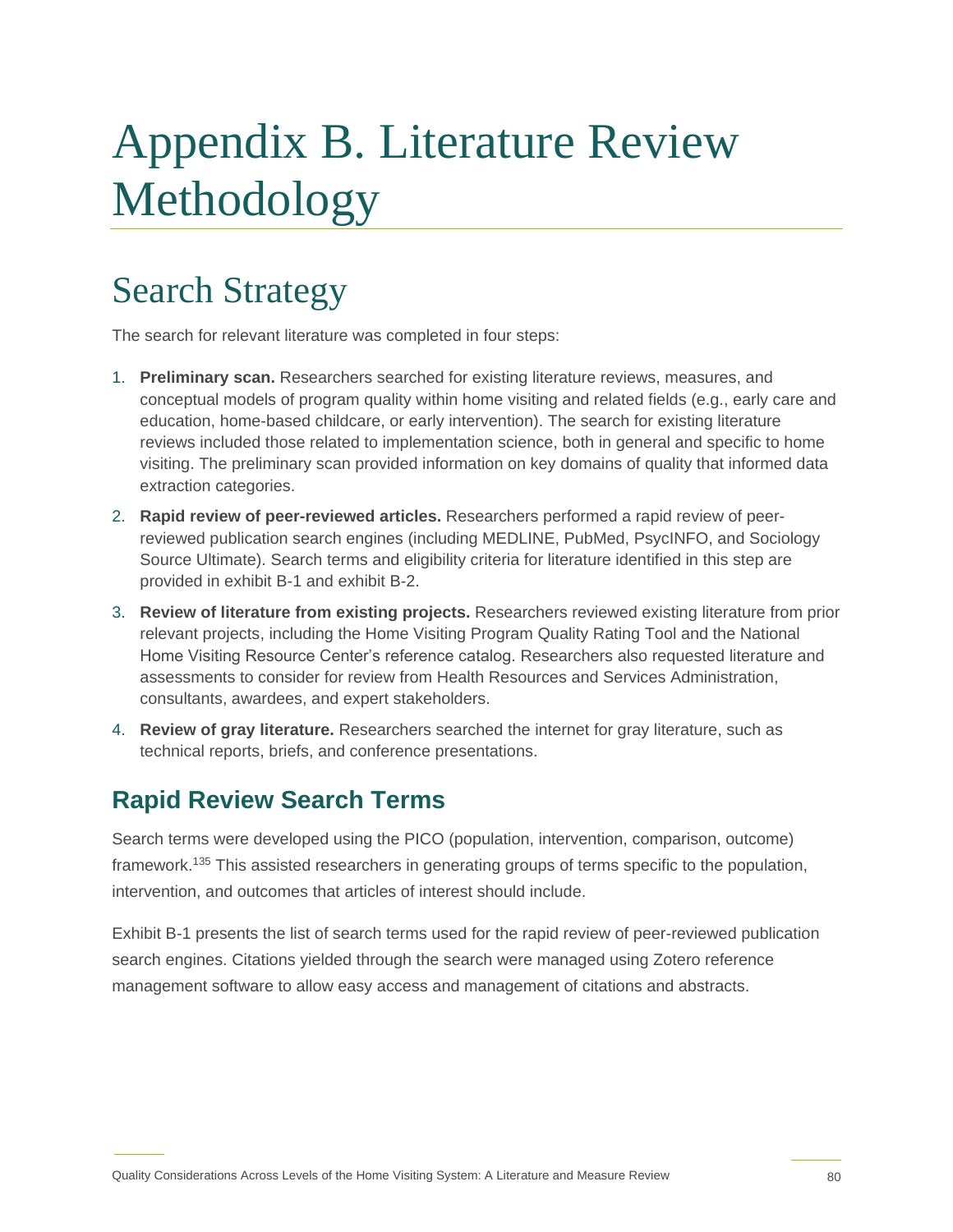# Appendix B. Literature Review Methodology

## Search Strategy

The search for relevant literature was completed in four steps:

1. **Preliminary scan.** Researchers searched for existing literature reviews, measures, and conceptual models of program quality within home visiting and related fields (e.g., early care and education, home-based childcare, or early intervention). The search for existing literature reviews included those related to implementation science, both in general and specific to home visiting. The preliminary scan provided information on key domains of quality that informed data extraction categories.
2. **Rapid review of peer-reviewed articles.** Researchers performed a rapid review of peer-reviewed publication search engines (including MEDLINE, PubMed, PsycINFO, and Sociology Source Ultimate). Search terms and eligibility criteria for literature identified in this step are provided in exhibit B-1 and exhibit B-2.
3. **Review of literature from existing projects.** Researchers reviewed existing literature from prior relevant projects, including the Home Visiting Program Quality Rating Tool and the National Home Visiting Resource Center's reference catalog. Researchers also requested literature and assessments to consider for review from Health Resources and Services Administration, consultants, awardees, and expert stakeholders.
4. **Review of gray literature.** Researchers searched the internet for gray literature, such as technical reports, briefs, and conference presentations.

### Rapid Review Search Terms

Search terms were developed using the PICO (population, intervention, comparison, outcome) framework.[135] This assisted researchers in generating groups of terms specific to the population, intervention, and outcomes that articles of interest should include.

Exhibit B-1 presents the list of search terms used for the rapid review of peer-reviewed publication search engines. Citations yielded through the search were managed using Zotero reference management software to allow easy access and management of citations and abstracts.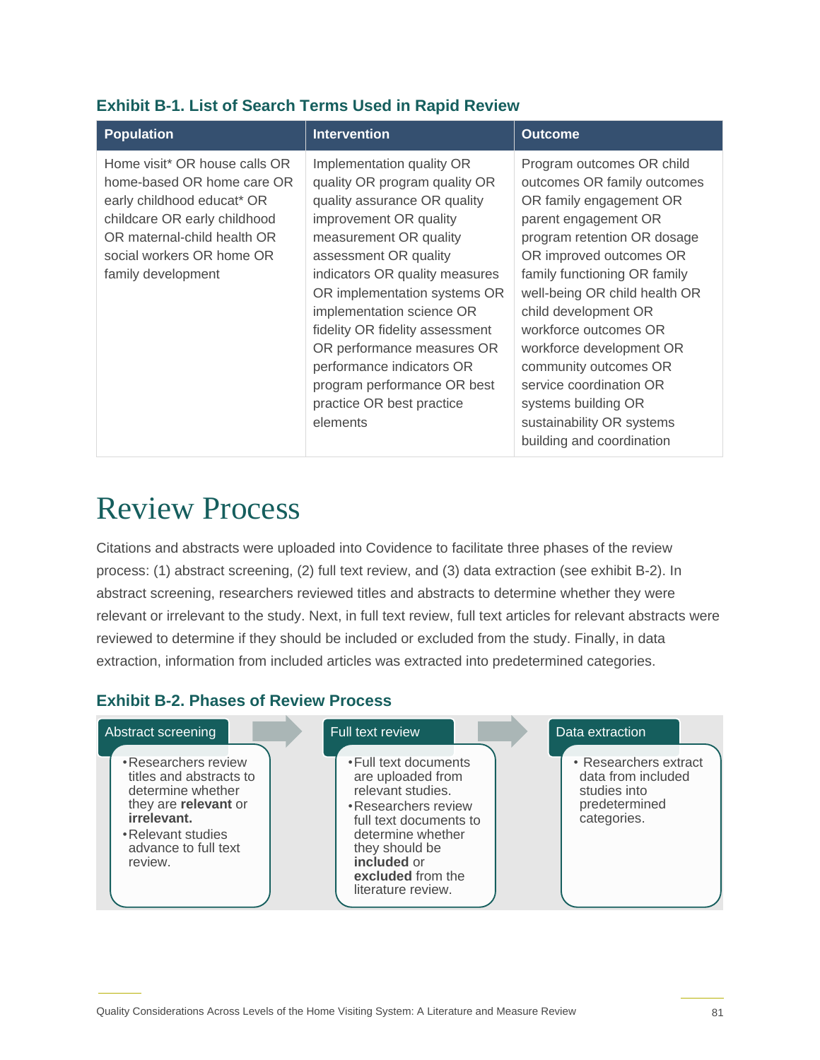### Exhibit B-1. List of Search Terms Used in Rapid Review

| Population | Intervention | Outcome |
|---|---|---|
| Home visit* OR house calls OR home-based OR home care OR early childhood educat* OR childcare OR early childhood OR maternal-child health OR social workers OR home OR family development | Implementation quality OR quality OR program quality OR quality assurance OR quality improvement OR quality measurement OR quality assessment OR quality indicators OR quality measures OR implementation systems OR implementation science OR fidelity OR fidelity assessment OR performance measures OR performance indicators OR program performance OR best practice OR best practice elements | Program outcomes OR child outcomes OR family outcomes OR family engagement OR parent engagement OR program retention OR dosage OR improved outcomes OR family functioning OR family well-being OR child health OR child development OR workforce outcomes OR workforce development OR community outcomes OR service coordination OR systems building OR sustainability OR systems building and coordination |

# Review Process

Citations and abstracts were uploaded into Covidence to facilitate three phases of the review process: (1) abstract screening, (2) full text review, and (3) data extraction (see exhibit B-2). In abstract screening, researchers reviewed titles and abstracts to determine whether they were relevant or irrelevant to the study. Next, in full text review, full text articles for relevant abstracts were reviewed to determine if they should be included or excluded from the study. Finally, in data extraction, information from included articles was extracted into predetermined categories.

### Exhibit B-2. Phases of Review Process

Abstract screening

- Researchers review titles and abstracts to determine whether they are **relevant** or **irrelevant.**
- Relevant studies advance to full text review.

Full text review

- Full text documents are uploaded from relevant studies.
- Researchers review full text documents to determine whether they should be **included** or **excluded** from the literature review.

Data extraction

- Researchers extract data from included studies into predetermined categories.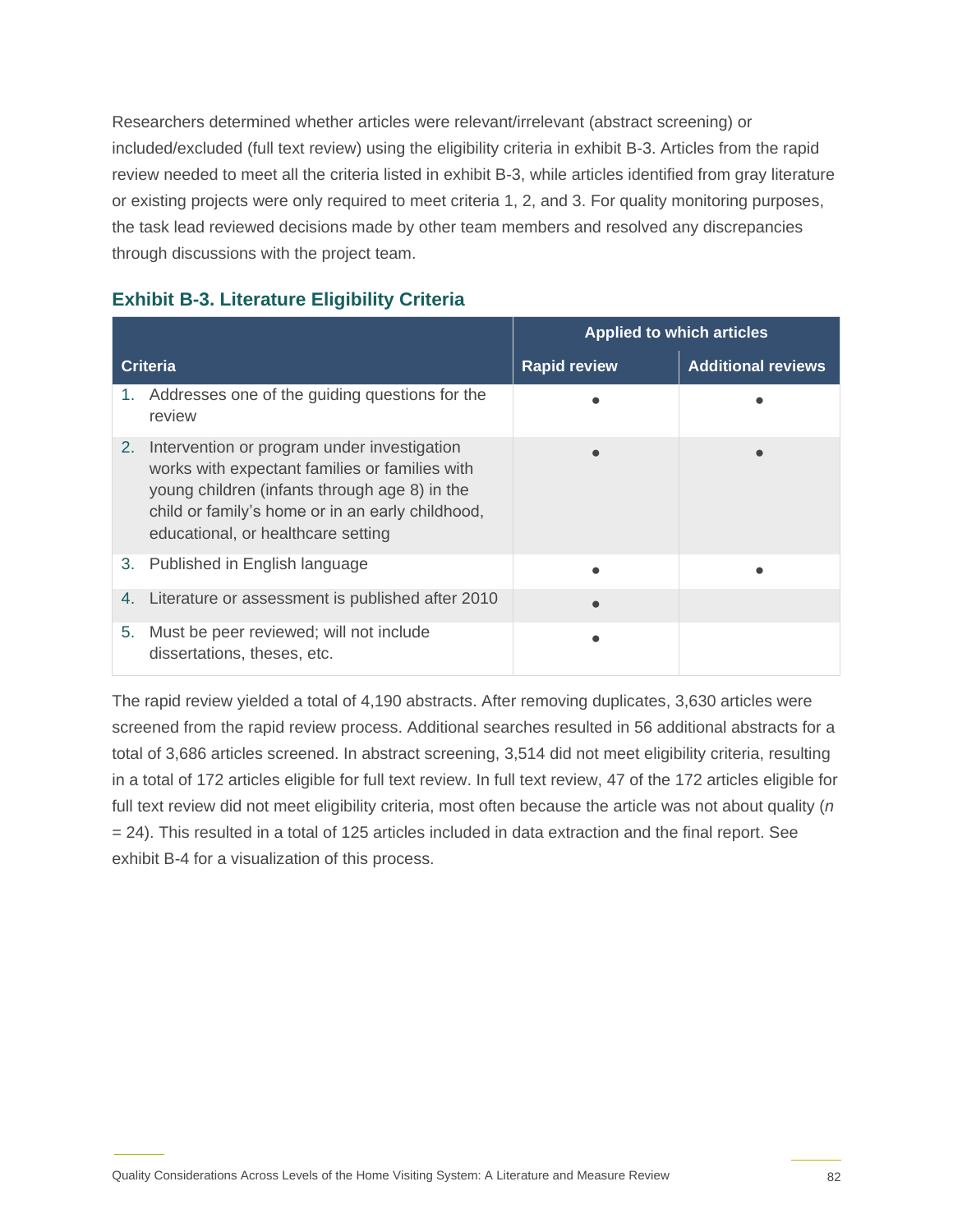Researchers determined whether articles were relevant/irrelevant (abstract screening) or included/excluded (full text review) using the eligibility criteria in exhibit B-3. Articles from the rapid review needed to meet all the criteria listed in exhibit B-3, while articles identified from gray literature or existing projects were only required to meet criteria 1, 2, and 3. For quality monitoring purposes, the task lead reviewed decisions made by other team members and resolved any discrepancies through discussions with the project team.

### Exhibit B-3. Literature Eligibility Criteria

| Criteria | Applied to which articles | |
|---|---|---|
| | Rapid review | Additional reviews |
| 1. Addresses one of the guiding questions for the review | ● | ● |
| 2. Intervention or program under investigation works with expectant families or families with young children (infants through age 8) in the child or family's home or in an early childhood, educational, or healthcare setting | ● | ● |
| 3. Published in English language | ● | ● |
| 4. Literature or assessment is published after 2010 | ● | |
| 5. Must be peer reviewed; will not include dissertations, theses, etc. | ● | |

The rapid review yielded a total of 4,190 abstracts. After removing duplicates, 3,630 articles were screened from the rapid review process. Additional searches resulted in 56 additional abstracts for a total of 3,686 articles screened. In abstract screening, 3,514 did not meet eligibility criteria, resulting in a total of 172 articles eligible for full text review. In full text review, 47 of the 172 articles eligible for full text review did not meet eligibility criteria, most often because the article was not about quality (*n* = 24). This resulted in a total of 125 articles included in data extraction and the final report. See exhibit B-4 for a visualization of this process.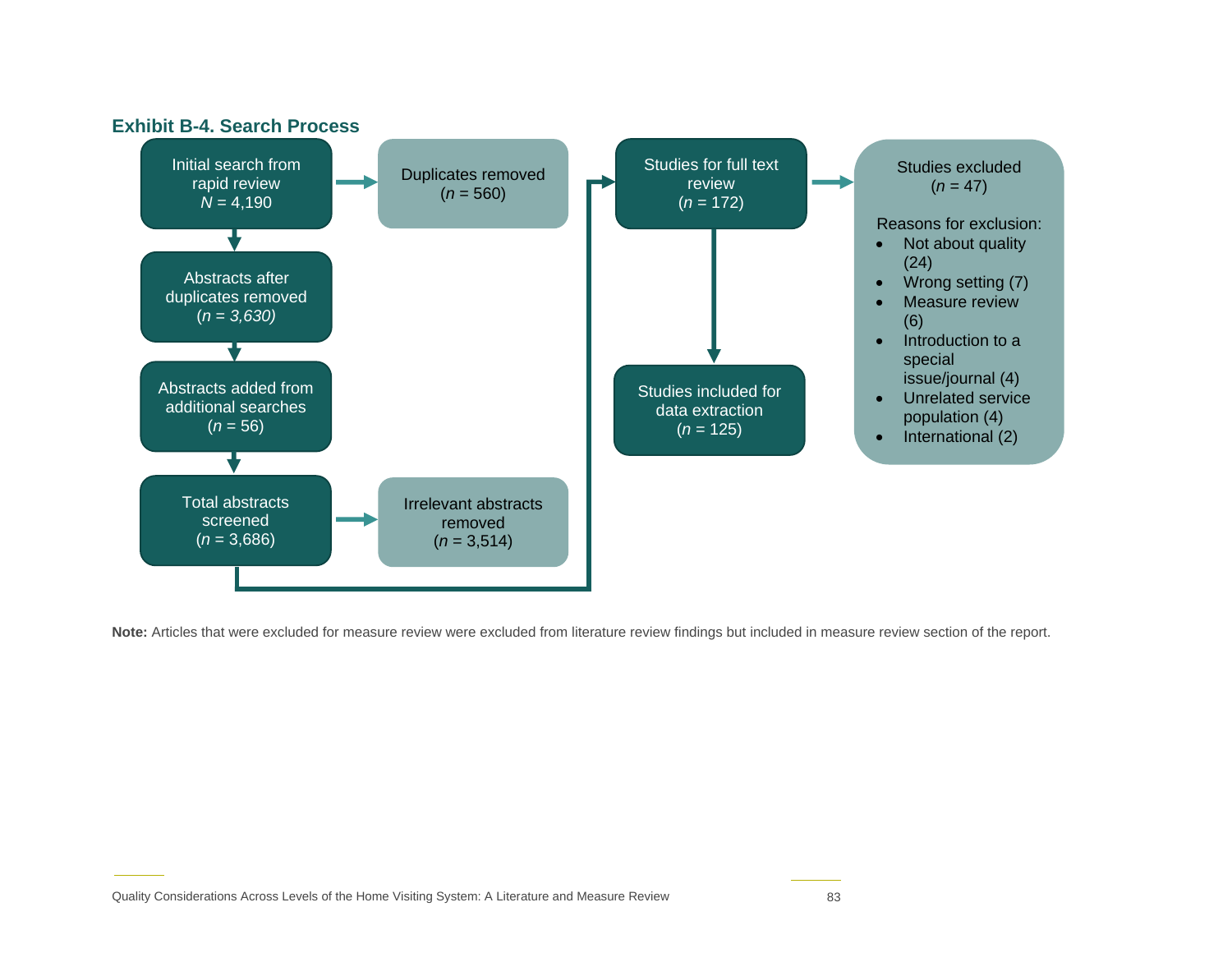### Exhibit B-4. Search Process

Initial search from rapid review
*N* = 4,190

Duplicates removed
(*n* = 560)

Abstracts after duplicates removed
(*n = 3,630)*

Abstracts added from additional searches
(*n* = 56)

Total abstracts screened
(*n* = 3,686)

Irrelevant abstracts removed
(*n* = 3,514)

Studies for full text review
(*n* = 172)

Studies included for data extraction
(*n* = 125)

Studies excluded
(*n* = 47)

Reasons for exclusion:

- Not about quality (24)
- Wrong setting (7)
- Measure review (6)
- Introduction to a special issue/journal (4)
- Unrelated service population (4)
- International (2)

**Note:** Articles that were excluded for measure review were excluded from literature review findings but included in measure review section of the report.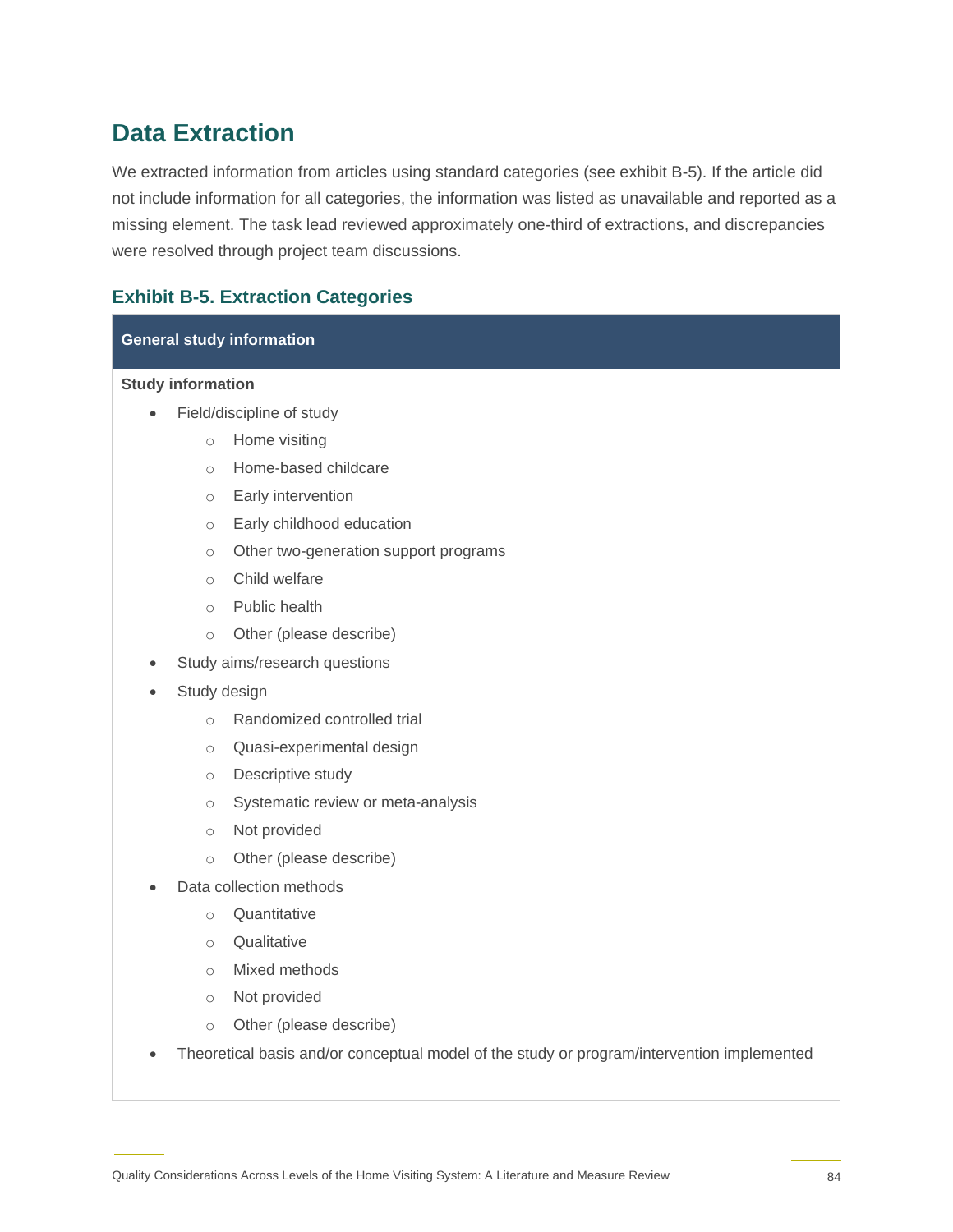## Data Extraction

We extracted information from articles using standard categories (see exhibit B-5). If the article did not include information for all categories, the information was listed as unavailable and reported as a missing element. The task lead reviewed approximately one-third of extractions, and discrepancies were resolved through project team discussions.

### Exhibit B-5. Extraction Categories

| General study information |
| --- |

**Study information**

- Field/discipline of study
  - Home visiting
  - Home-based childcare
  - Early intervention
  - Early childhood education
  - Other two-generation support programs
  - Child welfare
  - Public health
  - Other (please describe)
- Study aims/research questions
- Study design
  - Randomized controlled trial
  - Quasi-experimental design
  - Descriptive study
  - Systematic review or meta-analysis
  - Not provided
  - Other (please describe)
- Data collection methods
  - Quantitative
  - Qualitative
  - Mixed methods
  - Not provided
  - Other (please describe)
- Theoretical basis and/or conceptual model of the study or program/intervention implemented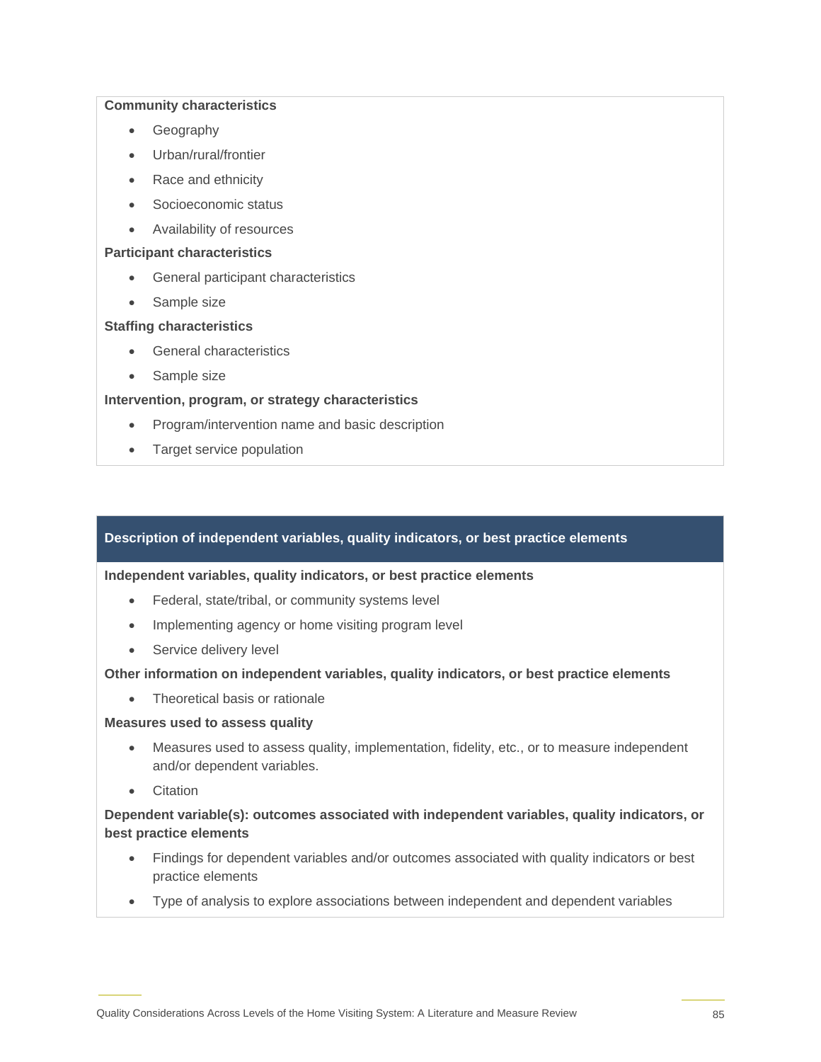**Community characteristics**

- Geography
- Urban/rural/frontier
- Race and ethnicity
- Socioeconomic status
- Availability of resources

**Participant characteristics**

- General participant characteristics
- Sample size

**Staffing characteristics**

- General characteristics
- Sample size

**Intervention, program, or strategy characteristics**

- Program/intervention name and basic description
- Target service population

**Description of independent variables, quality indicators, or best practice elements**

**Independent variables, quality indicators, or best practice elements**

- Federal, state/tribal, or community systems level
- Implementing agency or home visiting program level
- Service delivery level

**Other information on independent variables, quality indicators, or best practice elements**

- Theoretical basis or rationale

**Measures used to assess quality**

- Measures used to assess quality, implementation, fidelity, etc., or to measure independent and/or dependent variables.
- Citation

**Dependent variable(s): outcomes associated with independent variables, quality indicators, or best practice elements**

- Findings for dependent variables and/or outcomes associated with quality indicators or best practice elements
- Type of analysis to explore associations between independent and dependent variables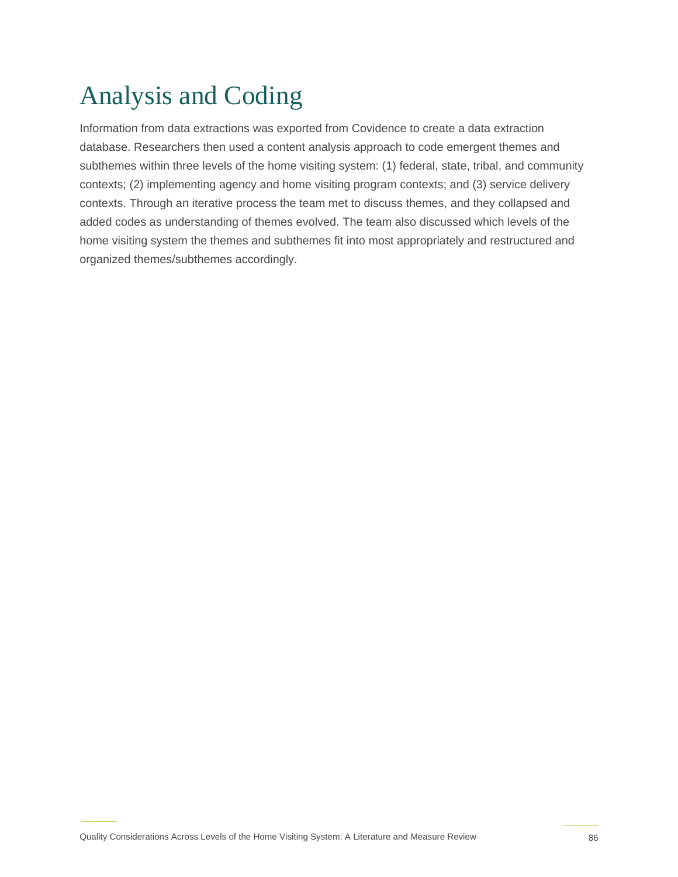# Analysis and Coding

Information from data extractions was exported from Covidence to create a data extraction database. Researchers then used a content analysis approach to code emergent themes and subthemes within three levels of the home visiting system: (1) federal, state, tribal, and community contexts; (2) implementing agency and home visiting program contexts; and (3) service delivery contexts. Through an iterative process the team met to discuss themes, and they collapsed and added codes as understanding of themes evolved. The team also discussed which levels of the home visiting system the themes and subthemes fit into most appropriately and restructured and organized themes/subthemes accordingly.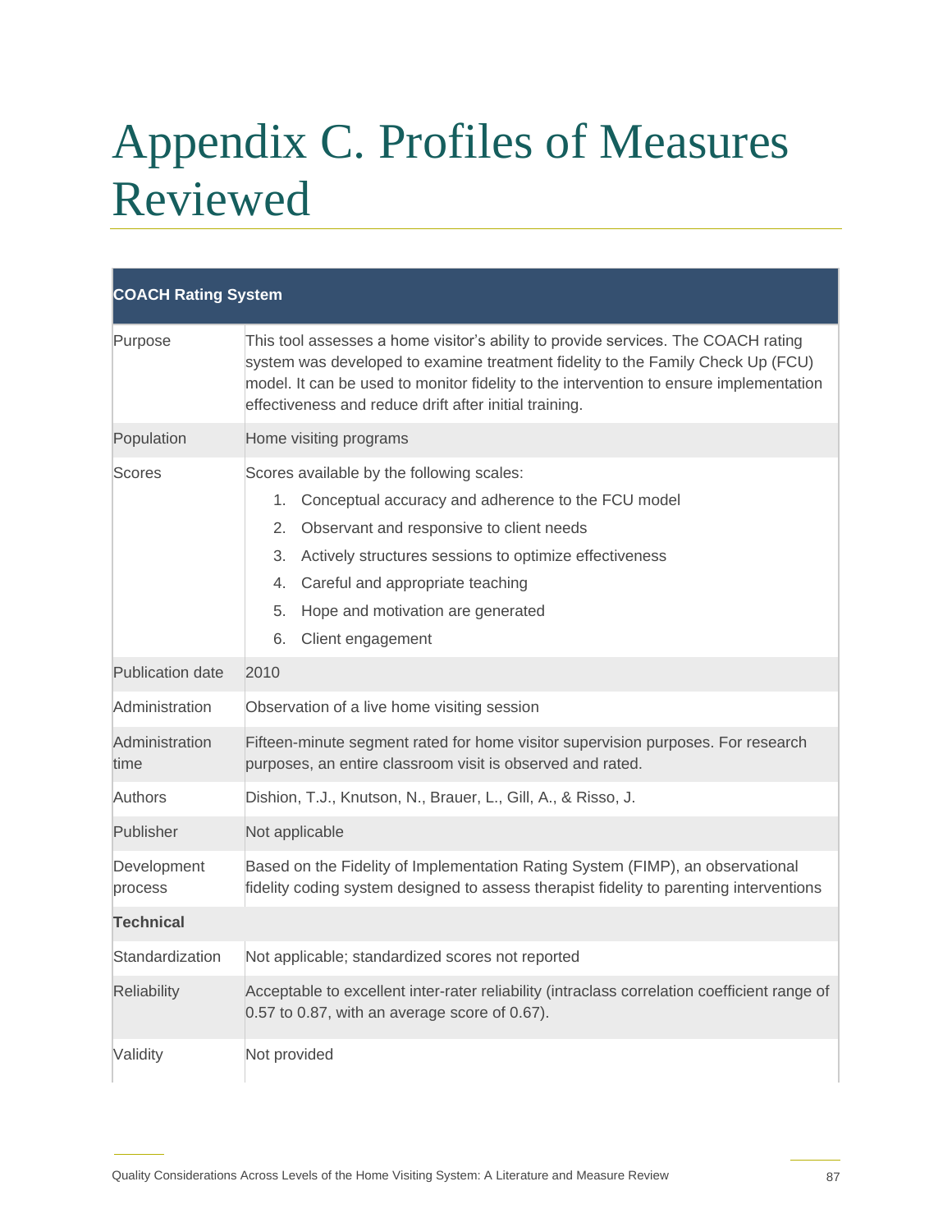# Appendix C. Profiles of Measures Reviewed

| COACH Rating System | |
|---|---|
| Purpose | This tool assesses a home visitor's ability to provide services. The COACH rating system was developed to examine treatment fidelity to the Family Check Up (FCU) model. It can be used to monitor fidelity to the intervention to ensure implementation effectiveness and reduce drift after initial training. |
| Population | Home visiting programs |
| Scores | Scores available by the following scales:<br>1. Conceptual accuracy and adherence to the FCU model<br>2. Observant and responsive to client needs<br>3. Actively structures sessions to optimize effectiveness<br>4. Careful and appropriate teaching<br>5. Hope and motivation are generated<br>6. Client engagement |
| Publication date | 2010 |
| Administration | Observation of a live home visiting session |
| Administration time | Fifteen-minute segment rated for home visitor supervision purposes. For research purposes, an entire classroom visit is observed and rated. |
| Authors | Dishion, T.J., Knutson, N., Brauer, L., Gill, A., & Risso, J. |
| Publisher | Not applicable |
| Development process | Based on the Fidelity of Implementation Rating System (FIMP), an observational fidelity coding system designed to assess therapist fidelity to parenting interventions |
| **Technical** | |
| Standardization | Not applicable; standardized scores not reported |
| Reliability | Acceptable to excellent inter-rater reliability (intraclass correlation coefficient range of 0.57 to 0.87, with an average score of 0.67). |
| Validity | Not provided |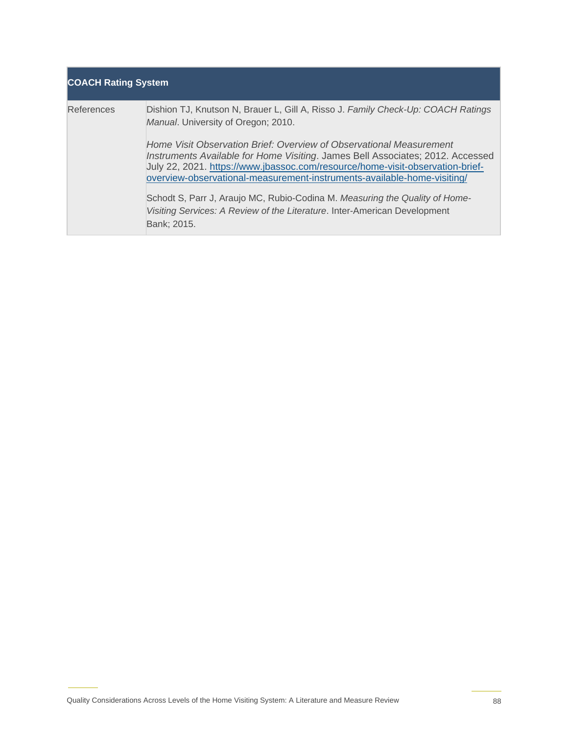| COACH Rating System | |
| --- | --- |
| References | Dishion TJ, Knutson N, Brauer L, Gill A, Risso J. *Family Check-Up: COACH Ratings Manual*. University of Oregon; 2010.<br><br>*Home Visit Observation Brief: Overview of Observational Measurement Instruments Available for Home Visiting*. James Bell Associates; 2012. Accessed July 22, 2021. https://www.jbassoc.com/resource/home-visit-observation-brief-overview-observational-measurement-instruments-available-home-visiting/<br><br>Schodt S, Parr J, Araujo MC, Rubio-Codina M. *Measuring the Quality of Home-Visiting Services: A Review of the Literature*. Inter-American Development Bank; 2015. |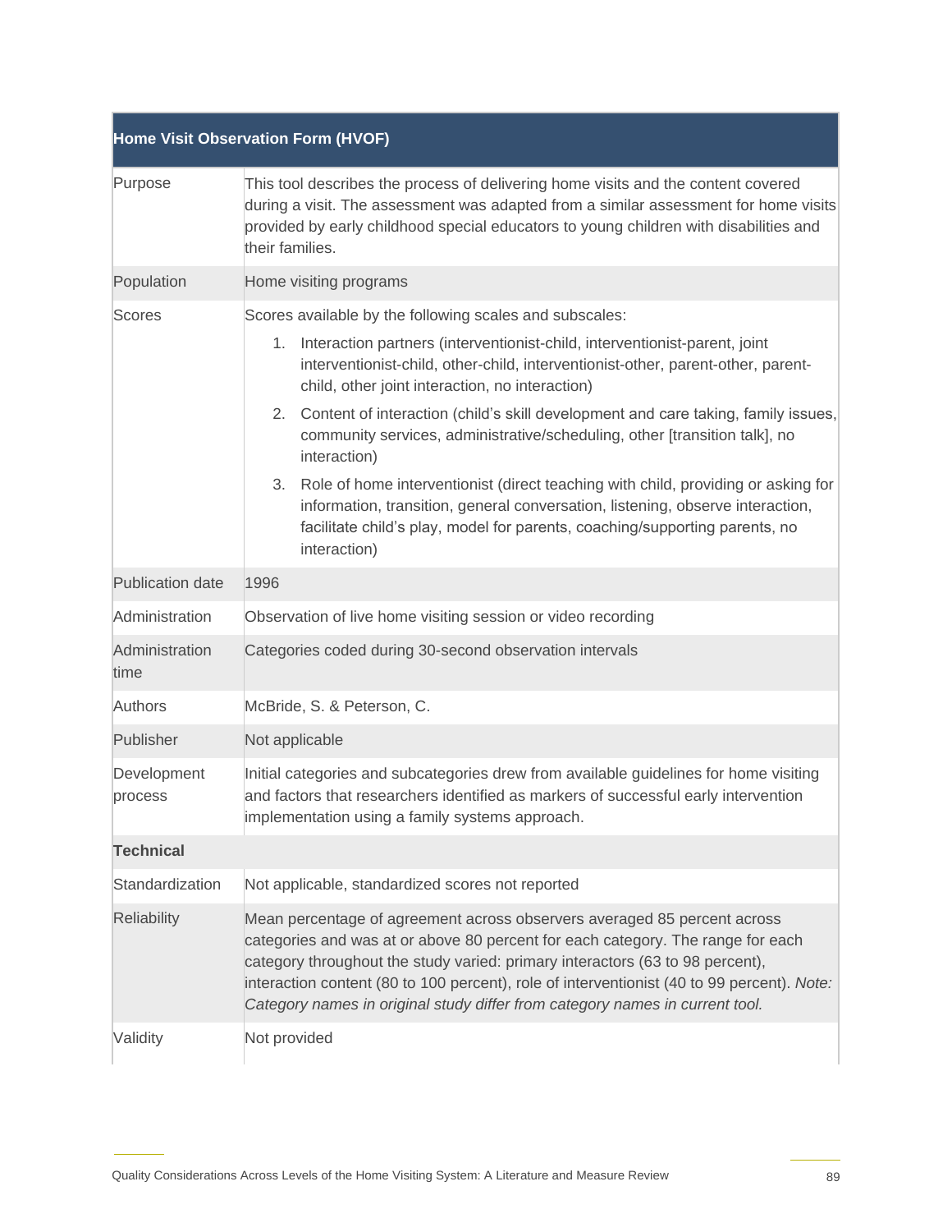| Home Visit Observation Form (HVOF) | |
|---|---|
| Purpose | This tool describes the process of delivering home visits and the content covered during a visit. The assessment was adapted from a similar assessment for home visits provided by early childhood special educators to young children with disabilities and their families. |
| Population | Home visiting programs |
| Scores | Scores available by the following scales and subscales:<br>1. Interaction partners (interventionist-child, interventionist-parent, joint interventionist-child, other-child, interventionist-other, parent-other, parent-child, other joint interaction, no interaction)<br>2. Content of interaction (child's skill development and care taking, family issues, community services, administrative/scheduling, other [transition talk], no interaction)<br>3. Role of home interventionist (direct teaching with child, providing or asking for information, transition, general conversation, listening, observe interaction, facilitate child's play, model for parents, coaching/supporting parents, no interaction) |
| Publication date | 1996 |
| Administration | Observation of live home visiting session or video recording |
| Administration time | Categories coded during 30-second observation intervals |
| Authors | McBride, S. & Peterson, C. |
| Publisher | Not applicable |
| Development process | Initial categories and subcategories drew from available guidelines for home visiting and factors that researchers identified as markers of successful early intervention implementation using a family systems approach. |
| **Technical** | |
| Standardization | Not applicable, standardized scores not reported |
| Reliability | Mean percentage of agreement across observers averaged 85 percent across categories and was at or above 80 percent for each category. The range for each category throughout the study varied: primary interactors (63 to 98 percent), interaction content (80 to 100 percent), role of interventionist (40 to 99 percent). *Note: Category names in original study differ from category names in current tool.* |
| Validity | Not provided |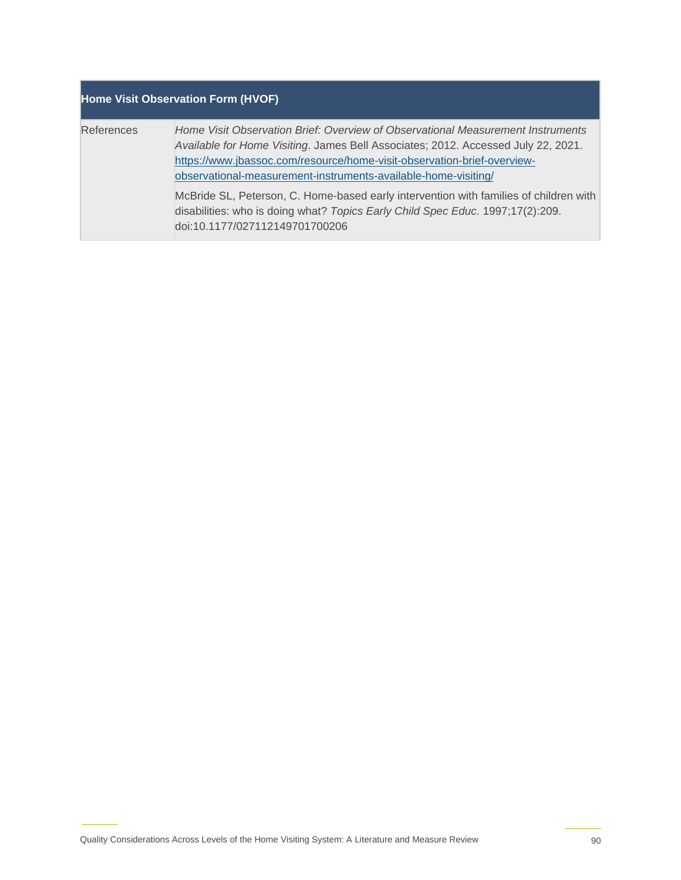| Home Visit Observation Form (HVOF) | |
| --- | --- |
| References | *Home Visit Observation Brief: Overview of Observational Measurement Instruments Available for Home Visiting*. James Bell Associates; 2012. Accessed July 22, 2021. https://www.jbassoc.com/resource/home-visit-observation-brief-overview-observational-measurement-instruments-available-home-visiting/<br><br>McBride SL, Peterson, C. Home-based early intervention with families of children with disabilities: who is doing what? *Topics Early Child Spec Educ.* 1997;17(2):209. doi:10.1177/027112149701700206 |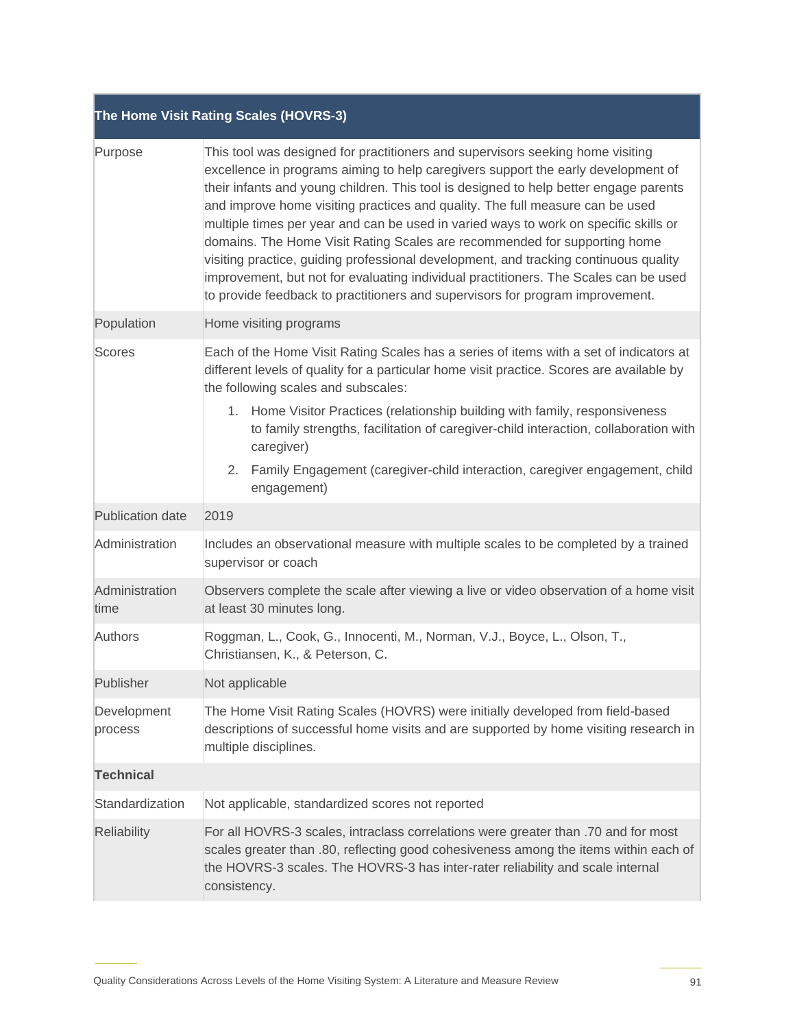| The Home Visit Rating Scales (HOVRS-3) | |
|---|---|
| Purpose | This tool was designed for practitioners and supervisors seeking home visiting excellence in programs aiming to help caregivers support the early development of their infants and young children. This tool is designed to help better engage parents and improve home visiting practices and quality. The full measure can be used multiple times per year and can be used in varied ways to work on specific skills or domains. The Home Visit Rating Scales are recommended for supporting home visiting practice, guiding professional development, and tracking continuous quality improvement, but not for evaluating individual practitioners. The Scales can be used to provide feedback to practitioners and supervisors for program improvement. |
| Population | Home visiting programs |
| Scores | Each of the Home Visit Rating Scales has a series of items with a set of indicators at different levels of quality for a particular home visit practice. Scores are available by the following scales and subscales:<br>1. Home Visitor Practices (relationship building with family, responsiveness to family strengths, facilitation of caregiver-child interaction, collaboration with caregiver)<br>2. Family Engagement (caregiver-child interaction, caregiver engagement, child engagement) |
| Publication date | 2019 |
| Administration | Includes an observational measure with multiple scales to be completed by a trained supervisor or coach |
| Administration time | Observers complete the scale after viewing a live or video observation of a home visit at least 30 minutes long. |
| Authors | Roggman, L., Cook, G., Innocenti, M., Norman, V.J., Boyce, L., Olson, T., Christiansen, K., & Peterson, C. |
| Publisher | Not applicable |
| Development process | The Home Visit Rating Scales (HOVRS) were initially developed from field-based descriptions of successful home visits and are supported by home visiting research in multiple disciplines. |
| **Technical** | |
| Standardization | Not applicable, standardized scores not reported |
| Reliability | For all HOVRS-3 scales, intraclass correlations were greater than .70 and for most scales greater than .80, reflecting good cohesiveness among the items within each of the HOVRS-3 scales. The HOVRS-3 has inter-rater reliability and scale internal consistency. |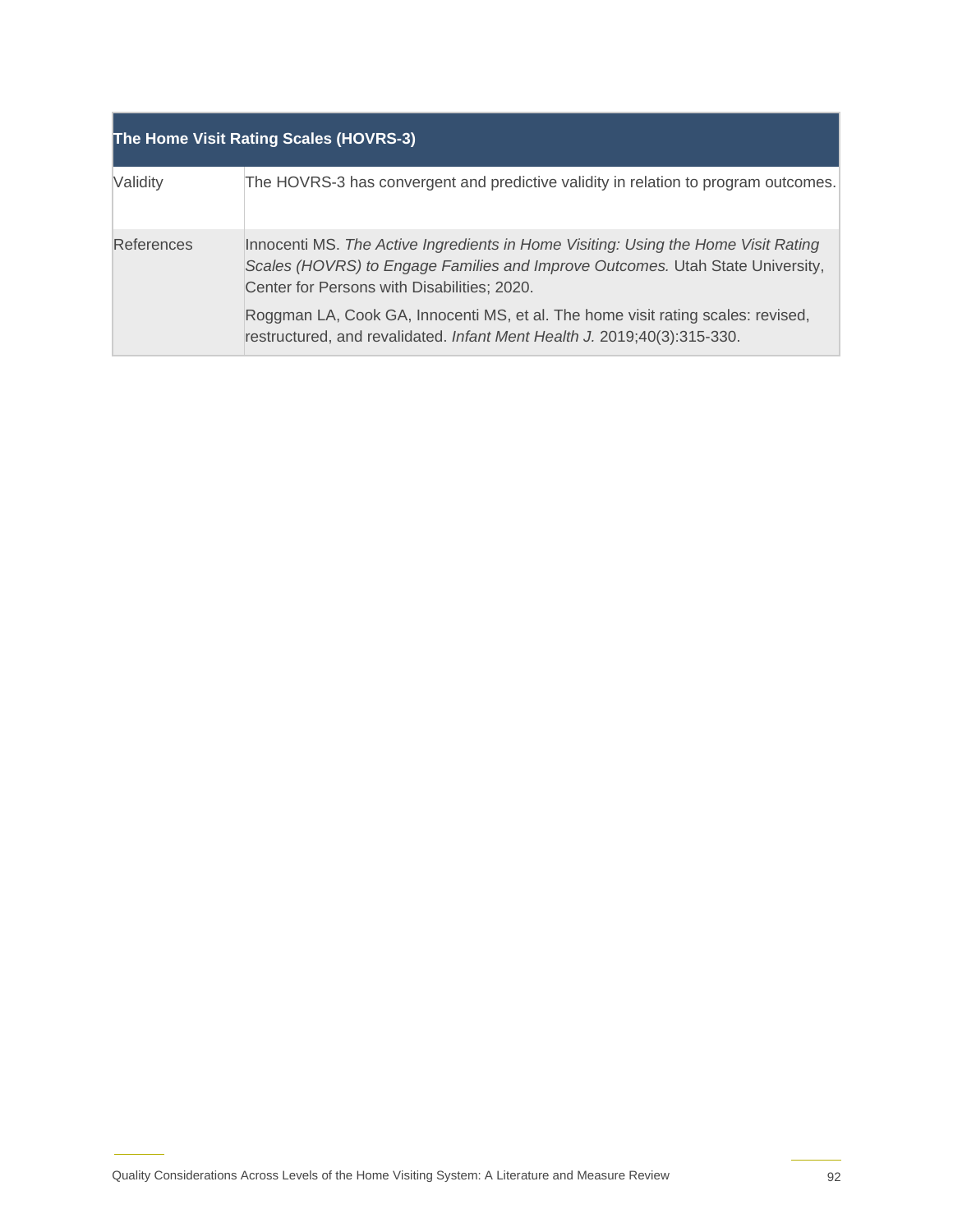| The Home Visit Rating Scales (HOVRS-3) | |
|---|---|
| Validity | The HOVRS-3 has convergent and predictive validity in relation to program outcomes. |
| References | Innocenti MS. *The Active Ingredients in Home Visiting: Using the Home Visit Rating Scales (HOVRS) to Engage Families and Improve Outcomes.* Utah State University, Center for Persons with Disabilities; 2020.<br><br>Roggman LA, Cook GA, Innocenti MS, et al. The home visit rating scales: revised, restructured, and revalidated. *Infant Ment Health J.* 2019;40(3):315-330. |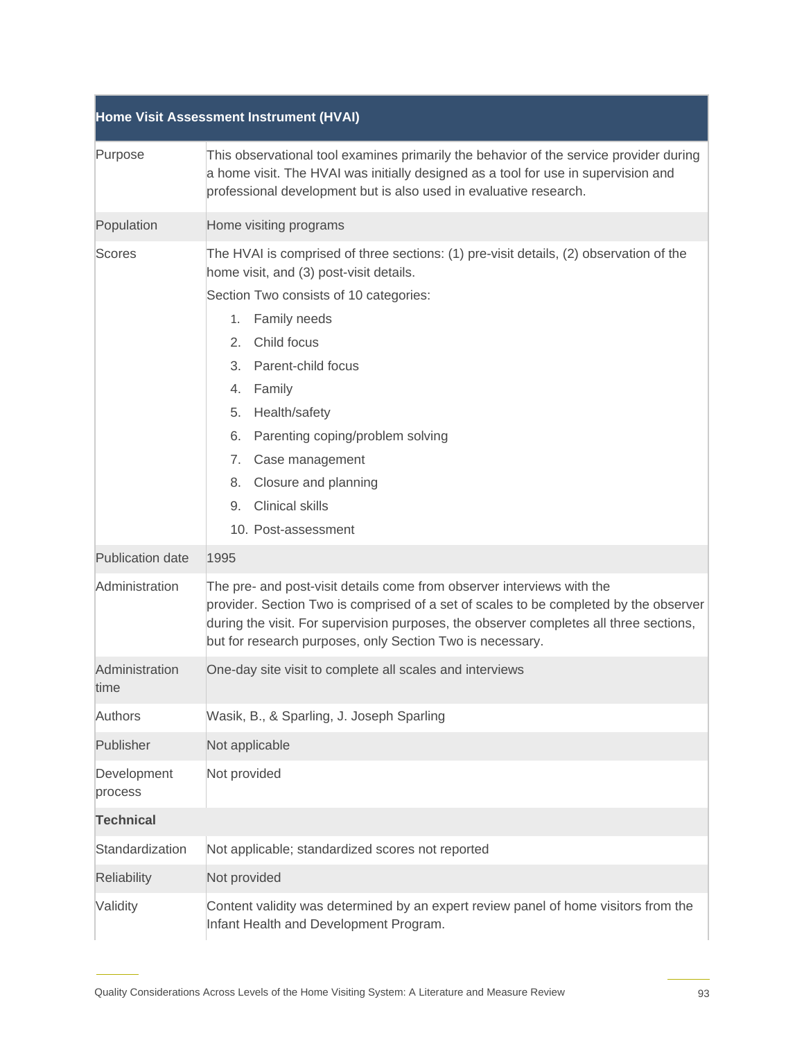| Home Visit Assessment Instrument (HVAI) | |
|---|---|
| Purpose | This observational tool examines primarily the behavior of the service provider during a home visit. The HVAI was initially designed as a tool for use in supervision and professional development but is also used in evaluative research. |
| Population | Home visiting programs |
| Scores | The HVAI is comprised of three sections: (1) pre-visit details, (2) observation of the home visit, and (3) post-visit details.<br>Section Two consists of 10 categories:<br>1. Family needs<br>2. Child focus<br>3. Parent-child focus<br>4. Family<br>5. Health/safety<br>6. Parenting coping/problem solving<br>7. Case management<br>8. Closure and planning<br>9. Clinical skills<br>10. Post-assessment |
| Publication date | 1995 |
| Administration | The pre- and post-visit details come from observer interviews with the provider. Section Two is comprised of a set of scales to be completed by the observer during the visit. For supervision purposes, the observer completes all three sections, but for research purposes, only Section Two is necessary. |
| Administration time | One-day site visit to complete all scales and interviews |
| Authors | Wasik, B., & Sparling, J. Joseph Sparling |
| Publisher | Not applicable |
| Development process | Not provided |
| **Technical** | |
| Standardization | Not applicable; standardized scores not reported |
| Reliability | Not provided |
| Validity | Content validity was determined by an expert review panel of home visitors from the Infant Health and Development Program. |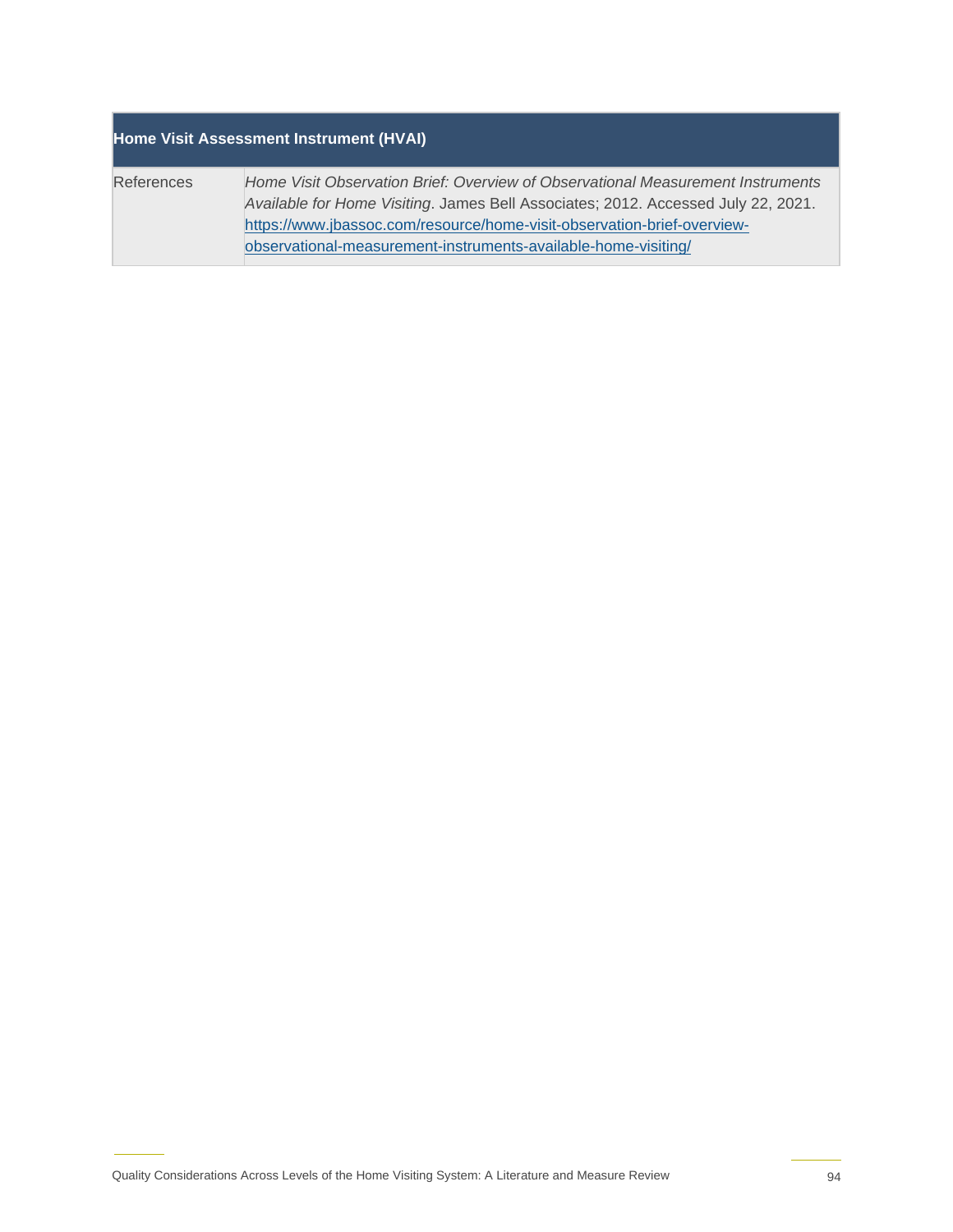| Home Visit Assessment Instrument (HVAI) | |
| --- | --- |
| References | *Home Visit Observation Brief: Overview of Observational Measurement Instruments Available for Home Visiting*. James Bell Associates; 2012. Accessed July 22, 2021. https://www.jbassoc.com/resource/home-visit-observation-brief-overview-observational-measurement-instruments-available-home-visiting/ |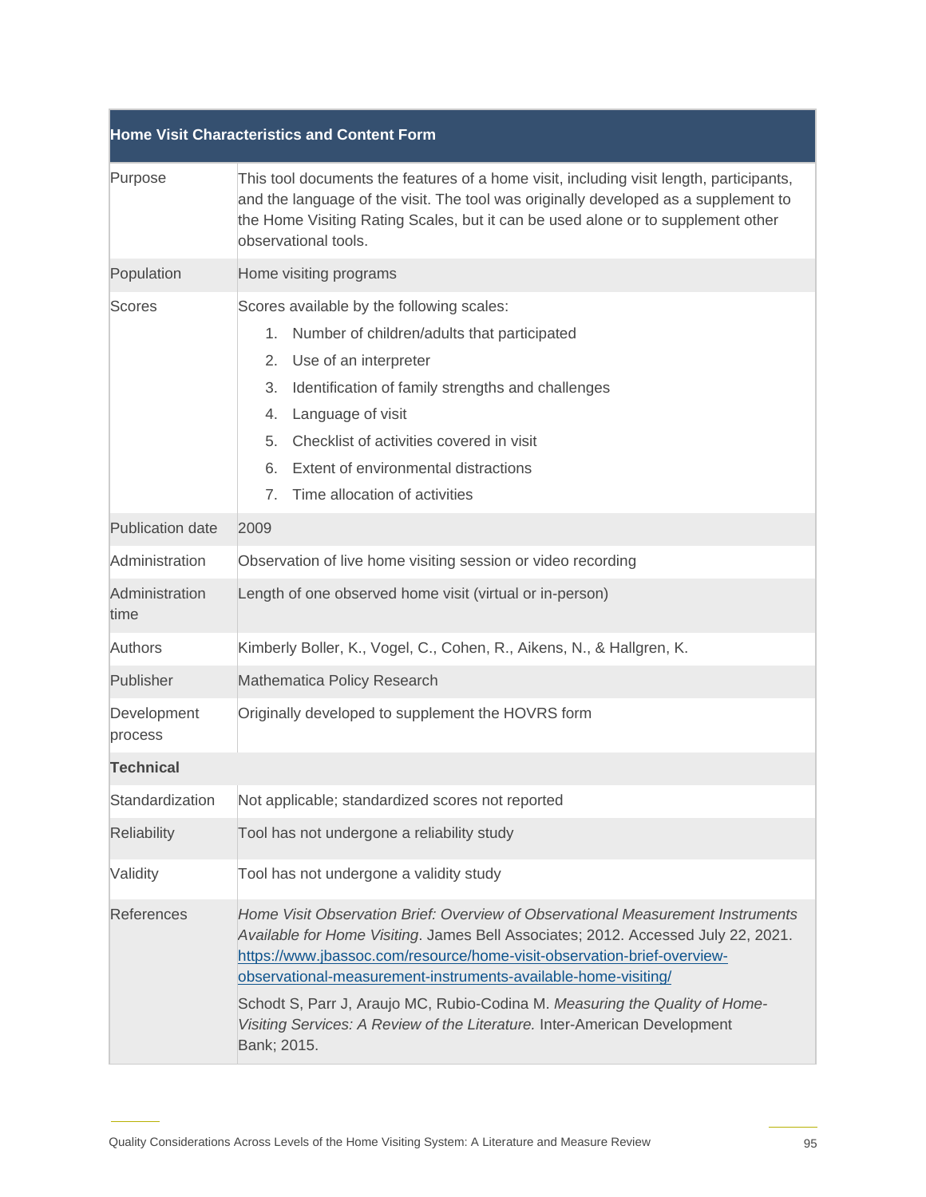| Home Visit Characteristics and Content Form | |
|---|---|
| Purpose | This tool documents the features of a home visit, including visit length, participants, and the language of the visit. The tool was originally developed as a supplement to the Home Visiting Rating Scales, but it can be used alone or to supplement other observational tools. |
| Population | Home visiting programs |
| Scores | Scores available by the following scales:<br>1. Number of children/adults that participated<br>2. Use of an interpreter<br>3. Identification of family strengths and challenges<br>4. Language of visit<br>5. Checklist of activities covered in visit<br>6. Extent of environmental distractions<br>7. Time allocation of activities |
| Publication date | 2009 |
| Administration | Observation of live home visiting session or video recording |
| Administration time | Length of one observed home visit (virtual or in-person) |
| Authors | Kimberly Boller, K., Vogel, C., Cohen, R., Aikens, N., & Hallgren, K. |
| Publisher | Mathematica Policy Research |
| Development process | Originally developed to supplement the HOVRS form |
| **Technical** | |
| Standardization | Not applicable; standardized scores not reported |
| Reliability | Tool has not undergone a reliability study |
| Validity | Tool has not undergone a validity study |
| References | *Home Visit Observation Brief: Overview of Observational Measurement Instruments Available for Home Visiting*. James Bell Associates; 2012. Accessed July 22, 2021. https://www.jbassoc.com/resource/home-visit-observation-brief-overview-observational-measurement-instruments-available-home-visiting/<br><br>Schodt S, Parr J, Araujo MC, Rubio-Codina M. *Measuring the Quality of Home-Visiting Services: A Review of the Literature.* Inter-American Development Bank; 2015. |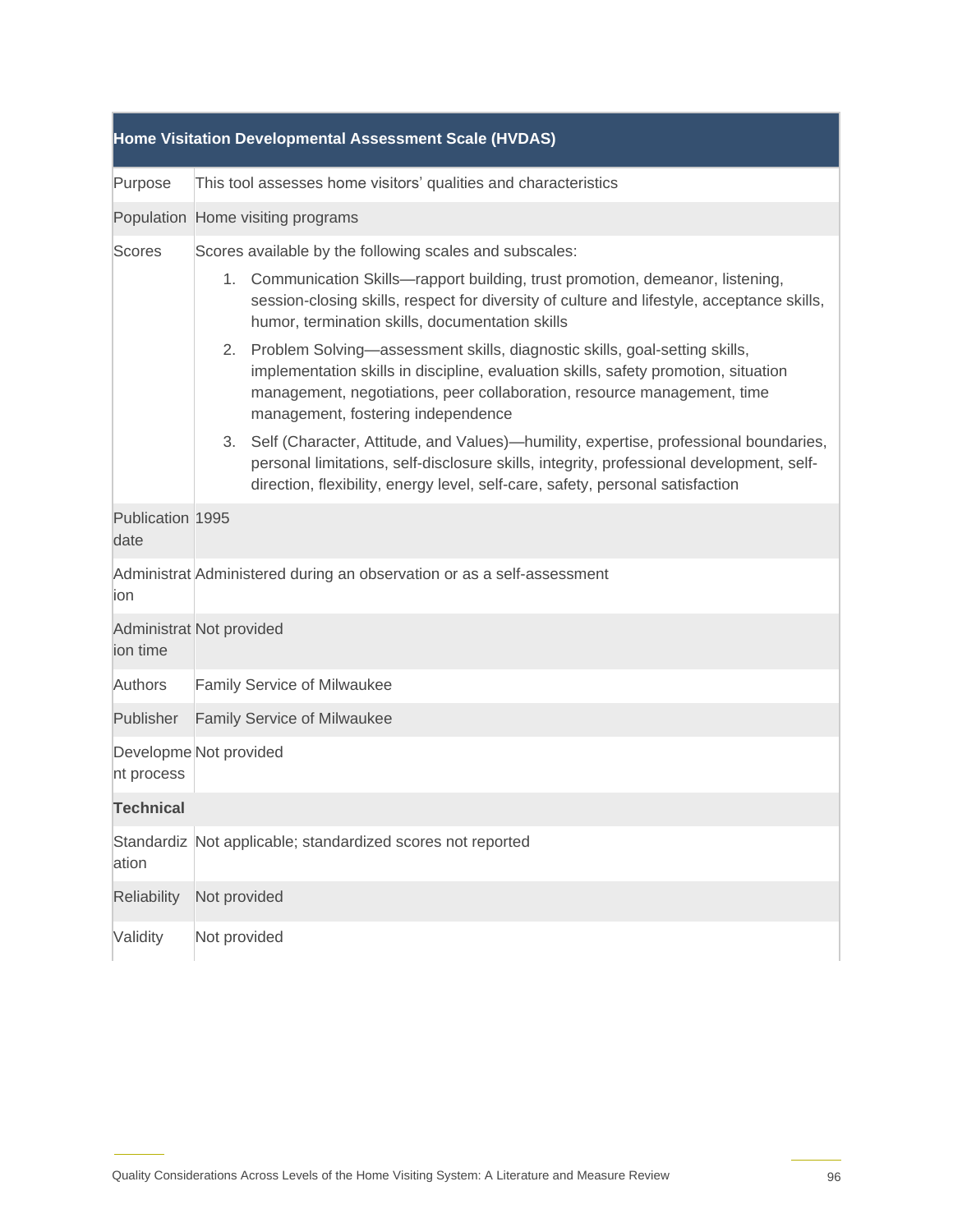| Home Visitation Developmental Assessment Scale (HVDAS) | |
|---|---|
| Purpose | This tool assesses home visitors' qualities and characteristics |
| Population | Home visiting programs |
| Scores | Scores available by the following scales and subscales:<br>1. Communication Skills—rapport building, trust promotion, demeanor, listening, session-closing skills, respect for diversity of culture and lifestyle, acceptance skills, humor, termination skills, documentation skills<br>2. Problem Solving—assessment skills, diagnostic skills, goal-setting skills, implementation skills in discipline, evaluation skills, safety promotion, situation management, negotiations, peer collaboration, resource management, time management, fostering independence<br>3. Self (Character, Attitude, and Values)—humility, expertise, professional boundaries, personal limitations, self-disclosure skills, integrity, professional development, self-direction, flexibility, energy level, self-care, safety, personal satisfaction |
| Publication date | 1995 |
| Administration | Administered during an observation or as a self-assessment |
| Administration time | Not provided |
| Authors | Family Service of Milwaukee |
| Publisher | Family Service of Milwaukee |
| Development process | Not provided |
| **Technical** | |
| Standardization | Not applicable; standardized scores not reported |
| Reliability | Not provided |
| Validity | Not provided |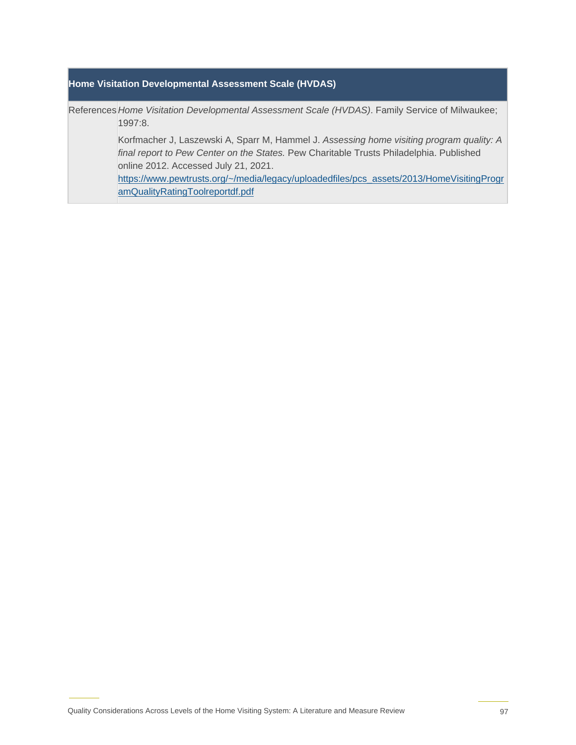| Home Visitation Developmental Assessment Scale (HVDAS) | |
|---|---|
| References | *Home Visitation Developmental Assessment Scale (HVDAS)*. Family Service of Milwaukee; 1997:8.<br><br>Korfmacher J, Laszewski A, Sparr M, Hammel J. *Assessing home visiting program quality: A final report to Pew Center on the States.* Pew Charitable Trusts Philadelphia. Published online 2012. Accessed July 21, 2021. [https://www.pewtrusts.org/~/media/legacy/uploadedfiles/pcs_assets/2013/HomeVisitingProgramQualityRatingToolreportdf.pdf](https://www.pewtrusts.org/~/media/legacy/uploadedfiles/pcs_assets/2013/HomeVisitingProgramQualityRatingToolreportdf.pdf) |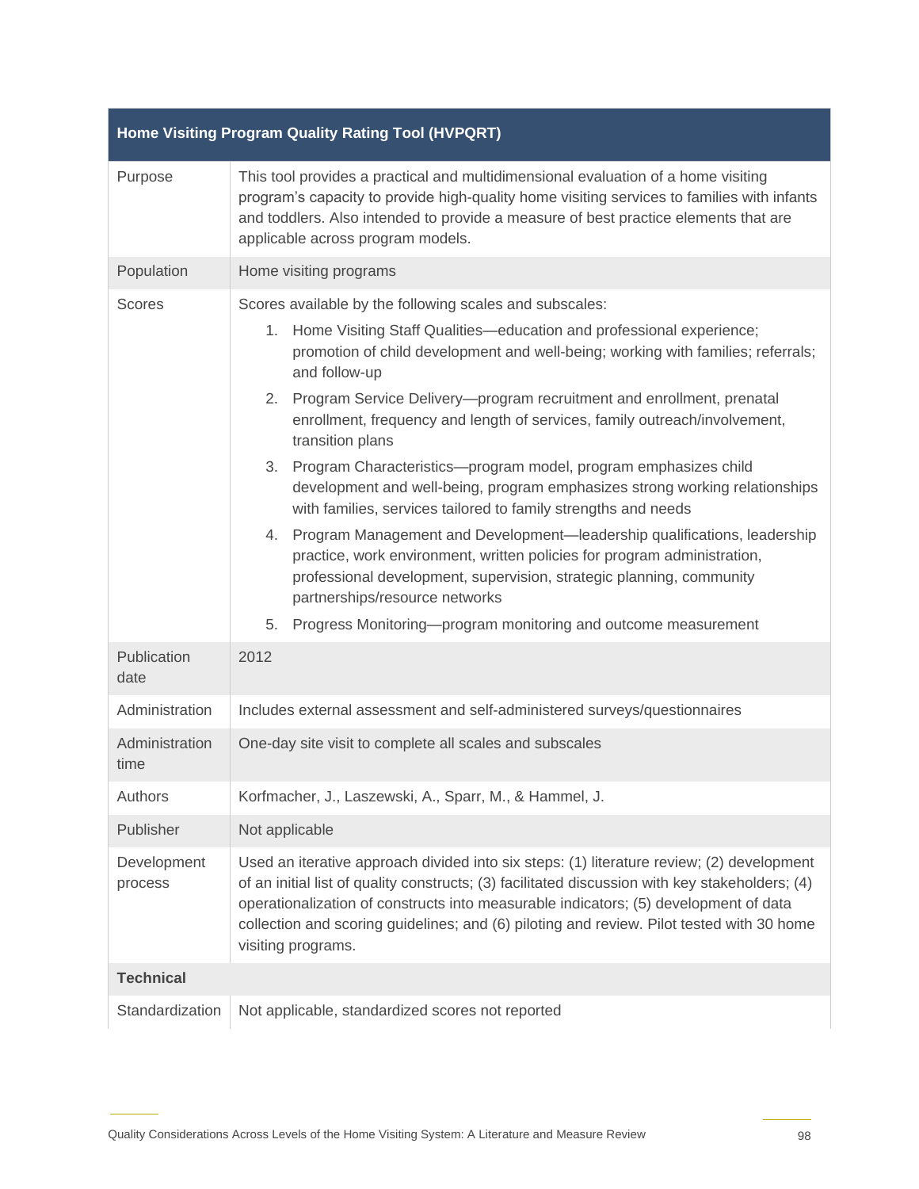| Home Visiting Program Quality Rating Tool (HVPQRT) | |
|---|---|
| Purpose | This tool provides a practical and multidimensional evaluation of a home visiting program's capacity to provide high-quality home visiting services to families with infants and toddlers. Also intended to provide a measure of best practice elements that are applicable across program models. |
| Population | Home visiting programs |
| Scores | Scores available by the following scales and subscales:<br>1. Home Visiting Staff Qualities—education and professional experience; promotion of child development and well-being; working with families; referrals; and follow-up<br>2. Program Service Delivery—program recruitment and enrollment, prenatal enrollment, frequency and length of services, family outreach/involvement, transition plans<br>3. Program Characteristics—program model, program emphasizes child development and well-being, program emphasizes strong working relationships with families, services tailored to family strengths and needs<br>4. Program Management and Development—leadership qualifications, leadership practice, work environment, written policies for program administration, professional development, supervision, strategic planning, community partnerships/resource networks<br>5. Progress Monitoring—program monitoring and outcome measurement |
| Publication date | 2012 |
| Administration | Includes external assessment and self-administered surveys/questionnaires |
| Administration time | One-day site visit to complete all scales and subscales |
| Authors | Korfmacher, J., Laszewski, A., Sparr, M., & Hammel, J. |
| Publisher | Not applicable |
| Development process | Used an iterative approach divided into six steps: (1) literature review; (2) development of an initial list of quality constructs; (3) facilitated discussion with key stakeholders; (4) operationalization of constructs into measurable indicators; (5) development of data collection and scoring guidelines; and (6) piloting and review. Pilot tested with 30 home visiting programs. |
| **Technical** | |
| Standardization | Not applicable, standardized scores not reported |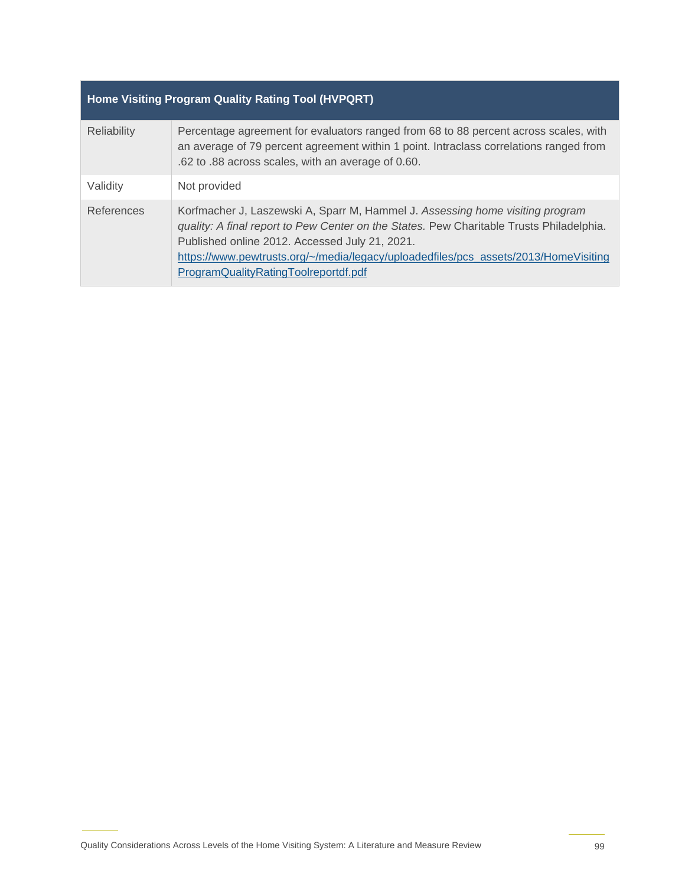| Home Visiting Program Quality Rating Tool (HVPQRT) | |
|---|---|
| Reliability | Percentage agreement for evaluators ranged from 68 to 88 percent across scales, with an average of 79 percent agreement within 1 point. Intraclass correlations ranged from .62 to .88 across scales, with an average of 0.60. |
| Validity | Not provided |
| References | Korfmacher J, Laszewski A, Sparr M, Hammel J. *Assessing home visiting program quality: A final report to Pew Center on the States.* Pew Charitable Trusts Philadelphia. Published online 2012. Accessed July 21, 2021. [https://www.pewtrusts.org/~/media/legacy/uploadedfiles/pcs_assets/2013/HomeVisitingProgramQualityRatingToolreportdf.pdf](https://www.pewtrusts.org/~/media/legacy/uploadedfiles/pcs_assets/2013/HomeVisitingProgramQualityRatingToolreportdf.pdf) |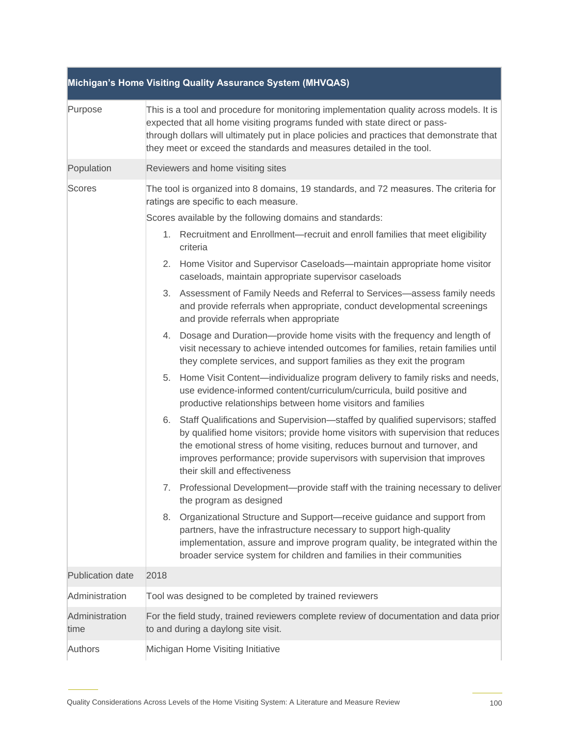| Michigan's Home Visiting Quality Assurance System (MHVQAS) | |
|---|---|
| Purpose | This is a tool and procedure for monitoring implementation quality across models. It is expected that all home visiting programs funded with state direct or pass-through dollars will ultimately put in place policies and practices that demonstrate that they meet or exceed the standards and measures detailed in the tool. |
| Population | Reviewers and home visiting sites |
| Scores | The tool is organized into 8 domains, 19 standards, and 72 measures. The criteria for ratings are specific to each measure.<br><br>Scores available by the following domains and standards:<br><br>1. Recruitment and Enrollment—recruit and enroll families that meet eligibility criteria<br>2. Home Visitor and Supervisor Caseloads—maintain appropriate home visitor caseloads, maintain appropriate supervisor caseloads<br>3. Assessment of Family Needs and Referral to Services—assess family needs and provide referrals when appropriate, conduct developmental screenings and provide referrals when appropriate<br>4. Dosage and Duration—provide home visits with the frequency and length of visit necessary to achieve intended outcomes for families, retain families until they complete services, and support families as they exit the program<br>5. Home Visit Content—individualize program delivery to family risks and needs, use evidence-informed content/curriculum/curricula, build positive and productive relationships between home visitors and families<br>6. Staff Qualifications and Supervision—staffed by qualified supervisors; staffed by qualified home visitors; provide home visitors with supervision that reduces the emotional stress of home visiting, reduces burnout and turnover, and improves performance; provide supervisors with supervision that improves their skill and effectiveness<br>7. Professional Development—provide staff with the training necessary to deliver the program as designed<br>8. Organizational Structure and Support—receive guidance and support from partners, have the infrastructure necessary to support high-quality implementation, assure and improve program quality, be integrated within the broader service system for children and families in their communities |
| Publication date | 2018 |
| Administration | Tool was designed to be completed by trained reviewers |
| Administration time | For the field study, trained reviewers complete review of documentation and data prior to and during a daylong site visit. |
| Authors | Michigan Home Visiting Initiative |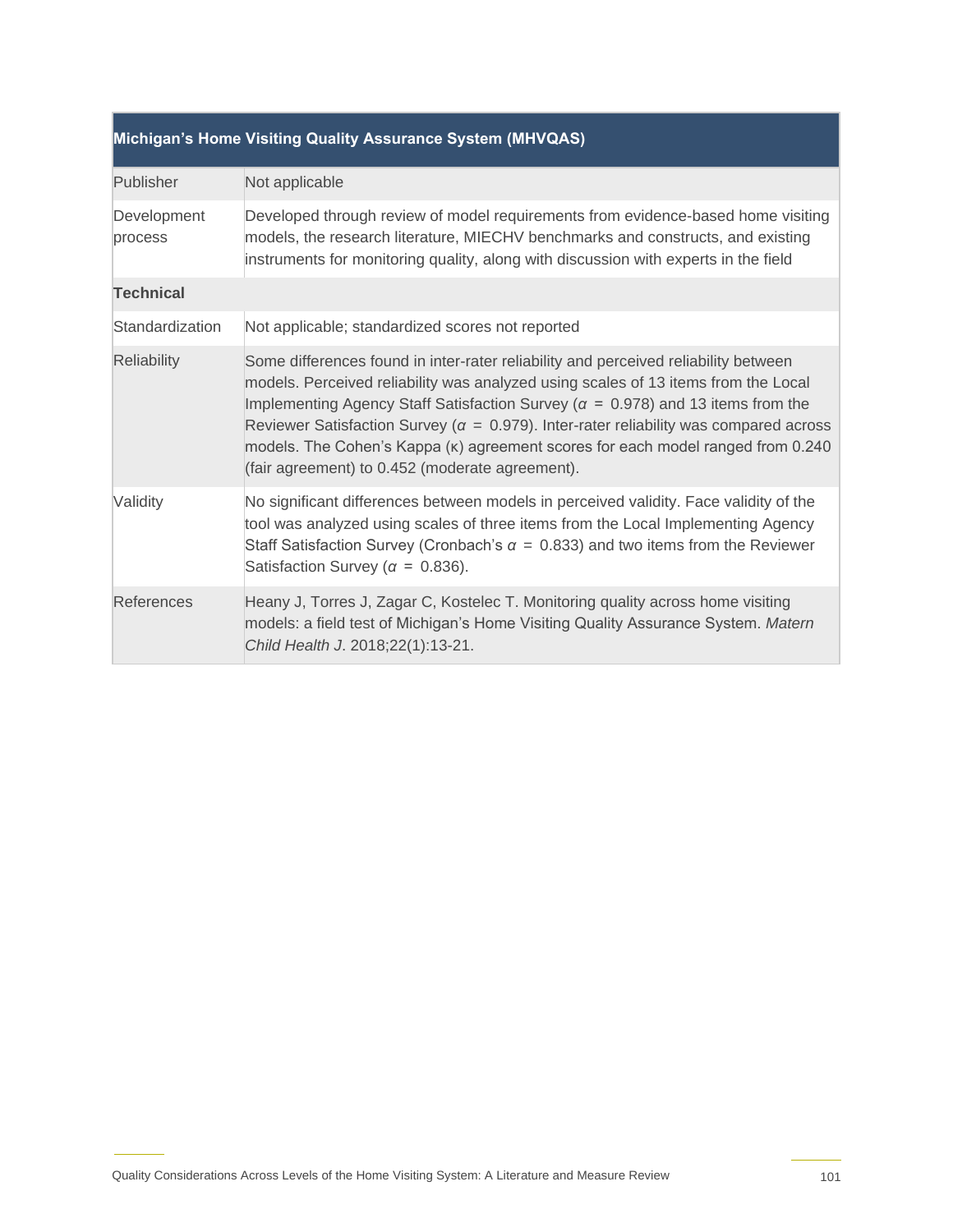| Michigan's Home Visiting Quality Assurance System (MHVQAS) | |
|---|---|
| Publisher | Not applicable |
| Development process | Developed through review of model requirements from evidence-based home visiting models, the research literature, MIECHV benchmarks and constructs, and existing instruments for monitoring quality, along with discussion with experts in the field |
| **Technical** | |
| Standardization | Not applicable; standardized scores not reported |
| Reliability | Some differences found in inter-rater reliability and perceived reliability between models. Perceived reliability was analyzed using scales of 13 items from the Local Implementing Agency Staff Satisfaction Survey ($\alpha = 0.978$) and 13 items from the Reviewer Satisfaction Survey ($\alpha = 0.979$). Inter-rater reliability was compared across models. The Cohen's Kappa ($\kappa$) agreement scores for each model ranged from 0.240 (fair agreement) to 0.452 (moderate agreement). |
| Validity | No significant differences between models in perceived validity. Face validity of the tool was analyzed using scales of three items from the Local Implementing Agency Staff Satisfaction Survey (Cronbach's $\alpha = 0.833$) and two items from the Reviewer Satisfaction Survey ($\alpha = 0.836$). |
| References | Heany J, Torres J, Zagar C, Kostelec T. Monitoring quality across home visiting models: a field test of Michigan's Home Visiting Quality Assurance System. *Matern Child Health J*. 2018;22(1):13-21. |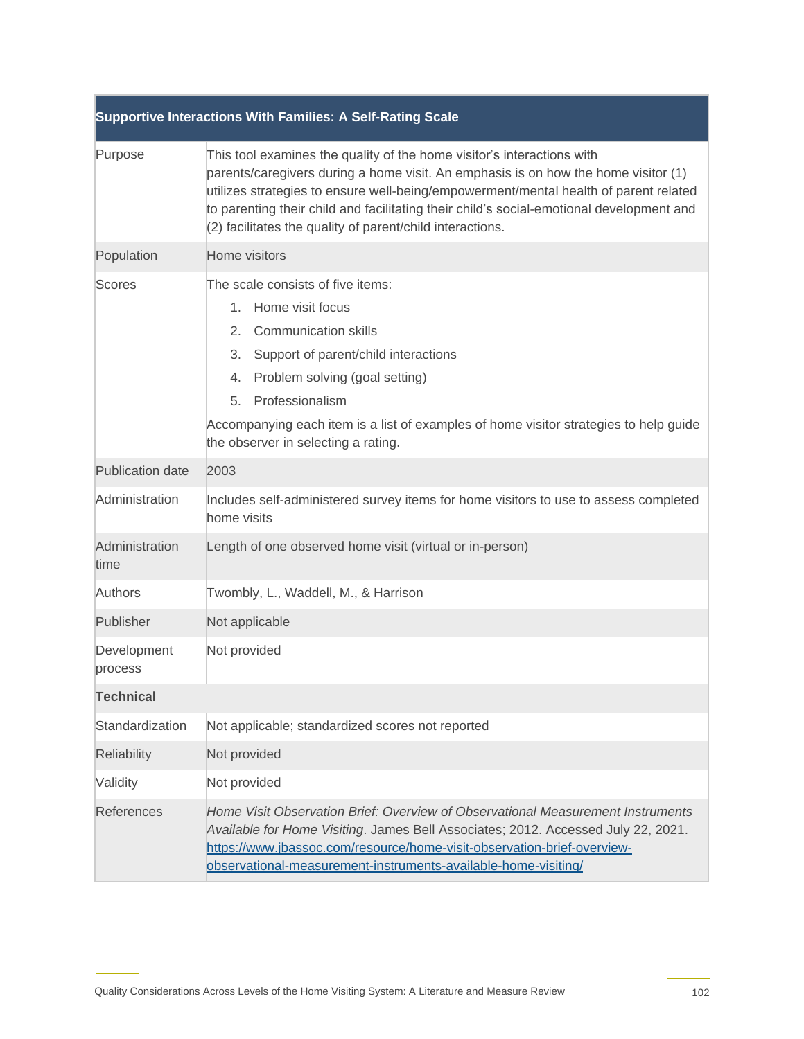| Supportive Interactions With Families: A Self-Rating Scale | |
|---|---|
| Purpose | This tool examines the quality of the home visitor's interactions with parents/caregivers during a home visit. An emphasis is on how the home visitor (1) utilizes strategies to ensure well-being/empowerment/mental health of parent related to parenting their child and facilitating their child's social-emotional development and (2) facilitates the quality of parent/child interactions. |
| Population | Home visitors |
| Scores | The scale consists of five items:<br>1. Home visit focus<br>2. Communication skills<br>3. Support of parent/child interactions<br>4. Problem solving (goal setting)<br>5. Professionalism<br>Accompanying each item is a list of examples of home visitor strategies to help guide the observer in selecting a rating. |
| Publication date | 2003 |
| Administration | Includes self-administered survey items for home visitors to use to assess completed home visits |
| Administration time | Length of one observed home visit (virtual or in-person) |
| Authors | Twombly, L., Waddell, M., & Harrison |
| Publisher | Not applicable |
| Development process | Not provided |
| **Technical** | |
| Standardization | Not applicable; standardized scores not reported |
| Reliability | Not provided |
| Validity | Not provided |
| References | *Home Visit Observation Brief: Overview of Observational Measurement Instruments Available for Home Visiting*. James Bell Associates; 2012. Accessed July 22, 2021. https://www.jbassoc.com/resource/home-visit-observation-brief-overview-observational-measurement-instruments-available-home-visiting/ |